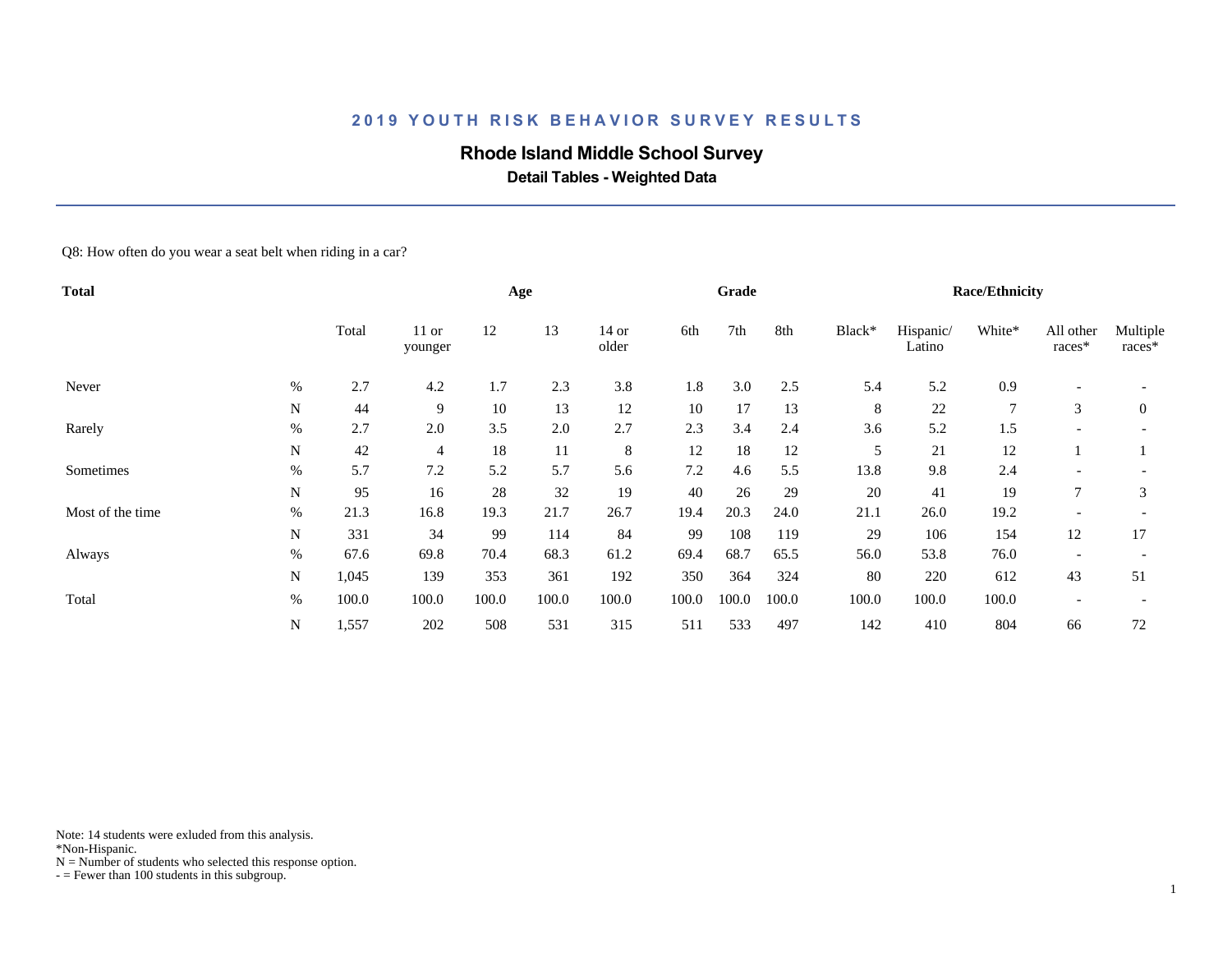## 2019 YOUTH RISK BEHAVIOR SURVEY RESULTS

# Rhode Island Middle School Survey

### Detail Tables - Weighted Data

Q8: How often do you wear a seat belt when riding in a car?

| Total | | | Age | | | | Grade | | | Race/Ethnicity | | | | |
|---|---|---|---|---|---|---|---|---|---|---|---|---|---|---|
| | | Total | 11 or younger | 12 | 13 | 14 or older | 6th | 7th | 8th | Black* | Hispanic/ Latino | White* | All other races* | Multiple races* |
| Never | % | 2.7 | 4.2 | 1.7 | 2.3 | 3.8 | 1.8 | 3.0 | 2.5 | 5.4 | 5.2 | 0.9 | - | - |
| | N | 44 | 9 | 10 | 13 | 12 | 10 | 17 | 13 | 8 | 22 | 7 | 3 | 0 |
| Rarely | % | 2.7 | 2.0 | 3.5 | 2.0 | 2.7 | 2.3 | 3.4 | 2.4 | 3.6 | 5.2 | 1.5 | - | - |
| | N | 42 | 4 | 18 | 11 | 8 | 12 | 18 | 12 | 5 | 21 | 12 | 1 | 1 |
| Sometimes | % | 5.7 | 7.2 | 5.2 | 5.7 | 5.6 | 7.2 | 4.6 | 5.5 | 13.8 | 9.8 | 2.4 | - | - |
| | N | 95 | 16 | 28 | 32 | 19 | 40 | 26 | 29 | 20 | 41 | 19 | 7 | 3 |
| Most of the time | % | 21.3 | 16.8 | 19.3 | 21.7 | 26.7 | 19.4 | 20.3 | 24.0 | 21.1 | 26.0 | 19.2 | - | - |
| | N | 331 | 34 | 99 | 114 | 84 | 99 | 108 | 119 | 29 | 106 | 154 | 12 | 17 |
| Always | % | 67.6 | 69.8 | 70.4 | 68.3 | 61.2 | 69.4 | 68.7 | 65.5 | 56.0 | 53.8 | 76.0 | - | - |
| | N | 1,045 | 139 | 353 | 361 | 192 | 350 | 364 | 324 | 80 | 220 | 612 | 43 | 51 |
| Total | % | 100.0 | 100.0 | 100.0 | 100.0 | 100.0 | 100.0 | 100.0 | 100.0 | 100.0 | 100.0 | 100.0 | - | - |
| | N | 1,557 | 202 | 508 | 531 | 315 | 511 | 533 | 497 | 142 | 410 | 804 | 66 | 72 |

Note: 14 students were exluded from this analysis.
*Non-Hispanic.
N = Number of students who selected this response option.
- = Fewer than 100 students in this subgroup.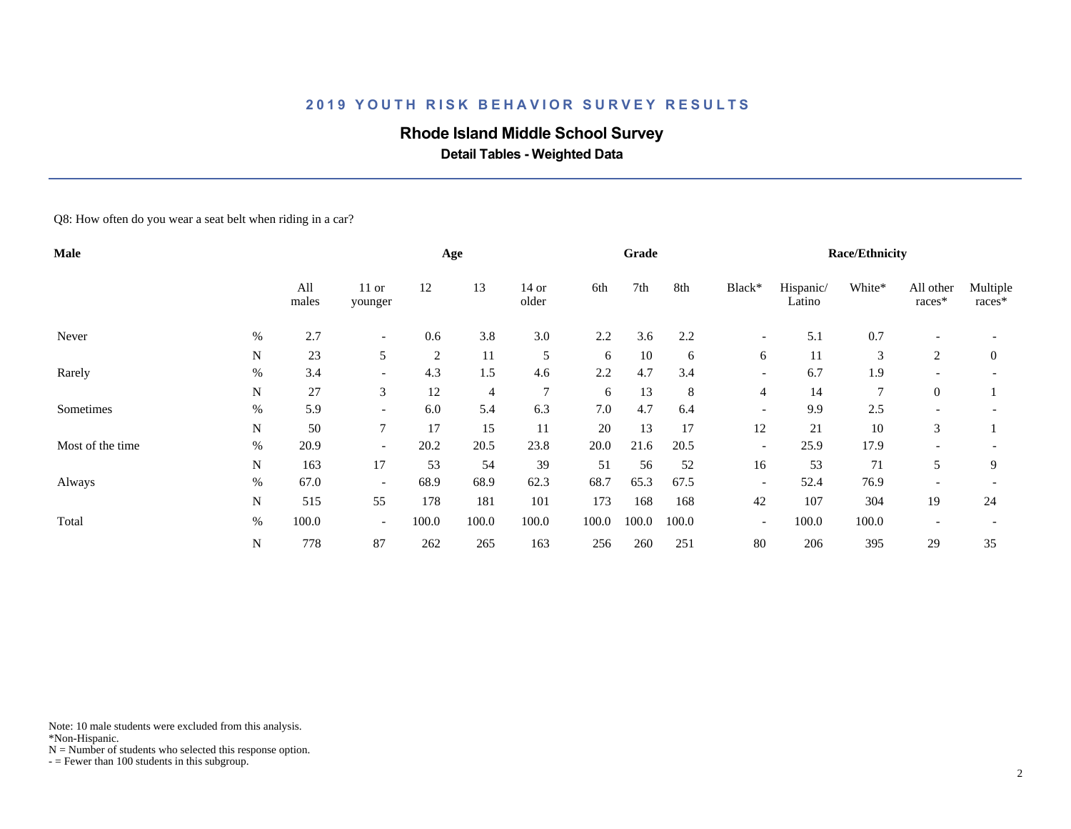## 2019 YOUTH RISK BEHAVIOR SURVEY RESULTS

### Rhode Island Middle School Survey

**Detail Tables - Weighted Data**

Q8: How often do you wear a seat belt when riding in a car?

| **Male** | | | **Age** | | | | **Grade** | | | **Race/Ethnicity** | | | | |
|---|---|---|---|---|---|---|---|---|---|---|---|---|---|---|
| | | All males | 11 or younger | 12 | 13 | 14 or older | 6th | 7th | 8th | Black* | Hispanic/ Latino | White* | All other races* | Multiple races* |
| Never | % | 2.7 | - | 0.6 | 3.8 | 3.0 | 2.2 | 3.6 | 2.2 | - | 5.1 | 0.7 | - | - |
| | N | 23 | 5 | 2 | 11 | 5 | 6 | 10 | 6 | 6 | 11 | 3 | 2 | 0 |
| Rarely | % | 3.4 | - | 4.3 | 1.5 | 4.6 | 2.2 | 4.7 | 3.4 | - | 6.7 | 1.9 | - | - |
| | N | 27 | 3 | 12 | 4 | 7 | 6 | 13 | 8 | 4 | 14 | 7 | 0 | 1 |
| Sometimes | % | 5.9 | - | 6.0 | 5.4 | 6.3 | 7.0 | 4.7 | 6.4 | - | 9.9 | 2.5 | - | - |
| | N | 50 | 7 | 17 | 15 | 11 | 20 | 13 | 17 | 12 | 21 | 10 | 3 | 1 |
| Most of the time | % | 20.9 | - | 20.2 | 20.5 | 23.8 | 20.0 | 21.6 | 20.5 | - | 25.9 | 17.9 | - | - |
| | N | 163 | 17 | 53 | 54 | 39 | 51 | 56 | 52 | 16 | 53 | 71 | 5 | 9 |
| Always | % | 67.0 | - | 68.9 | 68.9 | 62.3 | 68.7 | 65.3 | 67.5 | - | 52.4 | 76.9 | - | - |
| | N | 515 | 55 | 178 | 181 | 101 | 173 | 168 | 168 | 42 | 107 | 304 | 19 | 24 |
| Total | % | 100.0 | - | 100.0 | 100.0 | 100.0 | 100.0 | 100.0 | 100.0 | - | 100.0 | 100.0 | - | - |
| | N | 778 | 87 | 262 | 265 | 163 | 256 | 260 | 251 | 80 | 206 | 395 | 29 | 35 |

Note: 10 male students were excluded from this analysis.
*Non-Hispanic.
N = Number of students who selected this response option.
- = Fewer than 100 students in this subgroup.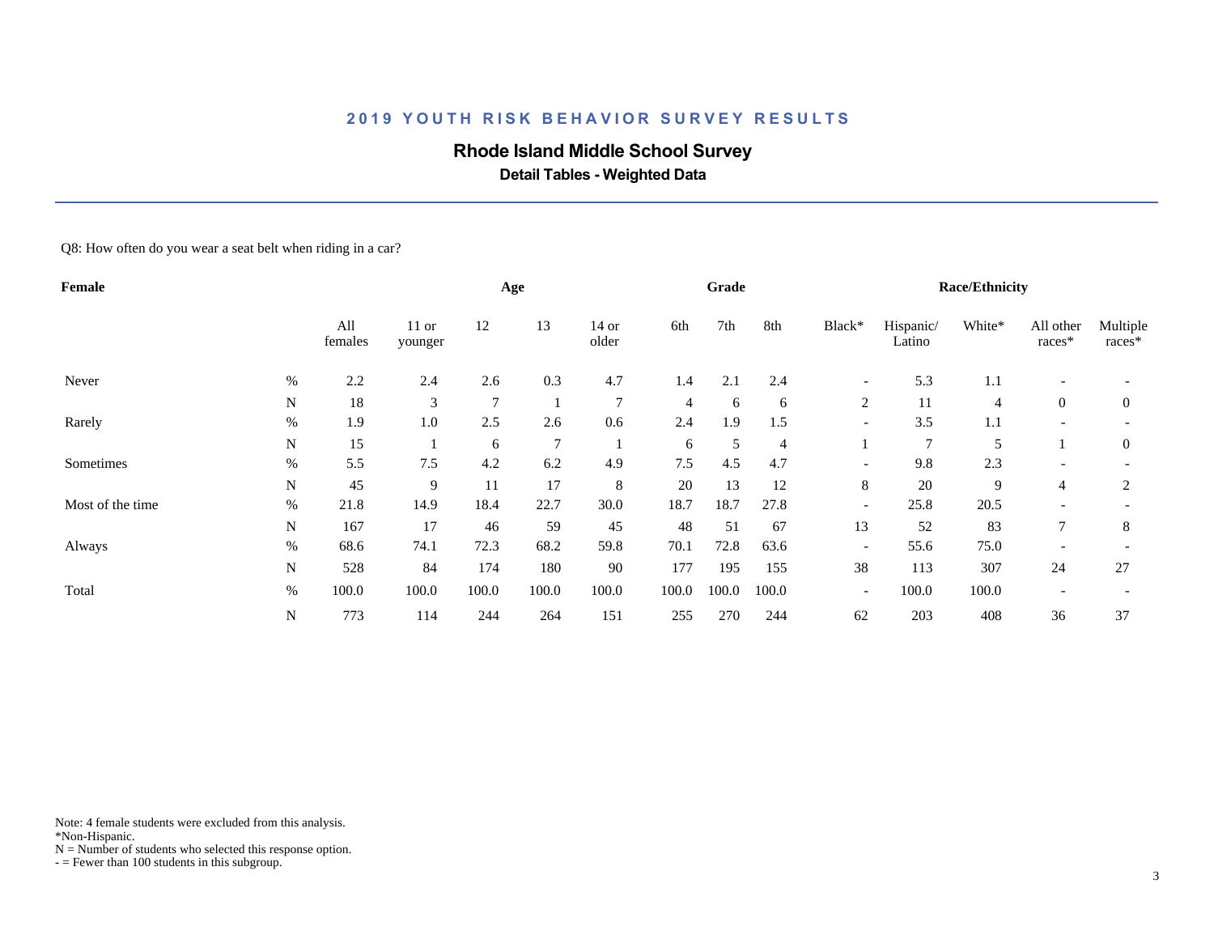# 2019 YOUTH RISK BEHAVIOR SURVEY RESULTS

## Rhode Island Middle School Survey

### Detail Tables - Weighted Data

Q8: How often do you wear a seat belt when riding in a car?

| Female | | | Age | | | | Grade | | | Race/Ethnicity | | | | |
|---|---|---|---|---|---|---|---|---|---|---|---|---|---|---|
| | | All females | 11 or younger | 12 | 13 | 14 or older | 6th | 7th | 8th | Black* | Hispanic/ Latino | White* | All other races* | Multiple races* |
| Never | % | 2.2 | 2.4 | 2.6 | 0.3 | 4.7 | 1.4 | 2.1 | 2.4 | - | 5.3 | 1.1 | - | - |
| | N | 18 | 3 | 7 | 1 | 7 | 4 | 6 | 6 | 2 | 11 | 4 | 0 | 0 |
| Rarely | % | 1.9 | 1.0 | 2.5 | 2.6 | 0.6 | 2.4 | 1.9 | 1.5 | - | 3.5 | 1.1 | - | - |
| | N | 15 | 1 | 6 | 7 | 1 | 6 | 5 | 4 | 1 | 7 | 5 | 1 | 0 |
| Sometimes | % | 5.5 | 7.5 | 4.2 | 6.2 | 4.9 | 7.5 | 4.5 | 4.7 | - | 9.8 | 2.3 | - | - |
| | N | 45 | 9 | 11 | 17 | 8 | 20 | 13 | 12 | 8 | 20 | 9 | 4 | 2 |
| Most of the time | % | 21.8 | 14.9 | 18.4 | 22.7 | 30.0 | 18.7 | 18.7 | 27.8 | - | 25.8 | 20.5 | - | - |
| | N | 167 | 17 | 46 | 59 | 45 | 48 | 51 | 67 | 13 | 52 | 83 | 7 | 8 |
| Always | % | 68.6 | 74.1 | 72.3 | 68.2 | 59.8 | 70.1 | 72.8 | 63.6 | - | 55.6 | 75.0 | - | - |
| | N | 528 | 84 | 174 | 180 | 90 | 177 | 195 | 155 | 38 | 113 | 307 | 24 | 27 |
| Total | % | 100.0 | 100.0 | 100.0 | 100.0 | 100.0 | 100.0 | 100.0 | 100.0 | - | 100.0 | 100.0 | - | - |
| | N | 773 | 114 | 244 | 264 | 151 | 255 | 270 | 244 | 62 | 203 | 408 | 36 | 37 |

Note: 4 female students were excluded from this analysis.
*Non-Hispanic.
N = Number of students who selected this response option.
- = Fewer than 100 students in this subgroup.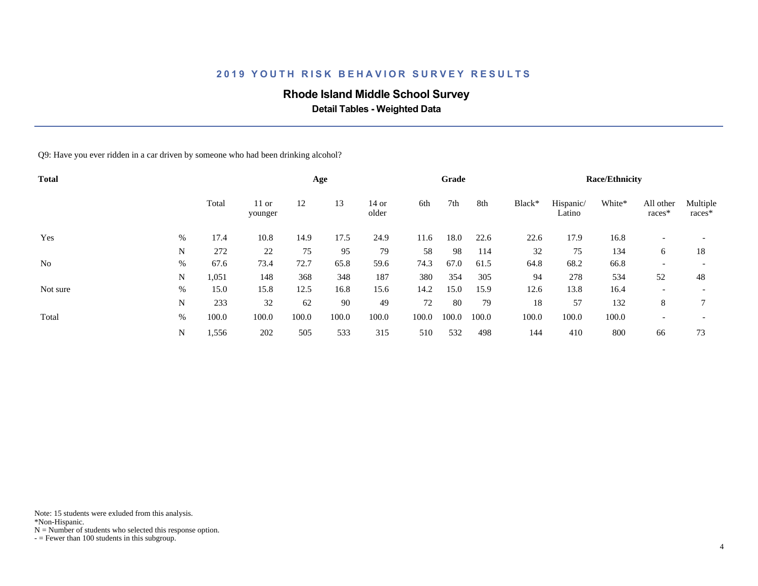# 2019 YOUTH RISK BEHAVIOR SURVEY RESULTS

## Rhode Island Middle School Survey

### Detail Tables - Weighted Data

Q9: Have you ever ridden in a car driven by someone who had been drinking alcohol?

| Total | | | Age | | | | Grade | | | Race/Ethnicity | | | | |
|---|---|---|---|---|---|---|---|---|---|---|---|---|---|---|
| | | Total | 11 or younger | 12 | 13 | 14 or older | 6th | 7th | 8th | Black* | Hispanic/ Latino | White* | All other races* | Multiple races* |
| Yes | % | 17.4 | 10.8 | 14.9 | 17.5 | 24.9 | 11.6 | 18.0 | 22.6 | 22.6 | 17.9 | 16.8 | - | - |
| | N | 272 | 22 | 75 | 95 | 79 | 58 | 98 | 114 | 32 | 75 | 134 | 6 | 18 |
| No | % | 67.6 | 73.4 | 72.7 | 65.8 | 59.6 | 74.3 | 67.0 | 61.5 | 64.8 | 68.2 | 66.8 | - | - |
| | N | 1,051 | 148 | 368 | 348 | 187 | 380 | 354 | 305 | 94 | 278 | 534 | 52 | 48 |
| Not sure | % | 15.0 | 15.8 | 12.5 | 16.8 | 15.6 | 14.2 | 15.0 | 15.9 | 12.6 | 13.8 | 16.4 | - | - |
| | N | 233 | 32 | 62 | 90 | 49 | 72 | 80 | 79 | 18 | 57 | 132 | 8 | 7 |
| Total | % | 100.0 | 100.0 | 100.0 | 100.0 | 100.0 | 100.0 | 100.0 | 100.0 | 100.0 | 100.0 | 100.0 | - | - |
| | N | 1,556 | 202 | 505 | 533 | 315 | 510 | 532 | 498 | 144 | 410 | 800 | 66 | 73 |

Note: 15 students were exluded from this analysis.
*Non-Hispanic.
N = Number of students who selected this response option.
- = Fewer than 100 students in this subgroup.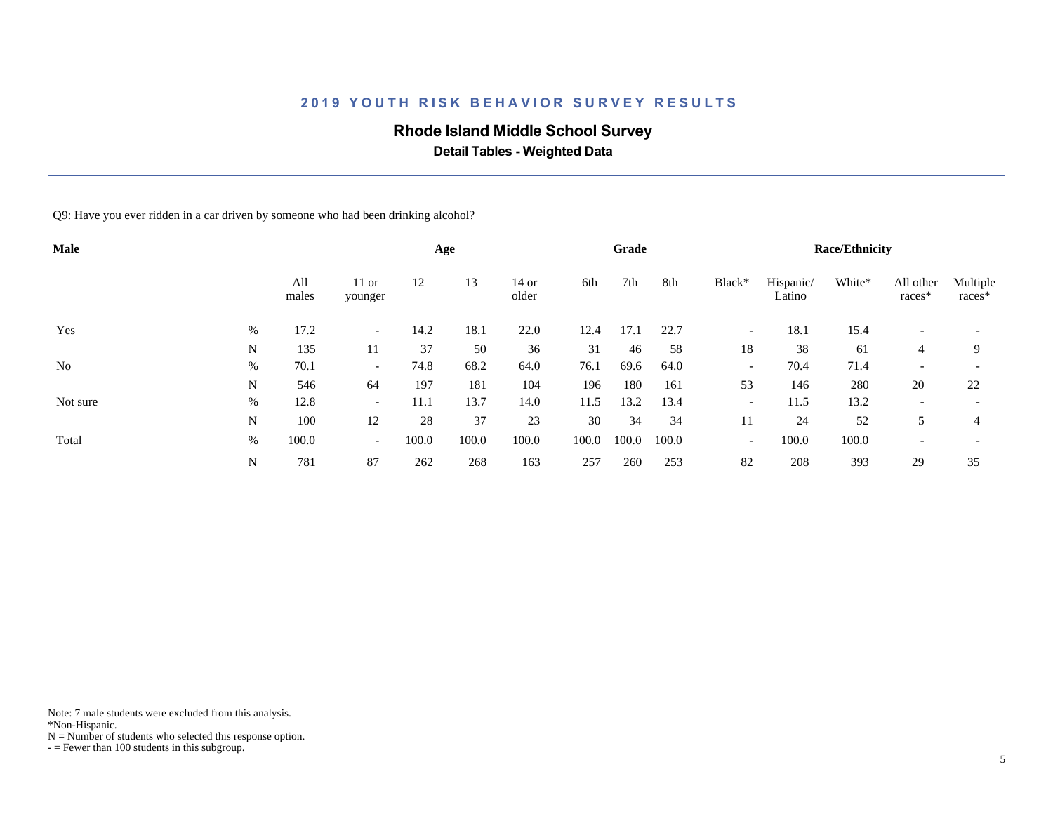# 2019 YOUTH RISK BEHAVIOR SURVEY RESULTS

## Rhode Island Middle School Survey

### Detail Tables - Weighted Data

Q9: Have you ever ridden in a car driven by someone who had been drinking alcohol?

| Male | | | Age | | | | Grade | | | Race/Ethnicity | | | | |
|---|---|---|---|---|---|---|---|---|---|---|---|---|---|---|
| | | All males | 11 or younger | 12 | 13 | 14 or older | 6th | 7th | 8th | Black* | Hispanic/ Latino | White* | All other races* | Multiple races* |
| Yes | % | 17.2 | - | 14.2 | 18.1 | 22.0 | 12.4 | 17.1 | 22.7 | - | 18.1 | 15.4 | - | - |
| | N | 135 | 11 | 37 | 50 | 36 | 31 | 46 | 58 | 18 | 38 | 61 | 4 | 9 |
| No | % | 70.1 | - | 74.8 | 68.2 | 64.0 | 76.1 | 69.6 | 64.0 | - | 70.4 | 71.4 | - | - |
| | N | 546 | 64 | 197 | 181 | 104 | 196 | 180 | 161 | 53 | 146 | 280 | 20 | 22 |
| Not sure | % | 12.8 | - | 11.1 | 13.7 | 14.0 | 11.5 | 13.2 | 13.4 | - | 11.5 | 13.2 | - | - |
| | N | 100 | 12 | 28 | 37 | 23 | 30 | 34 | 34 | 11 | 24 | 52 | 5 | 4 |
| Total | % | 100.0 | - | 100.0 | 100.0 | 100.0 | 100.0 | 100.0 | 100.0 | - | 100.0 | 100.0 | - | - |
| | N | 781 | 87 | 262 | 268 | 163 | 257 | 260 | 253 | 82 | 208 | 393 | 29 | 35 |

Note: 7 male students were excluded from this analysis.
*Non-Hispanic.
N = Number of students who selected this response option.
- = Fewer than 100 students in this subgroup.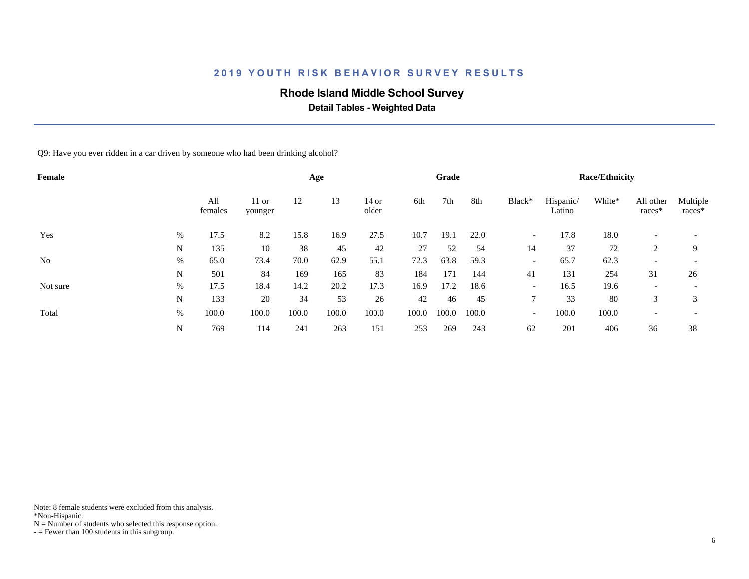## 2019 YOUTH RISK BEHAVIOR SURVEY RESULTS

### Rhode Island Middle School Survey

**Detail Tables - Weighted Data**

Q9: Have you ever ridden in a car driven by someone who had been drinking alcohol?

| Female | | | Age | | | | Grade | | | Race/Ethnicity | | | | |
|---|---|---|---|---|---|---|---|---|---|---|---|---|---|---|
| | | All females | 11 or younger | 12 | 13 | 14 or older | 6th | 7th | 8th | Black* | Hispanic/ Latino | White* | All other races* | Multiple races* |
| Yes | % | 17.5 | 8.2 | 15.8 | 16.9 | 27.5 | 10.7 | 19.1 | 22.0 | - | 17.8 | 18.0 | - | - |
| | N | 135 | 10 | 38 | 45 | 42 | 27 | 52 | 54 | 14 | 37 | 72 | 2 | 9 |
| No | % | 65.0 | 73.4 | 70.0 | 62.9 | 55.1 | 72.3 | 63.8 | 59.3 | - | 65.7 | 62.3 | - | - |
| | N | 501 | 84 | 169 | 165 | 83 | 184 | 171 | 144 | 41 | 131 | 254 | 31 | 26 |
| Not sure | % | 17.5 | 18.4 | 14.2 | 20.2 | 17.3 | 16.9 | 17.2 | 18.6 | - | 16.5 | 19.6 | - | - |
| | N | 133 | 20 | 34 | 53 | 26 | 42 | 46 | 45 | 7 | 33 | 80 | 3 | 3 |
| Total | % | 100.0 | 100.0 | 100.0 | 100.0 | 100.0 | 100.0 | 100.0 | 100.0 | - | 100.0 | 100.0 | - | - |
| | N | 769 | 114 | 241 | 263 | 151 | 253 | 269 | 243 | 62 | 201 | 406 | 36 | 38 |

Note: 8 female students were excluded from this analysis.
*Non-Hispanic.
N = Number of students who selected this response option.
- = Fewer than 100 students in this subgroup.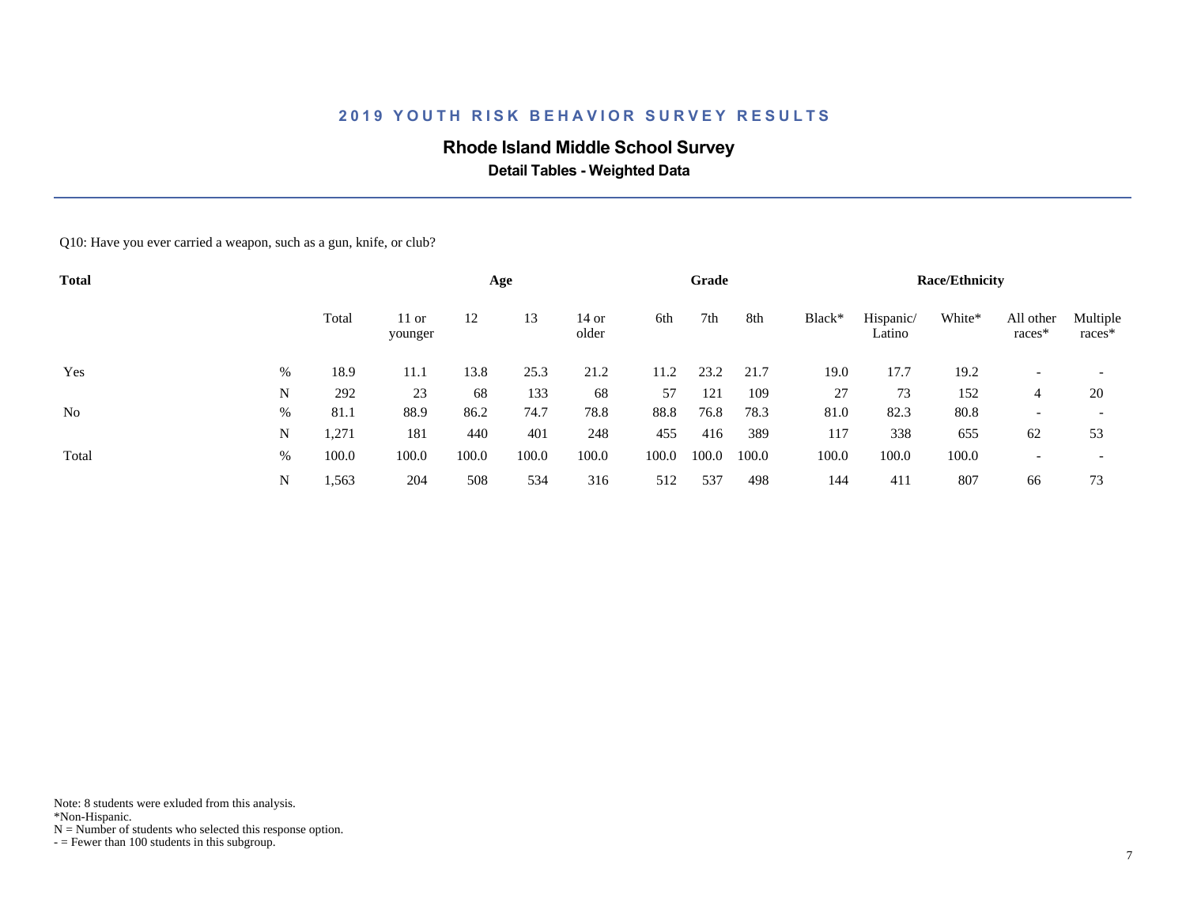# 2019 YOUTH RISK BEHAVIOR SURVEY RESULTS

## Rhode Island Middle School Survey

### Detail Tables - Weighted Data

Q10: Have you ever carried a weapon, such as a gun, knife, or club?

| Total | | | Age | | | | Grade | | | Race/Ethnicity | | | | |
|---|---|---|---|---|---|---|---|---|---|---|---|---|---|---|
| | | Total | 11 or younger | 12 | 13 | 14 or older | 6th | 7th | 8th | Black* | Hispanic/ Latino | White* | All other races* | Multiple races* |
| Yes | % | 18.9 | 11.1 | 13.8 | 25.3 | 21.2 | 11.2 | 23.2 | 21.7 | 19.0 | 17.7 | 19.2 | - | - |
| | N | 292 | 23 | 68 | 133 | 68 | 57 | 121 | 109 | 27 | 73 | 152 | 4 | 20 |
| No | % | 81.1 | 88.9 | 86.2 | 74.7 | 78.8 | 88.8 | 76.8 | 78.3 | 81.0 | 82.3 | 80.8 | - | - |
| | N | 1,271 | 181 | 440 | 401 | 248 | 455 | 416 | 389 | 117 | 338 | 655 | 62 | 53 |
| Total | % | 100.0 | 100.0 | 100.0 | 100.0 | 100.0 | 100.0 | 100.0 | 100.0 | 100.0 | 100.0 | 100.0 | - | - |
| | N | 1,563 | 204 | 508 | 534 | 316 | 512 | 537 | 498 | 144 | 411 | 807 | 66 | 73 |

Note: 8 students were exluded from this analysis.
*Non-Hispanic.
N = Number of students who selected this response option.
- = Fewer than 100 students in this subgroup.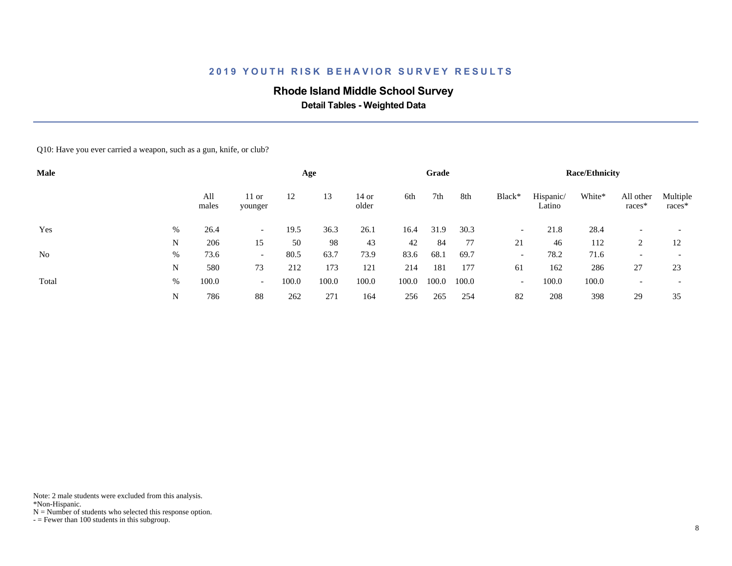# 2019 YOUTH RISK BEHAVIOR SURVEY RESULTS

## Rhode Island Middle School Survey

### Detail Tables - Weighted Data

Q10: Have you ever carried a weapon, such as a gun, knife, or club?

| Male | | | Age | | | | Grade | | | Race/Ethnicity | | | | |
|---|---|---|---|---|---|---|---|---|---|---|---|---|---|---|
| | | All males | 11 or younger | 12 | 13 | 14 or older | 6th | 7th | 8th | Black* | Hispanic/ Latino | White* | All other races* | Multiple races* |
| Yes | % | 26.4 | - | 19.5 | 36.3 | 26.1 | 16.4 | 31.9 | 30.3 | - | 21.8 | 28.4 | - | - |
| | N | 206 | 15 | 50 | 98 | 43 | 42 | 84 | 77 | 21 | 46 | 112 | 2 | 12 |
| No | % | 73.6 | - | 80.5 | 63.7 | 73.9 | 83.6 | 68.1 | 69.7 | - | 78.2 | 71.6 | - | - |
| | N | 580 | 73 | 212 | 173 | 121 | 214 | 181 | 177 | 61 | 162 | 286 | 27 | 23 |
| Total | % | 100.0 | - | 100.0 | 100.0 | 100.0 | 100.0 | 100.0 | 100.0 | - | 100.0 | 100.0 | - | - |
| | N | 786 | 88 | 262 | 271 | 164 | 256 | 265 | 254 | 82 | 208 | 398 | 29 | 35 |

Note: 2 male students were excluded from this analysis.
*Non-Hispanic.
N = Number of students who selected this response option.
- = Fewer than 100 students in this subgroup.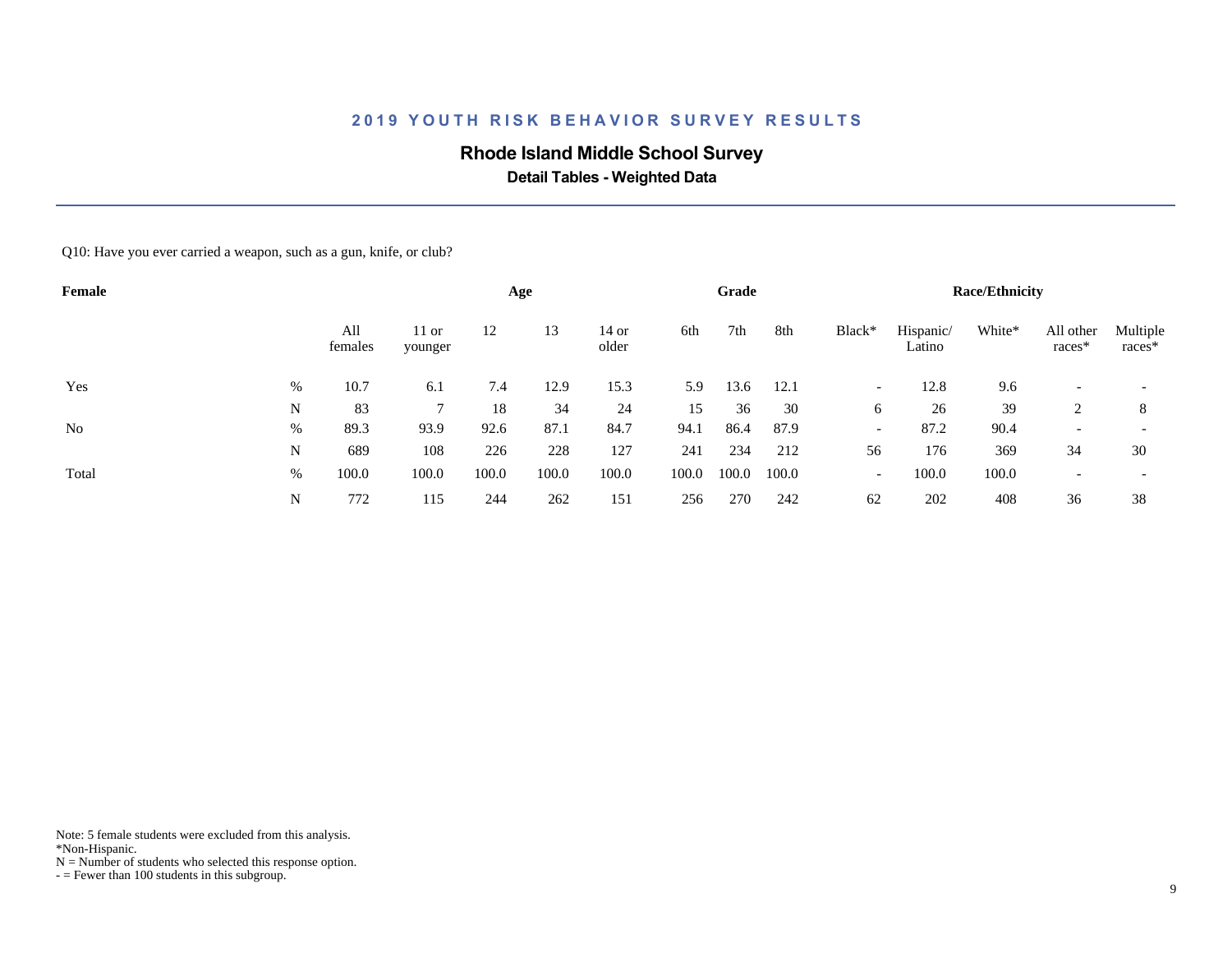# 2019 YOUTH RISK BEHAVIOR SURVEY RESULTS

## Rhode Island Middle School Survey

### Detail Tables - Weighted Data

Q10: Have you ever carried a weapon, such as a gun, knife, or club?

| Female | | | Age | | | | Grade | | | Race/Ethnicity | | | | |
|---|---|---|---|---|---|---|---|---|---|---|---|---|---|---|
| | | All females | 11 or younger | 12 | 13 | 14 or older | 6th | 7th | 8th | Black* | Hispanic/ Latino | White* | All other races* | Multiple races* |
| Yes | % | 10.7 | 6.1 | 7.4 | 12.9 | 15.3 | 5.9 | 13.6 | 12.1 | - | 12.8 | 9.6 | - | - |
| | N | 83 | 7 | 18 | 34 | 24 | 15 | 36 | 30 | 6 | 26 | 39 | 2 | 8 |
| No | % | 89.3 | 93.9 | 92.6 | 87.1 | 84.7 | 94.1 | 86.4 | 87.9 | - | 87.2 | 90.4 | - | - |
| | N | 689 | 108 | 226 | 228 | 127 | 241 | 234 | 212 | 56 | 176 | 369 | 34 | 30 |
| Total | % | 100.0 | 100.0 | 100.0 | 100.0 | 100.0 | 100.0 | 100.0 | 100.0 | - | 100.0 | 100.0 | - | - |
| | N | 772 | 115 | 244 | 262 | 151 | 256 | 270 | 242 | 62 | 202 | 408 | 36 | 38 |

Note: 5 female students were excluded from this analysis.
*Non-Hispanic.
N = Number of students who selected this response option.
- = Fewer than 100 students in this subgroup.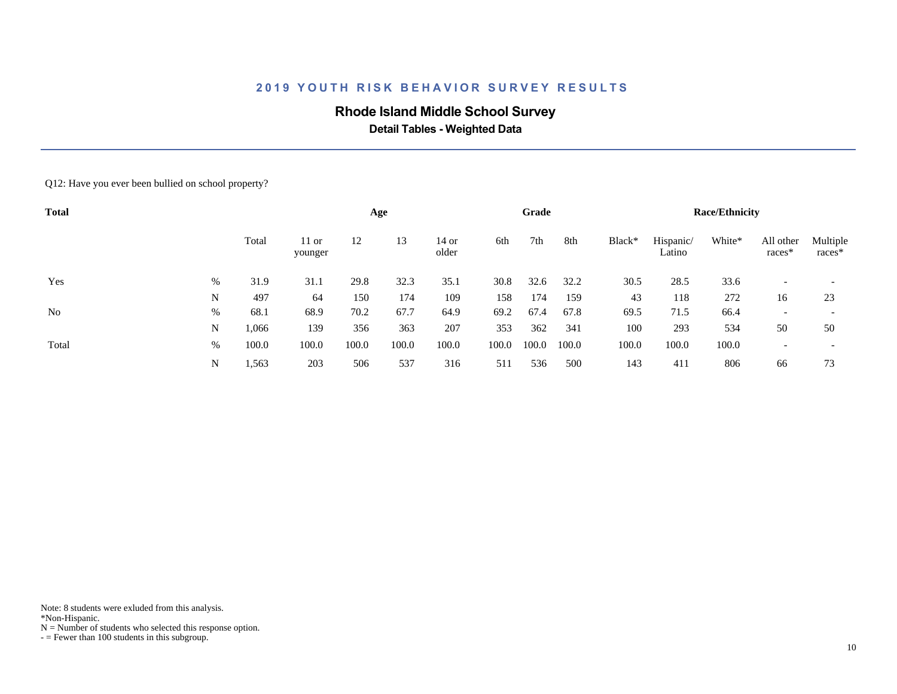## 2019 YOUTH RISK BEHAVIOR SURVEY RESULTS

### Rhode Island Middle School Survey

**Detail Tables - Weighted Data**

Q12: Have you ever been bullied on school property?

| **Total** | | | **Age** | | | | **Grade** | | | **Race/Ethnicity** | | | | |
|---|---|---|---|---|---|---|---|---|---|---|---|---|---|---|
| | | Total | 11 or younger | 12 | 13 | 14 or older | 6th | 7th | 8th | Black* | Hispanic/ Latino | White* | All other races* | Multiple races* |
| Yes | % | 31.9 | 31.1 | 29.8 | 32.3 | 35.1 | 30.8 | 32.6 | 32.2 | 30.5 | 28.5 | 33.6 | - | - |
| | N | 497 | 64 | 150 | 174 | 109 | 158 | 174 | 159 | 43 | 118 | 272 | 16 | 23 |
| No | % | 68.1 | 68.9 | 70.2 | 67.7 | 64.9 | 69.2 | 67.4 | 67.8 | 69.5 | 71.5 | 66.4 | - | - |
| | N | 1,066 | 139 | 356 | 363 | 207 | 353 | 362 | 341 | 100 | 293 | 534 | 50 | 50 |
| Total | % | 100.0 | 100.0 | 100.0 | 100.0 | 100.0 | 100.0 | 100.0 | 100.0 | 100.0 | 100.0 | 100.0 | - | - |
| | N | 1,563 | 203 | 506 | 537 | 316 | 511 | 536 | 500 | 143 | 411 | 806 | 66 | 73 |

Note: 8 students were exluded from this analysis.
*Non-Hispanic.
N = Number of students who selected this response option.
- = Fewer than 100 students in this subgroup.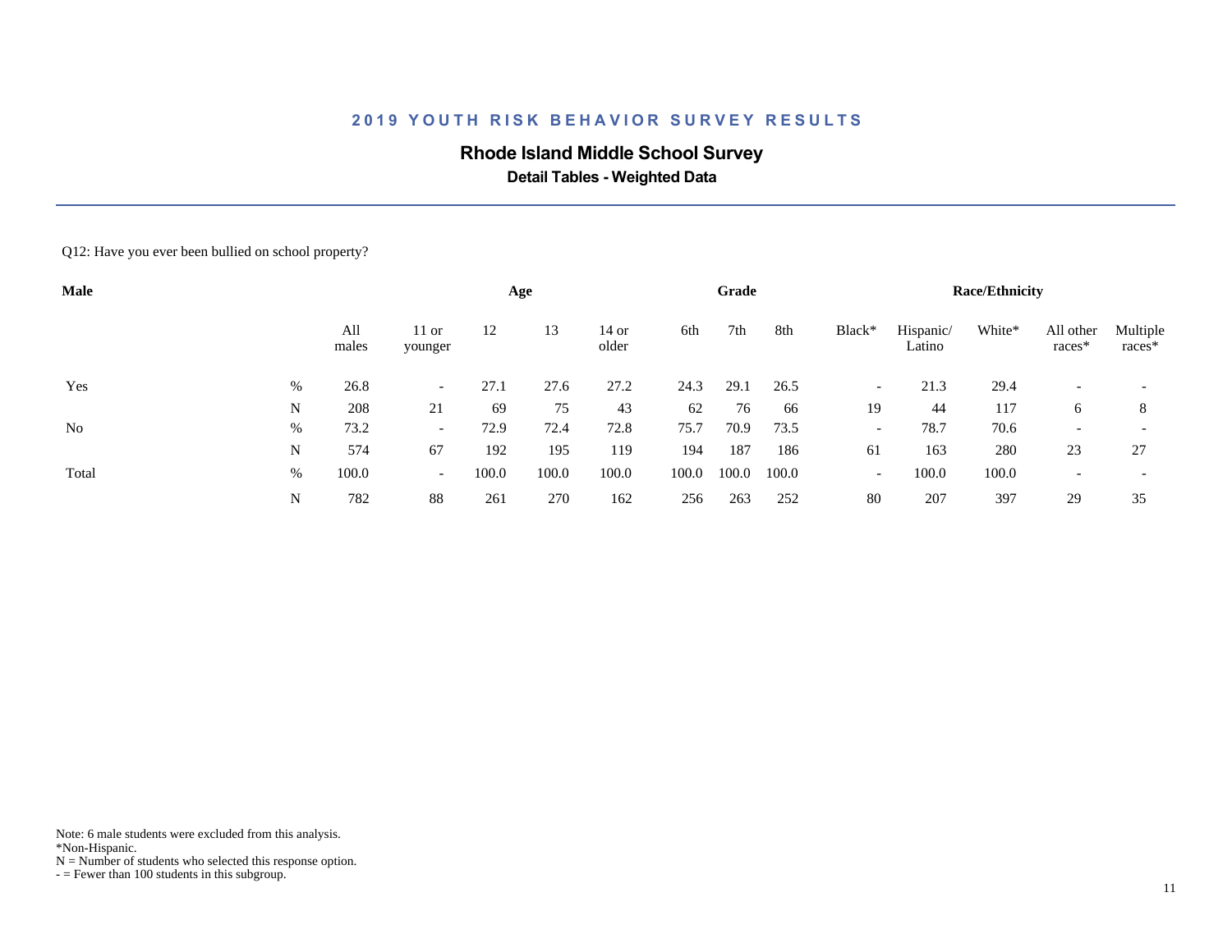## 2019 YOUTH RISK BEHAVIOR SURVEY RESULTS

### Rhode Island Middle School Survey

**Detail Tables - Weighted Data**

Q12: Have you ever been bullied on school property?

| Male | | All males | Age: 11 or younger | Age: 12 | Age: 13 | Age: 14 or older | Grade: 6th | Grade: 7th | Grade: 8th | Race/Ethnicity: Black* | Race/Ethnicity: Hispanic/ Latino | Race/Ethnicity: White* | Race/Ethnicity: All other races* | Race/Ethnicity: Multiple races* |
|---|---|---|---|---|---|---|---|---|---|---|---|---|---|---|
| Yes | % | 26.8 | - | 27.1 | 27.6 | 27.2 | 24.3 | 29.1 | 26.5 | - | 21.3 | 29.4 | - | - |
| | N | 208 | 21 | 69 | 75 | 43 | 62 | 76 | 66 | 19 | 44 | 117 | 6 | 8 |
| No | % | 73.2 | - | 72.9 | 72.4 | 72.8 | 75.7 | 70.9 | 73.5 | - | 78.7 | 70.6 | - | - |
| | N | 574 | 67 | 192 | 195 | 119 | 194 | 187 | 186 | 61 | 163 | 280 | 23 | 27 |
| Total | % | 100.0 | - | 100.0 | 100.0 | 100.0 | 100.0 | 100.0 | 100.0 | - | 100.0 | 100.0 | - | - |
| | N | 782 | 88 | 261 | 270 | 162 | 256 | 263 | 252 | 80 | 207 | 397 | 29 | 35 |

Note: 6 male students were excluded from this analysis.
*Non-Hispanic.
N = Number of students who selected this response option.
- = Fewer than 100 students in this subgroup.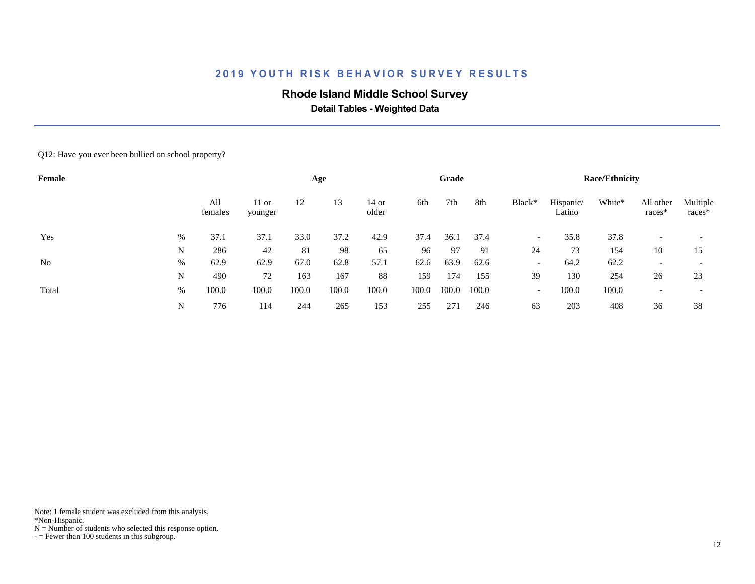## 2019 YOUTH RISK BEHAVIOR SURVEY RESULTS

### Rhode Island Middle School Survey

**Detail Tables - Weighted Data**

Q12: Have you ever been bullied on school property?

| Female | | | Age | | | | Grade | | | Race/Ethnicity | | | | |
|---|---|---|---|---|---|---|---|---|---|---|---|---|---|---|
| | | All females | 11 or younger | 12 | 13 | 14 or older | 6th | 7th | 8th | Black* | Hispanic/ Latino | White* | All other races* | Multiple races* |
| Yes | % | 37.1 | 37.1 | 33.0 | 37.2 | 42.9 | 37.4 | 36.1 | 37.4 | - | 35.8 | 37.8 | - | - |
| | N | 286 | 42 | 81 | 98 | 65 | 96 | 97 | 91 | 24 | 73 | 154 | 10 | 15 |
| No | % | 62.9 | 62.9 | 67.0 | 62.8 | 57.1 | 62.6 | 63.9 | 62.6 | - | 64.2 | 62.2 | - | - |
| | N | 490 | 72 | 163 | 167 | 88 | 159 | 174 | 155 | 39 | 130 | 254 | 26 | 23 |
| Total | % | 100.0 | 100.0 | 100.0 | 100.0 | 100.0 | 100.0 | 100.0 | 100.0 | - | 100.0 | 100.0 | - | - |
| | N | 776 | 114 | 244 | 265 | 153 | 255 | 271 | 246 | 63 | 203 | 408 | 36 | 38 |

Note: 1 female student was excluded from this analysis.
*Non-Hispanic.
N = Number of students who selected this response option.
- = Fewer than 100 students in this subgroup.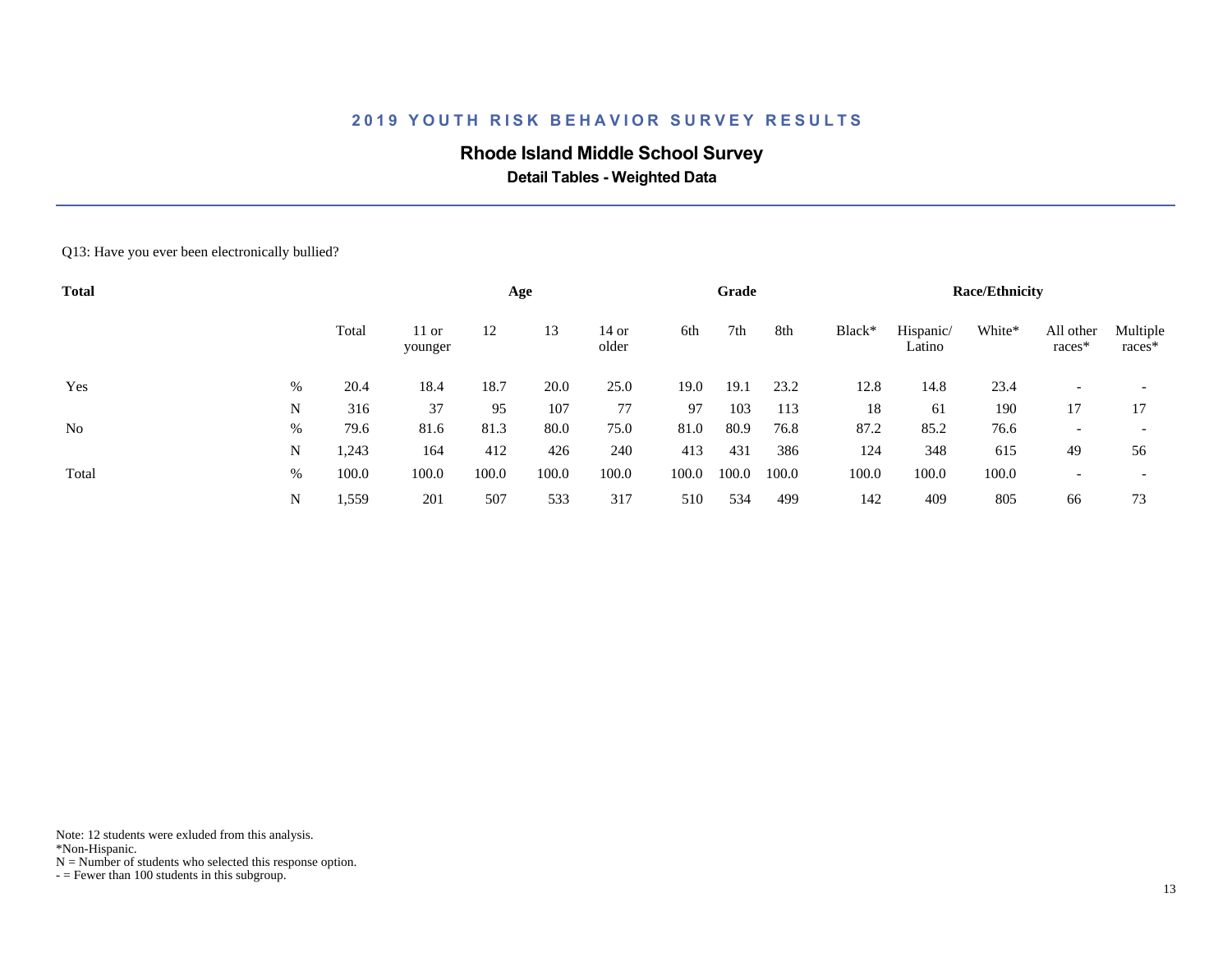# 2019 YOUTH RISK BEHAVIOR SURVEY RESULTS

## Rhode Island Middle School Survey

### Detail Tables - Weighted Data

Q13: Have you ever been electronically bullied?

| Total | | | Age | | | | Grade | | | Race/Ethnicity | | | | |
|---|---|---|---|---|---|---|---|---|---|---|---|---|---|---|
| | | Total | 11 or younger | 12 | 13 | 14 or older | 6th | 7th | 8th | Black* | Hispanic/ Latino | White* | All other races* | Multiple races* |
| Yes | % | 20.4 | 18.4 | 18.7 | 20.0 | 25.0 | 19.0 | 19.1 | 23.2 | 12.8 | 14.8 | 23.4 | - | - |
| | N | 316 | 37 | 95 | 107 | 77 | 97 | 103 | 113 | 18 | 61 | 190 | 17 | 17 |
| No | % | 79.6 | 81.6 | 81.3 | 80.0 | 75.0 | 81.0 | 80.9 | 76.8 | 87.2 | 85.2 | 76.6 | - | - |
| | N | 1,243 | 164 | 412 | 426 | 240 | 413 | 431 | 386 | 124 | 348 | 615 | 49 | 56 |
| Total | % | 100.0 | 100.0 | 100.0 | 100.0 | 100.0 | 100.0 | 100.0 | 100.0 | 100.0 | 100.0 | 100.0 | - | - |
| | N | 1,559 | 201 | 507 | 533 | 317 | 510 | 534 | 499 | 142 | 409 | 805 | 66 | 73 |

Note: 12 students were exluded from this analysis.
*Non-Hispanic.
N = Number of students who selected this response option.
- = Fewer than 100 students in this subgroup.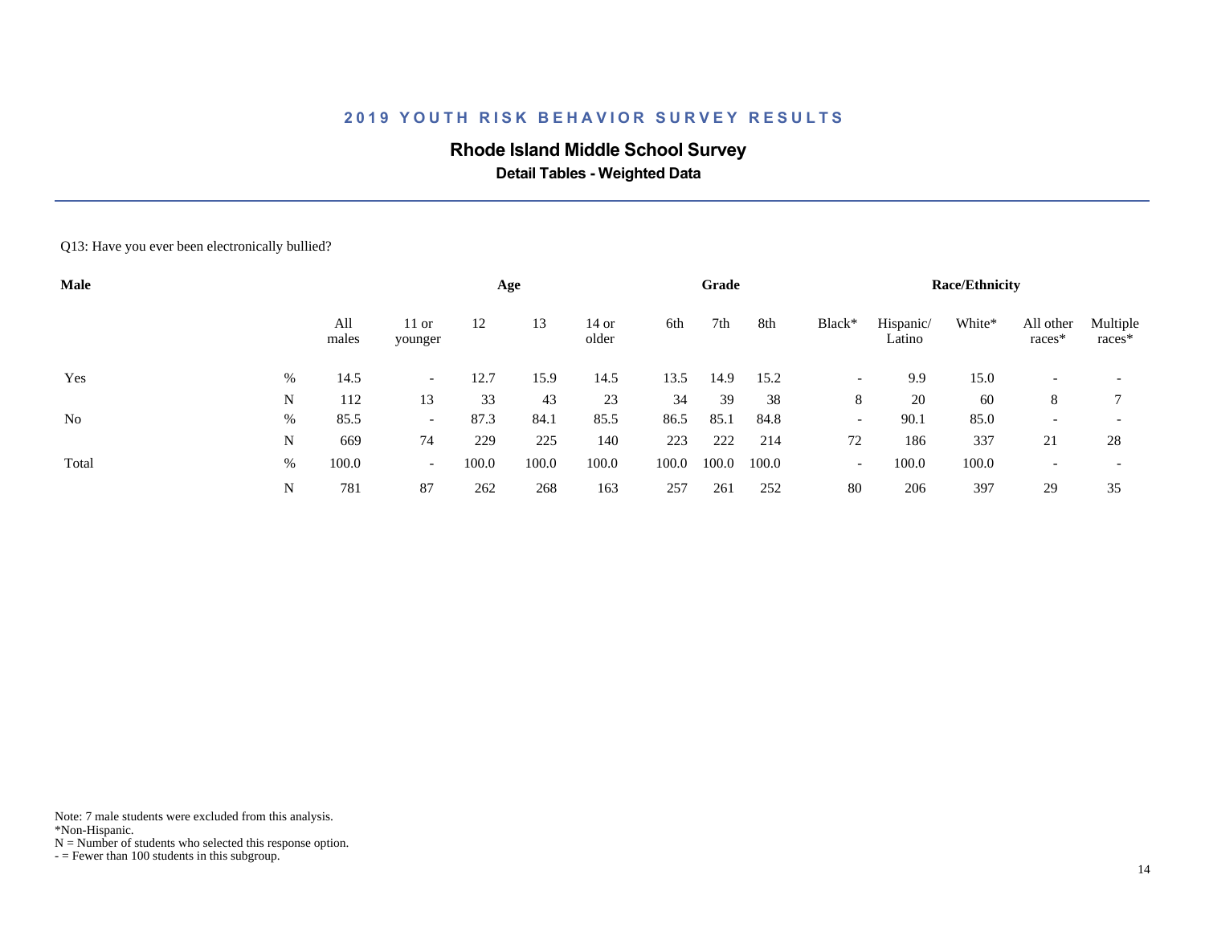## 2019 YOUTH RISK BEHAVIOR SURVEY RESULTS

### Rhode Island Middle School Survey

**Detail Tables - Weighted Data**

Q13: Have you ever been electronically bullied?

| Male | | All males | Age | | | | Grade | | | Race/Ethnicity | | | | |
|---|---|---|---|---|---|---|---|---|---|---|---|---|---|---|
| | | | 11 or younger | 12 | 13 | 14 or older | 6th | 7th | 8th | Black* | Hispanic/ Latino | White* | All other races* | Multiple races* |
| Yes | % | 14.5 | - | 12.7 | 15.9 | 14.5 | 13.5 | 14.9 | 15.2 | - | 9.9 | 15.0 | - | - |
| | N | 112 | 13 | 33 | 43 | 23 | 34 | 39 | 38 | 8 | 20 | 60 | 8 | 7 |
| No | % | 85.5 | - | 87.3 | 84.1 | 85.5 | 86.5 | 85.1 | 84.8 | - | 90.1 | 85.0 | - | - |
| | N | 669 | 74 | 229 | 225 | 140 | 223 | 222 | 214 | 72 | 186 | 337 | 21 | 28 |
| Total | % | 100.0 | - | 100.0 | 100.0 | 100.0 | 100.0 | 100.0 | 100.0 | - | 100.0 | 100.0 | - | - |
| | N | 781 | 87 | 262 | 268 | 163 | 257 | 261 | 252 | 80 | 206 | 397 | 29 | 35 |

Note: 7 male students were excluded from this analysis.
*Non-Hispanic.
N = Number of students who selected this response option.
- = Fewer than 100 students in this subgroup.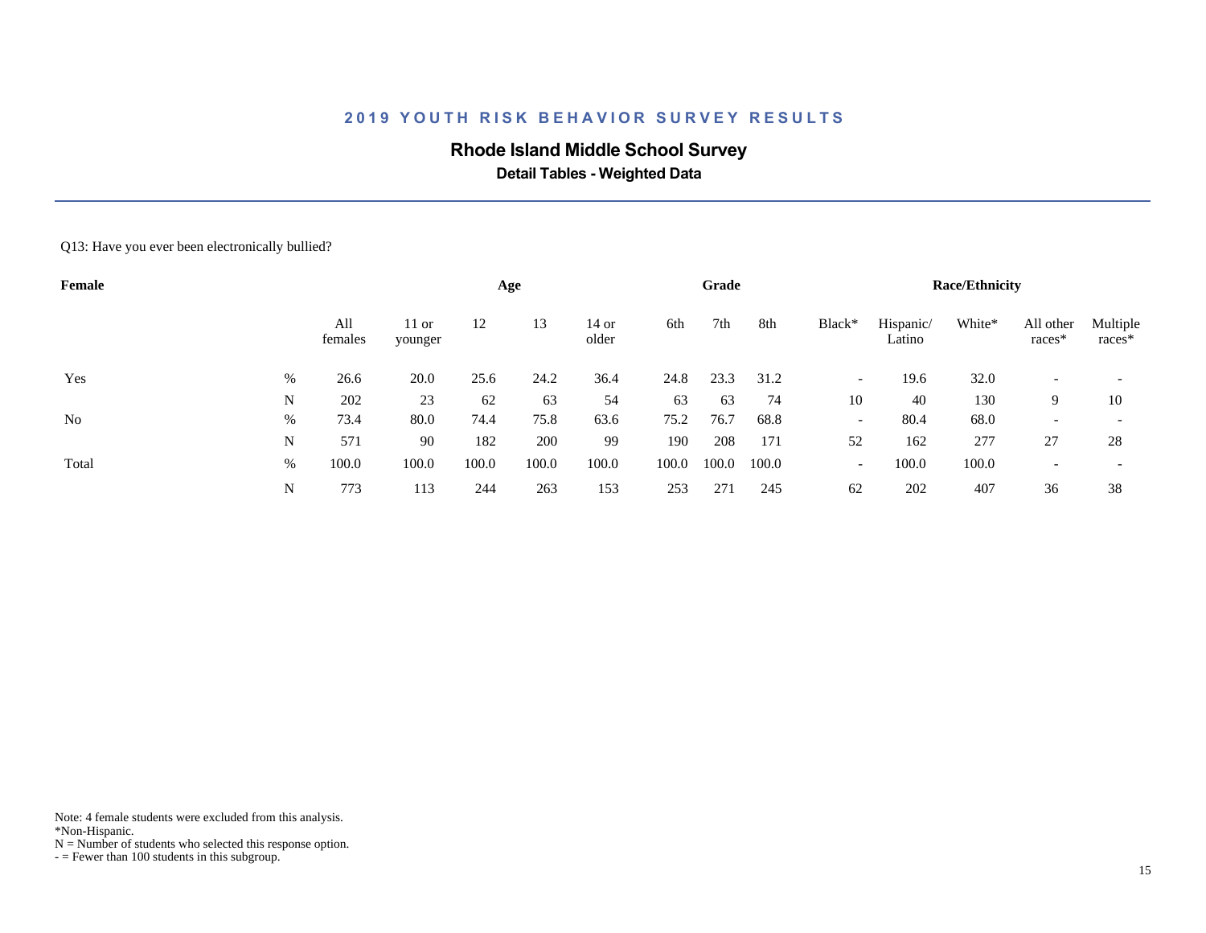## 2019 YOUTH RISK BEHAVIOR SURVEY RESULTS

### Rhode Island Middle School Survey

**Detail Tables - Weighted Data**

Q13: Have you ever been electronically bullied?

| Female | | All females | Age | | | | Grade | | | Race/Ethnicity | | | | |
|---|---|---|---|---|---|---|---|---|---|---|---|---|---|---|
| | | | 11 or younger | 12 | 13 | 14 or older | 6th | 7th | 8th | Black* | Hispanic/ Latino | White* | All other races* | Multiple races* |
| Yes | % | 26.6 | 20.0 | 25.6 | 24.2 | 36.4 | 24.8 | 23.3 | 31.2 | - | 19.6 | 32.0 | - | - |
| | N | 202 | 23 | 62 | 63 | 54 | 63 | 63 | 74 | 10 | 40 | 130 | 9 | 10 |
| No | % | 73.4 | 80.0 | 74.4 | 75.8 | 63.6 | 75.2 | 76.7 | 68.8 | - | 80.4 | 68.0 | - | - |
| | N | 571 | 90 | 182 | 200 | 99 | 190 | 208 | 171 | 52 | 162 | 277 | 27 | 28 |
| Total | % | 100.0 | 100.0 | 100.0 | 100.0 | 100.0 | 100.0 | 100.0 | 100.0 | - | 100.0 | 100.0 | - | - |
| | N | 773 | 113 | 244 | 263 | 153 | 253 | 271 | 245 | 62 | 202 | 407 | 36 | 38 |

Note: 4 female students were excluded from this analysis.
*Non-Hispanic.
N = Number of students who selected this response option.
- = Fewer than 100 students in this subgroup.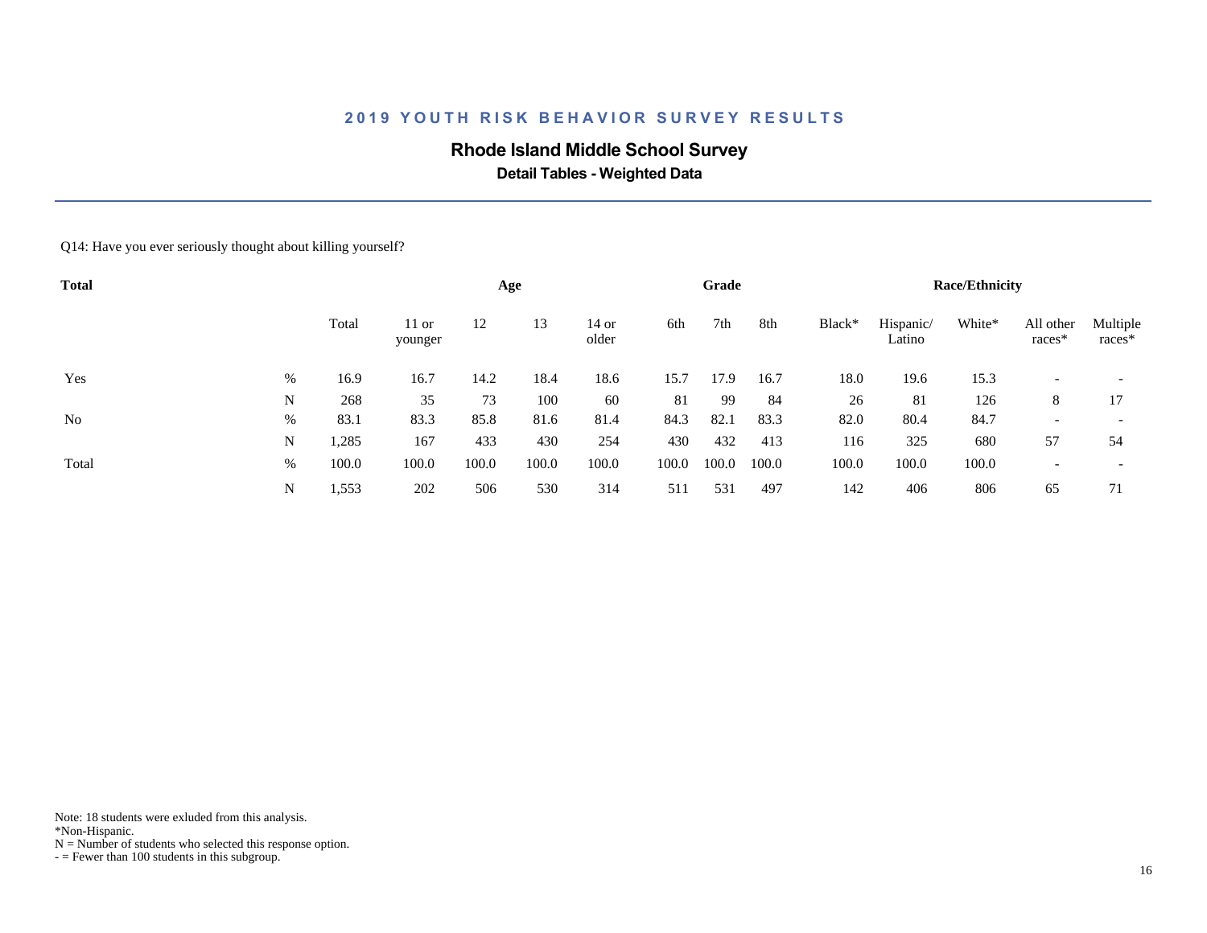## 2019 YOUTH RISK BEHAVIOR SURVEY RESULTS

**Rhode Island Middle School Survey**

**Detail Tables - Weighted Data**

Q14: Have you ever seriously thought about killing yourself?

| **Total** | | | **Age** | | | | **Grade** | | | **Race/Ethnicity** | | | | |
|---|---|---|---|---|---|---|---|---|---|---|---|---|---|---|
| | | Total | 11 or younger | 12 | 13 | 14 or older | 6th | 7th | 8th | Black* | Hispanic/ Latino | White* | All other races* | Multiple races* |
| Yes | % | 16.9 | 16.7 | 14.2 | 18.4 | 18.6 | 15.7 | 17.9 | 16.7 | 18.0 | 19.6 | 15.3 | - | - |
| | N | 268 | 35 | 73 | 100 | 60 | 81 | 99 | 84 | 26 | 81 | 126 | 8 | 17 |
| No | % | 83.1 | 83.3 | 85.8 | 81.6 | 81.4 | 84.3 | 82.1 | 83.3 | 82.0 | 80.4 | 84.7 | - | - |
| | N | 1,285 | 167 | 433 | 430 | 254 | 430 | 432 | 413 | 116 | 325 | 680 | 57 | 54 |
| Total | % | 100.0 | 100.0 | 100.0 | 100.0 | 100.0 | 100.0 | 100.0 | 100.0 | 100.0 | 100.0 | 100.0 | - | - |
| | N | 1,553 | 202 | 506 | 530 | 314 | 511 | 531 | 497 | 142 | 406 | 806 | 65 | 71 |

Note: 18 students were exluded from this analysis.
*Non-Hispanic.
N = Number of students who selected this response option.
- = Fewer than 100 students in this subgroup.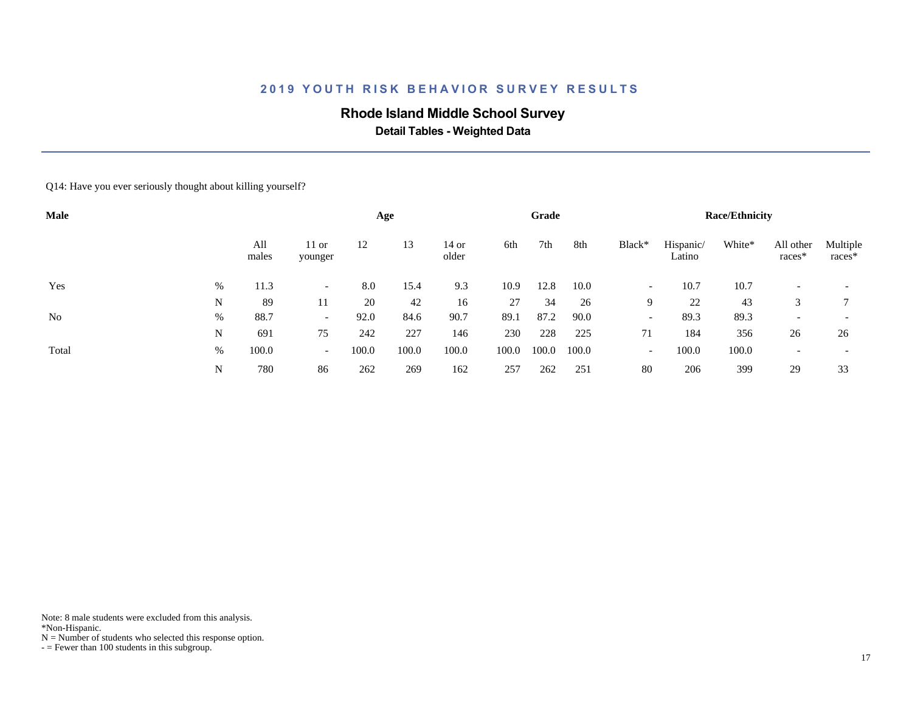# 2019 YOUTH RISK BEHAVIOR SURVEY RESULTS

## Rhode Island Middle School Survey

### Detail Tables - Weighted Data

Q14: Have you ever seriously thought about killing yourself?

| Male | | Age | | | | | Grade | | | Race/Ethnicity | | | | |
|---|---|---|---|---|---|---|---|---|---|---|---|---|---|---|
| | | All males | 11 or younger | 12 | 13 | 14 or older | 6th | 7th | 8th | Black* | Hispanic/ Latino | White* | All other races* | Multiple races* |
| Yes | % | 11.3 | - | 8.0 | 15.4 | 9.3 | 10.9 | 12.8 | 10.0 | - | 10.7 | 10.7 | - | - |
| | N | 89 | 11 | 20 | 42 | 16 | 27 | 34 | 26 | 9 | 22 | 43 | 3 | 7 |
| No | % | 88.7 | - | 92.0 | 84.6 | 90.7 | 89.1 | 87.2 | 90.0 | - | 89.3 | 89.3 | - | - |
| | N | 691 | 75 | 242 | 227 | 146 | 230 | 228 | 225 | 71 | 184 | 356 | 26 | 26 |
| Total | % | 100.0 | - | 100.0 | 100.0 | 100.0 | 100.0 | 100.0 | 100.0 | - | 100.0 | 100.0 | - | - |
| | N | 780 | 86 | 262 | 269 | 162 | 257 | 262 | 251 | 80 | 206 | 399 | 29 | 33 |

Note: 8 male students were excluded from this analysis.
*Non-Hispanic.
N = Number of students who selected this response option.
- = Fewer than 100 students in this subgroup.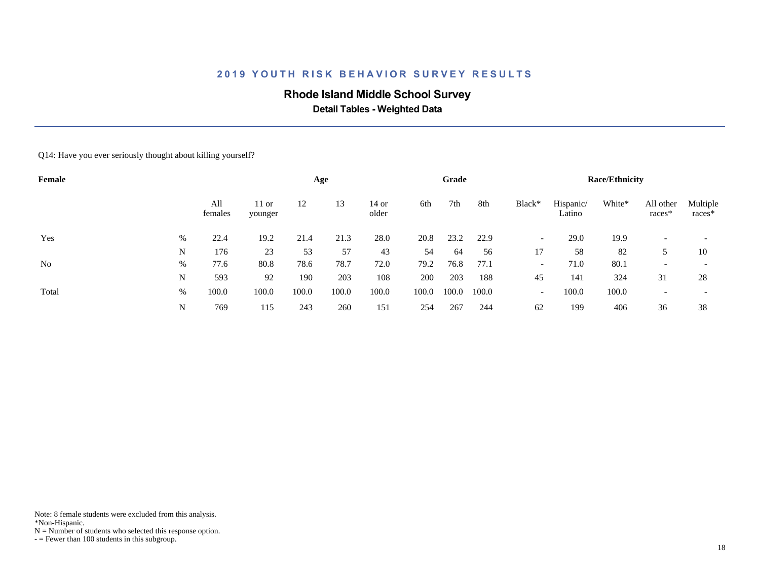## 2019 YOUTH RISK BEHAVIOR SURVEY RESULTS

### Rhode Island Middle School Survey

**Detail Tables - Weighted Data**

Q14: Have you ever seriously thought about killing yourself?

| Female | | | Age | | | | Grade | | | Race/Ethnicity | | | | |
|---|---|---|---|---|---|---|---|---|---|---|---|---|---|---|
| | | All females | 11 or younger | 12 | 13 | 14 or older | 6th | 7th | 8th | Black* | Hispanic/ Latino | White* | All other races* | Multiple races* |
| Yes | % | 22.4 | 19.2 | 21.4 | 21.3 | 28.0 | 20.8 | 23.2 | 22.9 | - | 29.0 | 19.9 | - | - |
| | N | 176 | 23 | 53 | 57 | 43 | 54 | 64 | 56 | 17 | 58 | 82 | 5 | 10 |
| No | % | 77.6 | 80.8 | 78.6 | 78.7 | 72.0 | 79.2 | 76.8 | 77.1 | - | 71.0 | 80.1 | - | - |
| | N | 593 | 92 | 190 | 203 | 108 | 200 | 203 | 188 | 45 | 141 | 324 | 31 | 28 |
| Total | % | 100.0 | 100.0 | 100.0 | 100.0 | 100.0 | 100.0 | 100.0 | 100.0 | - | 100.0 | 100.0 | - | - |
| | N | 769 | 115 | 243 | 260 | 151 | 254 | 267 | 244 | 62 | 199 | 406 | 36 | 38 |

Note: 8 female students were excluded from this analysis.
*Non-Hispanic.
N = Number of students who selected this response option.
- = Fewer than 100 students in this subgroup.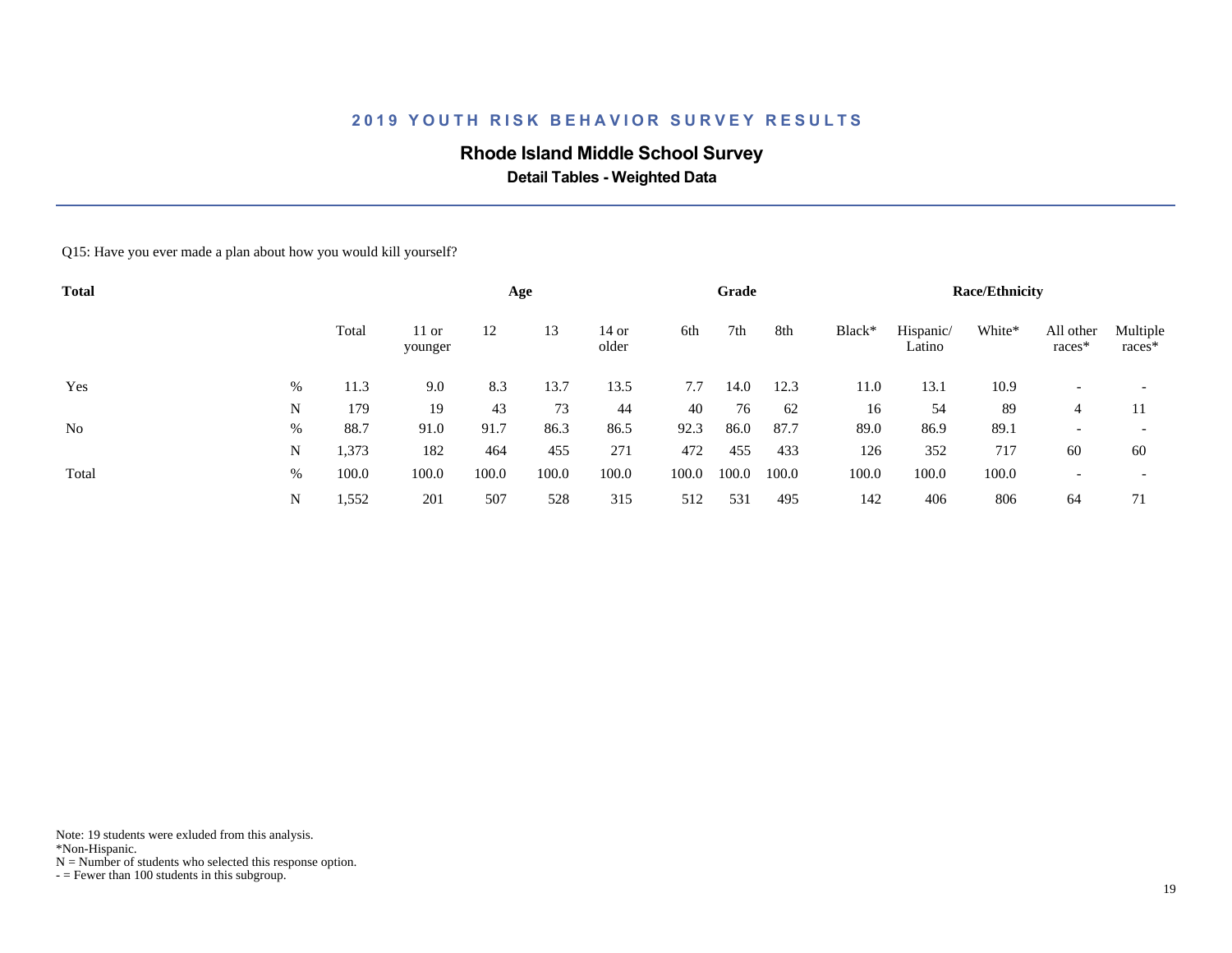## 2019 YOUTH RISK BEHAVIOR SURVEY RESULTS

### Rhode Island Middle School Survey

**Detail Tables - Weighted Data**

Q15: Have you ever made a plan about how you would kill yourself?

| Total | | Total | Age | | | | Grade | | | Race/Ethnicity | | | | |
|---|---|---|---|---|---|---|---|---|---|---|---|---|---|---|
| | | Total | 11 or younger | 12 | 13 | 14 or older | 6th | 7th | 8th | Black* | Hispanic/ Latino | White* | All other races* | Multiple races* |
| Yes | % | 11.3 | 9.0 | 8.3 | 13.7 | 13.5 | 7.7 | 14.0 | 12.3 | 11.0 | 13.1 | 10.9 | - | - |
| | N | 179 | 19 | 43 | 73 | 44 | 40 | 76 | 62 | 16 | 54 | 89 | 4 | 11 |
| No | % | 88.7 | 91.0 | 91.7 | 86.3 | 86.5 | 92.3 | 86.0 | 87.7 | 89.0 | 86.9 | 89.1 | - | - |
| | N | 1,373 | 182 | 464 | 455 | 271 | 472 | 455 | 433 | 126 | 352 | 717 | 60 | 60 |
| Total | % | 100.0 | 100.0 | 100.0 | 100.0 | 100.0 | 100.0 | 100.0 | 100.0 | 100.0 | 100.0 | 100.0 | - | - |
| | N | 1,552 | 201 | 507 | 528 | 315 | 512 | 531 | 495 | 142 | 406 | 806 | 64 | 71 |

Note: 19 students were exluded from this analysis.
*Non-Hispanic.
N = Number of students who selected this response option.
- = Fewer than 100 students in this subgroup.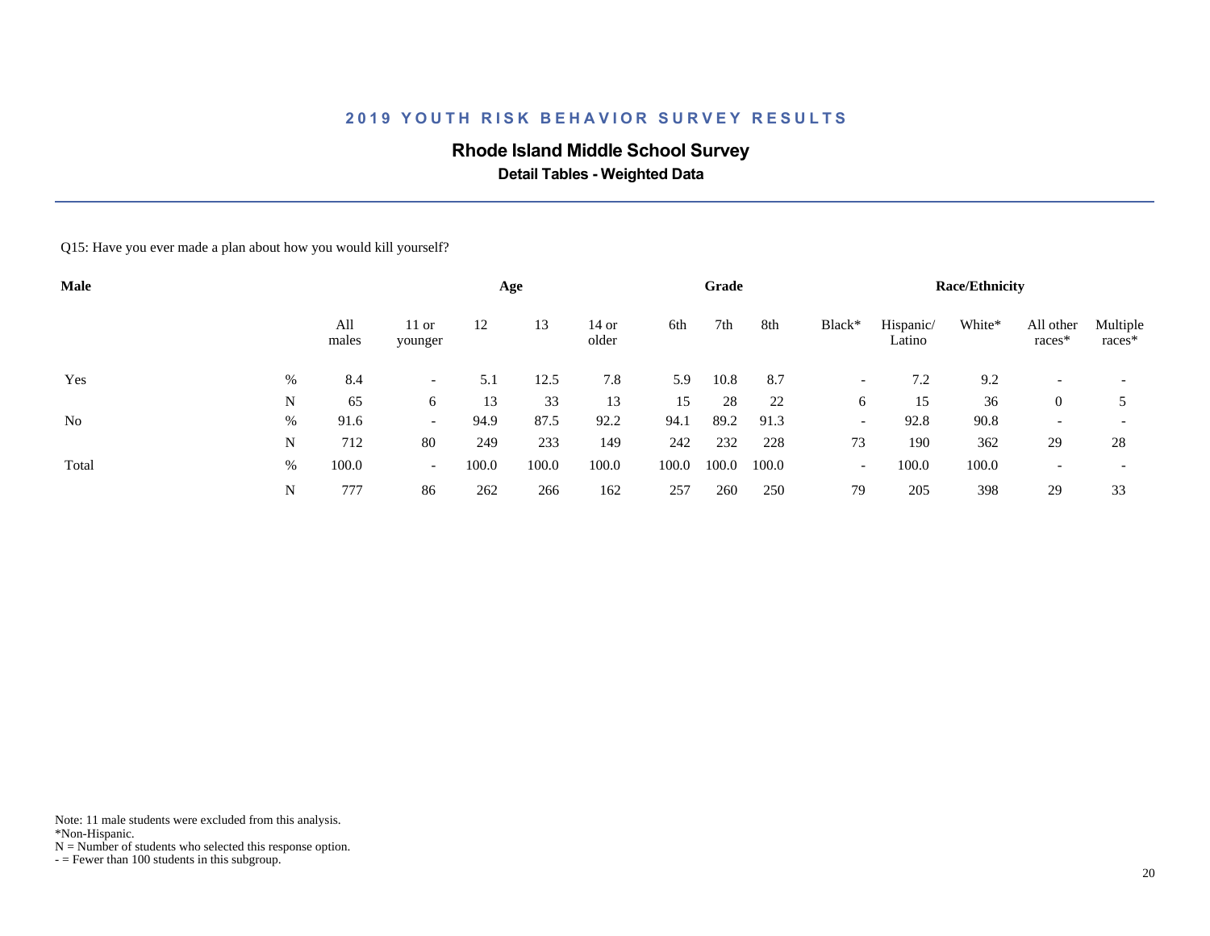## 2019 YOUTH RISK BEHAVIOR SURVEY RESULTS

### Rhode Island Middle School Survey

**Detail Tables - Weighted Data**

Q15: Have you ever made a plan about how you would kill yourself?

| Male | | All males | Age | | | | Grade | | | Race/Ethnicity | | | | |
|---|---|---|---|---|---|---|---|---|---|---|---|---|---|---|
| | | | 11 or younger | 12 | 13 | 14 or older | 6th | 7th | 8th | Black* | Hispanic/ Latino | White* | All other races* | Multiple races* |
| Yes | % | 8.4 | - | 5.1 | 12.5 | 7.8 | 5.9 | 10.8 | 8.7 | - | 7.2 | 9.2 | - | - |
| | N | 65 | 6 | 13 | 33 | 13 | 15 | 28 | 22 | 6 | 15 | 36 | 0 | 5 |
| No | % | 91.6 | - | 94.9 | 87.5 | 92.2 | 94.1 | 89.2 | 91.3 | - | 92.8 | 90.8 | - | - |
| | N | 712 | 80 | 249 | 233 | 149 | 242 | 232 | 228 | 73 | 190 | 362 | 29 | 28 |
| Total | % | 100.0 | - | 100.0 | 100.0 | 100.0 | 100.0 | 100.0 | 100.0 | - | 100.0 | 100.0 | - | - |
| | N | 777 | 86 | 262 | 266 | 162 | 257 | 260 | 250 | 79 | 205 | 398 | 29 | 33 |

Note: 11 male students were excluded from this analysis.
*Non-Hispanic.
N = Number of students who selected this response option.
- = Fewer than 100 students in this subgroup.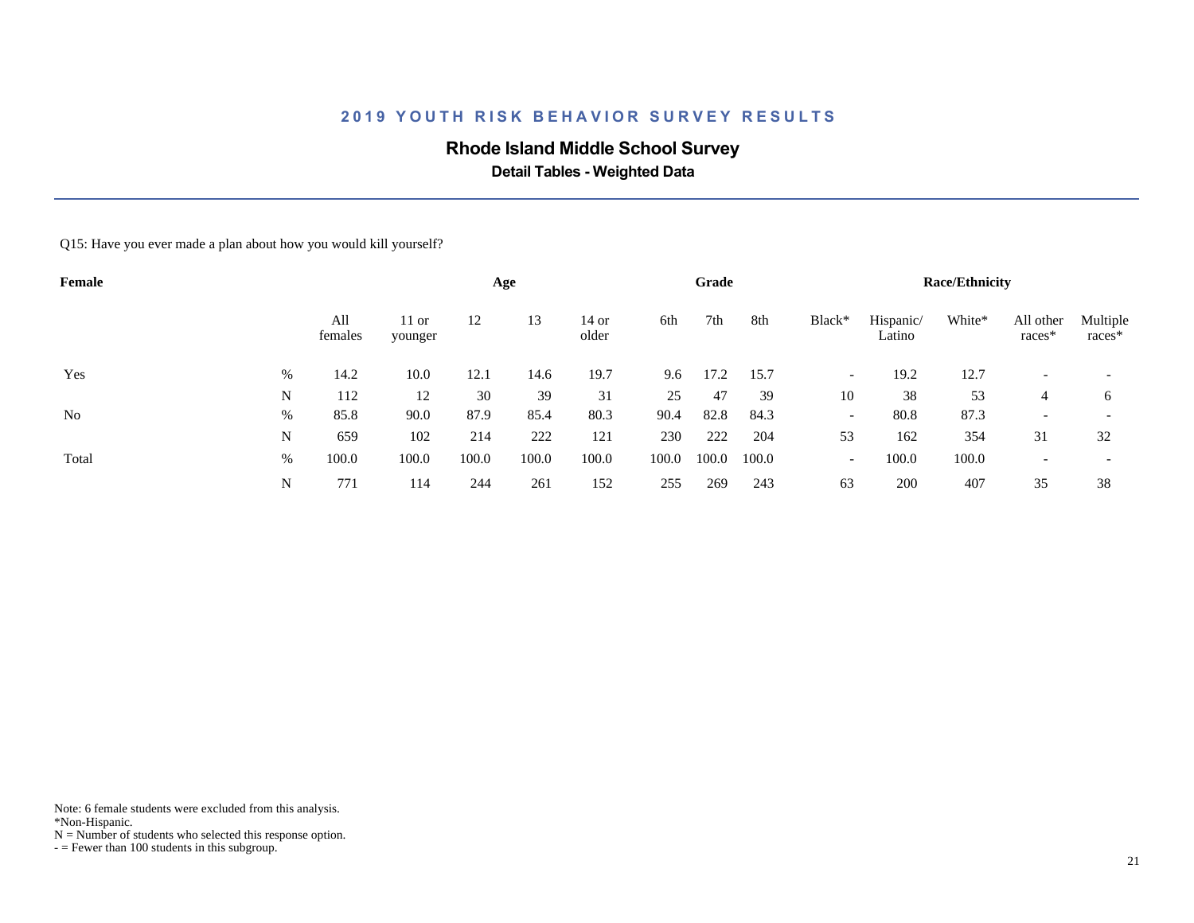# 2019 YOUTH RISK BEHAVIOR SURVEY RESULTS

## Rhode Island Middle School Survey

### Detail Tables - Weighted Data

Q15: Have you ever made a plan about how you would kill yourself?

| Female | | | Age | | | | Grade | | | Race/Ethnicity | | | | |
|---|---|---|---|---|---|---|---|---|---|---|---|---|---|---|
| | | All females | 11 or younger | 12 | 13 | 14 or older | 6th | 7th | 8th | Black* | Hispanic/ Latino | White* | All other races* | Multiple races* |
| Yes | % | 14.2 | 10.0 | 12.1 | 14.6 | 19.7 | 9.6 | 17.2 | 15.7 | - | 19.2 | 12.7 | - | - |
| | N | 112 | 12 | 30 | 39 | 31 | 25 | 47 | 39 | 10 | 38 | 53 | 4 | 6 |
| No | % | 85.8 | 90.0 | 87.9 | 85.4 | 80.3 | 90.4 | 82.8 | 84.3 | - | 80.8 | 87.3 | - | - |
| | N | 659 | 102 | 214 | 222 | 121 | 230 | 222 | 204 | 53 | 162 | 354 | 31 | 32 |
| Total | % | 100.0 | 100.0 | 100.0 | 100.0 | 100.0 | 100.0 | 100.0 | 100.0 | - | 100.0 | 100.0 | - | - |
| | N | 771 | 114 | 244 | 261 | 152 | 255 | 269 | 243 | 63 | 200 | 407 | 35 | 38 |

Note: 6 female students were excluded from this analysis.
*Non-Hispanic.
N = Number of students who selected this response option.
- = Fewer than 100 students in this subgroup.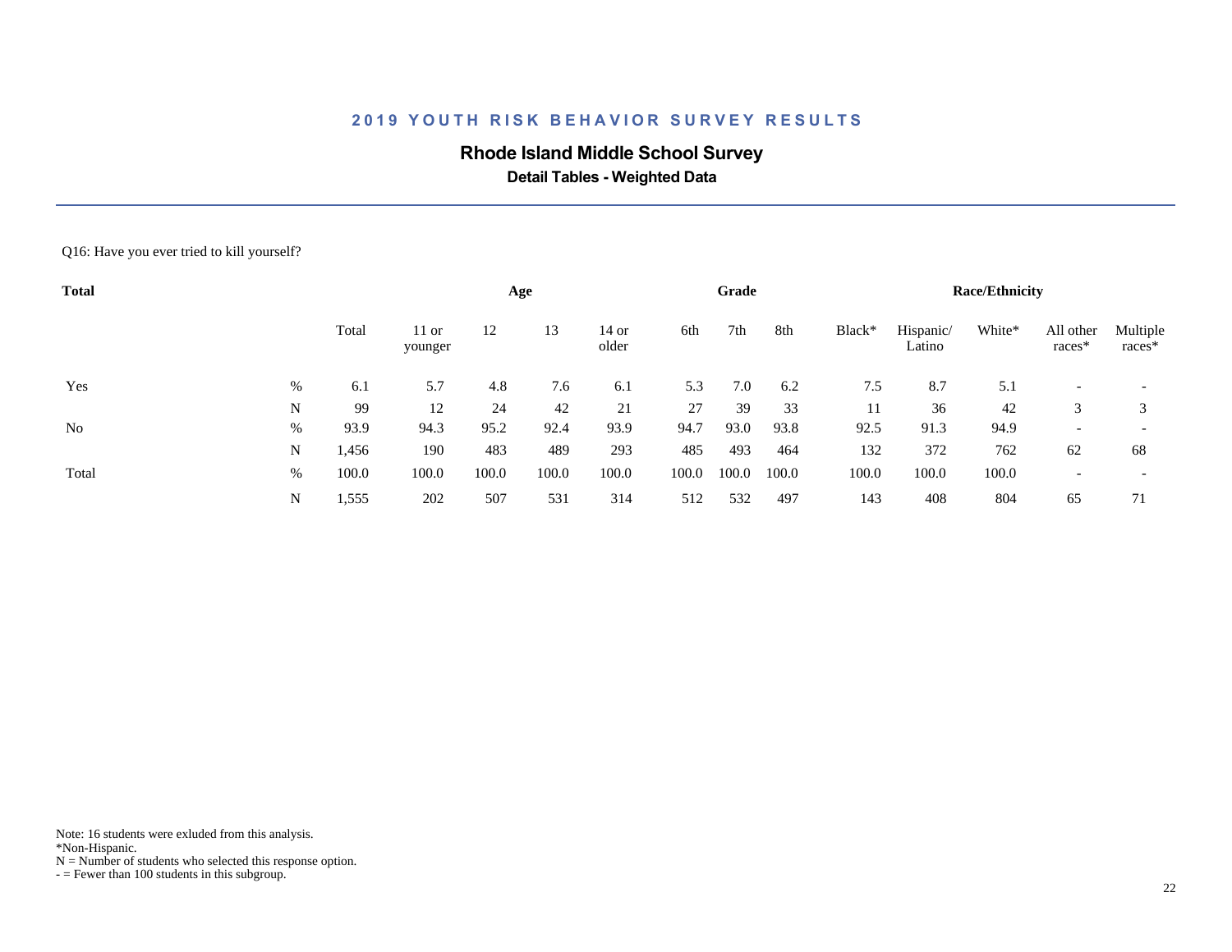# 2019 YOUTH RISK BEHAVIOR SURVEY RESULTS

## Rhode Island Middle School Survey

### Detail Tables - Weighted Data

Q16: Have you ever tried to kill yourself?

| Total | | Total | Age | | | | Grade | | | Race/Ethnicity | | | | |
|---|---|---|---|---|---|---|---|---|---|---|---|---|---|---|
| | | | 11 or younger | 12 | 13 | 14 or older | 6th | 7th | 8th | Black* | Hispanic/ Latino | White* | All other races* | Multiple races* |
| Yes | % | 6.1 | 5.7 | 4.8 | 7.6 | 6.1 | 5.3 | 7.0 | 6.2 | 7.5 | 8.7 | 5.1 | - | - |
| | N | 99 | 12 | 24 | 42 | 21 | 27 | 39 | 33 | 11 | 36 | 42 | 3 | 3 |
| No | % | 93.9 | 94.3 | 95.2 | 92.4 | 93.9 | 94.7 | 93.0 | 93.8 | 92.5 | 91.3 | 94.9 | - | - |
| | N | 1,456 | 190 | 483 | 489 | 293 | 485 | 493 | 464 | 132 | 372 | 762 | 62 | 68 |
| Total | % | 100.0 | 100.0 | 100.0 | 100.0 | 100.0 | 100.0 | 100.0 | 100.0 | 100.0 | 100.0 | 100.0 | - | - |
| | N | 1,555 | 202 | 507 | 531 | 314 | 512 | 532 | 497 | 143 | 408 | 804 | 65 | 71 |

Note: 16 students were exluded from this analysis.
*Non-Hispanic.
N = Number of students who selected this response option.
- = Fewer than 100 students in this subgroup.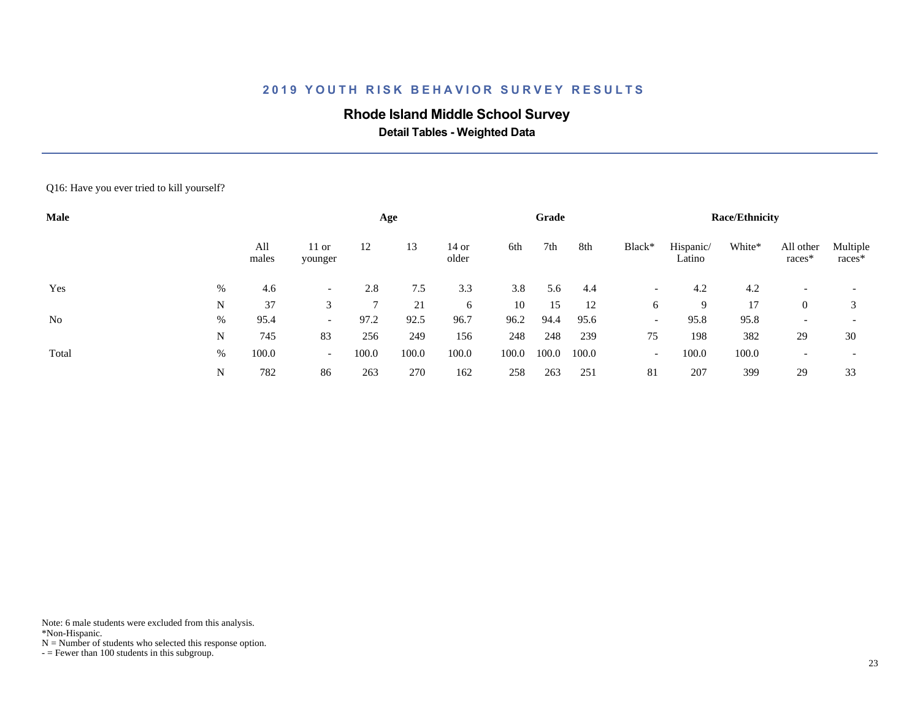## 2019 YOUTH RISK BEHAVIOR SURVEY RESULTS

### Rhode Island Middle School Survey

**Detail Tables - Weighted Data**

Q16: Have you ever tried to kill yourself?

| **Male** | | All males | 11 or younger | 12 | 13 | 14 or older | 6th | 7th | 8th | Black* | Hispanic/ Latino | White* | All other races* | Multiple races* |
|---|---|---|---|---|---|---|---|---|---|---|---|---|---|---|
| | | | **Age** | | | | **Grade** | | | **Race/Ethnicity** | | | | |
| Yes | % | 4.6 | - | 2.8 | 7.5 | 3.3 | 3.8 | 5.6 | 4.4 | - | 4.2 | 4.2 | - | - |
| | N | 37 | 3 | 7 | 21 | 6 | 10 | 15 | 12 | 6 | 9 | 17 | 0 | 3 |
| No | % | 95.4 | - | 97.2 | 92.5 | 96.7 | 96.2 | 94.4 | 95.6 | - | 95.8 | 95.8 | - | - |
| | N | 745 | 83 | 256 | 249 | 156 | 248 | 248 | 239 | 75 | 198 | 382 | 29 | 30 |
| Total | % | 100.0 | - | 100.0 | 100.0 | 100.0 | 100.0 | 100.0 | 100.0 | - | 100.0 | 100.0 | - | - |
| | N | 782 | 86 | 263 | 270 | 162 | 258 | 263 | 251 | 81 | 207 | 399 | 29 | 33 |

Note: 6 male students were excluded from this analysis.
*Non-Hispanic.
N = Number of students who selected this response option.
- = Fewer than 100 students in this subgroup.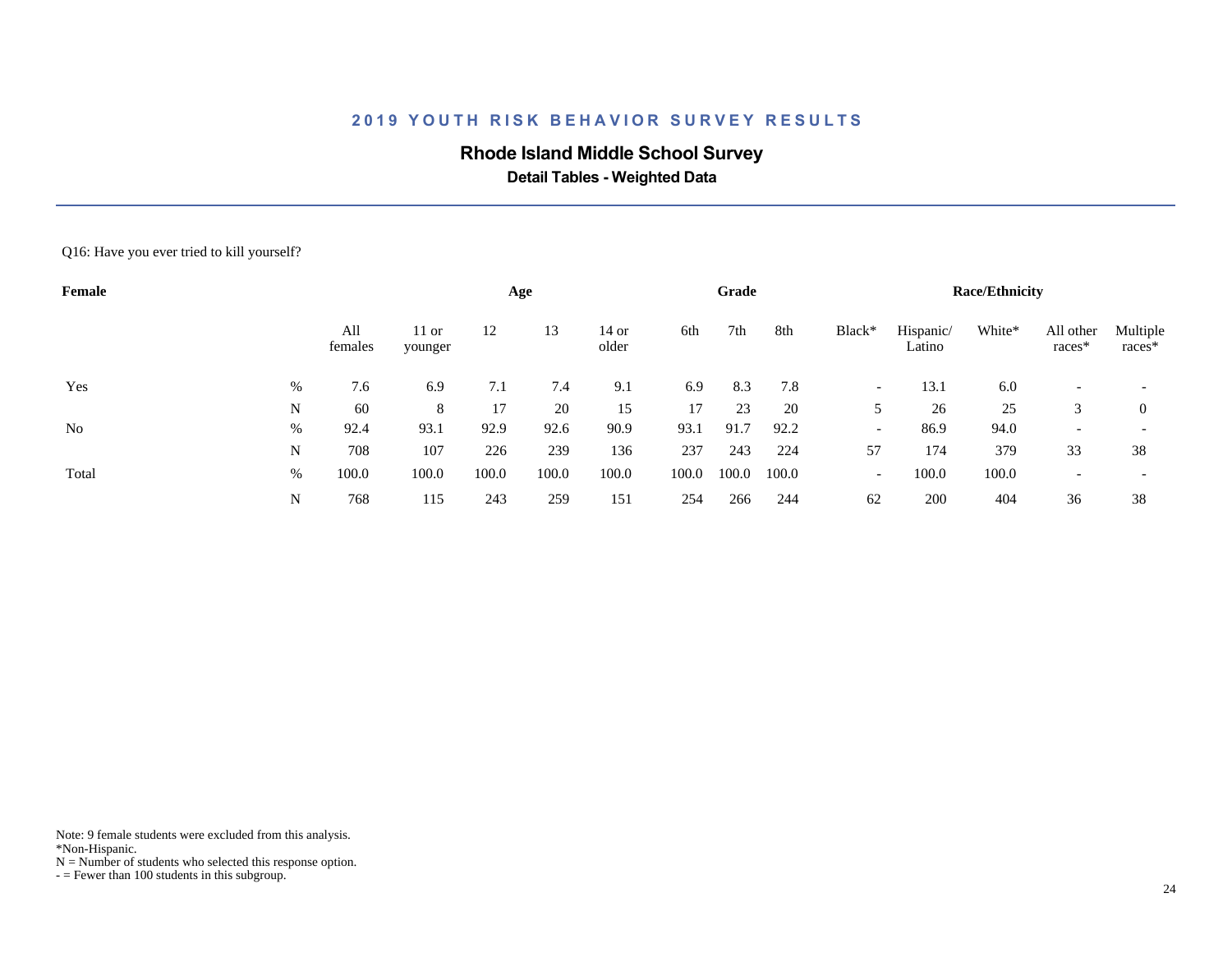## 2019 YOUTH RISK BEHAVIOR SURVEY RESULTS

### Rhode Island Middle School Survey

**Detail Tables - Weighted Data**

Q16: Have you ever tried to kill yourself?

| Female | | All females | Age | | | | Grade | | | Race/Ethnicity | | | | |
|---|---|---|---|---|---|---|---|---|---|---|---|---|---|---|
| | | | 11 or younger | 12 | 13 | 14 or older | 6th | 7th | 8th | Black* | Hispanic/ Latino | White* | All other races* | Multiple races* |
| Yes | % | 7.6 | 6.9 | 7.1 | 7.4 | 9.1 | 6.9 | 8.3 | 7.8 | - | 13.1 | 6.0 | - | - |
| | N | 60 | 8 | 17 | 20 | 15 | 17 | 23 | 20 | 5 | 26 | 25 | 3 | 0 |
| No | % | 92.4 | 93.1 | 92.9 | 92.6 | 90.9 | 93.1 | 91.7 | 92.2 | - | 86.9 | 94.0 | - | - |
| | N | 708 | 107 | 226 | 239 | 136 | 237 | 243 | 224 | 57 | 174 | 379 | 33 | 38 |
| Total | % | 100.0 | 100.0 | 100.0 | 100.0 | 100.0 | 100.0 | 100.0 | 100.0 | - | 100.0 | 100.0 | - | - |
| | N | 768 | 115 | 243 | 259 | 151 | 254 | 266 | 244 | 62 | 200 | 404 | 36 | 38 |

Note: 9 female students were excluded from this analysis.
*Non-Hispanic.
N = Number of students who selected this response option.
- = Fewer than 100 students in this subgroup.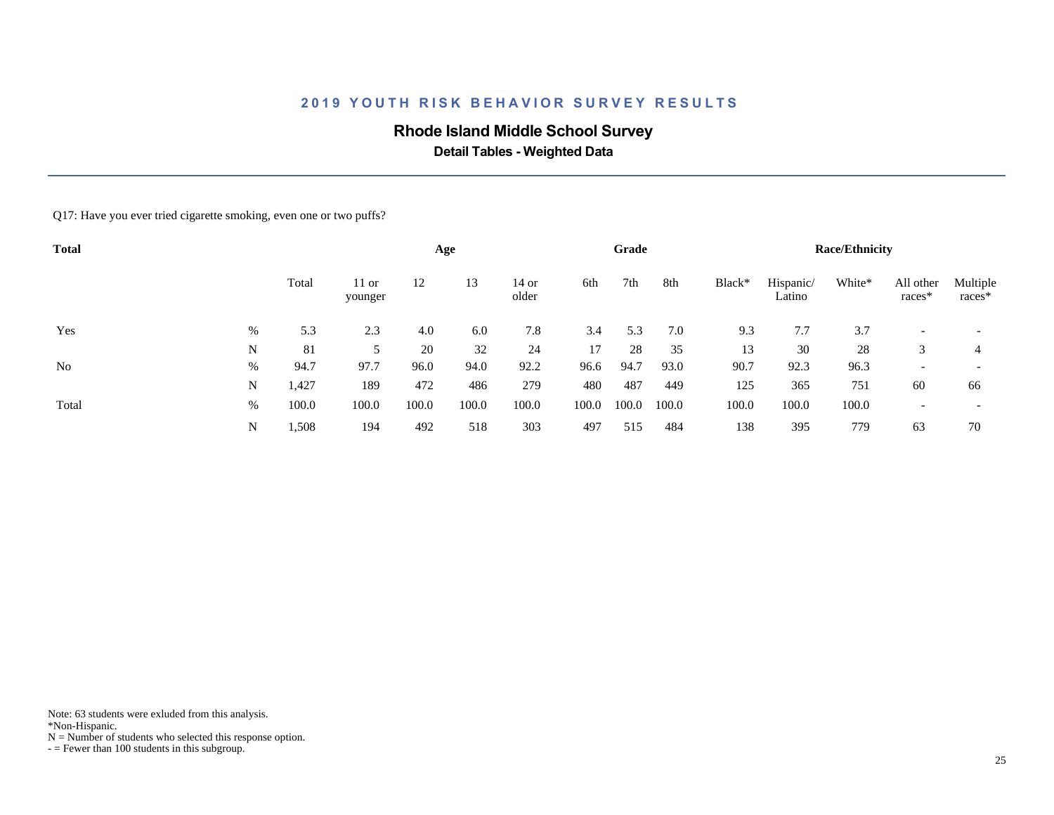## 2019 YOUTH RISK BEHAVIOR SURVEY RESULTS

### Rhode Island Middle School Survey

**Detail Tables - Weighted Data**

Q17: Have you ever tried cigarette smoking, even one or two puffs?

| Total | | | Age | | | | Grade | | | Race/Ethnicity | | | | |
|---|---|---|---|---|---|---|---|---|---|---|---|---|---|---|
| | | Total | 11 or younger | 12 | 13 | 14 or older | 6th | 7th | 8th | Black* | Hispanic/ Latino | White* | All other races* | Multiple races* |
| Yes | % | 5.3 | 2.3 | 4.0 | 6.0 | 7.8 | 3.4 | 5.3 | 7.0 | 9.3 | 7.7 | 3.7 | - | - |
| | N | 81 | 5 | 20 | 32 | 24 | 17 | 28 | 35 | 13 | 30 | 28 | 3 | 4 |
| No | % | 94.7 | 97.7 | 96.0 | 94.0 | 92.2 | 96.6 | 94.7 | 93.0 | 90.7 | 92.3 | 96.3 | - | - |
| | N | 1,427 | 189 | 472 | 486 | 279 | 480 | 487 | 449 | 125 | 365 | 751 | 60 | 66 |
| Total | % | 100.0 | 100.0 | 100.0 | 100.0 | 100.0 | 100.0 | 100.0 | 100.0 | 100.0 | 100.0 | 100.0 | - | - |
| | N | 1,508 | 194 | 492 | 518 | 303 | 497 | 515 | 484 | 138 | 395 | 779 | 63 | 70 |

Note: 63 students were exluded from this analysis.
*Non-Hispanic.
N = Number of students who selected this response option.
- = Fewer than 100 students in this subgroup.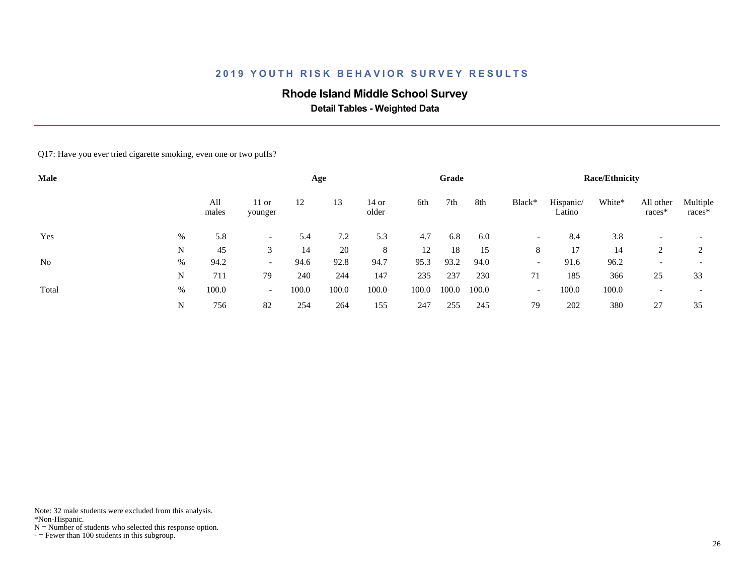# 2019 YOUTH RISK BEHAVIOR SURVEY RESULTS

## Rhode Island Middle School Survey

### Detail Tables - Weighted Data

Q17: Have you ever tried cigarette smoking, even one or two puffs?

| Male | | Age | | | | | Grade | | | Race/Ethnicity | | | | |
|---|---|---|---|---|---|---|---|---|---|---|---|---|---|---|
| | | All males | 11 or younger | 12 | 13 | 14 or older | 6th | 7th | 8th | Black* | Hispanic/ Latino | White* | All other races* | Multiple races* |
| Yes | % | 5.8 | - | 5.4 | 7.2 | 5.3 | 4.7 | 6.8 | 6.0 | - | 8.4 | 3.8 | - | - |
| | N | 45 | 3 | 14 | 20 | 8 | 12 | 18 | 15 | 8 | 17 | 14 | 2 | 2 |
| No | % | 94.2 | - | 94.6 | 92.8 | 94.7 | 95.3 | 93.2 | 94.0 | - | 91.6 | 96.2 | - | - |
| | N | 711 | 79 | 240 | 244 | 147 | 235 | 237 | 230 | 71 | 185 | 366 | 25 | 33 |
| Total | % | 100.0 | - | 100.0 | 100.0 | 100.0 | 100.0 | 100.0 | 100.0 | - | 100.0 | 100.0 | - | - |
| | N | 756 | 82 | 254 | 264 | 155 | 247 | 255 | 245 | 79 | 202 | 380 | 27 | 35 |

Note: 32 male students were excluded from this analysis.
*Non-Hispanic.
N = Number of students who selected this response option.
- = Fewer than 100 students in this subgroup.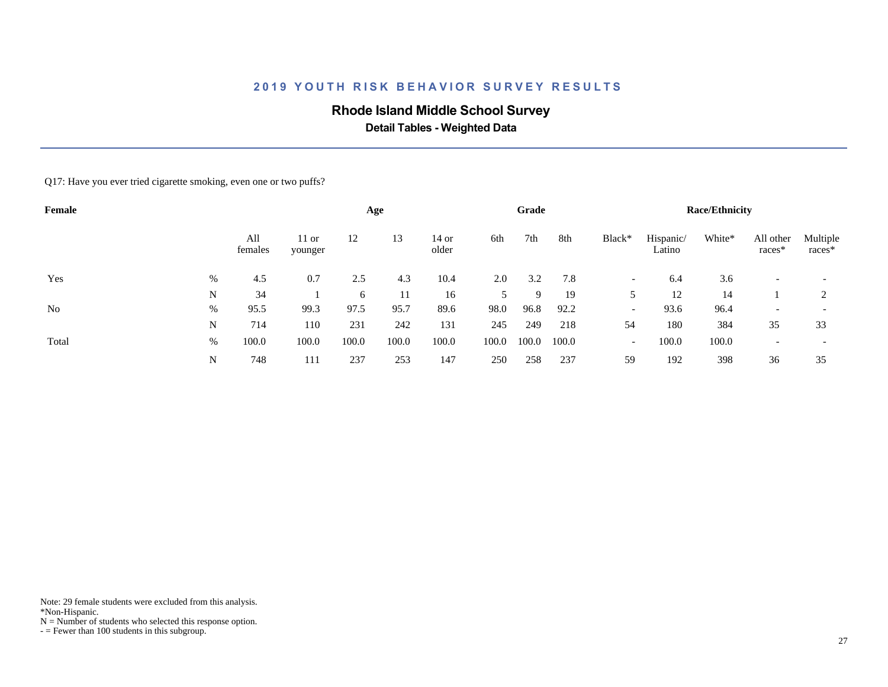## 2019 YOUTH RISK BEHAVIOR SURVEY RESULTS

### Rhode Island Middle School Survey

**Detail Tables - Weighted Data**

Q17: Have you ever tried cigarette smoking, even one or two puffs?

| Female | | | Age | | | | Grade | | | Race/Ethnicity | | | | |
|---|---|---|---|---|---|---|---|---|---|---|---|---|---|---|
| | | All females | 11 or younger | 12 | 13 | 14 or older | 6th | 7th | 8th | Black* | Hispanic/ Latino | White* | All other races* | Multiple races* |
| Yes | % | 4.5 | 0.7 | 2.5 | 4.3 | 10.4 | 2.0 | 3.2 | 7.8 | - | 6.4 | 3.6 | - | - |
| | N | 34 | 1 | 6 | 11 | 16 | 5 | 9 | 19 | 5 | 12 | 14 | 1 | 2 |
| No | % | 95.5 | 99.3 | 97.5 | 95.7 | 89.6 | 98.0 | 96.8 | 92.2 | - | 93.6 | 96.4 | - | - |
| | N | 714 | 110 | 231 | 242 | 131 | 245 | 249 | 218 | 54 | 180 | 384 | 35 | 33 |
| Total | % | 100.0 | 100.0 | 100.0 | 100.0 | 100.0 | 100.0 | 100.0 | 100.0 | - | 100.0 | 100.0 | - | - |
| | N | 748 | 111 | 237 | 253 | 147 | 250 | 258 | 237 | 59 | 192 | 398 | 36 | 35 |

Note: 29 female students were excluded from this analysis.
*Non-Hispanic.
N = Number of students who selected this response option.
- = Fewer than 100 students in this subgroup.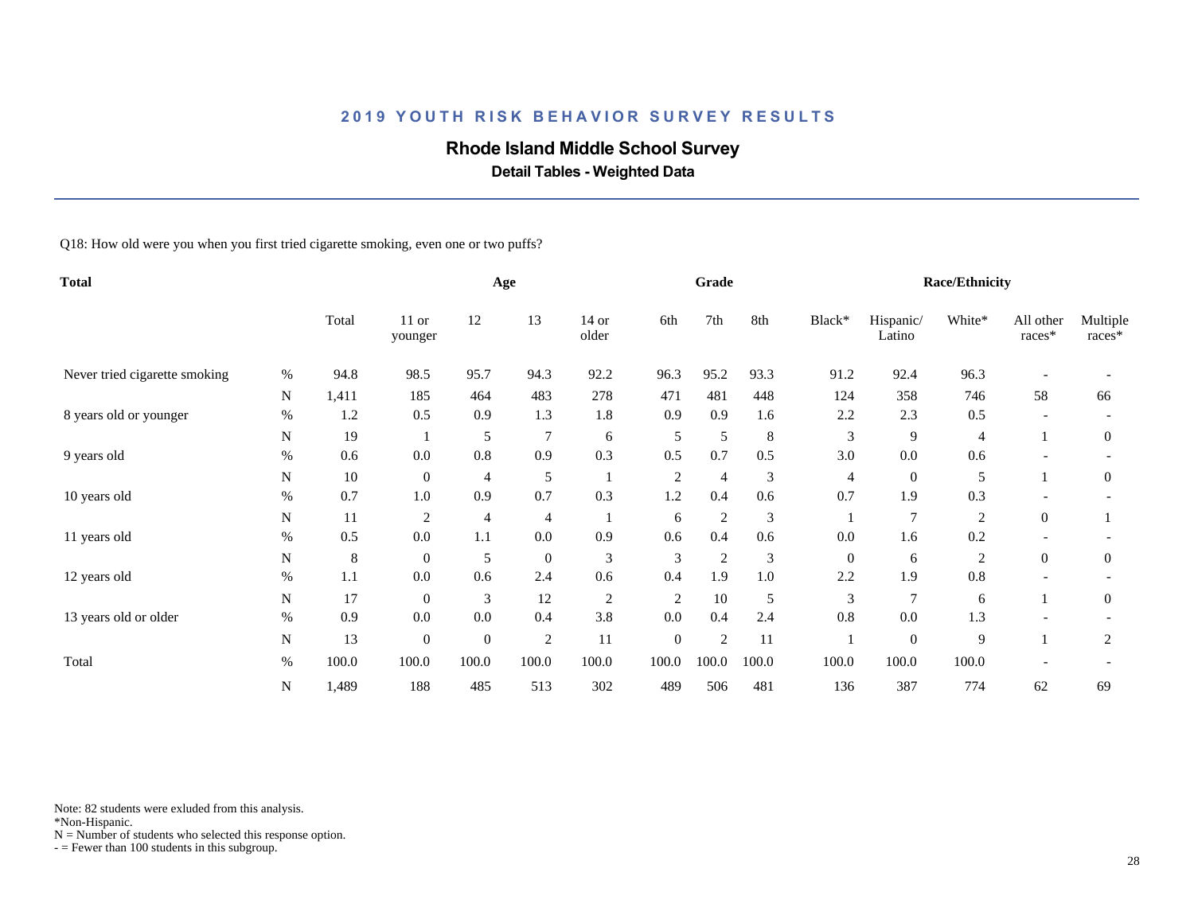## 2019 YOUTH RISK BEHAVIOR SURVEY RESULTS

# Rhode Island Middle School Survey

### Detail Tables - Weighted Data

Q18: How old were you when you first tried cigarette smoking, even one or two puffs?

| Total | | | Age | | | | Grade | | | Race/Ethnicity | | | | |
|---|---|---|---|---|---|---|---|---|---|---|---|---|---|---|
| | | Total | 11 or younger | 12 | 13 | 14 or older | 6th | 7th | 8th | Black* | Hispanic/ Latino | White* | All other races* | Multiple races* |
| Never tried cigarette smoking | % | 94.8 | 98.5 | 95.7 | 94.3 | 92.2 | 96.3 | 95.2 | 93.3 | 91.2 | 92.4 | 96.3 | - | - |
| | N | 1,411 | 185 | 464 | 483 | 278 | 471 | 481 | 448 | 124 | 358 | 746 | 58 | 66 |
| 8 years old or younger | % | 1.2 | 0.5 | 0.9 | 1.3 | 1.8 | 0.9 | 0.9 | 1.6 | 2.2 | 2.3 | 0.5 | - | - |
| | N | 19 | 1 | 5 | 7 | 6 | 5 | 5 | 8 | 3 | 9 | 4 | 1 | 0 |
| 9 years old | % | 0.6 | 0.0 | 0.8 | 0.9 | 0.3 | 0.5 | 0.7 | 0.5 | 3.0 | 0.0 | 0.6 | - | - |
| | N | 10 | 0 | 4 | 5 | 1 | 2 | 4 | 3 | 4 | 0 | 5 | 1 | 0 |
| 10 years old | % | 0.7 | 1.0 | 0.9 | 0.7 | 0.3 | 1.2 | 0.4 | 0.6 | 0.7 | 1.9 | 0.3 | - | - |
| | N | 11 | 2 | 4 | 4 | 1 | 6 | 2 | 3 | 1 | 7 | 2 | 0 | 1 |
| 11 years old | % | 0.5 | 0.0 | 1.1 | 0.0 | 0.9 | 0.6 | 0.4 | 0.6 | 0.0 | 1.6 | 0.2 | - | - |
| | N | 8 | 0 | 5 | 0 | 3 | 3 | 2 | 3 | 0 | 6 | 2 | 0 | 0 |
| 12 years old | % | 1.1 | 0.0 | 0.6 | 2.4 | 0.6 | 0.4 | 1.9 | 1.0 | 2.2 | 1.9 | 0.8 | - | - |
| | N | 17 | 0 | 3 | 12 | 2 | 2 | 10 | 5 | 3 | 7 | 6 | 1 | 0 |
| 13 years old or older | % | 0.9 | 0.0 | 0.0 | 0.4 | 3.8 | 0.0 | 0.4 | 2.4 | 0.8 | 0.0 | 1.3 | - | - |
| | N | 13 | 0 | 0 | 2 | 11 | 0 | 2 | 11 | 1 | 0 | 9 | 1 | 2 |
| Total | % | 100.0 | 100.0 | 100.0 | 100.0 | 100.0 | 100.0 | 100.0 | 100.0 | 100.0 | 100.0 | 100.0 | - | - |
| | N | 1,489 | 188 | 485 | 513 | 302 | 489 | 506 | 481 | 136 | 387 | 774 | 62 | 69 |

Note: 82 students were exluded from this analysis.
*Non-Hispanic.
N = Number of students who selected this response option.
- = Fewer than 100 students in this subgroup.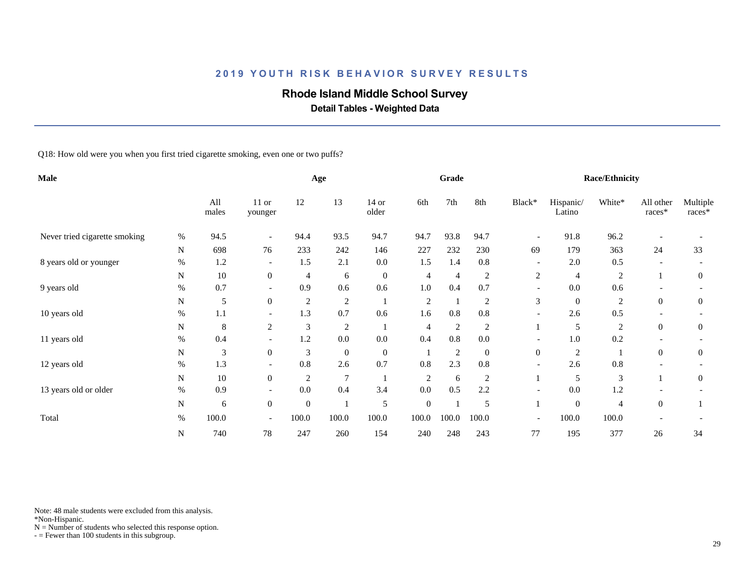## 2019 YOUTH RISK BEHAVIOR SURVEY RESULTS

### Rhode Island Middle School Survey

**Detail Tables - Weighted Data**

Q18: How old were you when you first tried cigarette smoking, even one or two puffs?

| Male | | | Age | | | | Grade | | | Race/Ethnicity | | | | |
|---|---|---|---|---|---|---|---|---|---|---|---|---|---|---|
| | | All males | 11 or younger | 12 | 13 | 14 or older | 6th | 7th | 8th | Black* | Hispanic/ Latino | White* | All other races* | Multiple races* |
| Never tried cigarette smoking | % | 94.5 | - | 94.4 | 93.5 | 94.7 | 94.7 | 93.8 | 94.7 | - | 91.8 | 96.2 | - | - |
| | N | 698 | 76 | 233 | 242 | 146 | 227 | 232 | 230 | 69 | 179 | 363 | 24 | 33 |
| 8 years old or younger | % | 1.2 | - | 1.5 | 2.1 | 0.0 | 1.5 | 1.4 | 0.8 | - | 2.0 | 0.5 | - | - |
| | N | 10 | 0 | 4 | 6 | 0 | 4 | 4 | 2 | 2 | 4 | 2 | 1 | 0 |
| 9 years old | % | 0.7 | - | 0.9 | 0.6 | 0.6 | 1.0 | 0.4 | 0.7 | - | 0.0 | 0.6 | - | - |
| | N | 5 | 0 | 2 | 2 | 1 | 2 | 1 | 2 | 3 | 0 | 2 | 0 | 0 |
| 10 years old | % | 1.1 | - | 1.3 | 0.7 | 0.6 | 1.6 | 0.8 | 0.8 | - | 2.6 | 0.5 | - | - |
| | N | 8 | 2 | 3 | 2 | 1 | 4 | 2 | 2 | 1 | 5 | 2 | 0 | 0 |
| 11 years old | % | 0.4 | - | 1.2 | 0.0 | 0.0 | 0.4 | 0.8 | 0.0 | - | 1.0 | 0.2 | - | - |
| | N | 3 | 0 | 3 | 0 | 0 | 1 | 2 | 0 | 0 | 2 | 1 | 0 | 0 |
| 12 years old | % | 1.3 | - | 0.8 | 2.6 | 0.7 | 0.8 | 2.3 | 0.8 | - | 2.6 | 0.8 | - | - |
| | N | 10 | 0 | 2 | 7 | 1 | 2 | 6 | 2 | 1 | 5 | 3 | 1 | 0 |
| 13 years old or older | % | 0.9 | - | 0.0 | 0.4 | 3.4 | 0.0 | 0.5 | 2.2 | - | 0.0 | 1.2 | - | - |
| | N | 6 | 0 | 0 | 1 | 5 | 0 | 1 | 5 | 1 | 0 | 4 | 0 | 1 |
| Total | % | 100.0 | - | 100.0 | 100.0 | 100.0 | 100.0 | 100.0 | 100.0 | - | 100.0 | 100.0 | - | - |
| | N | 740 | 78 | 247 | 260 | 154 | 240 | 248 | 243 | 77 | 195 | 377 | 26 | 34 |

Note: 48 male students were excluded from this analysis.
*Non-Hispanic.
N = Number of students who selected this response option.
- = Fewer than 100 students in this subgroup.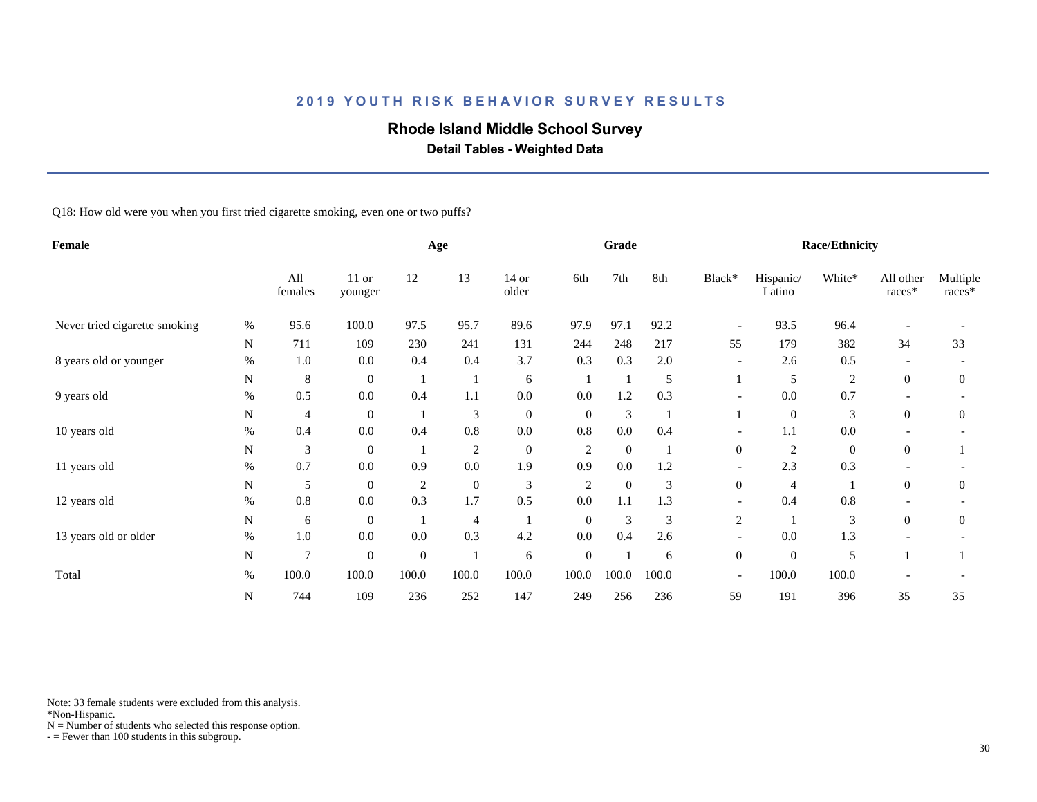## 2019 YOUTH RISK BEHAVIOR SURVEY RESULTS

# Rhode Island Middle School Survey

### Detail Tables - Weighted Data

Q18: How old were you when you first tried cigarette smoking, even one or two puffs?

| Female | | | Age | | | | Grade | | | Race/Ethnicity | | | | |
|---|---|---|---|---|---|---|---|---|---|---|---|---|---|---|
| | | All females | 11 or younger | 12 | 13 | 14 or older | 6th | 7th | 8th | Black* | Hispanic/ Latino | White* | All other races* | Multiple races* |
| Never tried cigarette smoking | % | 95.6 | 100.0 | 97.5 | 95.7 | 89.6 | 97.9 | 97.1 | 92.2 | - | 93.5 | 96.4 | - | - |
| | N | 711 | 109 | 230 | 241 | 131 | 244 | 248 | 217 | 55 | 179 | 382 | 34 | 33 |
| 8 years old or younger | % | 1.0 | 0.0 | 0.4 | 0.4 | 3.7 | 0.3 | 0.3 | 2.0 | - | 2.6 | 0.5 | - | - |
| | N | 8 | 0 | 1 | 1 | 6 | 1 | 1 | 5 | 1 | 5 | 2 | 0 | 0 |
| 9 years old | % | 0.5 | 0.0 | 0.4 | 1.1 | 0.0 | 0.0 | 1.2 | 0.3 | - | 0.0 | 0.7 | - | - |
| | N | 4 | 0 | 1 | 3 | 0 | 0 | 3 | 1 | 1 | 0 | 3 | 0 | 0 |
| 10 years old | % | 0.4 | 0.0 | 0.4 | 0.8 | 0.0 | 0.8 | 0.0 | 0.4 | - | 1.1 | 0.0 | - | - |
| | N | 3 | 0 | 1 | 2 | 0 | 2 | 0 | 1 | 0 | 2 | 0 | 0 | 1 |
| 11 years old | % | 0.7 | 0.0 | 0.9 | 0.0 | 1.9 | 0.9 | 0.0 | 1.2 | - | 2.3 | 0.3 | - | - |
| | N | 5 | 0 | 2 | 0 | 3 | 2 | 0 | 3 | 0 | 4 | 1 | 0 | 0 |
| 12 years old | % | 0.8 | 0.0 | 0.3 | 1.7 | 0.5 | 0.0 | 1.1 | 1.3 | - | 0.4 | 0.8 | - | - |
| | N | 6 | 0 | 1 | 4 | 1 | 0 | 3 | 3 | 2 | 1 | 3 | 0 | 0 |
| 13 years old or older | % | 1.0 | 0.0 | 0.0 | 0.3 | 4.2 | 0.0 | 0.4 | 2.6 | - | 0.0 | 1.3 | - | - |
| | N | 7 | 0 | 0 | 1 | 6 | 0 | 1 | 6 | 0 | 0 | 5 | 1 | 1 |
| Total | % | 100.0 | 100.0 | 100.0 | 100.0 | 100.0 | 100.0 | 100.0 | 100.0 | - | 100.0 | 100.0 | - | - |
| | N | 744 | 109 | 236 | 252 | 147 | 249 | 256 | 236 | 59 | 191 | 396 | 35 | 35 |

Note: 33 female students were excluded from this analysis.
*Non-Hispanic.
N = Number of students who selected this response option.
- = Fewer than 100 students in this subgroup.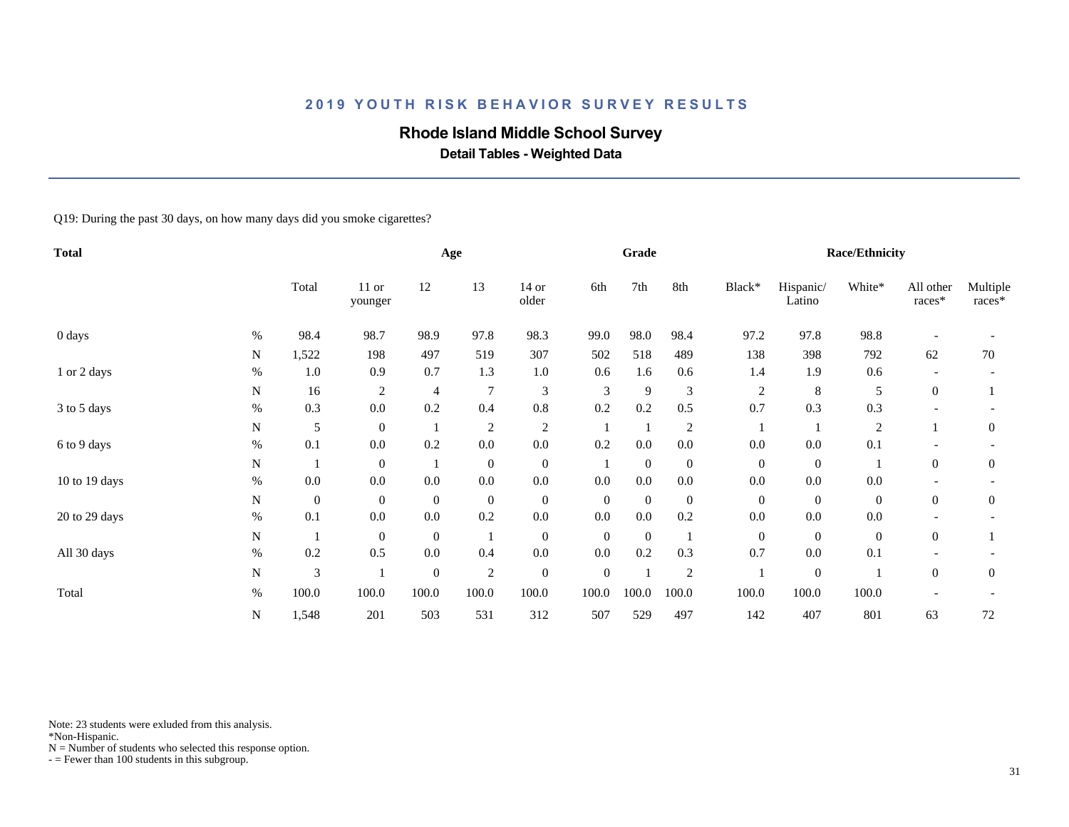# 2019 YOUTH RISK BEHAVIOR SURVEY RESULTS

## Rhode Island Middle School Survey

### Detail Tables - Weighted Data

Q19: During the past 30 days, on how many days did you smoke cigarettes?

| Total | | | Age | | | | Grade | | | Race/Ethnicity | | | | |
|---|---|---|---|---|---|---|---|---|---|---|---|---|---|---|
| | | Total | 11 or younger | 12 | 13 | 14 or older | 6th | 7th | 8th | Black* | Hispanic/ Latino | White* | All other races* | Multiple races* |
| 0 days | % | 98.4 | 98.7 | 98.9 | 97.8 | 98.3 | 99.0 | 98.0 | 98.4 | 97.2 | 97.8 | 98.8 | - | - |
| | N | 1,522 | 198 | 497 | 519 | 307 | 502 | 518 | 489 | 138 | 398 | 792 | 62 | 70 |
| 1 or 2 days | % | 1.0 | 0.9 | 0.7 | 1.3 | 1.0 | 0.6 | 1.6 | 0.6 | 1.4 | 1.9 | 0.6 | - | - |
| | N | 16 | 2 | 4 | 7 | 3 | 3 | 9 | 3 | 2 | 8 | 5 | 0 | 1 |
| 3 to 5 days | % | 0.3 | 0.0 | 0.2 | 0.4 | 0.8 | 0.2 | 0.2 | 0.5 | 0.7 | 0.3 | 0.3 | - | - |
| | N | 5 | 0 | 1 | 2 | 2 | 1 | 1 | 2 | 1 | 1 | 2 | 1 | 0 |
| 6 to 9 days | % | 0.1 | 0.0 | 0.2 | 0.0 | 0.0 | 0.2 | 0.0 | 0.0 | 0.0 | 0.0 | 0.1 | - | - |
| | N | 1 | 0 | 1 | 0 | 0 | 1 | 0 | 0 | 0 | 0 | 1 | 0 | 0 |
| 10 to 19 days | % | 0.0 | 0.0 | 0.0 | 0.0 | 0.0 | 0.0 | 0.0 | 0.0 | 0.0 | 0.0 | 0.0 | - | - |
| | N | 0 | 0 | 0 | 0 | 0 | 0 | 0 | 0 | 0 | 0 | 0 | 0 | 0 |
| 20 to 29 days | % | 0.1 | 0.0 | 0.0 | 0.2 | 0.0 | 0.0 | 0.0 | 0.2 | 0.0 | 0.0 | 0.0 | - | - |
| | N | 1 | 0 | 0 | 1 | 0 | 0 | 0 | 1 | 0 | 0 | 0 | 0 | 1 |
| All 30 days | % | 0.2 | 0.5 | 0.0 | 0.4 | 0.0 | 0.0 | 0.2 | 0.3 | 0.7 | 0.0 | 0.1 | - | - |
| | N | 3 | 1 | 0 | 2 | 0 | 0 | 1 | 2 | 1 | 0 | 1 | 0 | 0 |
| Total | % | 100.0 | 100.0 | 100.0 | 100.0 | 100.0 | 100.0 | 100.0 | 100.0 | 100.0 | 100.0 | 100.0 | - | - |
| | N | 1,548 | 201 | 503 | 531 | 312 | 507 | 529 | 497 | 142 | 407 | 801 | 63 | 72 |

Note: 23 students were exluded from this analysis.
*Non-Hispanic.
N = Number of students who selected this response option.
- = Fewer than 100 students in this subgroup.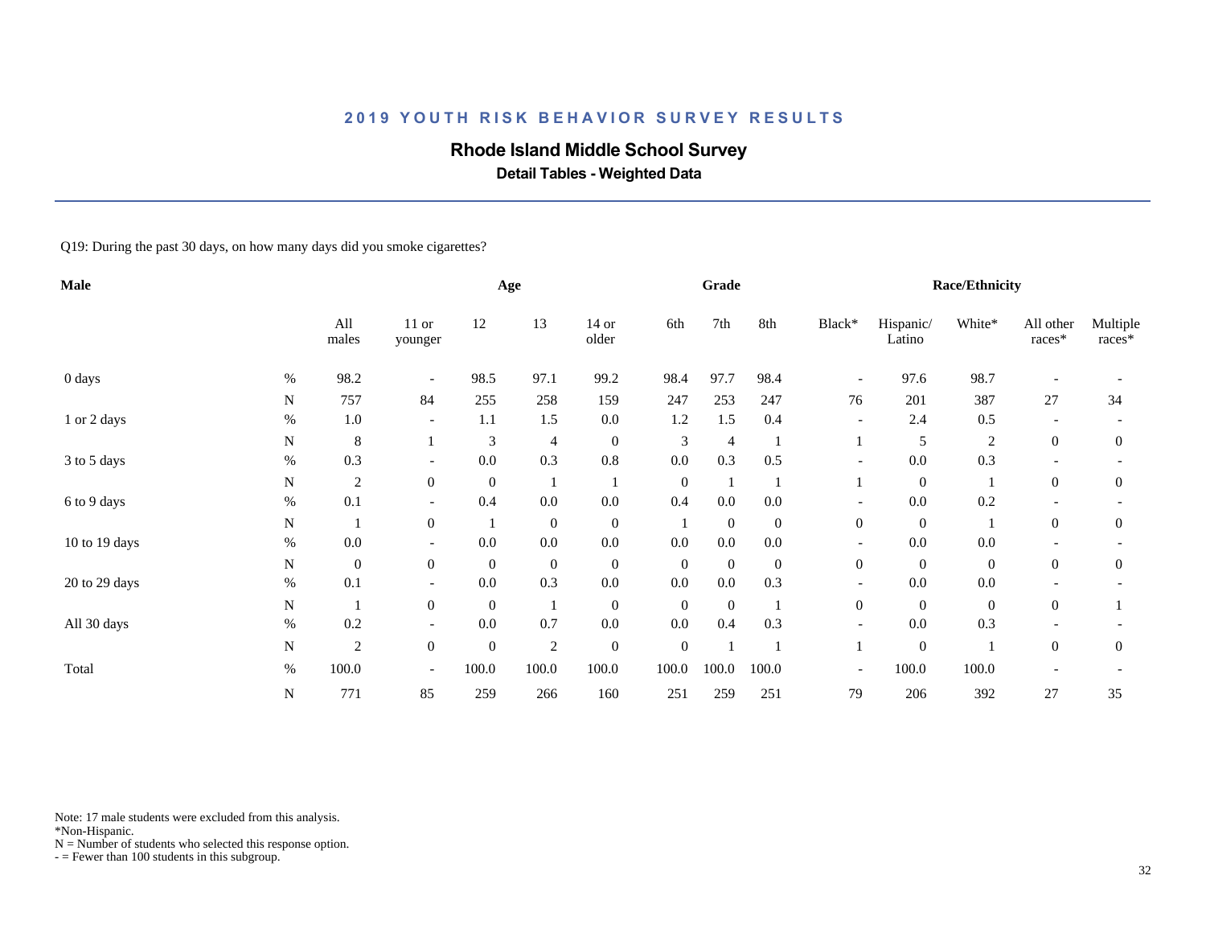# 2019 YOUTH RISK BEHAVIOR SURVEY RESULTS

## Rhode Island Middle School Survey

### Detail Tables - Weighted Data

Q19: During the past 30 days, on how many days did you smoke cigarettes?

| Male | | | Age | | | | Grade | | | Race/Ethnicity | | | | |
|---|---|---|---|---|---|---|---|---|---|---|---|---|---|---|
| | | All males | 11 or younger | 12 | 13 | 14 or older | 6th | 7th | 8th | Black* | Hispanic/ Latino | White* | All other races* | Multiple races* |
| 0 days | % | 98.2 | - | 98.5 | 97.1 | 99.2 | 98.4 | 97.7 | 98.4 | - | 97.6 | 98.7 | - | - |
| | N | 757 | 84 | 255 | 258 | 159 | 247 | 253 | 247 | 76 | 201 | 387 | 27 | 34 |
| 1 or 2 days | % | 1.0 | - | 1.1 | 1.5 | 0.0 | 1.2 | 1.5 | 0.4 | - | 2.4 | 0.5 | - | - |
| | N | 8 | 1 | 3 | 4 | 0 | 3 | 4 | 1 | 1 | 5 | 2 | 0 | 0 |
| 3 to 5 days | % | 0.3 | - | 0.0 | 0.3 | 0.8 | 0.0 | 0.3 | 0.5 | - | 0.0 | 0.3 | - | - |
| | N | 2 | 0 | 0 | 1 | 1 | 0 | 1 | 1 | 1 | 0 | 1 | 0 | 0 |
| 6 to 9 days | % | 0.1 | - | 0.4 | 0.0 | 0.0 | 0.4 | 0.0 | 0.0 | - | 0.0 | 0.2 | - | - |
| | N | 1 | 0 | 1 | 0 | 0 | 1 | 0 | 0 | 0 | 0 | 1 | 0 | 0 |
| 10 to 19 days | % | 0.0 | - | 0.0 | 0.0 | 0.0 | 0.0 | 0.0 | 0.0 | - | 0.0 | 0.0 | - | - |
| | N | 0 | 0 | 0 | 0 | 0 | 0 | 0 | 0 | 0 | 0 | 0 | 0 | 0 |
| 20 to 29 days | % | 0.1 | - | 0.0 | 0.3 | 0.0 | 0.0 | 0.0 | 0.3 | - | 0.0 | 0.0 | - | - |
| | N | 1 | 0 | 0 | 1 | 0 | 0 | 0 | 1 | 0 | 0 | 0 | 0 | 1 |
| All 30 days | % | 0.2 | - | 0.0 | 0.7 | 0.0 | 0.0 | 0.4 | 0.3 | - | 0.0 | 0.3 | - | - |
| | N | 2 | 0 | 0 | 2 | 0 | 0 | 1 | 1 | 1 | 0 | 1 | 0 | 0 |
| Total | % | 100.0 | - | 100.0 | 100.0 | 100.0 | 100.0 | 100.0 | 100.0 | - | 100.0 | 100.0 | - | - |
| | N | 771 | 85 | 259 | 266 | 160 | 251 | 259 | 251 | 79 | 206 | 392 | 27 | 35 |

Note: 17 male students were excluded from this analysis.
*Non-Hispanic.
N = Number of students who selected this response option.
- = Fewer than 100 students in this subgroup.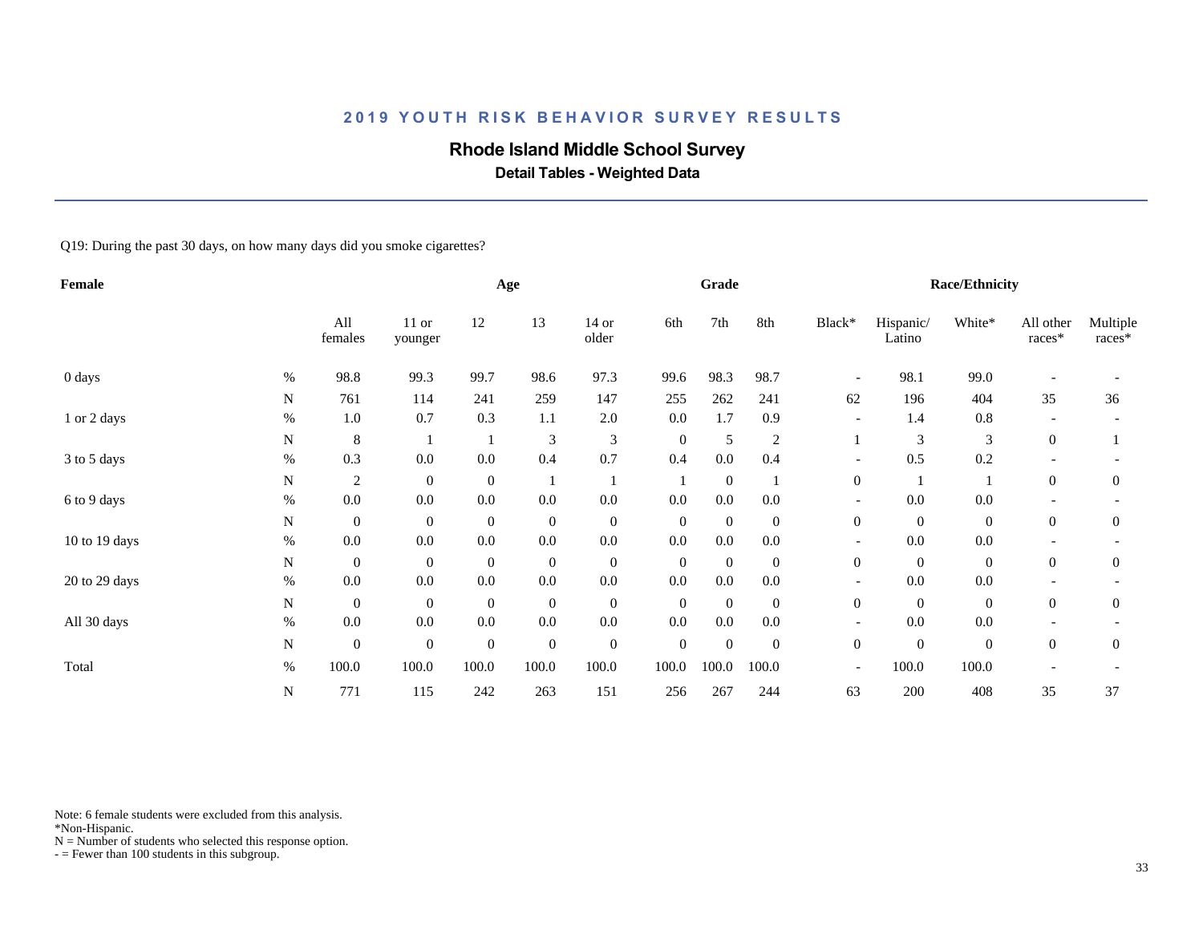## 2019 YOUTH RISK BEHAVIOR SURVEY RESULTS

### Rhode Island Middle School Survey

**Detail Tables - Weighted Data**

Q19: During the past 30 days, on how many days did you smoke cigarettes?

| Female | | | Age | | | | Grade | | | Race/Ethnicity | | | | |
|---|---|---|---|---|---|---|---|---|---|---|---|---|---|---|
| | | All females | 11 or younger | 12 | 13 | 14 or older | 6th | 7th | 8th | Black* | Hispanic/ Latino | White* | All other races* | Multiple races* |
| 0 days | % | 98.8 | 99.3 | 99.7 | 98.6 | 97.3 | 99.6 | 98.3 | 98.7 | - | 98.1 | 99.0 | - | - |
| | N | 761 | 114 | 241 | 259 | 147 | 255 | 262 | 241 | 62 | 196 | 404 | 35 | 36 |
| 1 or 2 days | % | 1.0 | 0.7 | 0.3 | 1.1 | 2.0 | 0.0 | 1.7 | 0.9 | - | 1.4 | 0.8 | - | - |
| | N | 8 | 1 | 1 | 3 | 3 | 0 | 5 | 2 | 1 | 3 | 3 | 0 | 1 |
| 3 to 5 days | % | 0.3 | 0.0 | 0.0 | 0.4 | 0.7 | 0.4 | 0.0 | 0.4 | - | 0.5 | 0.2 | - | - |
| | N | 2 | 0 | 0 | 1 | 1 | 1 | 0 | 1 | 0 | 1 | 1 | 0 | 0 |
| 6 to 9 days | % | 0.0 | 0.0 | 0.0 | 0.0 | 0.0 | 0.0 | 0.0 | 0.0 | - | 0.0 | 0.0 | - | - |
| | N | 0 | 0 | 0 | 0 | 0 | 0 | 0 | 0 | 0 | 0 | 0 | 0 | 0 |
| 10 to 19 days | % | 0.0 | 0.0 | 0.0 | 0.0 | 0.0 | 0.0 | 0.0 | 0.0 | - | 0.0 | 0.0 | - | - |
| | N | 0 | 0 | 0 | 0 | 0 | 0 | 0 | 0 | 0 | 0 | 0 | 0 | 0 |
| 20 to 29 days | % | 0.0 | 0.0 | 0.0 | 0.0 | 0.0 | 0.0 | 0.0 | 0.0 | - | 0.0 | 0.0 | - | - |
| | N | 0 | 0 | 0 | 0 | 0 | 0 | 0 | 0 | 0 | 0 | 0 | 0 | 0 |
| All 30 days | % | 0.0 | 0.0 | 0.0 | 0.0 | 0.0 | 0.0 | 0.0 | 0.0 | - | 0.0 | 0.0 | - | - |
| | N | 0 | 0 | 0 | 0 | 0 | 0 | 0 | 0 | 0 | 0 | 0 | 0 | 0 |
| Total | % | 100.0 | 100.0 | 100.0 | 100.0 | 100.0 | 100.0 | 100.0 | 100.0 | - | 100.0 | 100.0 | - | - |
| | N | 771 | 115 | 242 | 263 | 151 | 256 | 267 | 244 | 63 | 200 | 408 | 35 | 37 |

Note: 6 female students were excluded from this analysis.
*Non-Hispanic.
N = Number of students who selected this response option.
- = Fewer than 100 students in this subgroup.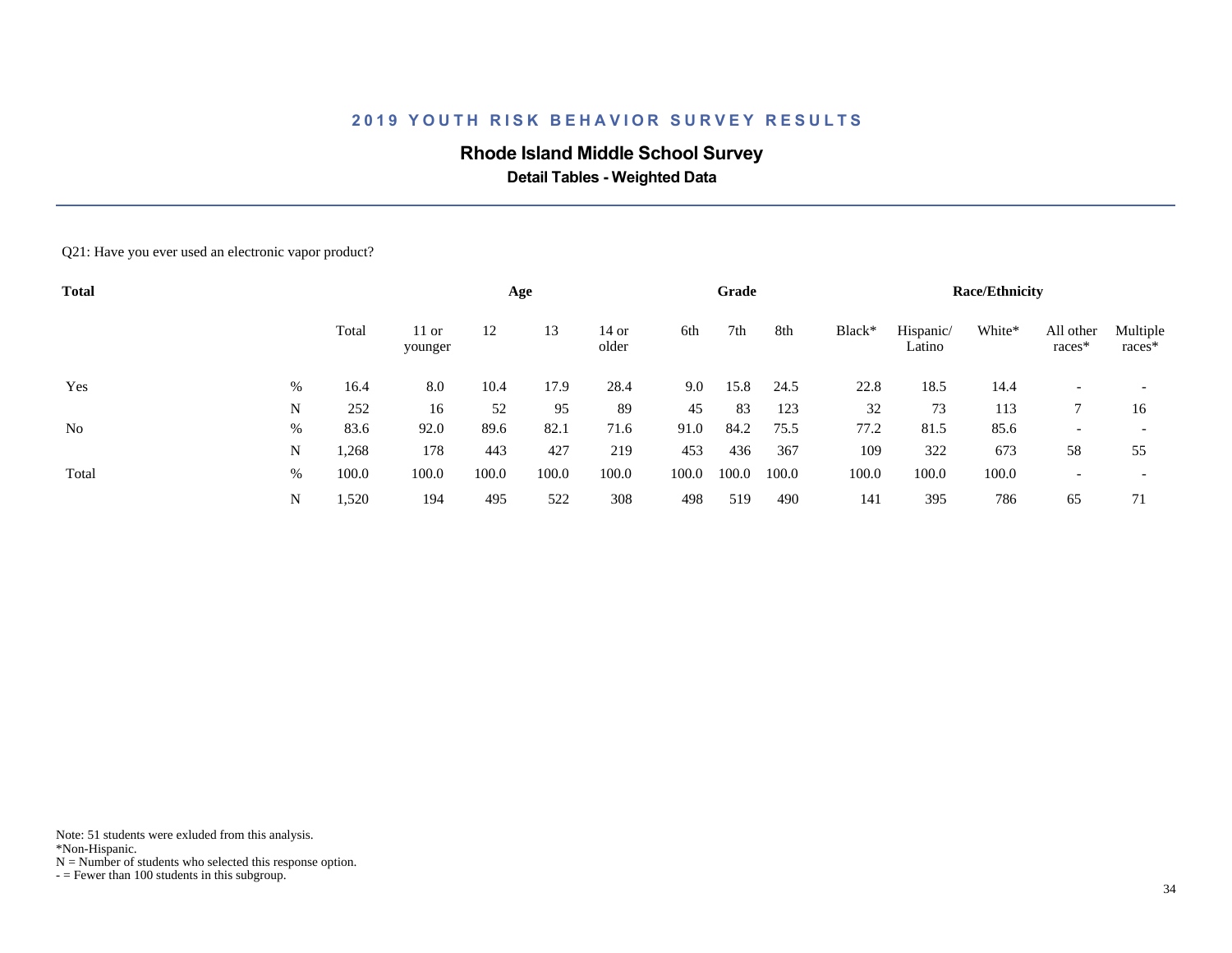## 2019 YOUTH RISK BEHAVIOR SURVEY RESULTS

### Rhode Island Middle School Survey

**Detail Tables - Weighted Data**

Q21: Have you ever used an electronic vapor product?

| **Total** | | | **Age** | | | | **Grade** | | | **Race/Ethnicity** | | | | |
|---|---|---|---|---|---|---|---|---|---|---|---|---|---|---|
| | | Total | 11 or younger | 12 | 13 | 14 or older | 6th | 7th | 8th | Black* | Hispanic/ Latino | White* | All other races* | Multiple races* |
| Yes | % | 16.4 | 8.0 | 10.4 | 17.9 | 28.4 | 9.0 | 15.8 | 24.5 | 22.8 | 18.5 | 14.4 | - | - |
| | N | 252 | 16 | 52 | 95 | 89 | 45 | 83 | 123 | 32 | 73 | 113 | 7 | 16 |
| No | % | 83.6 | 92.0 | 89.6 | 82.1 | 71.6 | 91.0 | 84.2 | 75.5 | 77.2 | 81.5 | 85.6 | - | - |
| | N | 1,268 | 178 | 443 | 427 | 219 | 453 | 436 | 367 | 109 | 322 | 673 | 58 | 55 |
| Total | % | 100.0 | 100.0 | 100.0 | 100.0 | 100.0 | 100.0 | 100.0 | 100.0 | 100.0 | 100.0 | 100.0 | - | - |
| | N | 1,520 | 194 | 495 | 522 | 308 | 498 | 519 | 490 | 141 | 395 | 786 | 65 | 71 |

Note: 51 students were exluded from this analysis.
*Non-Hispanic.
N = Number of students who selected this response option.
- = Fewer than 100 students in this subgroup.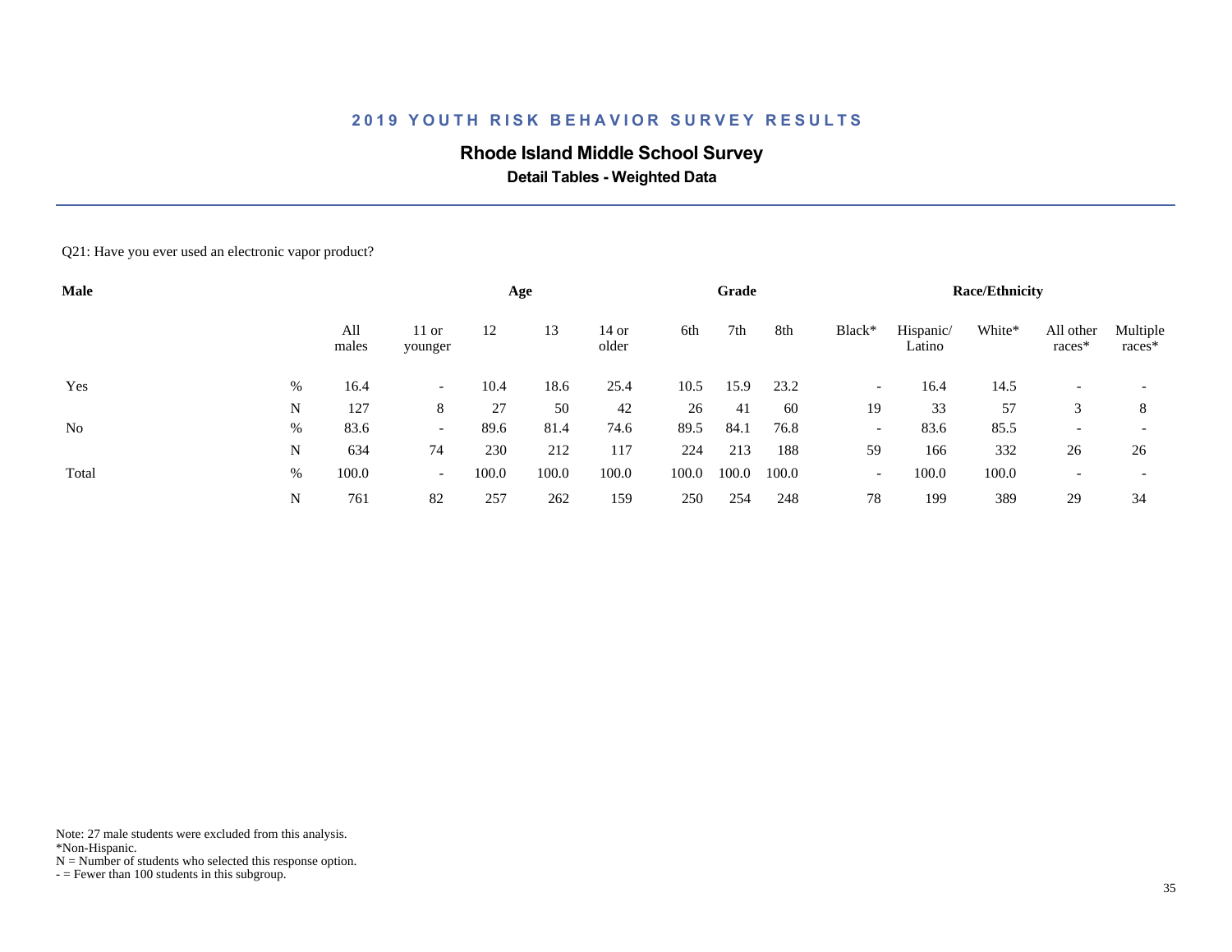## 2019 YOUTH RISK BEHAVIOR SURVEY RESULTS

**Rhode Island Middle School Survey**

**Detail Tables - Weighted Data**

Q21: Have you ever used an electronic vapor product?

| Male | | All males | Age: 11 or younger | Age: 12 | Age: 13 | Age: 14 or older | Grade: 6th | Grade: 7th | Grade: 8th | Race/Ethnicity: Black* | Race/Ethnicity: Hispanic/ Latino | Race/Ethnicity: White* | Race/Ethnicity: All other races* | Race/Ethnicity: Multiple races* |
|---|---|---|---|---|---|---|---|---|---|---|---|---|---|---|
| Yes | % | 16.4 | - | 10.4 | 18.6 | 25.4 | 10.5 | 15.9 | 23.2 | - | 16.4 | 14.5 | - | - |
| | N | 127 | 8 | 27 | 50 | 42 | 26 | 41 | 60 | 19 | 33 | 57 | 3 | 8 |
| No | % | 83.6 | - | 89.6 | 81.4 | 74.6 | 89.5 | 84.1 | 76.8 | - | 83.6 | 85.5 | - | - |
| | N | 634 | 74 | 230 | 212 | 117 | 224 | 213 | 188 | 59 | 166 | 332 | 26 | 26 |
| Total | % | 100.0 | - | 100.0 | 100.0 | 100.0 | 100.0 | 100.0 | 100.0 | - | 100.0 | 100.0 | - | - |
| | N | 761 | 82 | 257 | 262 | 159 | 250 | 254 | 248 | 78 | 199 | 389 | 29 | 34 |

Note: 27 male students were excluded from this analysis.
*Non-Hispanic.
N = Number of students who selected this response option.
- = Fewer than 100 students in this subgroup.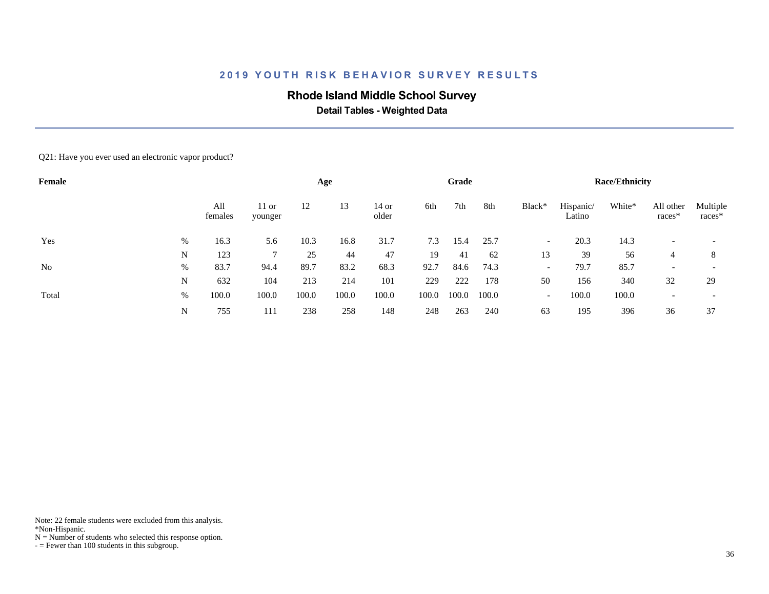## 2019 YOUTH RISK BEHAVIOR SURVEY RESULTS

### Rhode Island Middle School Survey

**Detail Tables - Weighted Data**

Q21: Have you ever used an electronic vapor product?

| Female | | All females | Age | | | | Grade | | | Race/Ethnicity | | | | |
|---|---|---|---|---|---|---|---|---|---|---|---|---|---|---|
| | | | 11 or younger | 12 | 13 | 14 or older | 6th | 7th | 8th | Black* | Hispanic/ Latino | White* | All other races* | Multiple races* |
| Yes | % | 16.3 | 5.6 | 10.3 | 16.8 | 31.7 | 7.3 | 15.4 | 25.7 | - | 20.3 | 14.3 | - | - |
| | N | 123 | 7 | 25 | 44 | 47 | 19 | 41 | 62 | 13 | 39 | 56 | 4 | 8 |
| No | % | 83.7 | 94.4 | 89.7 | 83.2 | 68.3 | 92.7 | 84.6 | 74.3 | - | 79.7 | 85.7 | - | - |
| | N | 632 | 104 | 213 | 214 | 101 | 229 | 222 | 178 | 50 | 156 | 340 | 32 | 29 |
| Total | % | 100.0 | 100.0 | 100.0 | 100.0 | 100.0 | 100.0 | 100.0 | 100.0 | - | 100.0 | 100.0 | - | - |
| | N | 755 | 111 | 238 | 258 | 148 | 248 | 263 | 240 | 63 | 195 | 396 | 36 | 37 |

Note: 22 female students were excluded from this analysis.
*Non-Hispanic.
N = Number of students who selected this response option.
- = Fewer than 100 students in this subgroup.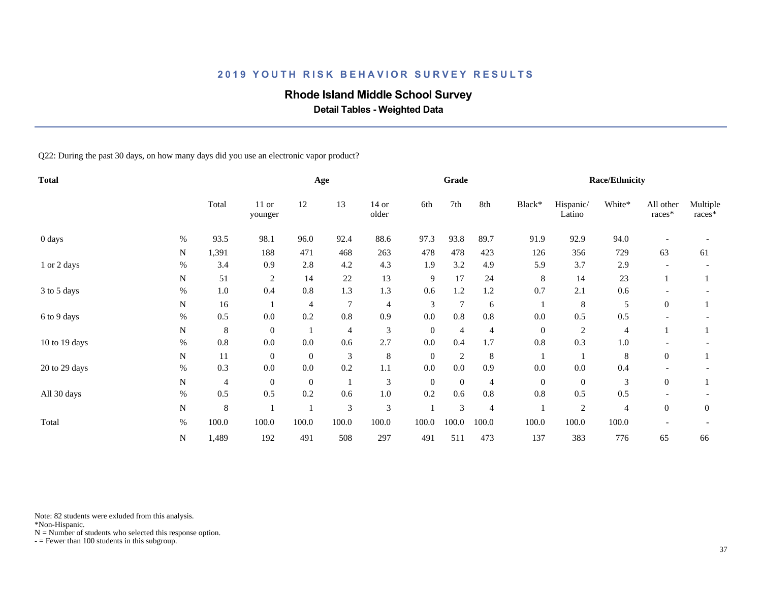## 2019 YOUTH RISK BEHAVIOR SURVEY RESULTS

# Rhode Island Middle School Survey

### Detail Tables - Weighted Data

Q22: During the past 30 days, on how many days did you use an electronic vapor product?

| Total | | Total | Age | | | | Grade | | | Race/Ethnicity | | | | |
|---|---|---|---|---|---|---|---|---|---|---|---|---|---|---|
| | | Total | 11 or younger | 12 | 13 | 14 or older | 6th | 7th | 8th | Black* | Hispanic/ Latino | White* | All other races* | Multiple races* |
| 0 days | % | 93.5 | 98.1 | 96.0 | 92.4 | 88.6 | 97.3 | 93.8 | 89.7 | 91.9 | 92.9 | 94.0 | - | - |
| | N | 1,391 | 188 | 471 | 468 | 263 | 478 | 478 | 423 | 126 | 356 | 729 | 63 | 61 |
| 1 or 2 days | % | 3.4 | 0.9 | 2.8 | 4.2 | 4.3 | 1.9 | 3.2 | 4.9 | 5.9 | 3.7 | 2.9 | - | - |
| | N | 51 | 2 | 14 | 22 | 13 | 9 | 17 | 24 | 8 | 14 | 23 | 1 | 1 |
| 3 to 5 days | % | 1.0 | 0.4 | 0.8 | 1.3 | 1.3 | 0.6 | 1.2 | 1.2 | 0.7 | 2.1 | 0.6 | - | - |
| | N | 16 | 1 | 4 | 7 | 4 | 3 | 7 | 6 | 1 | 8 | 5 | 0 | 1 |
| 6 to 9 days | % | 0.5 | 0.0 | 0.2 | 0.8 | 0.9 | 0.0 | 0.8 | 0.8 | 0.0 | 0.5 | 0.5 | - | - |
| | N | 8 | 0 | 1 | 4 | 3 | 0 | 4 | 4 | 0 | 2 | 4 | 1 | 1 |
| 10 to 19 days | % | 0.8 | 0.0 | 0.0 | 0.6 | 2.7 | 0.0 | 0.4 | 1.7 | 0.8 | 0.3 | 1.0 | - | - |
| | N | 11 | 0 | 0 | 3 | 8 | 0 | 2 | 8 | 1 | 1 | 8 | 0 | 1 |
| 20 to 29 days | % | 0.3 | 0.0 | 0.0 | 0.2 | 1.1 | 0.0 | 0.0 | 0.9 | 0.0 | 0.0 | 0.4 | - | - |
| | N | 4 | 0 | 0 | 1 | 3 | 0 | 0 | 4 | 0 | 0 | 3 | 0 | 1 |
| All 30 days | % | 0.5 | 0.5 | 0.2 | 0.6 | 1.0 | 0.2 | 0.6 | 0.8 | 0.8 | 0.5 | 0.5 | - | - |
| | N | 8 | 1 | 1 | 3 | 3 | 1 | 3 | 4 | 1 | 2 | 4 | 0 | 0 |
| Total | % | 100.0 | 100.0 | 100.0 | 100.0 | 100.0 | 100.0 | 100.0 | 100.0 | 100.0 | 100.0 | 100.0 | - | - |
| | N | 1,489 | 192 | 491 | 508 | 297 | 491 | 511 | 473 | 137 | 383 | 776 | 65 | 66 |

Note: 82 students were exluded from this analysis.
*Non-Hispanic.
N = Number of students who selected this response option.
- = Fewer than 100 students in this subgroup.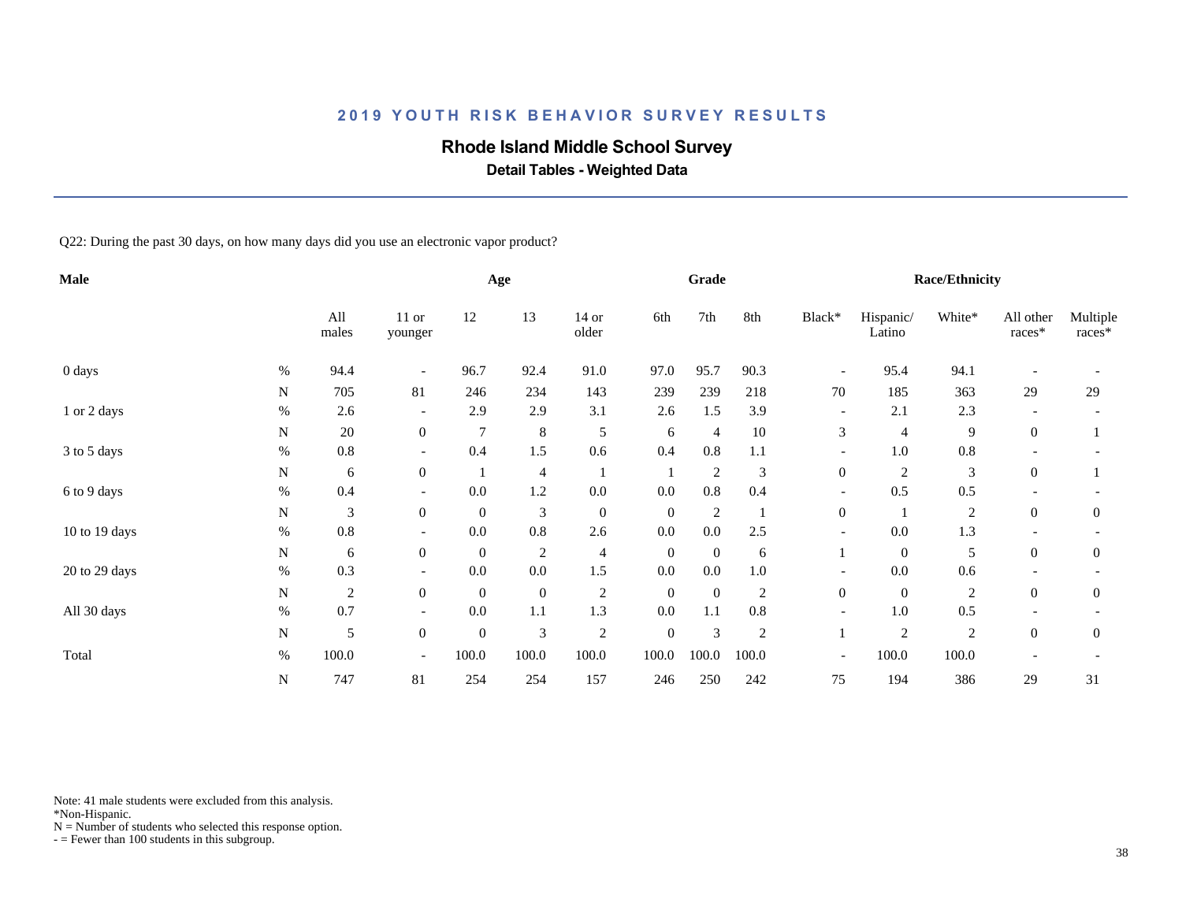# 2019 YOUTH RISK BEHAVIOR SURVEY RESULTS

## Rhode Island Middle School Survey

### Detail Tables - Weighted Data

Q22: During the past 30 days, on how many days did you use an electronic vapor product?

| Male | | | Age | | | | Grade | | | Race/Ethnicity | | | | |
|---|---|---|---|---|---|---|---|---|---|---|---|---|---|---|
| | | All males | 11 or younger | 12 | 13 | 14 or older | 6th | 7th | 8th | Black* | Hispanic/ Latino | White* | All other races* | Multiple races* |
| 0 days | % | 94.4 | - | 96.7 | 92.4 | 91.0 | 97.0 | 95.7 | 90.3 | - | 95.4 | 94.1 | - | - |
| | N | 705 | 81 | 246 | 234 | 143 | 239 | 239 | 218 | 70 | 185 | 363 | 29 | 29 |
| 1 or 2 days | % | 2.6 | - | 2.9 | 2.9 | 3.1 | 2.6 | 1.5 | 3.9 | - | 2.1 | 2.3 | - | - |
| | N | 20 | 0 | 7 | 8 | 5 | 6 | 4 | 10 | 3 | 4 | 9 | 0 | 1 |
| 3 to 5 days | % | 0.8 | - | 0.4 | 1.5 | 0.6 | 0.4 | 0.8 | 1.1 | - | 1.0 | 0.8 | - | - |
| | N | 6 | 0 | 1 | 4 | 1 | 1 | 2 | 3 | 0 | 2 | 3 | 0 | 1 |
| 6 to 9 days | % | 0.4 | - | 0.0 | 1.2 | 0.0 | 0.0 | 0.8 | 0.4 | - | 0.5 | 0.5 | - | - |
| | N | 3 | 0 | 0 | 3 | 0 | 0 | 2 | 1 | 0 | 1 | 2 | 0 | 0 |
| 10 to 19 days | % | 0.8 | - | 0.0 | 0.8 | 2.6 | 0.0 | 0.0 | 2.5 | - | 0.0 | 1.3 | - | - |
| | N | 6 | 0 | 0 | 2 | 4 | 0 | 0 | 6 | 1 | 0 | 5 | 0 | 0 |
| 20 to 29 days | % | 0.3 | - | 0.0 | 0.0 | 1.5 | 0.0 | 0.0 | 1.0 | - | 0.0 | 0.6 | - | - |
| | N | 2 | 0 | 0 | 0 | 2 | 0 | 0 | 2 | 0 | 0 | 2 | 0 | 0 |
| All 30 days | % | 0.7 | - | 0.0 | 1.1 | 1.3 | 0.0 | 1.1 | 0.8 | - | 1.0 | 0.5 | - | - |
| | N | 5 | 0 | 0 | 3 | 2 | 0 | 3 | 2 | 1 | 2 | 2 | 0 | 0 |
| Total | % | 100.0 | - | 100.0 | 100.0 | 100.0 | 100.0 | 100.0 | 100.0 | - | 100.0 | 100.0 | - | - |
| | N | 747 | 81 | 254 | 254 | 157 | 246 | 250 | 242 | 75 | 194 | 386 | 29 | 31 |

Note: 41 male students were excluded from this analysis.
*Non-Hispanic.
N = Number of students who selected this response option.
- = Fewer than 100 students in this subgroup.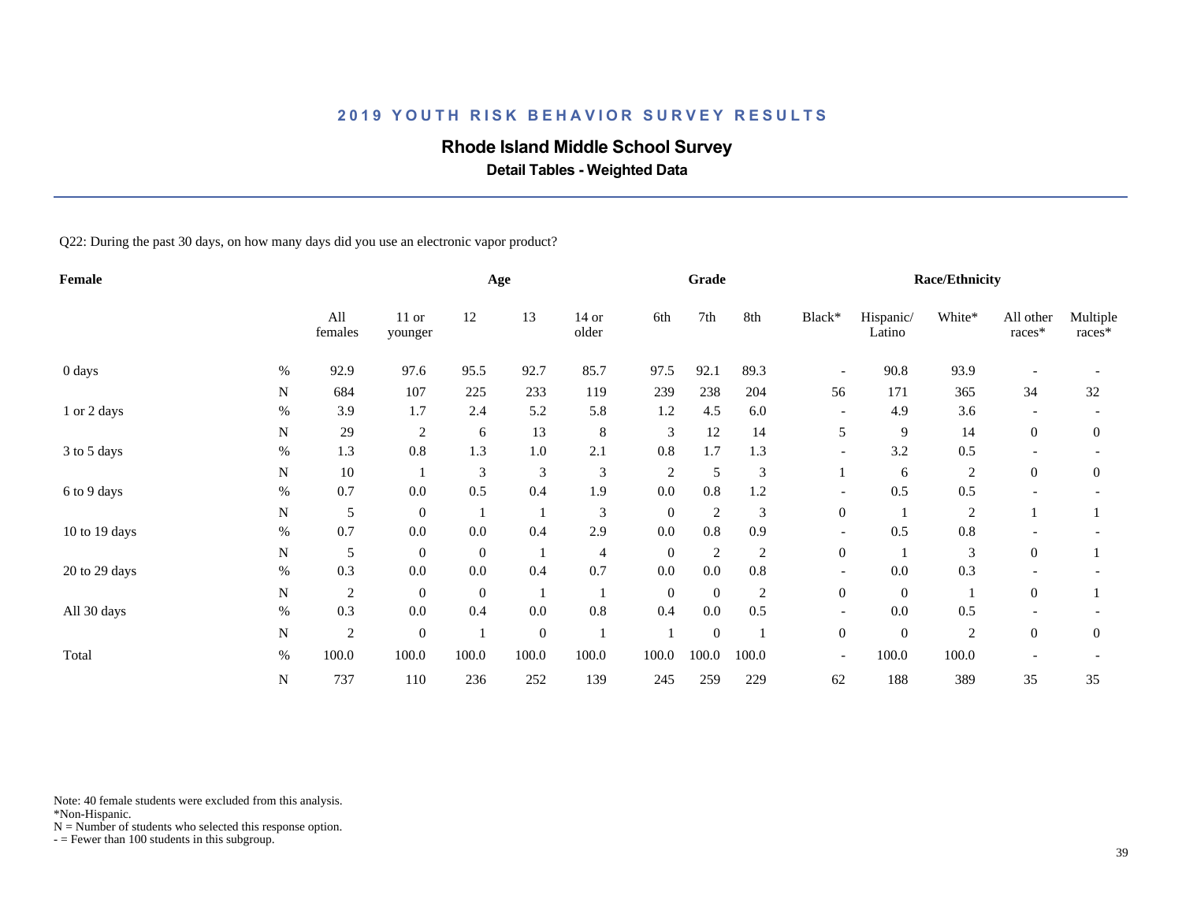## 2019 YOUTH RISK BEHAVIOR SURVEY RESULTS

# Rhode Island Middle School Survey

### Detail Tables - Weighted Data

Q22: During the past 30 days, on how many days did you use an electronic vapor product?

| Female | | | Age | | | | Grade | | | Race/Ethnicity | | | | |
|---|---|---|---|---|---|---|---|---|---|---|---|---|---|---|
| | | All females | 11 or younger | 12 | 13 | 14 or older | 6th | 7th | 8th | Black* | Hispanic/ Latino | White* | All other races* | Multiple races* |
| 0 days | % | 92.9 | 97.6 | 95.5 | 92.7 | 85.7 | 97.5 | 92.1 | 89.3 | - | 90.8 | 93.9 | - | - |
| | N | 684 | 107 | 225 | 233 | 119 | 239 | 238 | 204 | 56 | 171 | 365 | 34 | 32 |
| 1 or 2 days | % | 3.9 | 1.7 | 2.4 | 5.2 | 5.8 | 1.2 | 4.5 | 6.0 | - | 4.9 | 3.6 | - | - |
| | N | 29 | 2 | 6 | 13 | 8 | 3 | 12 | 14 | 5 | 9 | 14 | 0 | 0 |
| 3 to 5 days | % | 1.3 | 0.8 | 1.3 | 1.0 | 2.1 | 0.8 | 1.7 | 1.3 | - | 3.2 | 0.5 | - | - |
| | N | 10 | 1 | 3 | 3 | 3 | 2 | 5 | 3 | 1 | 6 | 2 | 0 | 0 |
| 6 to 9 days | % | 0.7 | 0.0 | 0.5 | 0.4 | 1.9 | 0.0 | 0.8 | 1.2 | - | 0.5 | 0.5 | - | - |
| | N | 5 | 0 | 1 | 1 | 3 | 0 | 2 | 3 | 0 | 1 | 2 | 1 | 1 |
| 10 to 19 days | % | 0.7 | 0.0 | 0.0 | 0.4 | 2.9 | 0.0 | 0.8 | 0.9 | - | 0.5 | 0.8 | - | - |
| | N | 5 | 0 | 0 | 1 | 4 | 0 | 2 | 2 | 0 | 1 | 3 | 0 | 1 |
| 20 to 29 days | % | 0.3 | 0.0 | 0.0 | 0.4 | 0.7 | 0.0 | 0.0 | 0.8 | - | 0.0 | 0.3 | - | - |
| | N | 2 | 0 | 0 | 1 | 1 | 0 | 0 | 2 | 0 | 0 | 1 | 0 | 1 |
| All 30 days | % | 0.3 | 0.0 | 0.4 | 0.0 | 0.8 | 0.4 | 0.0 | 0.5 | - | 0.0 | 0.5 | - | - |
| | N | 2 | 0 | 1 | 0 | 1 | 1 | 0 | 1 | 0 | 0 | 2 | 0 | 0 |
| Total | % | 100.0 | 100.0 | 100.0 | 100.0 | 100.0 | 100.0 | 100.0 | 100.0 | - | 100.0 | 100.0 | - | - |
| | N | 737 | 110 | 236 | 252 | 139 | 245 | 259 | 229 | 62 | 188 | 389 | 35 | 35 |

Note: 40 female students were excluded from this analysis.
*Non-Hispanic.
N = Number of students who selected this response option.
- = Fewer than 100 students in this subgroup.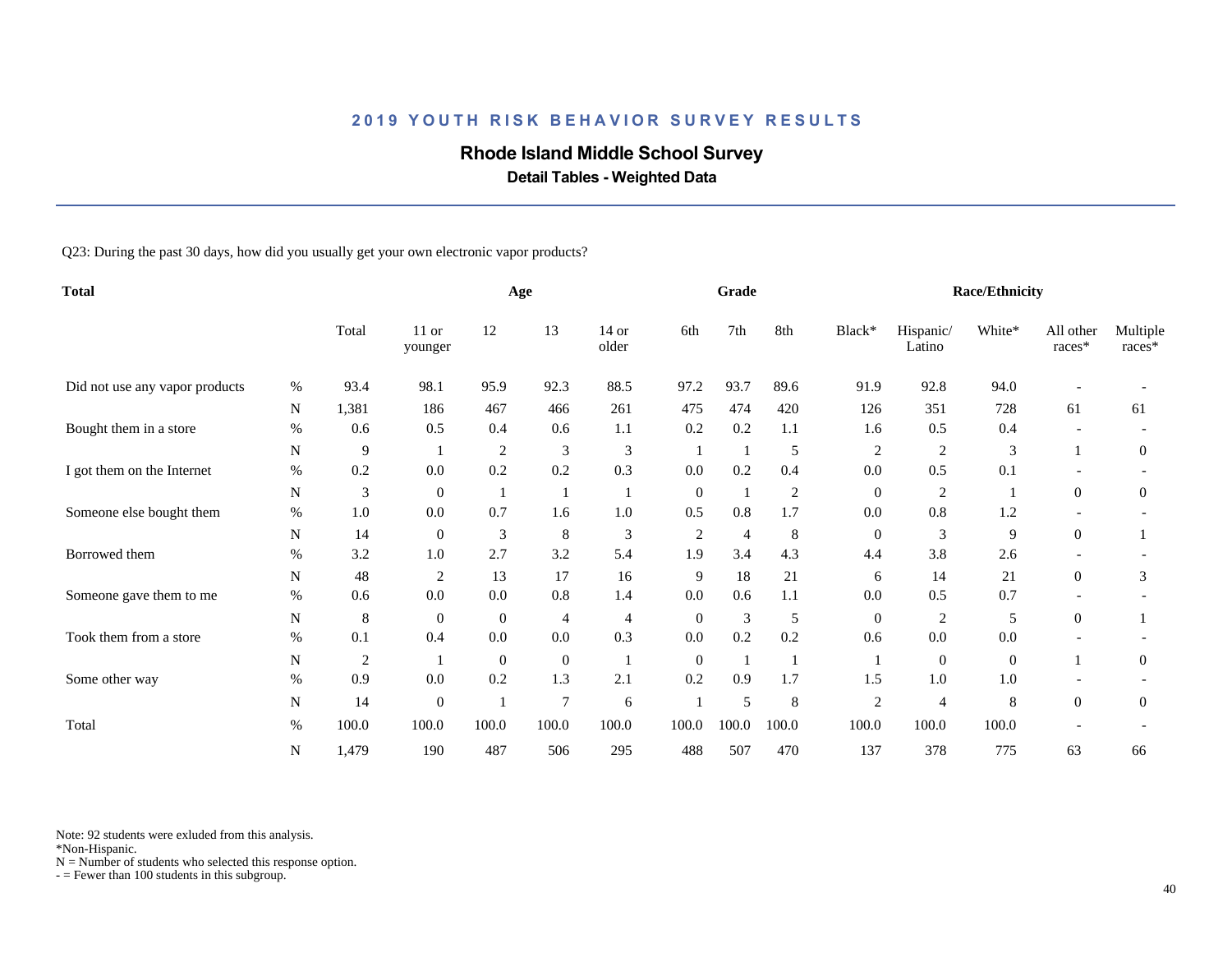# 2019 YOUTH RISK BEHAVIOR SURVEY RESULTS

## Rhode Island Middle School Survey

### Detail Tables - Weighted Data

Q23: During the past 30 days, how did you usually get your own electronic vapor products?

| Total | | | Age | | | | Grade | | | Race/Ethnicity | | | | |
|---|---|---|---|---|---|---|---|---|---|---|---|---|---|---|
| | | Total | 11 or younger | 12 | 13 | 14 or older | 6th | 7th | 8th | Black* | Hispanic/ Latino | White* | All other races* | Multiple races* |
| Did not use any vapor products | % | 93.4 | 98.1 | 95.9 | 92.3 | 88.5 | 97.2 | 93.7 | 89.6 | 91.9 | 92.8 | 94.0 | - | - |
| | N | 1,381 | 186 | 467 | 466 | 261 | 475 | 474 | 420 | 126 | 351 | 728 | 61 | 61 |
| Bought them in a store | % | 0.6 | 0.5 | 0.4 | 0.6 | 1.1 | 0.2 | 0.2 | 1.1 | 1.6 | 0.5 | 0.4 | - | - |
| | N | 9 | 1 | 2 | 3 | 3 | 1 | 1 | 5 | 2 | 2 | 3 | 1 | 0 |
| I got them on the Internet | % | 0.2 | 0.0 | 0.2 | 0.2 | 0.3 | 0.0 | 0.2 | 0.4 | 0.0 | 0.5 | 0.1 | - | - |
| | N | 3 | 0 | 1 | 1 | 1 | 0 | 1 | 2 | 0 | 2 | 1 | 0 | 0 |
| Someone else bought them | % | 1.0 | 0.0 | 0.7 | 1.6 | 1.0 | 0.5 | 0.8 | 1.7 | 0.0 | 0.8 | 1.2 | - | - |
| | N | 14 | 0 | 3 | 8 | 3 | 2 | 4 | 8 | 0 | 3 | 9 | 0 | 1 |
| Borrowed them | % | 3.2 | 1.0 | 2.7 | 3.2 | 5.4 | 1.9 | 3.4 | 4.3 | 4.4 | 3.8 | 2.6 | - | - |
| | N | 48 | 2 | 13 | 17 | 16 | 9 | 18 | 21 | 6 | 14 | 21 | 0 | 3 |
| Someone gave them to me | % | 0.6 | 0.0 | 0.0 | 0.8 | 1.4 | 0.0 | 0.6 | 1.1 | 0.0 | 0.5 | 0.7 | - | - |
| | N | 8 | 0 | 0 | 4 | 4 | 0 | 3 | 5 | 0 | 2 | 5 | 0 | 1 |
| Took them from a store | % | 0.1 | 0.4 | 0.0 | 0.0 | 0.3 | 0.0 | 0.2 | 0.2 | 0.6 | 0.0 | 0.0 | - | - |
| | N | 2 | 1 | 0 | 0 | 1 | 0 | 1 | 1 | 1 | 0 | 0 | 1 | 0 |
| Some other way | % | 0.9 | 0.0 | 0.2 | 1.3 | 2.1 | 0.2 | 0.9 | 1.7 | 1.5 | 1.0 | 1.0 | - | - |
| | N | 14 | 0 | 1 | 7 | 6 | 1 | 5 | 8 | 2 | 4 | 8 | 0 | 0 |
| Total | % | 100.0 | 100.0 | 100.0 | 100.0 | 100.0 | 100.0 | 100.0 | 100.0 | 100.0 | 100.0 | 100.0 | - | - |
| | N | 1,479 | 190 | 487 | 506 | 295 | 488 | 507 | 470 | 137 | 378 | 775 | 63 | 66 |

Note: 92 students were exluded from this analysis.
*Non-Hispanic.
N = Number of students who selected this response option.
- = Fewer than 100 students in this subgroup.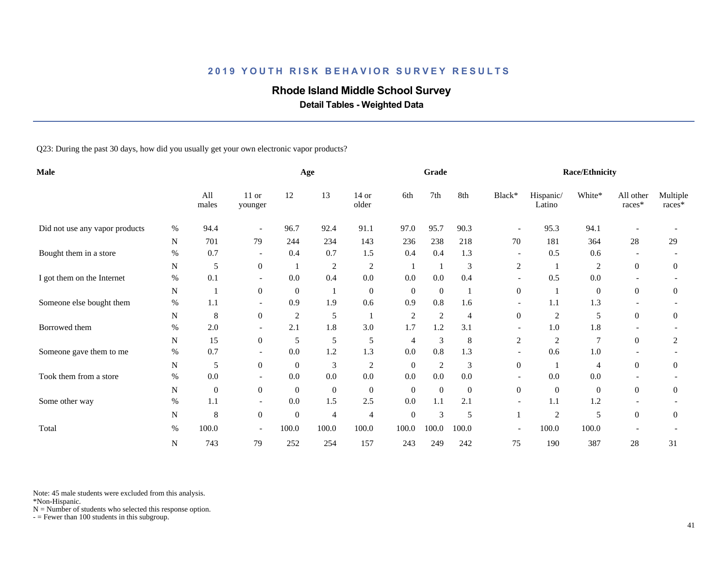## 2019 YOUTH RISK BEHAVIOR SURVEY RESULTS

# Rhode Island Middle School Survey

### Detail Tables - Weighted Data

Q23: During the past 30 days, how did you usually get your own electronic vapor products?

| Male | | | Age | | | | Grade | | | Race/Ethnicity | | | | |
|---|---|---|---|---|---|---|---|---|---|---|---|---|---|---|
| | | All males | 11 or younger | 12 | 13 | 14 or older | 6th | 7th | 8th | Black* | Hispanic/ Latino | White* | All other races* | Multiple races* |
| Did not use any vapor products | % | 94.4 | - | 96.7 | 92.4 | 91.1 | 97.0 | 95.7 | 90.3 | - | 95.3 | 94.1 | - | - |
| | N | 701 | 79 | 244 | 234 | 143 | 236 | 238 | 218 | 70 | 181 | 364 | 28 | 29 |
| Bought them in a store | % | 0.7 | - | 0.4 | 0.7 | 1.5 | 0.4 | 0.4 | 1.3 | - | 0.5 | 0.6 | - | - |
| | N | 5 | 0 | 1 | 2 | 2 | 1 | 1 | 3 | 2 | 1 | 2 | 0 | 0 |
| I got them on the Internet | % | 0.1 | - | 0.0 | 0.4 | 0.0 | 0.0 | 0.0 | 0.4 | - | 0.5 | 0.0 | - | - |
| | N | 1 | 0 | 0 | 1 | 0 | 0 | 0 | 1 | 0 | 1 | 0 | 0 | 0 |
| Someone else bought them | % | 1.1 | - | 0.9 | 1.9 | 0.6 | 0.9 | 0.8 | 1.6 | - | 1.1 | 1.3 | - | - |
| | N | 8 | 0 | 2 | 5 | 1 | 2 | 2 | 4 | 0 | 2 | 5 | 0 | 0 |
| Borrowed them | % | 2.0 | - | 2.1 | 1.8 | 3.0 | 1.7 | 1.2 | 3.1 | - | 1.0 | 1.8 | - | - |
| | N | 15 | 0 | 5 | 5 | 5 | 4 | 3 | 8 | 2 | 2 | 7 | 0 | 2 |
| Someone gave them to me | % | 0.7 | - | 0.0 | 1.2 | 1.3 | 0.0 | 0.8 | 1.3 | - | 0.6 | 1.0 | - | - |
| | N | 5 | 0 | 0 | 3 | 2 | 0 | 2 | 3 | 0 | 1 | 4 | 0 | 0 |
| Took them from a store | % | 0.0 | - | 0.0 | 0.0 | 0.0 | 0.0 | 0.0 | 0.0 | - | 0.0 | 0.0 | - | - |
| | N | 0 | 0 | 0 | 0 | 0 | 0 | 0 | 0 | 0 | 0 | 0 | 0 | 0 |
| Some other way | % | 1.1 | - | 0.0 | 1.5 | 2.5 | 0.0 | 1.1 | 2.1 | - | 1.1 | 1.2 | - | - |
| | N | 8 | 0 | 0 | 4 | 4 | 0 | 3 | 5 | 1 | 2 | 5 | 0 | 0 |
| Total | % | 100.0 | - | 100.0 | 100.0 | 100.0 | 100.0 | 100.0 | 100.0 | - | 100.0 | 100.0 | - | - |
| | N | 743 | 79 | 252 | 254 | 157 | 243 | 249 | 242 | 75 | 190 | 387 | 28 | 31 |

Note: 45 male students were excluded from this analysis.
*Non-Hispanic.
N = Number of students who selected this response option.
- = Fewer than 100 students in this subgroup.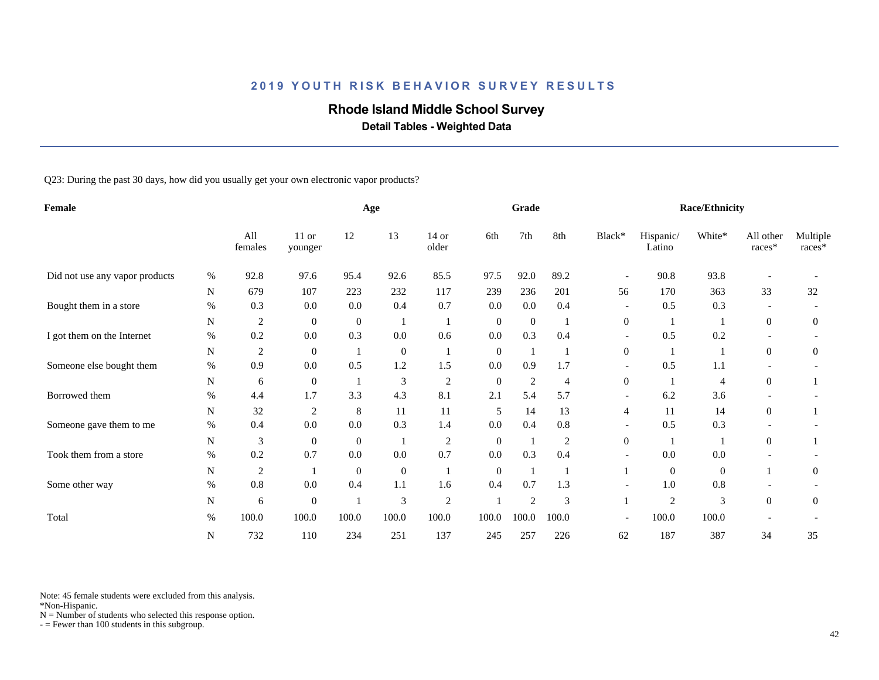## 2019 YOUTH RISK BEHAVIOR SURVEY RESULTS

### Rhode Island Middle School Survey

**Detail Tables - Weighted Data**

Q23: During the past 30 days, how did you usually get your own electronic vapor products?

| Female | | All females | Age: 11 or younger | Age: 12 | Age: 13 | Age: 14 or older | Grade: 6th | Grade: 7th | Grade: 8th | Race/Ethnicity: Black* | Race/Ethnicity: Hispanic/ Latino | Race/Ethnicity: White* | Race/Ethnicity: All other races* | Race/Ethnicity: Multiple races* |
|---|---|---|---|---|---|---|---|---|---|---|---|---|---|---|
| Did not use any vapor products | % | 92.8 | 97.6 | 95.4 | 92.6 | 85.5 | 97.5 | 92.0 | 89.2 | - | 90.8 | 93.8 | - | - |
| | N | 679 | 107 | 223 | 232 | 117 | 239 | 236 | 201 | 56 | 170 | 363 | 33 | 32 |
| Bought them in a store | % | 0.3 | 0.0 | 0.0 | 0.4 | 0.7 | 0.0 | 0.0 | 0.4 | - | 0.5 | 0.3 | - | - |
| | N | 2 | 0 | 0 | 1 | 1 | 0 | 0 | 1 | 0 | 1 | 1 | 0 | 0 |
| I got them on the Internet | % | 0.2 | 0.0 | 0.3 | 0.0 | 0.6 | 0.0 | 0.3 | 0.4 | - | 0.5 | 0.2 | - | - |
| | N | 2 | 0 | 1 | 0 | 1 | 0 | 1 | 1 | 0 | 1 | 1 | 0 | 0 |
| Someone else bought them | % | 0.9 | 0.0 | 0.5 | 1.2 | 1.5 | 0.0 | 0.9 | 1.7 | - | 0.5 | 1.1 | - | - |
| | N | 6 | 0 | 1 | 3 | 2 | 0 | 2 | 4 | 0 | 1 | 4 | 0 | 1 |
| Borrowed them | % | 4.4 | 1.7 | 3.3 | 4.3 | 8.1 | 2.1 | 5.4 | 5.7 | - | 6.2 | 3.6 | - | - |
| | N | 32 | 2 | 8 | 11 | 11 | 5 | 14 | 13 | 4 | 11 | 14 | 0 | 1 |
| Someone gave them to me | % | 0.4 | 0.0 | 0.0 | 0.3 | 1.4 | 0.0 | 0.4 | 0.8 | - | 0.5 | 0.3 | - | - |
| | N | 3 | 0 | 0 | 1 | 2 | 0 | 1 | 2 | 0 | 1 | 1 | 0 | 1 |
| Took them from a store | % | 0.2 | 0.7 | 0.0 | 0.0 | 0.7 | 0.0 | 0.3 | 0.4 | - | 0.0 | 0.0 | - | - |
| | N | 2 | 1 | 0 | 0 | 1 | 0 | 1 | 1 | 1 | 0 | 0 | 1 | 0 |
| Some other way | % | 0.8 | 0.0 | 0.4 | 1.1 | 1.6 | 0.4 | 0.7 | 1.3 | - | 1.0 | 0.8 | - | - |
| | N | 6 | 0 | 1 | 3 | 2 | 1 | 2 | 3 | 1 | 2 | 3 | 0 | 0 |
| Total | % | 100.0 | 100.0 | 100.0 | 100.0 | 100.0 | 100.0 | 100.0 | 100.0 | - | 100.0 | 100.0 | - | - |
| | N | 732 | 110 | 234 | 251 | 137 | 245 | 257 | 226 | 62 | 187 | 387 | 34 | 35 |

Note: 45 female students were excluded from this analysis.
*Non-Hispanic.
N = Number of students who selected this response option.
- = Fewer than 100 students in this subgroup.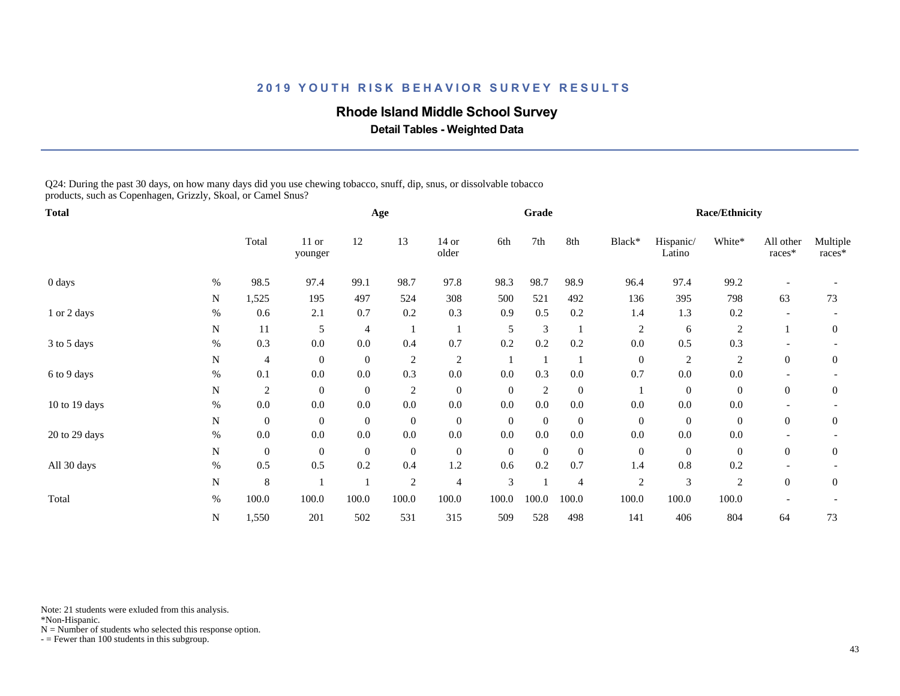# 2019 YOUTH RISK BEHAVIOR SURVEY RESULTS

## Rhode Island Middle School Survey

### Detail Tables - Weighted Data

Q24: During the past 30 days, on how many days did you use chewing tobacco, snuff, dip, snus, or dissolvable tobacco products, such as Copenhagen, Grizzly, Skoal, or Camel Snus?

| Total | | | Age | | | | Grade | | | Race/Ethnicity | | | | |
|---|---|---|---|---|---|---|---|---|---|---|---|---|---|---|
| | | Total | 11 or younger | 12 | 13 | 14 or older | 6th | 7th | 8th | Black* | Hispanic/ Latino | White* | All other races* | Multiple races* |
| 0 days | % | 98.5 | 97.4 | 99.1 | 98.7 | 97.8 | 98.3 | 98.7 | 98.9 | 96.4 | 97.4 | 99.2 | - | - |
| | N | 1,525 | 195 | 497 | 524 | 308 | 500 | 521 | 492 | 136 | 395 | 798 | 63 | 73 |
| 1 or 2 days | % | 0.6 | 2.1 | 0.7 | 0.2 | 0.3 | 0.9 | 0.5 | 0.2 | 1.4 | 1.3 | 0.2 | - | - |
| | N | 11 | 5 | 4 | 1 | 1 | 5 | 3 | 1 | 2 | 6 | 2 | 1 | 0 |
| 3 to 5 days | % | 0.3 | 0.0 | 0.0 | 0.4 | 0.7 | 0.2 | 0.2 | 0.2 | 0.0 | 0.5 | 0.3 | - | - |
| | N | 4 | 0 | 0 | 2 | 2 | 1 | 1 | 1 | 0 | 2 | 2 | 0 | 0 |
| 6 to 9 days | % | 0.1 | 0.0 | 0.0 | 0.3 | 0.0 | 0.0 | 0.3 | 0.0 | 0.7 | 0.0 | 0.0 | - | - |
| | N | 2 | 0 | 0 | 2 | 0 | 0 | 2 | 0 | 1 | 0 | 0 | 0 | 0 |
| 10 to 19 days | % | 0.0 | 0.0 | 0.0 | 0.0 | 0.0 | 0.0 | 0.0 | 0.0 | 0.0 | 0.0 | 0.0 | - | - |
| | N | 0 | 0 | 0 | 0 | 0 | 0 | 0 | 0 | 0 | 0 | 0 | 0 | 0 |
| 20 to 29 days | % | 0.0 | 0.0 | 0.0 | 0.0 | 0.0 | 0.0 | 0.0 | 0.0 | 0.0 | 0.0 | 0.0 | - | - |
| | N | 0 | 0 | 0 | 0 | 0 | 0 | 0 | 0 | 0 | 0 | 0 | 0 | 0 |
| All 30 days | % | 0.5 | 0.5 | 0.2 | 0.4 | 1.2 | 0.6 | 0.2 | 0.7 | 1.4 | 0.8 | 0.2 | - | - |
| | N | 8 | 1 | 1 | 2 | 4 | 3 | 1 | 4 | 2 | 3 | 2 | 0 | 0 |
| Total | % | 100.0 | 100.0 | 100.0 | 100.0 | 100.0 | 100.0 | 100.0 | 100.0 | 100.0 | 100.0 | 100.0 | - | - |
| | N | 1,550 | 201 | 502 | 531 | 315 | 509 | 528 | 498 | 141 | 406 | 804 | 64 | 73 |

Note: 21 students were exluded from this analysis.
*Non-Hispanic.
N = Number of students who selected this response option.
- = Fewer than 100 students in this subgroup.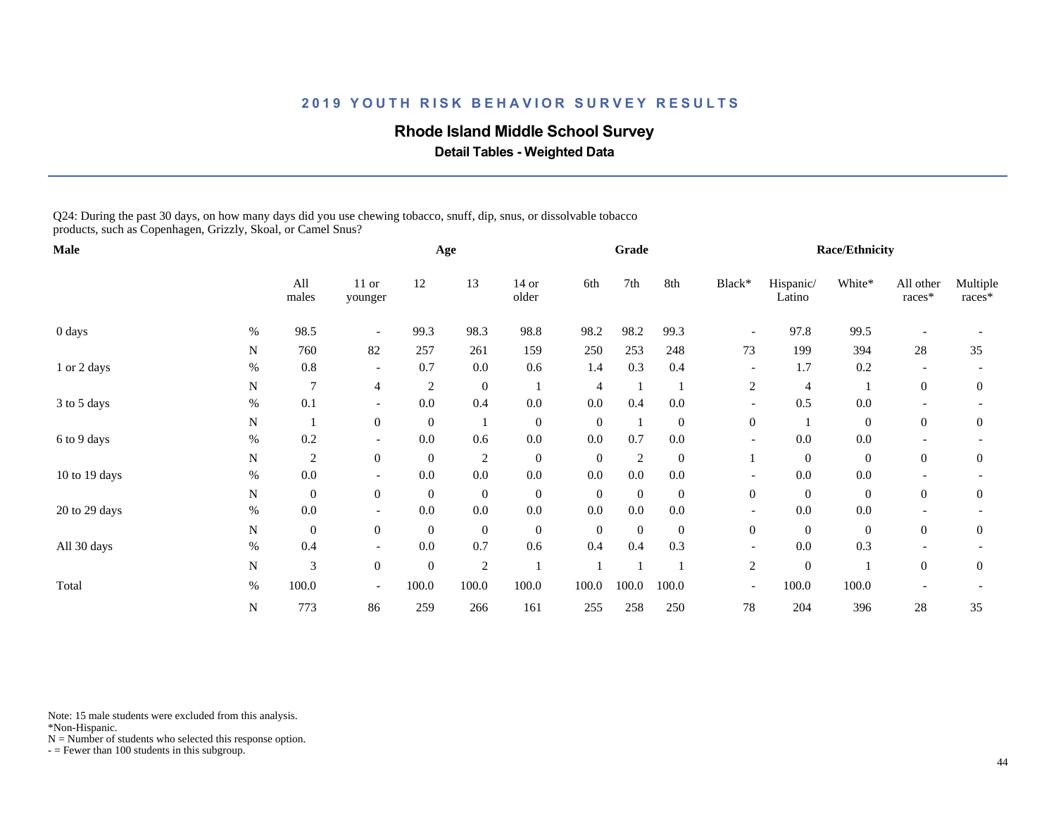## 2019 YOUTH RISK BEHAVIOR SURVEY RESULTS

### Rhode Island Middle School Survey

**Detail Tables - Weighted Data**

Q24: During the past 30 days, on how many days did you use chewing tobacco, snuff, dip, snus, or dissolvable tobacco products, such as Copenhagen, Grizzly, Skoal, or Camel Snus?

| Male | | | Age | | | | Grade | | | Race/Ethnicity | | | | |
|---|---|---|---|---|---|---|---|---|---|---|---|---|---|---|
| | | All males | 11 or younger | 12 | 13 | 14 or older | 6th | 7th | 8th | Black* | Hispanic/ Latino | White* | All other races* | Multiple races* |
| 0 days | % | 98.5 | - | 99.3 | 98.3 | 98.8 | 98.2 | 98.2 | 99.3 | - | 97.8 | 99.5 | - | - |
| | N | 760 | 82 | 257 | 261 | 159 | 250 | 253 | 248 | 73 | 199 | 394 | 28 | 35 |
| 1 or 2 days | % | 0.8 | - | 0.7 | 0.0 | 0.6 | 1.4 | 0.3 | 0.4 | - | 1.7 | 0.2 | - | - |
| | N | 7 | 4 | 2 | 0 | 1 | 4 | 1 | 1 | 2 | 4 | 1 | 0 | 0 |
| 3 to 5 days | % | 0.1 | - | 0.0 | 0.4 | 0.0 | 0.0 | 0.4 | 0.0 | - | 0.5 | 0.0 | - | - |
| | N | 1 | 0 | 0 | 1 | 0 | 0 | 1 | 0 | 0 | 1 | 0 | 0 | 0 |
| 6 to 9 days | % | 0.2 | - | 0.0 | 0.6 | 0.0 | 0.0 | 0.7 | 0.0 | - | 0.0 | 0.0 | - | - |
| | N | 2 | 0 | 0 | 2 | 0 | 0 | 2 | 0 | 1 | 0 | 0 | 0 | 0 |
| 10 to 19 days | % | 0.0 | - | 0.0 | 0.0 | 0.0 | 0.0 | 0.0 | 0.0 | - | 0.0 | 0.0 | - | - |
| | N | 0 | 0 | 0 | 0 | 0 | 0 | 0 | 0 | 0 | 0 | 0 | 0 | 0 |
| 20 to 29 days | % | 0.0 | - | 0.0 | 0.0 | 0.0 | 0.0 | 0.0 | 0.0 | - | 0.0 | 0.0 | - | - |
| | N | 0 | 0 | 0 | 0 | 0 | 0 | 0 | 0 | 0 | 0 | 0 | 0 | 0 |
| All 30 days | % | 0.4 | - | 0.0 | 0.7 | 0.6 | 0.4 | 0.4 | 0.3 | - | 0.0 | 0.3 | - | - |
| | N | 3 | 0 | 0 | 2 | 1 | 1 | 1 | 1 | 2 | 0 | 1 | 0 | 0 |
| Total | % | 100.0 | - | 100.0 | 100.0 | 100.0 | 100.0 | 100.0 | 100.0 | - | 100.0 | 100.0 | - | - |
| | N | 773 | 86 | 259 | 266 | 161 | 255 | 258 | 250 | 78 | 204 | 396 | 28 | 35 |

Note: 15 male students were excluded from this analysis.
*Non-Hispanic.
N = Number of students who selected this response option.
- = Fewer than 100 students in this subgroup.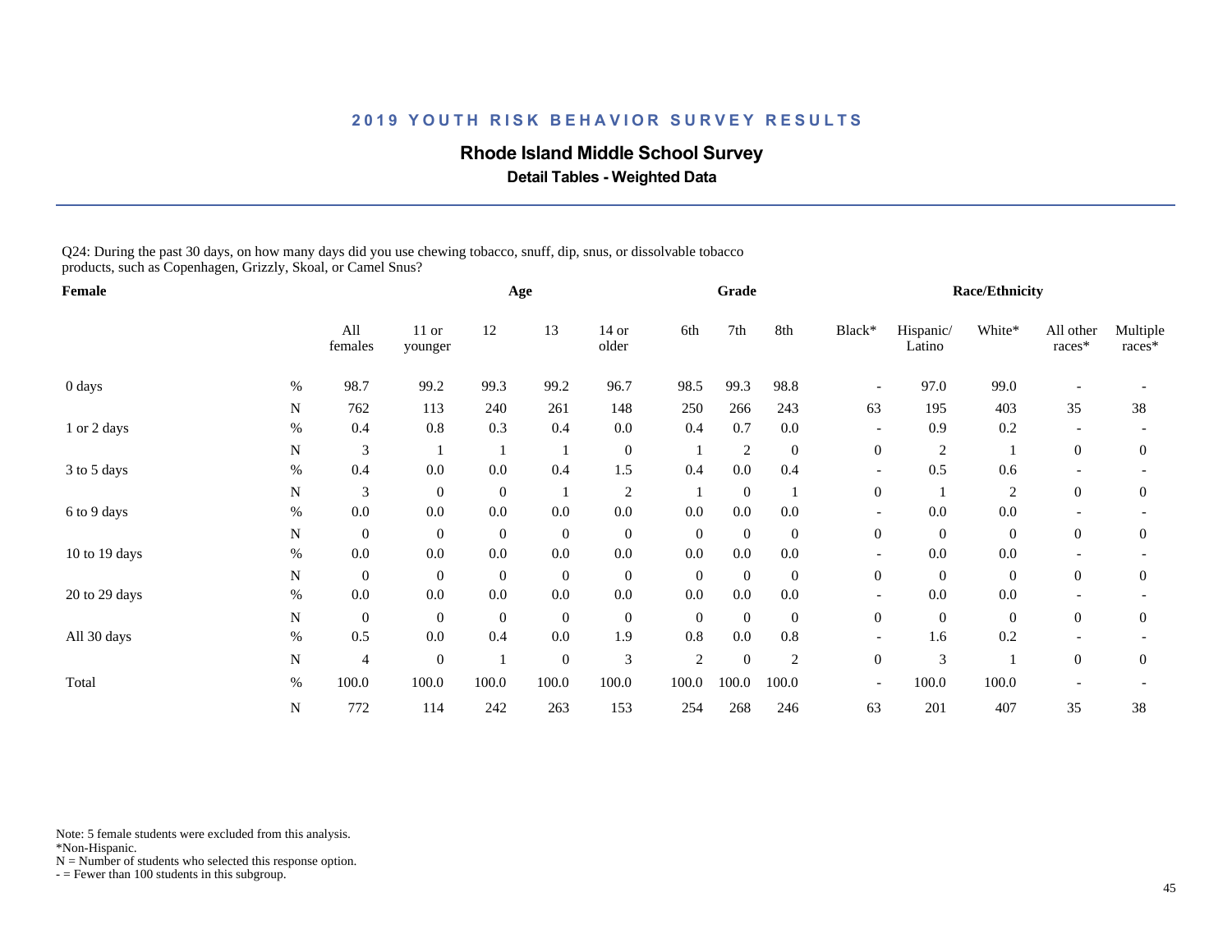## 2019 YOUTH RISK BEHAVIOR SURVEY RESULTS

# Rhode Island Middle School Survey

### Detail Tables - Weighted Data

Q24: During the past 30 days, on how many days did you use chewing tobacco, snuff, dip, snus, or dissolvable tobacco products, such as Copenhagen, Grizzly, Skoal, or Camel Snus?

| Female | | Age | | | | | Grade | | | Race/Ethnicity | | | | |
|---|---|---|---|---|---|---|---|---|---|---|---|---|---|---|
| | | All females | 11 or younger | 12 | 13 | 14 or older | 6th | 7th | 8th | Black* | Hispanic/ Latino | White* | All other races* | Multiple races* |
| 0 days | % | 98.7 | 99.2 | 99.3 | 99.2 | 96.7 | 98.5 | 99.3 | 98.8 | - | 97.0 | 99.0 | - | - |
| | N | 762 | 113 | 240 | 261 | 148 | 250 | 266 | 243 | 63 | 195 | 403 | 35 | 38 |
| 1 or 2 days | % | 0.4 | 0.8 | 0.3 | 0.4 | 0.0 | 0.4 | 0.7 | 0.0 | - | 0.9 | 0.2 | - | - |
| | N | 3 | 1 | 1 | 1 | 0 | 1 | 2 | 0 | 0 | 2 | 1 | 0 | 0 |
| 3 to 5 days | % | 0.4 | 0.0 | 0.0 | 0.4 | 1.5 | 0.4 | 0.0 | 0.4 | - | 0.5 | 0.6 | - | - |
| | N | 3 | 0 | 0 | 1 | 2 | 1 | 0 | 1 | 0 | 1 | 2 | 0 | 0 |
| 6 to 9 days | % | 0.0 | 0.0 | 0.0 | 0.0 | 0.0 | 0.0 | 0.0 | 0.0 | - | 0.0 | 0.0 | - | - |
| | N | 0 | 0 | 0 | 0 | 0 | 0 | 0 | 0 | 0 | 0 | 0 | 0 | 0 |
| 10 to 19 days | % | 0.0 | 0.0 | 0.0 | 0.0 | 0.0 | 0.0 | 0.0 | 0.0 | - | 0.0 | 0.0 | - | - |
| | N | 0 | 0 | 0 | 0 | 0 | 0 | 0 | 0 | 0 | 0 | 0 | 0 | 0 |
| 20 to 29 days | % | 0.0 | 0.0 | 0.0 | 0.0 | 0.0 | 0.0 | 0.0 | 0.0 | - | 0.0 | 0.0 | - | - |
| | N | 0 | 0 | 0 | 0 | 0 | 0 | 0 | 0 | 0 | 0 | 0 | 0 | 0 |
| All 30 days | % | 0.5 | 0.0 | 0.4 | 0.0 | 1.9 | 0.8 | 0.0 | 0.8 | - | 1.6 | 0.2 | - | - |
| | N | 4 | 0 | 1 | 0 | 3 | 2 | 0 | 2 | 0 | 3 | 1 | 0 | 0 |
| Total | % | 100.0 | 100.0 | 100.0 | 100.0 | 100.0 | 100.0 | 100.0 | 100.0 | - | 100.0 | 100.0 | - | - |
| | N | 772 | 114 | 242 | 263 | 153 | 254 | 268 | 246 | 63 | 201 | 407 | 35 | 38 |

Note: 5 female students were excluded from this analysis.
*Non-Hispanic.
N = Number of students who selected this response option.
- = Fewer than 100 students in this subgroup.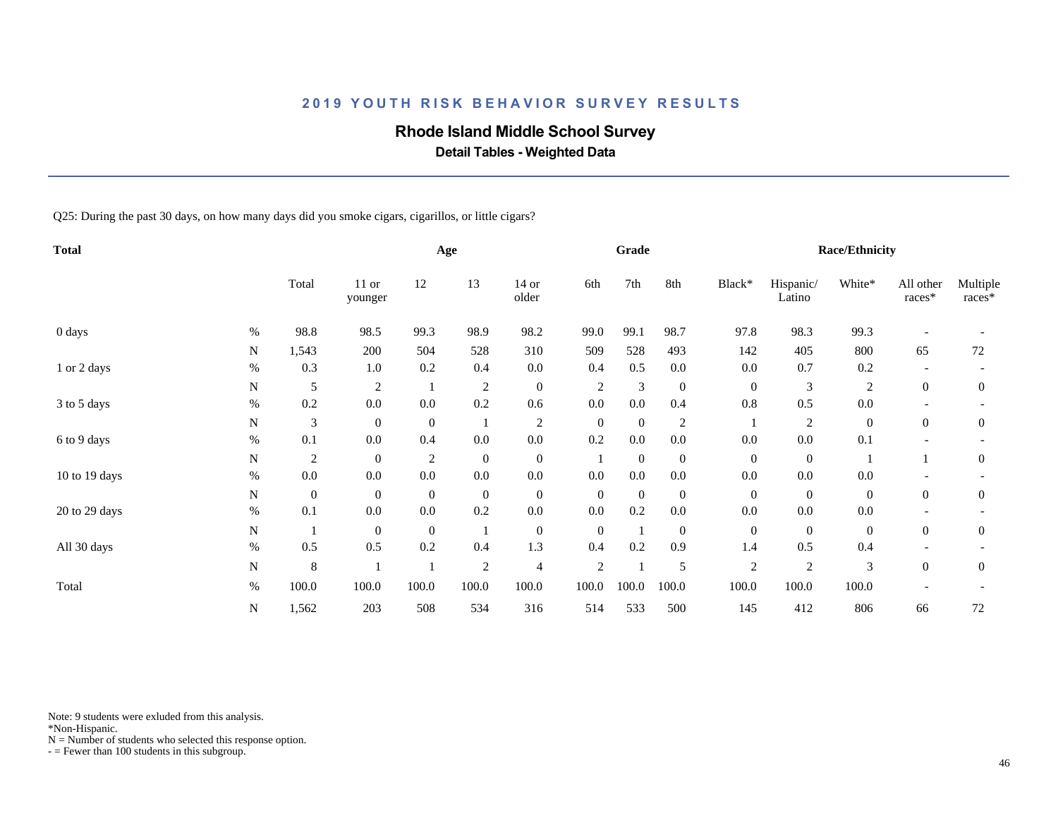## 2019 YOUTH RISK BEHAVIOR SURVEY RESULTS

# Rhode Island Middle School Survey

### Detail Tables - Weighted Data

Q25: During the past 30 days, on how many days did you smoke cigars, cigarillos, or little cigars?

| Total | | Total | Age: 11 or younger | Age: 12 | Age: 13 | Age: 14 or older | Grade: 6th | Grade: 7th | Grade: 8th | Race/Ethnicity: Black* | Race/Ethnicity: Hispanic/ Latino | Race/Ethnicity: White* | Race/Ethnicity: All other races* | Race/Ethnicity: Multiple races* |
|---|---|---|---|---|---|---|---|---|---|---|---|---|---|---|
| 0 days | % | 98.8 | 98.5 | 99.3 | 98.9 | 98.2 | 99.0 | 99.1 | 98.7 | 97.8 | 98.3 | 99.3 | - | - |
| | N | 1,543 | 200 | 504 | 528 | 310 | 509 | 528 | 493 | 142 | 405 | 800 | 65 | 72 |
| 1 or 2 days | % | 0.3 | 1.0 | 0.2 | 0.4 | 0.0 | 0.4 | 0.5 | 0.0 | 0.0 | 0.7 | 0.2 | - | - |
| | N | 5 | 2 | 1 | 2 | 0 | 2 | 3 | 0 | 0 | 3 | 2 | 0 | 0 |
| 3 to 5 days | % | 0.2 | 0.0 | 0.0 | 0.2 | 0.6 | 0.0 | 0.0 | 0.4 | 0.8 | 0.5 | 0.0 | - | - |
| | N | 3 | 0 | 0 | 1 | 2 | 0 | 0 | 2 | 1 | 2 | 0 | 0 | 0 |
| 6 to 9 days | % | 0.1 | 0.0 | 0.4 | 0.0 | 0.0 | 0.2 | 0.0 | 0.0 | 0.0 | 0.0 | 0.1 | - | - |
| | N | 2 | 0 | 2 | 0 | 0 | 1 | 0 | 0 | 0 | 0 | 1 | 1 | 0 |
| 10 to 19 days | % | 0.0 | 0.0 | 0.0 | 0.0 | 0.0 | 0.0 | 0.0 | 0.0 | 0.0 | 0.0 | 0.0 | - | - |
| | N | 0 | 0 | 0 | 0 | 0 | 0 | 0 | 0 | 0 | 0 | 0 | 0 | 0 |
| 20 to 29 days | % | 0.1 | 0.0 | 0.0 | 0.2 | 0.0 | 0.0 | 0.2 | 0.0 | 0.0 | 0.0 | 0.0 | - | - |
| | N | 1 | 0 | 0 | 1 | 0 | 0 | 1 | 0 | 0 | 0 | 0 | 0 | 0 |
| All 30 days | % | 0.5 | 0.5 | 0.2 | 0.4 | 1.3 | 0.4 | 0.2 | 0.9 | 1.4 | 0.5 | 0.4 | - | - |
| | N | 8 | 1 | 1 | 2 | 4 | 2 | 1 | 5 | 2 | 2 | 3 | 0 | 0 |
| Total | % | 100.0 | 100.0 | 100.0 | 100.0 | 100.0 | 100.0 | 100.0 | 100.0 | 100.0 | 100.0 | 100.0 | - | - |
| | N | 1,562 | 203 | 508 | 534 | 316 | 514 | 533 | 500 | 145 | 412 | 806 | 66 | 72 |

Note: 9 students were exluded from this analysis.
*Non-Hispanic.
N = Number of students who selected this response option.
- = Fewer than 100 students in this subgroup.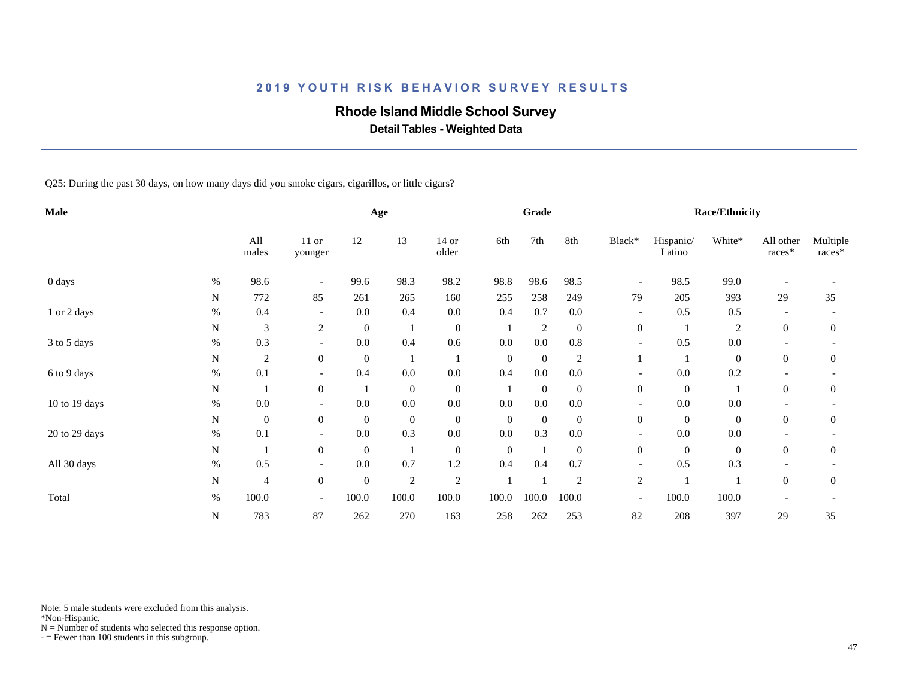## 2019 YOUTH RISK BEHAVIOR SURVEY RESULTS

# Rhode Island Middle School Survey

### Detail Tables - Weighted Data

Q25: During the past 30 days, on how many days did you smoke cigars, cigarillos, or little cigars?

| Male | | | Age | | | | Grade | | | Race/Ethnicity | | | | |
|---|---|---|---|---|---|---|---|---|---|---|---|---|---|---|
| | | All males | 11 or younger | 12 | 13 | 14 or older | 6th | 7th | 8th | Black* | Hispanic/ Latino | White* | All other races* | Multiple races* |
| 0 days | % | 98.6 | - | 99.6 | 98.3 | 98.2 | 98.8 | 98.6 | 98.5 | - | 98.5 | 99.0 | - | - |
| | N | 772 | 85 | 261 | 265 | 160 | 255 | 258 | 249 | 79 | 205 | 393 | 29 | 35 |
| 1 or 2 days | % | 0.4 | - | 0.0 | 0.4 | 0.0 | 0.4 | 0.7 | 0.0 | - | 0.5 | 0.5 | - | - |
| | N | 3 | 2 | 0 | 1 | 0 | 1 | 2 | 0 | 0 | 1 | 2 | 0 | 0 |
| 3 to 5 days | % | 0.3 | - | 0.0 | 0.4 | 0.6 | 0.0 | 0.0 | 0.8 | - | 0.5 | 0.0 | - | - |
| | N | 2 | 0 | 0 | 1 | 1 | 0 | 0 | 2 | 1 | 1 | 0 | 0 | 0 |
| 6 to 9 days | % | 0.1 | - | 0.4 | 0.0 | 0.0 | 0.4 | 0.0 | 0.0 | - | 0.0 | 0.2 | - | - |
| | N | 1 | 0 | 1 | 0 | 0 | 1 | 0 | 0 | 0 | 0 | 1 | 0 | 0 |
| 10 to 19 days | % | 0.0 | - | 0.0 | 0.0 | 0.0 | 0.0 | 0.0 | 0.0 | - | 0.0 | 0.0 | - | - |
| | N | 0 | 0 | 0 | 0 | 0 | 0 | 0 | 0 | 0 | 0 | 0 | 0 | 0 |
| 20 to 29 days | % | 0.1 | - | 0.0 | 0.3 | 0.0 | 0.0 | 0.3 | 0.0 | - | 0.0 | 0.0 | - | - |
| | N | 1 | 0 | 0 | 1 | 0 | 0 | 1 | 0 | 0 | 0 | 0 | 0 | 0 |
| All 30 days | % | 0.5 | - | 0.0 | 0.7 | 1.2 | 0.4 | 0.4 | 0.7 | - | 0.5 | 0.3 | - | - |
| | N | 4 | 0 | 0 | 2 | 2 | 1 | 1 | 2 | 2 | 1 | 1 | 0 | 0 |
| Total | % | 100.0 | - | 100.0 | 100.0 | 100.0 | 100.0 | 100.0 | 100.0 | - | 100.0 | 100.0 | - | - |
| | N | 783 | 87 | 262 | 270 | 163 | 258 | 262 | 253 | 82 | 208 | 397 | 29 | 35 |

Note: 5 male students were excluded from this analysis.
*Non-Hispanic.
N = Number of students who selected this response option.
- = Fewer than 100 students in this subgroup.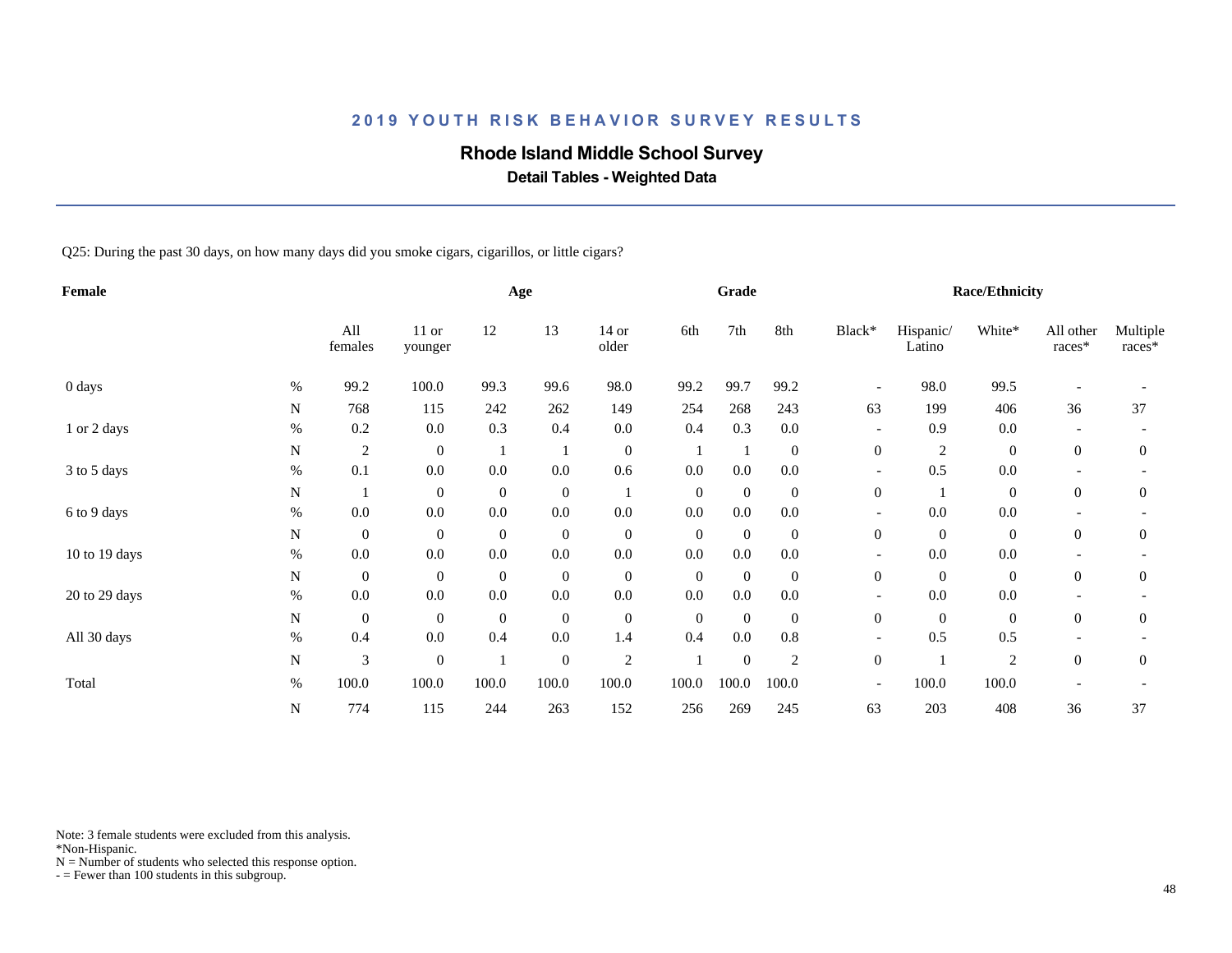## 2019 YOUTH RISK BEHAVIOR SURVEY RESULTS

# Rhode Island Middle School Survey

### Detail Tables - Weighted Data

Q25: During the past 30 days, on how many days did you smoke cigars, cigarillos, or little cigars?

| Female | | | Age | | | | Grade | | | Race/Ethnicity | | | | |
|---|---|---|---|---|---|---|---|---|---|---|---|---|---|---|
| | | All females | 11 or younger | 12 | 13 | 14 or older | 6th | 7th | 8th | Black* | Hispanic/ Latino | White* | All other races* | Multiple races* |
| 0 days | % | 99.2 | 100.0 | 99.3 | 99.6 | 98.0 | 99.2 | 99.7 | 99.2 | - | 98.0 | 99.5 | - | - |
| | N | 768 | 115 | 242 | 262 | 149 | 254 | 268 | 243 | 63 | 199 | 406 | 36 | 37 |
| 1 or 2 days | % | 0.2 | 0.0 | 0.3 | 0.4 | 0.0 | 0.4 | 0.3 | 0.0 | - | 0.9 | 0.0 | - | - |
| | N | 2 | 0 | 1 | 1 | 0 | 1 | 1 | 0 | 0 | 2 | 0 | 0 | 0 |
| 3 to 5 days | % | 0.1 | 0.0 | 0.0 | 0.0 | 0.6 | 0.0 | 0.0 | 0.0 | - | 0.5 | 0.0 | - | - |
| | N | 1 | 0 | 0 | 0 | 1 | 0 | 0 | 0 | 0 | 1 | 0 | 0 | 0 |
| 6 to 9 days | % | 0.0 | 0.0 | 0.0 | 0.0 | 0.0 | 0.0 | 0.0 | 0.0 | - | 0.0 | 0.0 | - | - |
| | N | 0 | 0 | 0 | 0 | 0 | 0 | 0 | 0 | 0 | 0 | 0 | 0 | 0 |
| 10 to 19 days | % | 0.0 | 0.0 | 0.0 | 0.0 | 0.0 | 0.0 | 0.0 | 0.0 | - | 0.0 | 0.0 | - | - |
| | N | 0 | 0 | 0 | 0 | 0 | 0 | 0 | 0 | 0 | 0 | 0 | 0 | 0 |
| 20 to 29 days | % | 0.0 | 0.0 | 0.0 | 0.0 | 0.0 | 0.0 | 0.0 | 0.0 | - | 0.0 | 0.0 | - | - |
| | N | 0 | 0 | 0 | 0 | 0 | 0 | 0 | 0 | 0 | 0 | 0 | 0 | 0 |
| All 30 days | % | 0.4 | 0.0 | 0.4 | 0.0 | 1.4 | 0.4 | 0.0 | 0.8 | - | 0.5 | 0.5 | - | - |
| | N | 3 | 0 | 1 | 0 | 2 | 1 | 0 | 2 | 0 | 1 | 2 | 0 | 0 |
| Total | % | 100.0 | 100.0 | 100.0 | 100.0 | 100.0 | 100.0 | 100.0 | 100.0 | - | 100.0 | 100.0 | - | - |
| | N | 774 | 115 | 244 | 263 | 152 | 256 | 269 | 245 | 63 | 203 | 408 | 36 | 37 |

Note: 3 female students were excluded from this analysis.
*Non-Hispanic.
N = Number of students who selected this response option.
- = Fewer than 100 students in this subgroup.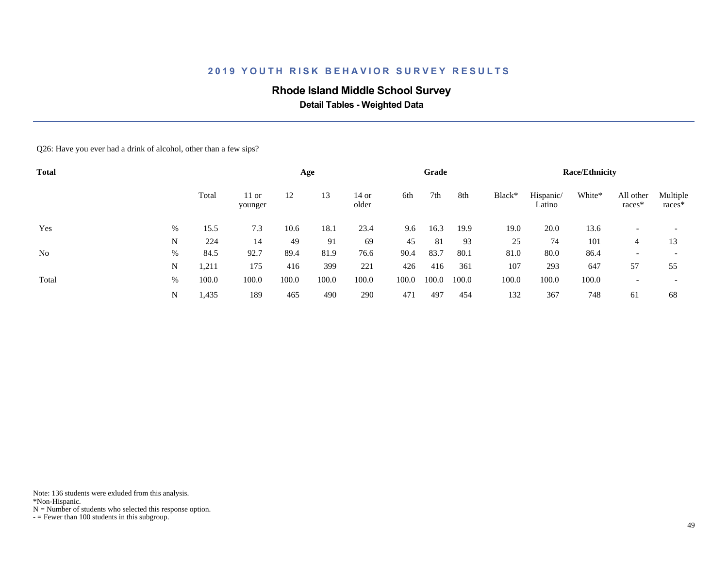## 2019 YOUTH RISK BEHAVIOR SURVEY RESULTS

### Rhode Island Middle School Survey

**Detail Tables - Weighted Data**

Q26: Have you ever had a drink of alcohol, other than a few sips?

| Total | | | Age | | | | Grade | | | Race/Ethnicity | | | | |
|---|---|---|---|---|---|---|---|---|---|---|---|---|---|---|
| | | Total | 11 or younger | 12 | 13 | 14 or older | 6th | 7th | 8th | Black* | Hispanic/ Latino | White* | All other races* | Multiple races* |
| Yes | % | 15.5 | 7.3 | 10.6 | 18.1 | 23.4 | 9.6 | 16.3 | 19.9 | 19.0 | 20.0 | 13.6 | - | - |
| | N | 224 | 14 | 49 | 91 | 69 | 45 | 81 | 93 | 25 | 74 | 101 | 4 | 13 |
| No | % | 84.5 | 92.7 | 89.4 | 81.9 | 76.6 | 90.4 | 83.7 | 80.1 | 81.0 | 80.0 | 86.4 | - | - |
| | N | 1,211 | 175 | 416 | 399 | 221 | 426 | 416 | 361 | 107 | 293 | 647 | 57 | 55 |
| Total | % | 100.0 | 100.0 | 100.0 | 100.0 | 100.0 | 100.0 | 100.0 | 100.0 | 100.0 | 100.0 | 100.0 | - | - |
| | N | 1,435 | 189 | 465 | 490 | 290 | 471 | 497 | 454 | 132 | 367 | 748 | 61 | 68 |

Note: 136 students were exluded from this analysis.
*Non-Hispanic.
N = Number of students who selected this response option.
- = Fewer than 100 students in this subgroup.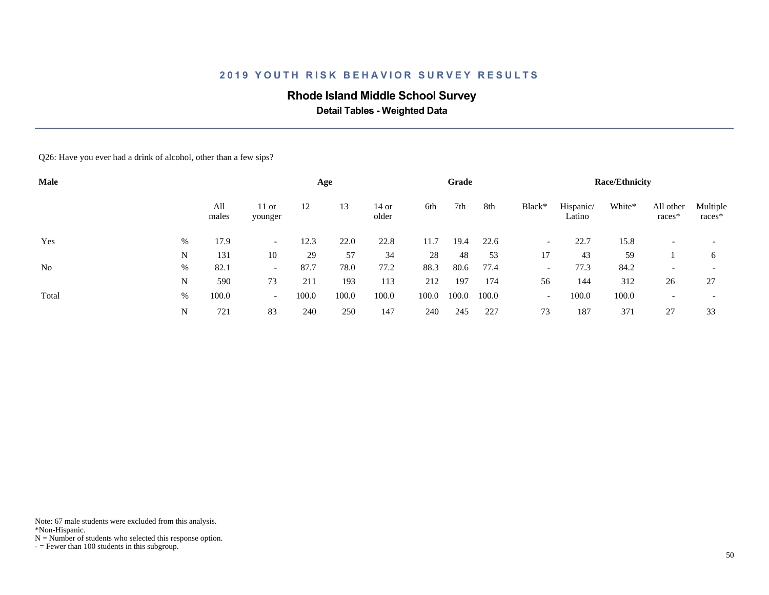# 2019 YOUTH RISK BEHAVIOR SURVEY RESULTS

## Rhode Island Middle School Survey

### Detail Tables - Weighted Data

Q26: Have you ever had a drink of alcohol, other than a few sips?

| Male | | All males | Age: 11 or younger | Age: 12 | Age: 13 | Age: 14 or older | Grade: 6th | Grade: 7th | Grade: 8th | Race/Ethnicity: Black* | Race/Ethnicity: Hispanic/ Latino | Race/Ethnicity: White* | Race/Ethnicity: All other races* | Race/Ethnicity: Multiple races* |
|---|---|---|---|---|---|---|---|---|---|---|---|---|---|---|
| Yes | % | 17.9 | - | 12.3 | 22.0 | 22.8 | 11.7 | 19.4 | 22.6 | - | 22.7 | 15.8 | - | - |
| | N | 131 | 10 | 29 | 57 | 34 | 28 | 48 | 53 | 17 | 43 | 59 | 1 | 6 |
| No | % | 82.1 | - | 87.7 | 78.0 | 77.2 | 88.3 | 80.6 | 77.4 | - | 77.3 | 84.2 | - | - |
| | N | 590 | 73 | 211 | 193 | 113 | 212 | 197 | 174 | 56 | 144 | 312 | 26 | 27 |
| Total | % | 100.0 | - | 100.0 | 100.0 | 100.0 | 100.0 | 100.0 | 100.0 | - | 100.0 | 100.0 | - | - |
| | N | 721 | 83 | 240 | 250 | 147 | 240 | 245 | 227 | 73 | 187 | 371 | 27 | 33 |

Note: 67 male students were excluded from this analysis.
*Non-Hispanic.
N = Number of students who selected this response option.
- = Fewer than 100 students in this subgroup.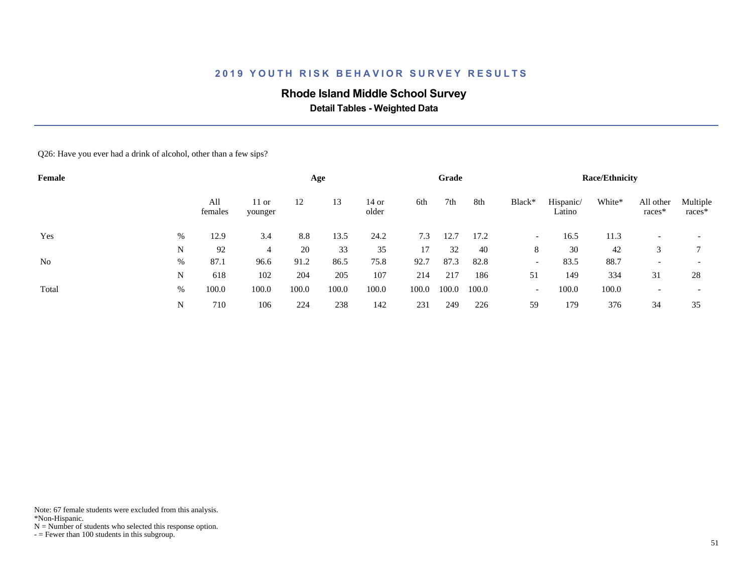## 2019 YOUTH RISK BEHAVIOR SURVEY RESULTS

### Rhode Island Middle School Survey

**Detail Tables - Weighted Data**

Q26: Have you ever had a drink of alcohol, other than a few sips?

| Female | | | Age | | | | Grade | | | Race/Ethnicity | | | | |
|---|---|---|---|---|---|---|---|---|---|---|---|---|---|---|
| | | All females | 11 or younger | 12 | 13 | 14 or older | 6th | 7th | 8th | Black* | Hispanic/ Latino | White* | All other races* | Multiple races* |
| Yes | % | 12.9 | 3.4 | 8.8 | 13.5 | 24.2 | 7.3 | 12.7 | 17.2 | - | 16.5 | 11.3 | - | - |
| | N | 92 | 4 | 20 | 33 | 35 | 17 | 32 | 40 | 8 | 30 | 42 | 3 | 7 |
| No | % | 87.1 | 96.6 | 91.2 | 86.5 | 75.8 | 92.7 | 87.3 | 82.8 | - | 83.5 | 88.7 | - | - |
| | N | 618 | 102 | 204 | 205 | 107 | 214 | 217 | 186 | 51 | 149 | 334 | 31 | 28 |
| Total | % | 100.0 | 100.0 | 100.0 | 100.0 | 100.0 | 100.0 | 100.0 | 100.0 | - | 100.0 | 100.0 | - | - |
| | N | 710 | 106 | 224 | 238 | 142 | 231 | 249 | 226 | 59 | 179 | 376 | 34 | 35 |

Note: 67 female students were excluded from this analysis.
*Non-Hispanic.
N = Number of students who selected this response option.
- = Fewer than 100 students in this subgroup.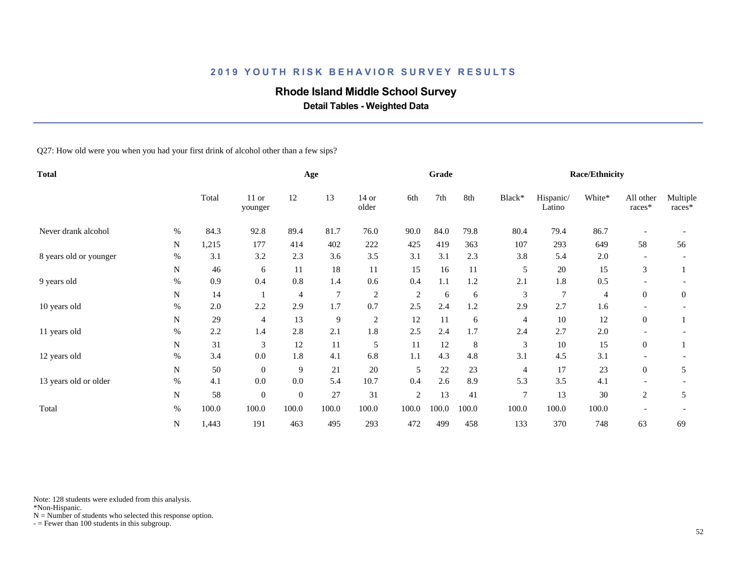## 2019 YOUTH RISK BEHAVIOR SURVEY RESULTS

# Rhode Island Middle School Survey

### Detail Tables - Weighted Data

Q27: How old were you when you had your first drink of alcohol other than a few sips?

| Total | | | Age | | | | Grade | | | Race/Ethnicity | | | | |
|---|---|---|---|---|---|---|---|---|---|---|---|---|---|---|
| | | Total | 11 or younger | 12 | 13 | 14 or older | 6th | 7th | 8th | Black* | Hispanic/ Latino | White* | All other races* | Multiple races* |
| Never drank alcohol | % | 84.3 | 92.8 | 89.4 | 81.7 | 76.0 | 90.0 | 84.0 | 79.8 | 80.4 | 79.4 | 86.7 | - | - |
| | N | 1,215 | 177 | 414 | 402 | 222 | 425 | 419 | 363 | 107 | 293 | 649 | 58 | 56 |
| 8 years old or younger | % | 3.1 | 3.2 | 2.3 | 3.6 | 3.5 | 3.1 | 3.1 | 2.3 | 3.8 | 5.4 | 2.0 | - | - |
| | N | 46 | 6 | 11 | 18 | 11 | 15 | 16 | 11 | 5 | 20 | 15 | 3 | 1 |
| 9 years old | % | 0.9 | 0.4 | 0.8 | 1.4 | 0.6 | 0.4 | 1.1 | 1.2 | 2.1 | 1.8 | 0.5 | - | - |
| | N | 14 | 1 | 4 | 7 | 2 | 2 | 6 | 6 | 3 | 7 | 4 | 0 | 0 |
| 10 years old | % | 2.0 | 2.2 | 2.9 | 1.7 | 0.7 | 2.5 | 2.4 | 1.2 | 2.9 | 2.7 | 1.6 | - | - |
| | N | 29 | 4 | 13 | 9 | 2 | 12 | 11 | 6 | 4 | 10 | 12 | 0 | 1 |
| 11 years old | % | 2.2 | 1.4 | 2.8 | 2.1 | 1.8 | 2.5 | 2.4 | 1.7 | 2.4 | 2.7 | 2.0 | - | - |
| | N | 31 | 3 | 12 | 11 | 5 | 11 | 12 | 8 | 3 | 10 | 15 | 0 | 1 |
| 12 years old | % | 3.4 | 0.0 | 1.8 | 4.1 | 6.8 | 1.1 | 4.3 | 4.8 | 3.1 | 4.5 | 3.1 | - | - |
| | N | 50 | 0 | 9 | 21 | 20 | 5 | 22 | 23 | 4 | 17 | 23 | 0 | 5 |
| 13 years old or older | % | 4.1 | 0.0 | 0.0 | 5.4 | 10.7 | 0.4 | 2.6 | 8.9 | 5.3 | 3.5 | 4.1 | - | - |
| | N | 58 | 0 | 0 | 27 | 31 | 2 | 13 | 41 | 7 | 13 | 30 | 2 | 5 |
| Total | % | 100.0 | 100.0 | 100.0 | 100.0 | 100.0 | 100.0 | 100.0 | 100.0 | 100.0 | 100.0 | 100.0 | - | - |
| | N | 1,443 | 191 | 463 | 495 | 293 | 472 | 499 | 458 | 133 | 370 | 748 | 63 | 69 |

Note: 128 students were exluded from this analysis.
*Non-Hispanic.
N = Number of students who selected this response option.
- = Fewer than 100 students in this subgroup.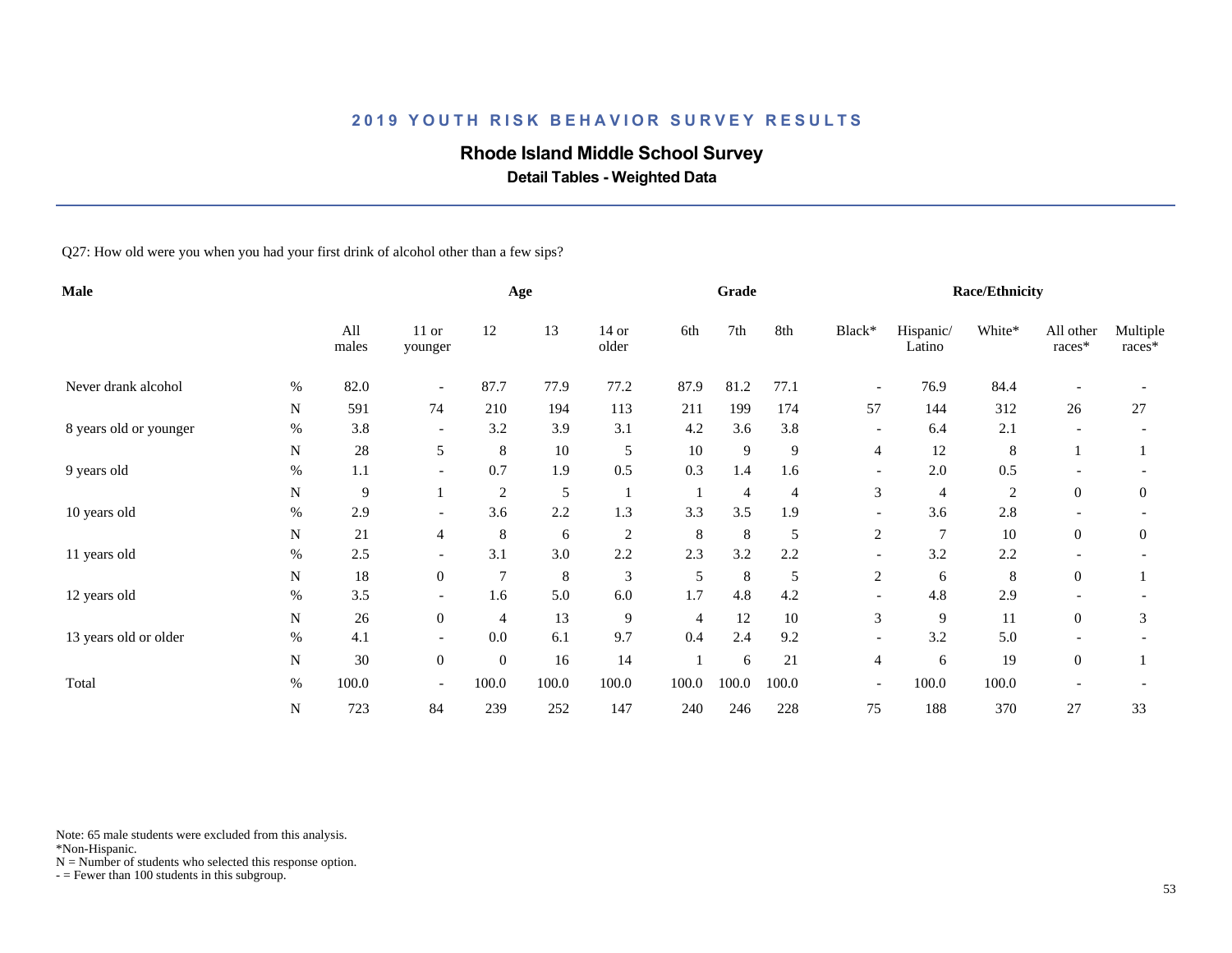# 2019 YOUTH RISK BEHAVIOR SURVEY RESULTS

## Rhode Island Middle School Survey

### Detail Tables - Weighted Data

Q27: How old were you when you had your first drink of alcohol other than a few sips?

| Male | | All males | 11 or younger | 12 | 13 | 14 or older | 6th | 7th | 8th | Black* | Hispanic/ Latino | White* | All other races* | Multiple races* |
|---|---|---|---|---|---|---|---|---|---|---|---|---|---|---|
| | | | Age | | | | Grade | | | Race/Ethnicity | | | | |
| Never drank alcohol | % | 82.0 | - | 87.7 | 77.9 | 77.2 | 87.9 | 81.2 | 77.1 | - | 76.9 | 84.4 | - | - |
| | N | 591 | 74 | 210 | 194 | 113 | 211 | 199 | 174 | 57 | 144 | 312 | 26 | 27 |
| 8 years old or younger | % | 3.8 | - | 3.2 | 3.9 | 3.1 | 4.2 | 3.6 | 3.8 | - | 6.4 | 2.1 | - | - |
| | N | 28 | 5 | 8 | 10 | 5 | 10 | 9 | 9 | 4 | 12 | 8 | 1 | 1 |
| 9 years old | % | 1.1 | - | 0.7 | 1.9 | 0.5 | 0.3 | 1.4 | 1.6 | - | 2.0 | 0.5 | - | - |
| | N | 9 | 1 | 2 | 5 | 1 | 1 | 4 | 4 | 3 | 4 | 2 | 0 | 0 |
| 10 years old | % | 2.9 | - | 3.6 | 2.2 | 1.3 | 3.3 | 3.5 | 1.9 | - | 3.6 | 2.8 | - | - |
| | N | 21 | 4 | 8 | 6 | 2 | 8 | 8 | 5 | 2 | 7 | 10 | 0 | 0 |
| 11 years old | % | 2.5 | - | 3.1 | 3.0 | 2.2 | 2.3 | 3.2 | 2.2 | - | 3.2 | 2.2 | - | - |
| | N | 18 | 0 | 7 | 8 | 3 | 5 | 8 | 5 | 2 | 6 | 8 | 0 | 1 |
| 12 years old | % | 3.5 | - | 1.6 | 5.0 | 6.0 | 1.7 | 4.8 | 4.2 | - | 4.8 | 2.9 | - | - |
| | N | 26 | 0 | 4 | 13 | 9 | 4 | 12 | 10 | 3 | 9 | 11 | 0 | 3 |
| 13 years old or older | % | 4.1 | - | 0.0 | 6.1 | 9.7 | 0.4 | 2.4 | 9.2 | - | 3.2 | 5.0 | - | - |
| | N | 30 | 0 | 0 | 16 | 14 | 1 | 6 | 21 | 4 | 6 | 19 | 0 | 1 |
| Total | % | 100.0 | - | 100.0 | 100.0 | 100.0 | 100.0 | 100.0 | 100.0 | - | 100.0 | 100.0 | - | - |
| | N | 723 | 84 | 239 | 252 | 147 | 240 | 246 | 228 | 75 | 188 | 370 | 27 | 33 |

Note: 65 male students were excluded from this analysis.
*Non-Hispanic.
N = Number of students who selected this response option.
- = Fewer than 100 students in this subgroup.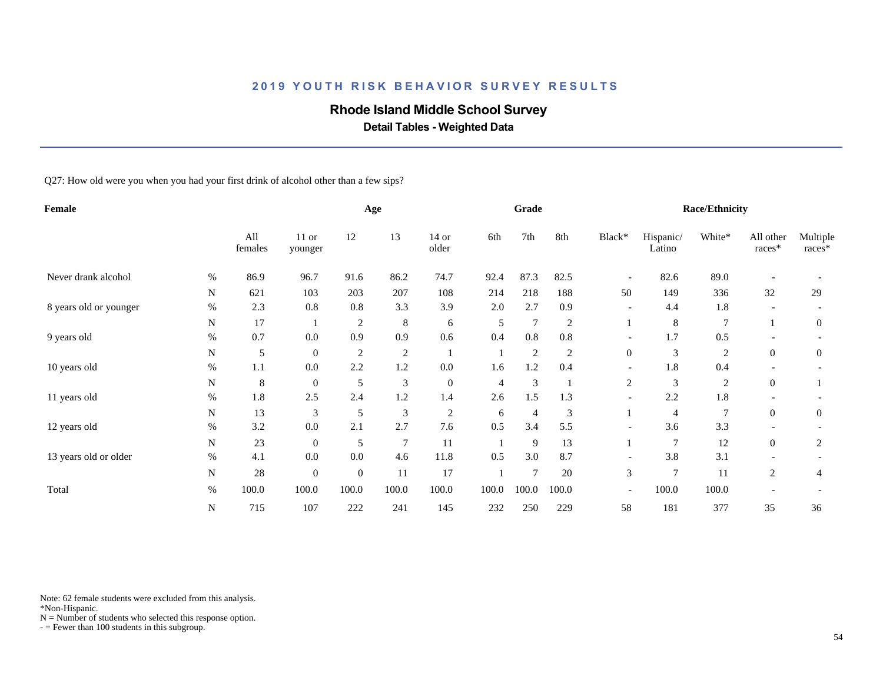# 2019 YOUTH RISK BEHAVIOR SURVEY RESULTS

## Rhode Island Middle School Survey

### Detail Tables - Weighted Data

Q27: How old were you when you had your first drink of alcohol other than a few sips?

| Female | | Age | | | | | Grade | | | Race/Ethnicity | | | | |
|---|---|---|---|---|---|---|---|---|---|---|---|---|---|---|
| | | All females | 11 or younger | 12 | 13 | 14 or older | 6th | 7th | 8th | Black* | Hispanic/ Latino | White* | All other races* | Multiple races* |
| Never drank alcohol | % | 86.9 | 96.7 | 91.6 | 86.2 | 74.7 | 92.4 | 87.3 | 82.5 | - | 82.6 | 89.0 | - | - |
| | N | 621 | 103 | 203 | 207 | 108 | 214 | 218 | 188 | 50 | 149 | 336 | 32 | 29 |
| 8 years old or younger | % | 2.3 | 0.8 | 0.8 | 3.3 | 3.9 | 2.0 | 2.7 | 0.9 | - | 4.4 | 1.8 | - | - |
| | N | 17 | 1 | 2 | 8 | 6 | 5 | 7 | 2 | 1 | 8 | 7 | 1 | 0 |
| 9 years old | % | 0.7 | 0.0 | 0.9 | 0.9 | 0.6 | 0.4 | 0.8 | 0.8 | - | 1.7 | 0.5 | - | - |
| | N | 5 | 0 | 2 | 2 | 1 | 1 | 2 | 2 | 0 | 3 | 2 | 0 | 0 |
| 10 years old | % | 1.1 | 0.0 | 2.2 | 1.2 | 0.0 | 1.6 | 1.2 | 0.4 | - | 1.8 | 0.4 | - | - |
| | N | 8 | 0 | 5 | 3 | 0 | 4 | 3 | 1 | 2 | 3 | 2 | 0 | 1 |
| 11 years old | % | 1.8 | 2.5 | 2.4 | 1.2 | 1.4 | 2.6 | 1.5 | 1.3 | - | 2.2 | 1.8 | - | - |
| | N | 13 | 3 | 5 | 3 | 2 | 6 | 4 | 3 | 1 | 4 | 7 | 0 | 0 |
| 12 years old | % | 3.2 | 0.0 | 2.1 | 2.7 | 7.6 | 0.5 | 3.4 | 5.5 | - | 3.6 | 3.3 | - | - |
| | N | 23 | 0 | 5 | 7 | 11 | 1 | 9 | 13 | 1 | 7 | 12 | 0 | 2 |
| 13 years old or older | % | 4.1 | 0.0 | 0.0 | 4.6 | 11.8 | 0.5 | 3.0 | 8.7 | - | 3.8 | 3.1 | - | - |
| | N | 28 | 0 | 0 | 11 | 17 | 1 | 7 | 20 | 3 | 7 | 11 | 2 | 4 |
| Total | % | 100.0 | 100.0 | 100.0 | 100.0 | 100.0 | 100.0 | 100.0 | 100.0 | - | 100.0 | 100.0 | - | - |
| | N | 715 | 107 | 222 | 241 | 145 | 232 | 250 | 229 | 58 | 181 | 377 | 35 | 36 |

Note: 62 female students were excluded from this analysis.
*Non-Hispanic.
N = Number of students who selected this response option.
- = Fewer than 100 students in this subgroup.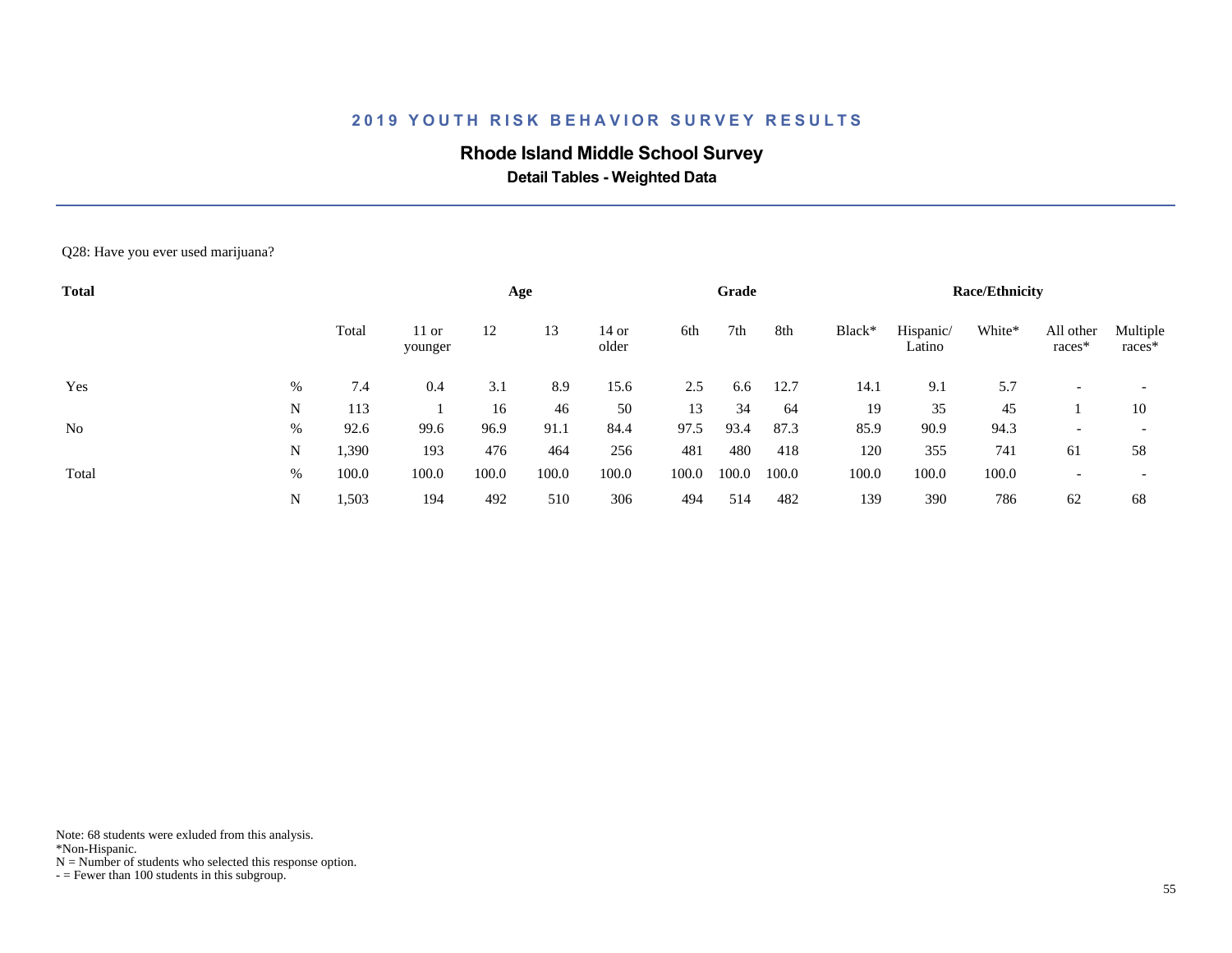## 2019 YOUTH RISK BEHAVIOR SURVEY RESULTS

### Rhode Island Middle School Survey

**Detail Tables - Weighted Data**

Q28: Have you ever used marijuana?

| **Total** | | | **Age** | | | | **Grade** | | | **Race/Ethnicity** | | | | |
|---|---|---|---|---|---|---|---|---|---|---|---|---|---|---|
| | | Total | 11 or younger | 12 | 13 | 14 or older | 6th | 7th | 8th | Black* | Hispanic/ Latino | White* | All other races* | Multiple races* |
| Yes | % | 7.4 | 0.4 | 3.1 | 8.9 | 15.6 | 2.5 | 6.6 | 12.7 | 14.1 | 9.1 | 5.7 | - | - |
| | N | 113 | 1 | 16 | 46 | 50 | 13 | 34 | 64 | 19 | 35 | 45 | 1 | 10 |
| No | % | 92.6 | 99.6 | 96.9 | 91.1 | 84.4 | 97.5 | 93.4 | 87.3 | 85.9 | 90.9 | 94.3 | - | - |
| | N | 1,390 | 193 | 476 | 464 | 256 | 481 | 480 | 418 | 120 | 355 | 741 | 61 | 58 |
| Total | % | 100.0 | 100.0 | 100.0 | 100.0 | 100.0 | 100.0 | 100.0 | 100.0 | 100.0 | 100.0 | 100.0 | - | - |
| | N | 1,503 | 194 | 492 | 510 | 306 | 494 | 514 | 482 | 139 | 390 | 786 | 62 | 68 |

Note: 68 students were exluded from this analysis.
*Non-Hispanic.
N = Number of students who selected this response option.
- = Fewer than 100 students in this subgroup.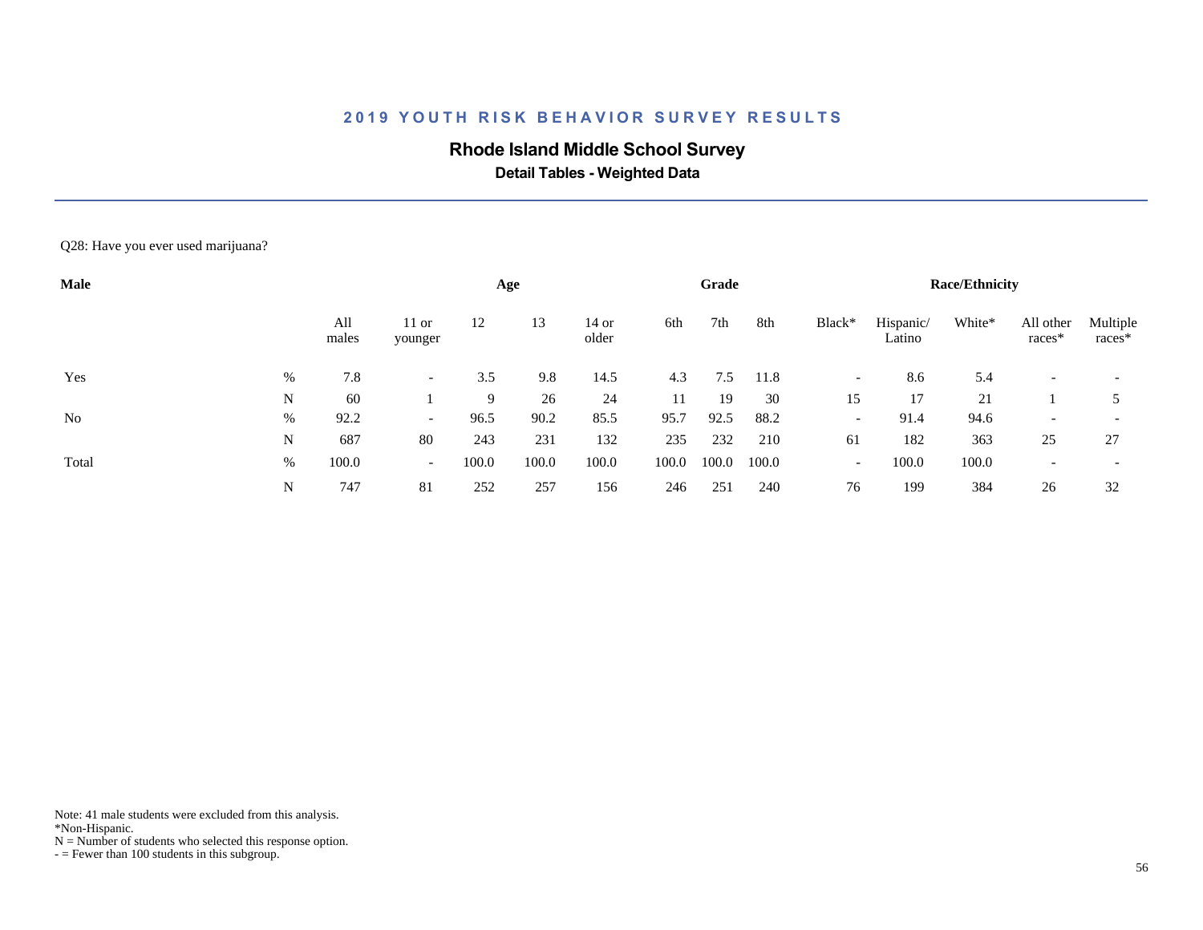## 2019 YOUTH RISK BEHAVIOR SURVEY RESULTS

**Rhode Island Middle School Survey**

**Detail Tables - Weighted Data**

Q28: Have you ever used marijuana?

| Male | | Age | | | | | Grade | | | Race/Ethnicity | | | | |
|---|---|---|---|---|---|---|---|---|---|---|---|---|---|---|
| | | All males | 11 or younger | 12 | 13 | 14 or older | 6th | 7th | 8th | Black* | Hispanic/ Latino | White* | All other races* | Multiple races* |
| Yes | % | 7.8 | - | 3.5 | 9.8 | 14.5 | 4.3 | 7.5 | 11.8 | - | 8.6 | 5.4 | - | - |
| | N | 60 | 1 | 9 | 26 | 24 | 11 | 19 | 30 | 15 | 17 | 21 | 1 | 5 |
| No | % | 92.2 | - | 96.5 | 90.2 | 85.5 | 95.7 | 92.5 | 88.2 | - | 91.4 | 94.6 | - | - |
| | N | 687 | 80 | 243 | 231 | 132 | 235 | 232 | 210 | 61 | 182 | 363 | 25 | 27 |
| Total | % | 100.0 | - | 100.0 | 100.0 | 100.0 | 100.0 | 100.0 | 100.0 | - | 100.0 | 100.0 | - | - |
| | N | 747 | 81 | 252 | 257 | 156 | 246 | 251 | 240 | 76 | 199 | 384 | 26 | 32 |

Note: 41 male students were excluded from this analysis.
*Non-Hispanic.
N = Number of students who selected this response option.
- = Fewer than 100 students in this subgroup.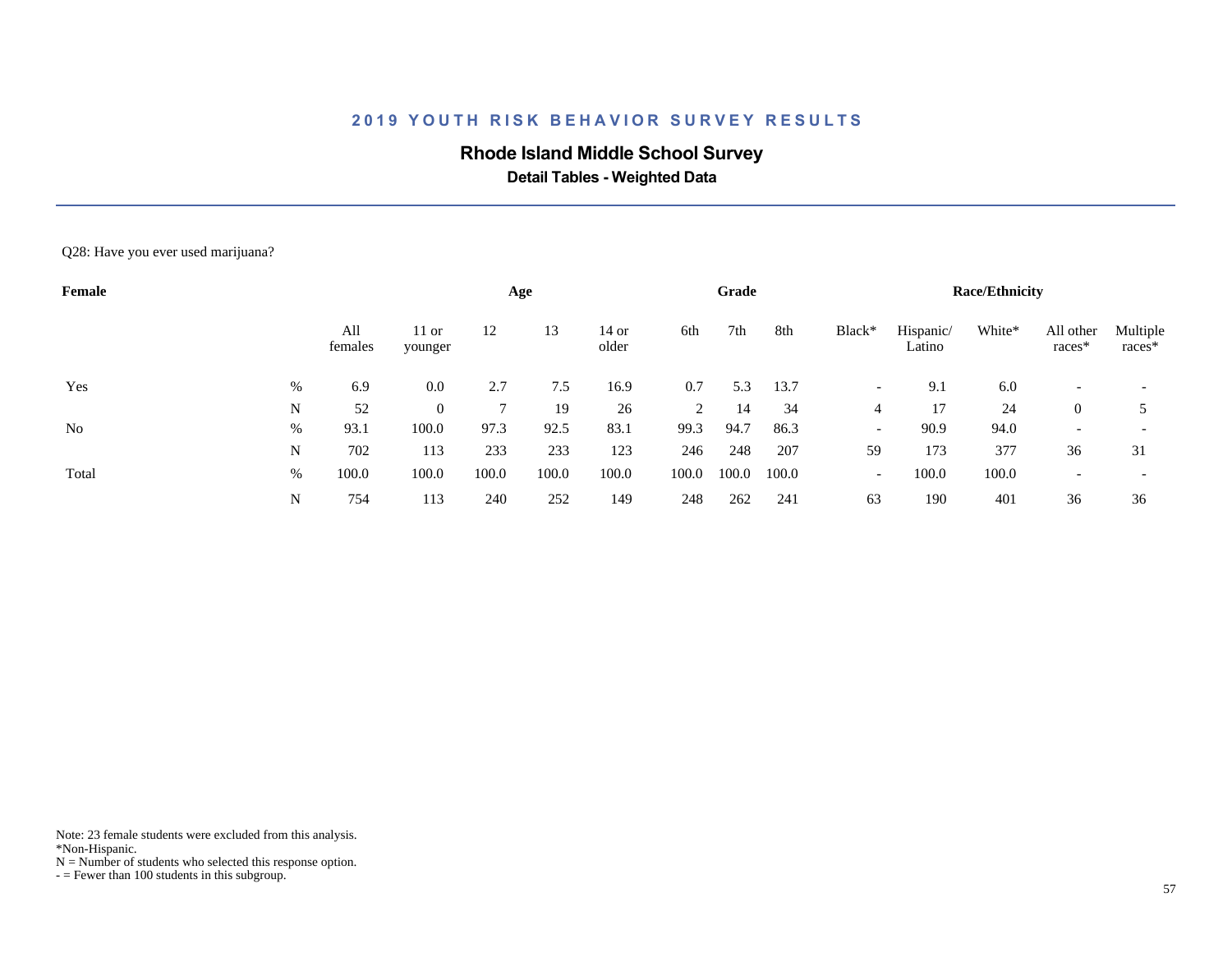## 2019 YOUTH RISK BEHAVIOR SURVEY RESULTS

### Rhode Island Middle School Survey

**Detail Tables - Weighted Data**

Q28: Have you ever used marijuana?

| Female | | | Age | | | | Grade | | | Race/Ethnicity | | | | |
|---|---|---|---|---|---|---|---|---|---|---|---|---|---|---|
| | | All females | 11 or younger | 12 | 13 | 14 or older | 6th | 7th | 8th | Black* | Hispanic/ Latino | White* | All other races* | Multiple races* |
| Yes | % | 6.9 | 0.0 | 2.7 | 7.5 | 16.9 | 0.7 | 5.3 | 13.7 | - | 9.1 | 6.0 | - | - |
| | N | 52 | 0 | 7 | 19 | 26 | 2 | 14 | 34 | 4 | 17 | 24 | 0 | 5 |
| No | % | 93.1 | 100.0 | 97.3 | 92.5 | 83.1 | 99.3 | 94.7 | 86.3 | - | 90.9 | 94.0 | - | - |
| | N | 702 | 113 | 233 | 233 | 123 | 246 | 248 | 207 | 59 | 173 | 377 | 36 | 31 |
| Total | % | 100.0 | 100.0 | 100.0 | 100.0 | 100.0 | 100.0 | 100.0 | 100.0 | - | 100.0 | 100.0 | - | - |
| | N | 754 | 113 | 240 | 252 | 149 | 248 | 262 | 241 | 63 | 190 | 401 | 36 | 36 |

Note: 23 female students were excluded from this analysis.
*Non-Hispanic.
N = Number of students who selected this response option.
- = Fewer than 100 students in this subgroup.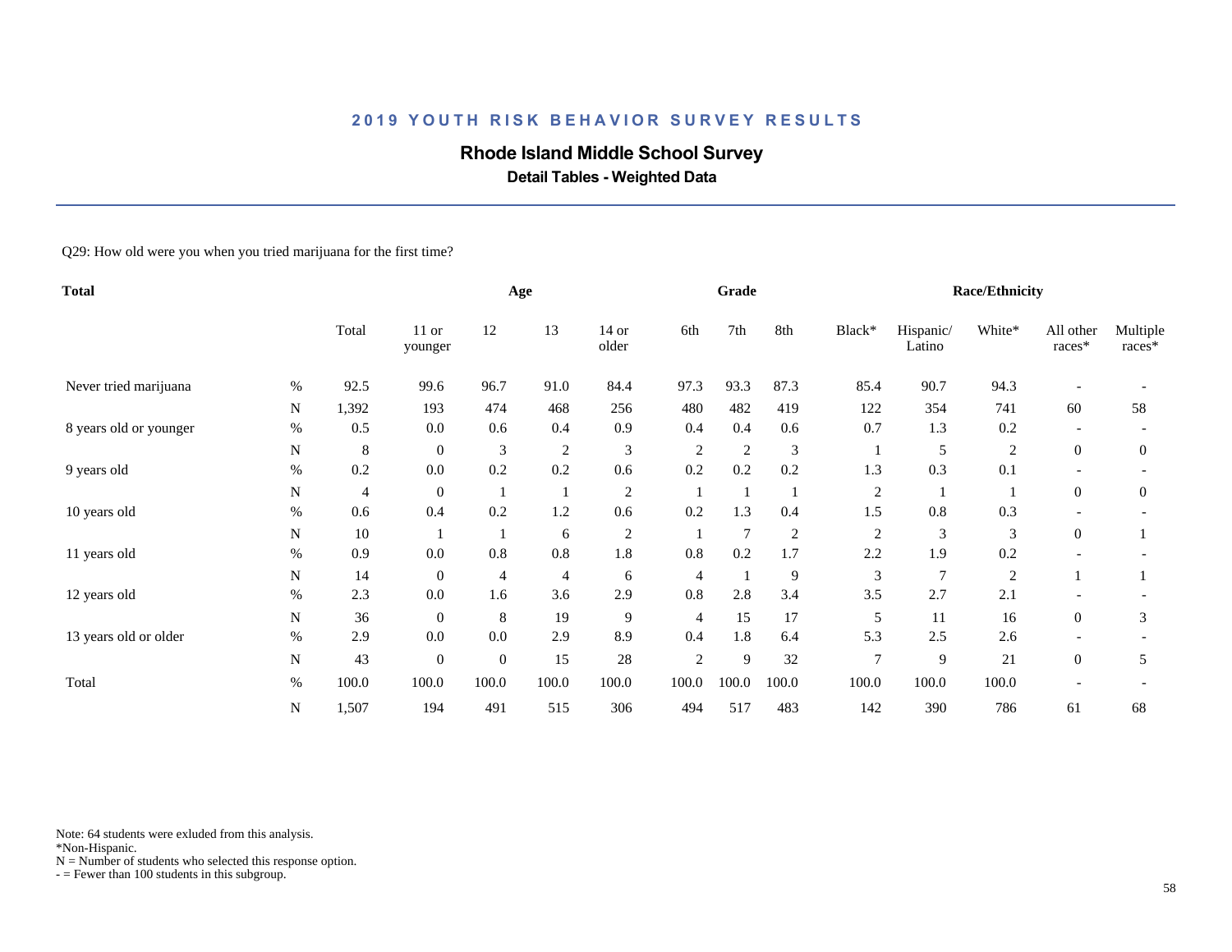# 2019 YOUTH RISK BEHAVIOR SURVEY RESULTS

## Rhode Island Middle School Survey

### Detail Tables - Weighted Data

Q29: How old were you when you tried marijuana for the first time?

| Total | | | Age | | | | Grade | | | Race/Ethnicity | | | | |
|---|---|---|---|---|---|---|---|---|---|---|---|---|---|---|
| | | Total | 11 or younger | 12 | 13 | 14 or older | 6th | 7th | 8th | Black* | Hispanic/ Latino | White* | All other races* | Multiple races* |
| Never tried marijuana | % | 92.5 | 99.6 | 96.7 | 91.0 | 84.4 | 97.3 | 93.3 | 87.3 | 85.4 | 90.7 | 94.3 | - | - |
| | N | 1,392 | 193 | 474 | 468 | 256 | 480 | 482 | 419 | 122 | 354 | 741 | 60 | 58 |
| 8 years old or younger | % | 0.5 | 0.0 | 0.6 | 0.4 | 0.9 | 0.4 | 0.4 | 0.6 | 0.7 | 1.3 | 0.2 | - | - |
| | N | 8 | 0 | 3 | 2 | 3 | 2 | 2 | 3 | 1 | 5 | 2 | 0 | 0 |
| 9 years old | % | 0.2 | 0.0 | 0.2 | 0.2 | 0.6 | 0.2 | 0.2 | 0.2 | 1.3 | 0.3 | 0.1 | - | - |
| | N | 4 | 0 | 1 | 1 | 2 | 1 | 1 | 1 | 2 | 1 | 1 | 0 | 0 |
| 10 years old | % | 0.6 | 0.4 | 0.2 | 1.2 | 0.6 | 0.2 | 1.3 | 0.4 | 1.5 | 0.8 | 0.3 | - | - |
| | N | 10 | 1 | 1 | 6 | 2 | 1 | 7 | 2 | 2 | 3 | 3 | 0 | 1 |
| 11 years old | % | 0.9 | 0.0 | 0.8 | 0.8 | 1.8 | 0.8 | 0.2 | 1.7 | 2.2 | 1.9 | 0.2 | - | - |
| | N | 14 | 0 | 4 | 4 | 6 | 4 | 1 | 9 | 3 | 7 | 2 | 1 | 1 |
| 12 years old | % | 2.3 | 0.0 | 1.6 | 3.6 | 2.9 | 0.8 | 2.8 | 3.4 | 3.5 | 2.7 | 2.1 | - | - |
| | N | 36 | 0 | 8 | 19 | 9 | 4 | 15 | 17 | 5 | 11 | 16 | 0 | 3 |
| 13 years old or older | % | 2.9 | 0.0 | 0.0 | 2.9 | 8.9 | 0.4 | 1.8 | 6.4 | 5.3 | 2.5 | 2.6 | - | - |
| | N | 43 | 0 | 0 | 15 | 28 | 2 | 9 | 32 | 7 | 9 | 21 | 0 | 5 |
| Total | % | 100.0 | 100.0 | 100.0 | 100.0 | 100.0 | 100.0 | 100.0 | 100.0 | 100.0 | 100.0 | 100.0 | - | - |
| | N | 1,507 | 194 | 491 | 515 | 306 | 494 | 517 | 483 | 142 | 390 | 786 | 61 | 68 |

Note: 64 students were exluded from this analysis.
*Non-Hispanic.
N = Number of students who selected this response option.
- = Fewer than 100 students in this subgroup.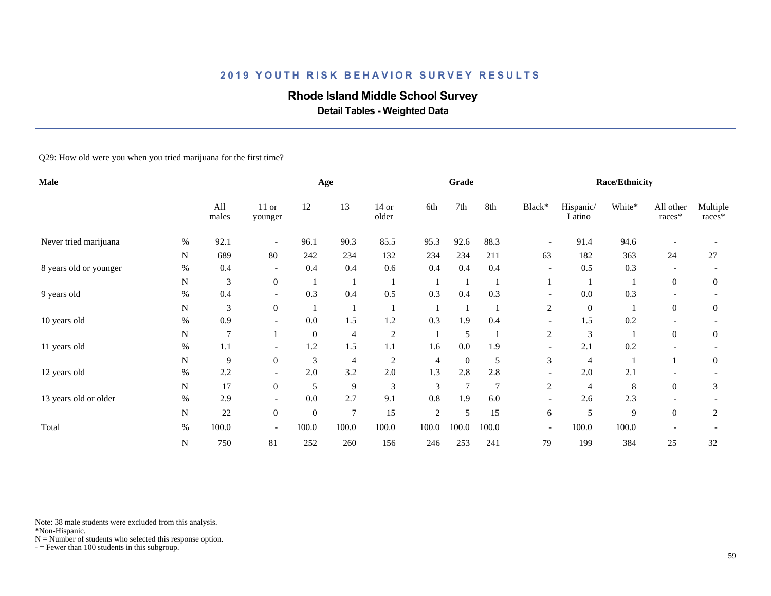## 2019 YOUTH RISK BEHAVIOR SURVEY RESULTS

**Rhode Island Middle School Survey**

**Detail Tables - Weighted Data**

Q29: How old were you when you tried marijuana for the first time?

| Male | | | Age | | | | Grade | | | Race/Ethnicity | | | | |
|---|---|---|---|---|---|---|---|---|---|---|---|---|---|---|
| | | All males | 11 or younger | 12 | 13 | 14 or older | 6th | 7th | 8th | Black* | Hispanic/ Latino | White* | All other races* | Multiple races* |
| Never tried marijuana | % | 92.1 | - | 96.1 | 90.3 | 85.5 | 95.3 | 92.6 | 88.3 | - | 91.4 | 94.6 | - | - |
| | N | 689 | 80 | 242 | 234 | 132 | 234 | 234 | 211 | 63 | 182 | 363 | 24 | 27 |
| 8 years old or younger | % | 0.4 | - | 0.4 | 0.4 | 0.6 | 0.4 | 0.4 | 0.4 | - | 0.5 | 0.3 | - | - |
| | N | 3 | 0 | 1 | 1 | 1 | 1 | 1 | 1 | 1 | 1 | 1 | 0 | 0 |
| 9 years old | % | 0.4 | - | 0.3 | 0.4 | 0.5 | 0.3 | 0.4 | 0.3 | - | 0.0 | 0.3 | - | - |
| | N | 3 | 0 | 1 | 1 | 1 | 1 | 1 | 1 | 2 | 0 | 1 | 0 | 0 |
| 10 years old | % | 0.9 | - | 0.0 | 1.5 | 1.2 | 0.3 | 1.9 | 0.4 | - | 1.5 | 0.2 | - | - |
| | N | 7 | 1 | 0 | 4 | 2 | 1 | 5 | 1 | 2 | 3 | 1 | 0 | 0 |
| 11 years old | % | 1.1 | - | 1.2 | 1.5 | 1.1 | 1.6 | 0.0 | 1.9 | - | 2.1 | 0.2 | - | - |
| | N | 9 | 0 | 3 | 4 | 2 | 4 | 0 | 5 | 3 | 4 | 1 | 1 | 0 |
| 12 years old | % | 2.2 | - | 2.0 | 3.2 | 2.0 | 1.3 | 2.8 | 2.8 | - | 2.0 | 2.1 | - | - |
| | N | 17 | 0 | 5 | 9 | 3 | 3 | 7 | 7 | 2 | 4 | 8 | 0 | 3 |
| 13 years old or older | % | 2.9 | - | 0.0 | 2.7 | 9.1 | 0.8 | 1.9 | 6.0 | - | 2.6 | 2.3 | - | - |
| | N | 22 | 0 | 0 | 7 | 15 | 2 | 5 | 15 | 6 | 5 | 9 | 0 | 2 |
| Total | % | 100.0 | - | 100.0 | 100.0 | 100.0 | 100.0 | 100.0 | 100.0 | - | 100.0 | 100.0 | - | - |
| | N | 750 | 81 | 252 | 260 | 156 | 246 | 253 | 241 | 79 | 199 | 384 | 25 | 32 |

Note: 38 male students were excluded from this analysis.
*Non-Hispanic.
N = Number of students who selected this response option.
- = Fewer than 100 students in this subgroup.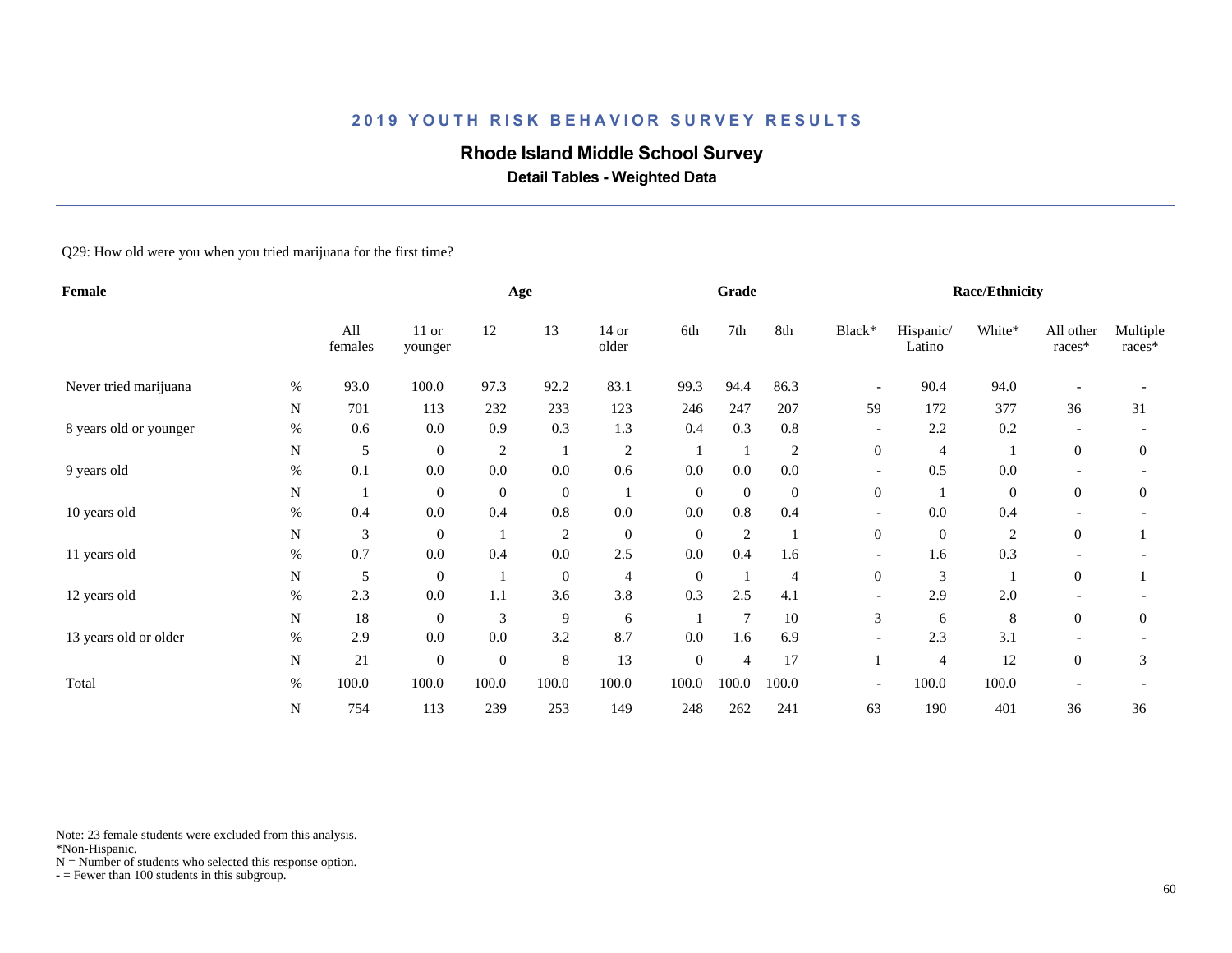## 2019 YOUTH RISK BEHAVIOR SURVEY RESULTS

# Rhode Island Middle School Survey

### Detail Tables - Weighted Data

Q29: How old were you when you tried marijuana for the first time?

| Female | | | Age | | | | Grade | | | Race/Ethnicity | | | | |
|---|---|---|---|---|---|---|---|---|---|---|---|---|---|---|
| | | All females | 11 or younger | 12 | 13 | 14 or older | 6th | 7th | 8th | Black* | Hispanic/ Latino | White* | All other races* | Multiple races* |
| Never tried marijuana | % | 93.0 | 100.0 | 97.3 | 92.2 | 83.1 | 99.3 | 94.4 | 86.3 | - | 90.4 | 94.0 | - | - |
| | N | 701 | 113 | 232 | 233 | 123 | 246 | 247 | 207 | 59 | 172 | 377 | 36 | 31 |
| 8 years old or younger | % | 0.6 | 0.0 | 0.9 | 0.3 | 1.3 | 0.4 | 0.3 | 0.8 | - | 2.2 | 0.2 | - | - |
| | N | 5 | 0 | 2 | 1 | 2 | 1 | 1 | 2 | 0 | 4 | 1 | 0 | 0 |
| 9 years old | % | 0.1 | 0.0 | 0.0 | 0.0 | 0.6 | 0.0 | 0.0 | 0.0 | - | 0.5 | 0.0 | - | - |
| | N | 1 | 0 | 0 | 0 | 1 | 0 | 0 | 0 | 0 | 1 | 0 | 0 | 0 |
| 10 years old | % | 0.4 | 0.0 | 0.4 | 0.8 | 0.0 | 0.0 | 0.8 | 0.4 | - | 0.0 | 0.4 | - | - |
| | N | 3 | 0 | 1 | 2 | 0 | 0 | 2 | 1 | 0 | 0 | 2 | 0 | 1 |
| 11 years old | % | 0.7 | 0.0 | 0.4 | 0.0 | 2.5 | 0.0 | 0.4 | 1.6 | - | 1.6 | 0.3 | - | - |
| | N | 5 | 0 | 1 | 0 | 4 | 0 | 1 | 4 | 0 | 3 | 1 | 0 | 1 |
| 12 years old | % | 2.3 | 0.0 | 1.1 | 3.6 | 3.8 | 0.3 | 2.5 | 4.1 | - | 2.9 | 2.0 | - | - |
| | N | 18 | 0 | 3 | 9 | 6 | 1 | 7 | 10 | 3 | 6 | 8 | 0 | 0 |
| 13 years old or older | % | 2.9 | 0.0 | 0.0 | 3.2 | 8.7 | 0.0 | 1.6 | 6.9 | - | 2.3 | 3.1 | - | - |
| | N | 21 | 0 | 0 | 8 | 13 | 0 | 4 | 17 | 1 | 4 | 12 | 0 | 3 |
| Total | % | 100.0 | 100.0 | 100.0 | 100.0 | 100.0 | 100.0 | 100.0 | 100.0 | - | 100.0 | 100.0 | - | - |
| | N | 754 | 113 | 239 | 253 | 149 | 248 | 262 | 241 | 63 | 190 | 401 | 36 | 36 |

Note: 23 female students were excluded from this analysis.
*Non-Hispanic.
N = Number of students who selected this response option.
- = Fewer than 100 students in this subgroup.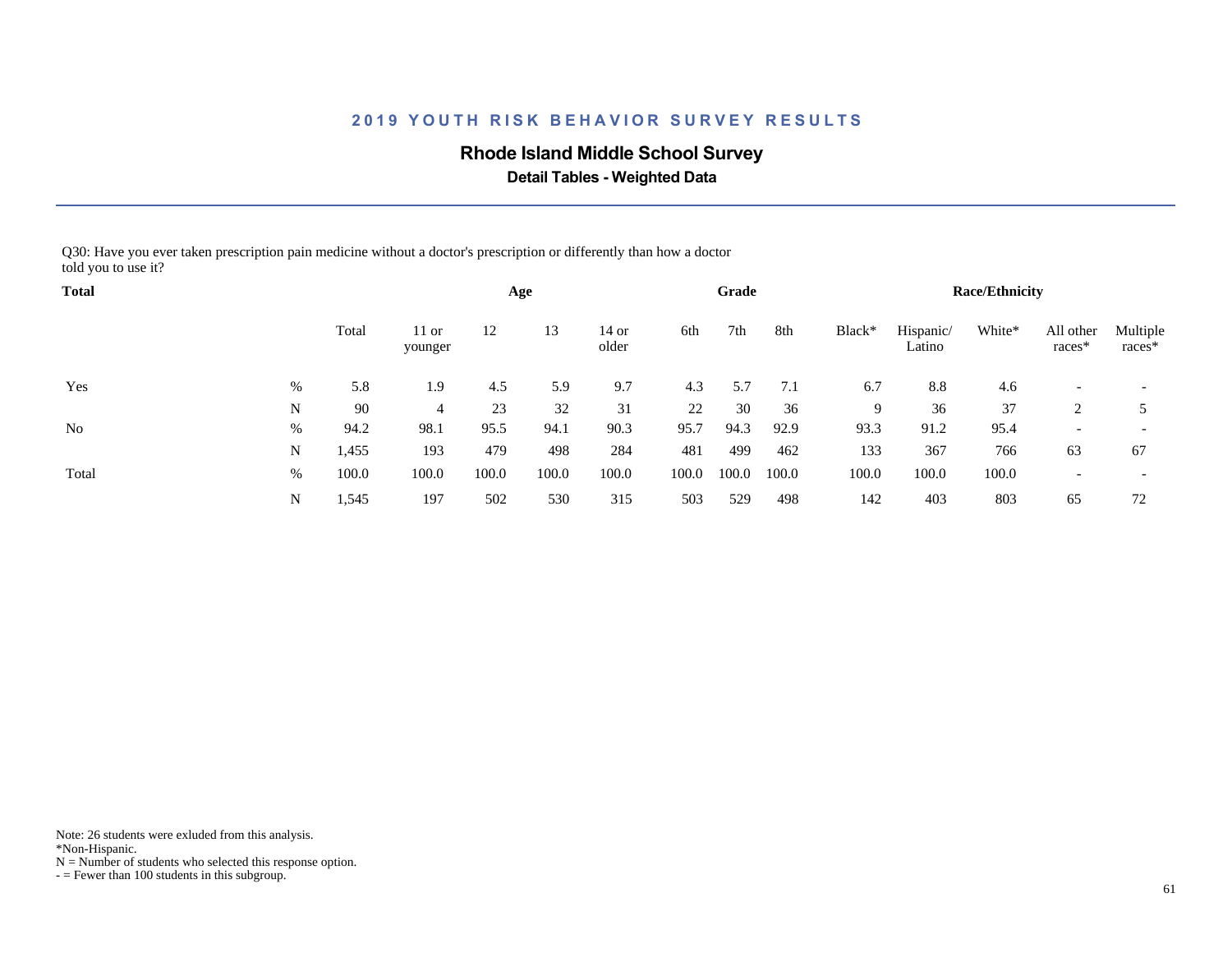## 2019 YOUTH RISK BEHAVIOR SURVEY RESULTS

### Rhode Island Middle School Survey

**Detail Tables - Weighted Data**

Q30: Have you ever taken prescription pain medicine without a doctor's prescription or differently than how a doctor told you to use it?

| Total | | | Age | | | | Grade | | | Race/Ethnicity | | | | |
|---|---|---|---|---|---|---|---|---|---|---|---|---|---|---|
| | | Total | 11 or younger | 12 | 13 | 14 or older | 6th | 7th | 8th | Black* | Hispanic/ Latino | White* | All other races* | Multiple races* |
| Yes | % | 5.8 | 1.9 | 4.5 | 5.9 | 9.7 | 4.3 | 5.7 | 7.1 | 6.7 | 8.8 | 4.6 | - | - |
| | N | 90 | 4 | 23 | 32 | 31 | 22 | 30 | 36 | 9 | 36 | 37 | 2 | 5 |
| No | % | 94.2 | 98.1 | 95.5 | 94.1 | 90.3 | 95.7 | 94.3 | 92.9 | 93.3 | 91.2 | 95.4 | - | - |
| | N | 1,455 | 193 | 479 | 498 | 284 | 481 | 499 | 462 | 133 | 367 | 766 | 63 | 67 |
| Total | % | 100.0 | 100.0 | 100.0 | 100.0 | 100.0 | 100.0 | 100.0 | 100.0 | 100.0 | 100.0 | 100.0 | - | - |
| | N | 1,545 | 197 | 502 | 530 | 315 | 503 | 529 | 498 | 142 | 403 | 803 | 65 | 72 |

Note: 26 students were exluded from this analysis.
*Non-Hispanic.
N = Number of students who selected this response option.
- = Fewer than 100 students in this subgroup.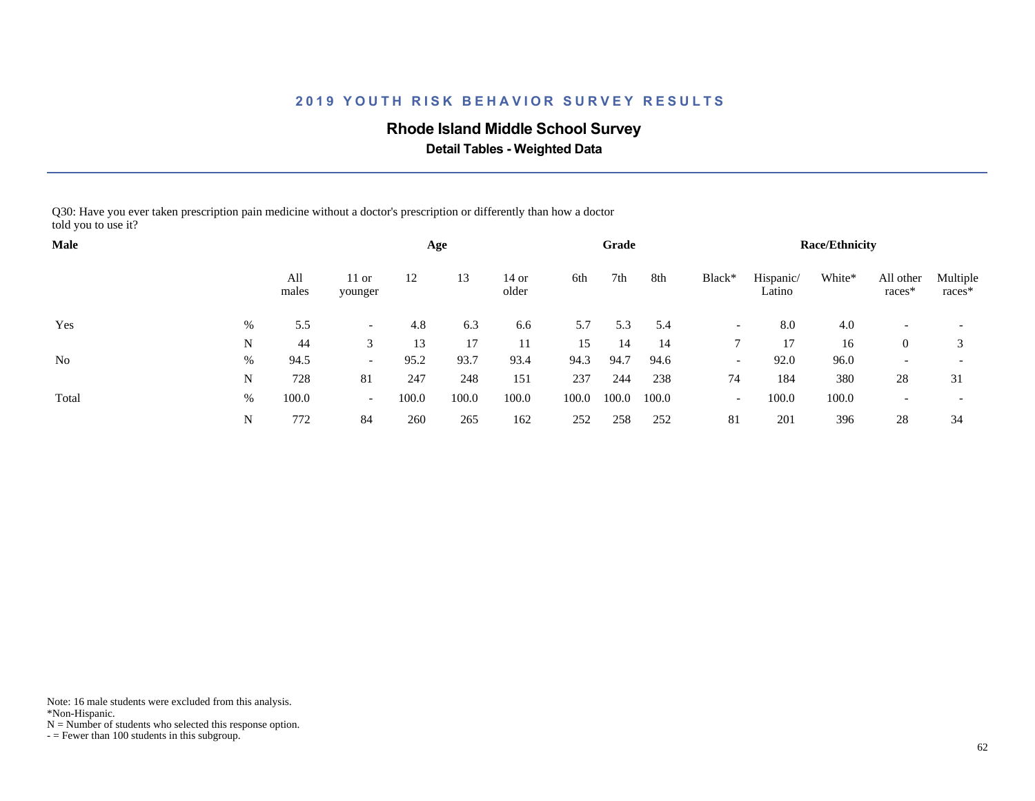# 2019 YOUTH RISK BEHAVIOR SURVEY RESULTS

## Rhode Island Middle School Survey

### Detail Tables - Weighted Data

Q30: Have you ever taken prescription pain medicine without a doctor's prescription or differently than how a doctor told you to use it?

| Male | | All males | Age: 11 or younger | Age: 12 | Age: 13 | Age: 14 or older | Grade: 6th | Grade: 7th | Grade: 8th | Race/Ethnicity: Black* | Race/Ethnicity: Hispanic/ Latino | Race/Ethnicity: White* | Race/Ethnicity: All other races* | Race/Ethnicity: Multiple races* |
|---|---|---|---|---|---|---|---|---|---|---|---|---|---|---|
| Yes | % | 5.5 | - | 4.8 | 6.3 | 6.6 | 5.7 | 5.3 | 5.4 | - | 8.0 | 4.0 | - | - |
| | N | 44 | 3 | 13 | 17 | 11 | 15 | 14 | 14 | 7 | 17 | 16 | 0 | 3 |
| No | % | 94.5 | - | 95.2 | 93.7 | 93.4 | 94.3 | 94.7 | 94.6 | - | 92.0 | 96.0 | - | - |
| | N | 728 | 81 | 247 | 248 | 151 | 237 | 244 | 238 | 74 | 184 | 380 | 28 | 31 |
| Total | % | 100.0 | - | 100.0 | 100.0 | 100.0 | 100.0 | 100.0 | 100.0 | - | 100.0 | 100.0 | - | - |
| | N | 772 | 84 | 260 | 265 | 162 | 252 | 258 | 252 | 81 | 201 | 396 | 28 | 34 |

Note: 16 male students were excluded from this analysis.
*Non-Hispanic.
N = Number of students who selected this response option.
- = Fewer than 100 students in this subgroup.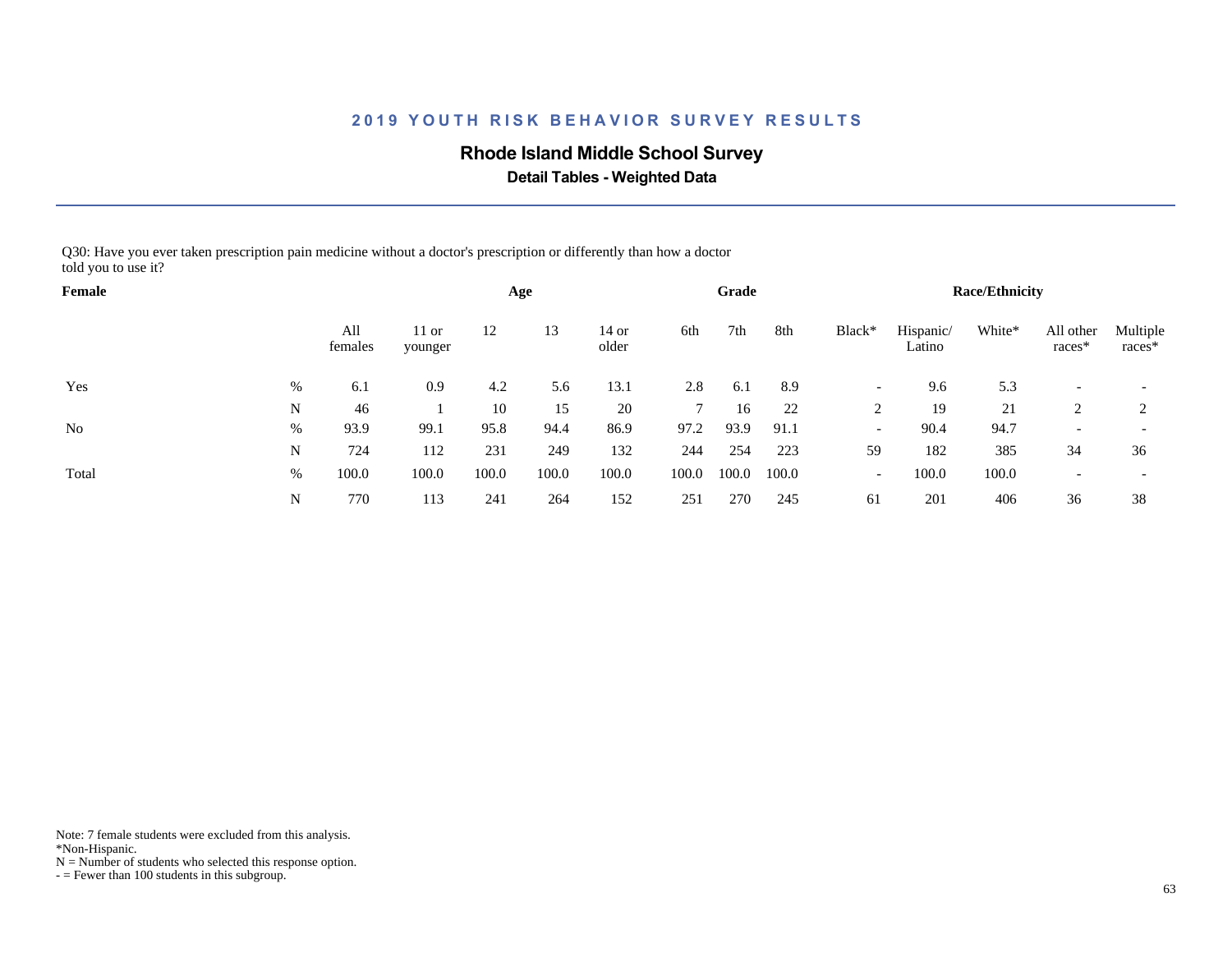## 2019 YOUTH RISK BEHAVIOR SURVEY RESULTS

### Rhode Island Middle School Survey

**Detail Tables - Weighted Data**

Q30: Have you ever taken prescription pain medicine without a doctor's prescription or differently than how a doctor told you to use it?

| Female | | All females | Age: 11 or younger | Age: 12 | Age: 13 | Age: 14 or older | Grade: 6th | Grade: 7th | Grade: 8th | Race/Ethnicity: Black* | Race/Ethnicity: Hispanic/ Latino | Race/Ethnicity: White* | Race/Ethnicity: All other races* | Race/Ethnicity: Multiple races* |
|---|---|---|---|---|---|---|---|---|---|---|---|---|---|---|
| Yes | % | 6.1 | 0.9 | 4.2 | 5.6 | 13.1 | 2.8 | 6.1 | 8.9 | - | 9.6 | 5.3 | - | - |
| | N | 46 | 1 | 10 | 15 | 20 | 7 | 16 | 22 | 2 | 19 | 21 | 2 | 2 |
| No | % | 93.9 | 99.1 | 95.8 | 94.4 | 86.9 | 97.2 | 93.9 | 91.1 | - | 90.4 | 94.7 | - | - |
| | N | 724 | 112 | 231 | 249 | 132 | 244 | 254 | 223 | 59 | 182 | 385 | 34 | 36 |
| Total | % | 100.0 | 100.0 | 100.0 | 100.0 | 100.0 | 100.0 | 100.0 | 100.0 | - | 100.0 | 100.0 | - | - |
| | N | 770 | 113 | 241 | 264 | 152 | 251 | 270 | 245 | 61 | 201 | 406 | 36 | 38 |

Note: 7 female students were excluded from this analysis.
*Non-Hispanic.
N = Number of students who selected this response option.
- = Fewer than 100 students in this subgroup.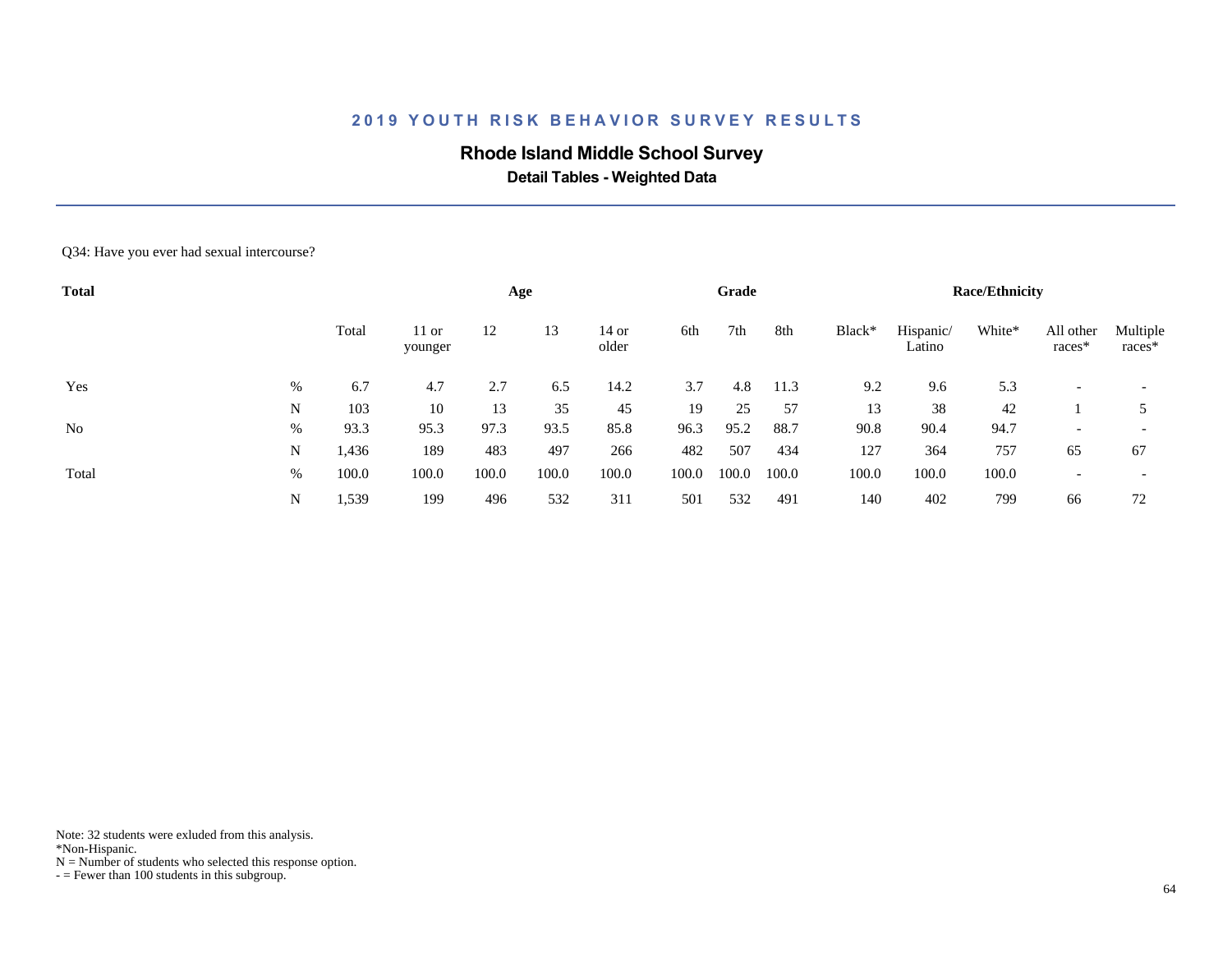## 2019 YOUTH RISK BEHAVIOR SURVEY RESULTS

### Rhode Island Middle School Survey

**Detail Tables - Weighted Data**

Q34: Have you ever had sexual intercourse?

| Total | | | Age | | | | Grade | | | Race/Ethnicity | | | | |
|---|---|---|---|---|---|---|---|---|---|---|---|---|---|---|
| | | Total | 11 or younger | 12 | 13 | 14 or older | 6th | 7th | 8th | Black* | Hispanic/ Latino | White* | All other races* | Multiple races* |
| Yes | % | 6.7 | 4.7 | 2.7 | 6.5 | 14.2 | 3.7 | 4.8 | 11.3 | 9.2 | 9.6 | 5.3 | - | - |
| | N | 103 | 10 | 13 | 35 | 45 | 19 | 25 | 57 | 13 | 38 | 42 | 1 | 5 |
| No | % | 93.3 | 95.3 | 97.3 | 93.5 | 85.8 | 96.3 | 95.2 | 88.7 | 90.8 | 90.4 | 94.7 | - | - |
| | N | 1,436 | 189 | 483 | 497 | 266 | 482 | 507 | 434 | 127 | 364 | 757 | 65 | 67 |
| Total | % | 100.0 | 100.0 | 100.0 | 100.0 | 100.0 | 100.0 | 100.0 | 100.0 | 100.0 | 100.0 | 100.0 | - | - |
| | N | 1,539 | 199 | 496 | 532 | 311 | 501 | 532 | 491 | 140 | 402 | 799 | 66 | 72 |

Note: 32 students were exluded from this analysis.
*Non-Hispanic.
N = Number of students who selected this response option.
- = Fewer than 100 students in this subgroup.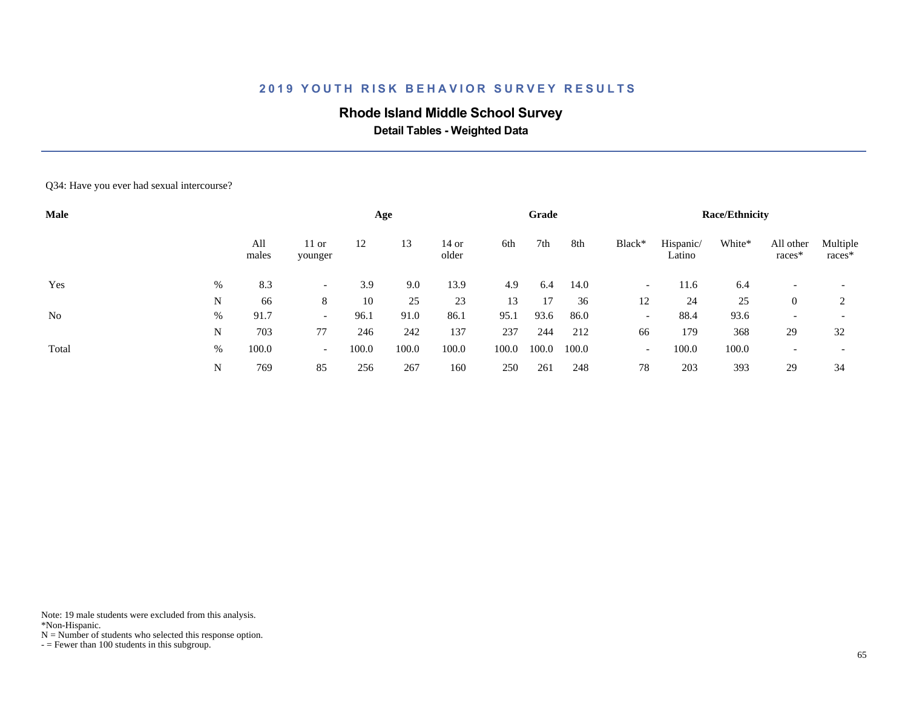## 2019 YOUTH RISK BEHAVIOR SURVEY RESULTS

### Rhode Island Middle School Survey

**Detail Tables - Weighted Data**

Q34: Have you ever had sexual intercourse?

| Male | | | Age | | | | Grade | | | Race/Ethnicity | | | | |
|---|---|---|---|---|---|---|---|---|---|---|---|---|---|---|
| | | All males | 11 or younger | 12 | 13 | 14 or older | 6th | 7th | 8th | Black* | Hispanic/ Latino | White* | All other races* | Multiple races* |
| Yes | % | 8.3 | - | 3.9 | 9.0 | 13.9 | 4.9 | 6.4 | 14.0 | - | 11.6 | 6.4 | - | - |
| | N | 66 | 8 | 10 | 25 | 23 | 13 | 17 | 36 | 12 | 24 | 25 | 0 | 2 |
| No | % | 91.7 | - | 96.1 | 91.0 | 86.1 | 95.1 | 93.6 | 86.0 | - | 88.4 | 93.6 | - | - |
| | N | 703 | 77 | 246 | 242 | 137 | 237 | 244 | 212 | 66 | 179 | 368 | 29 | 32 |
| Total | % | 100.0 | - | 100.0 | 100.0 | 100.0 | 100.0 | 100.0 | 100.0 | - | 100.0 | 100.0 | - | - |
| | N | 769 | 85 | 256 | 267 | 160 | 250 | 261 | 248 | 78 | 203 | 393 | 29 | 34 |

Note: 19 male students were excluded from this analysis.
*Non-Hispanic.
N = Number of students who selected this response option.
- = Fewer than 100 students in this subgroup.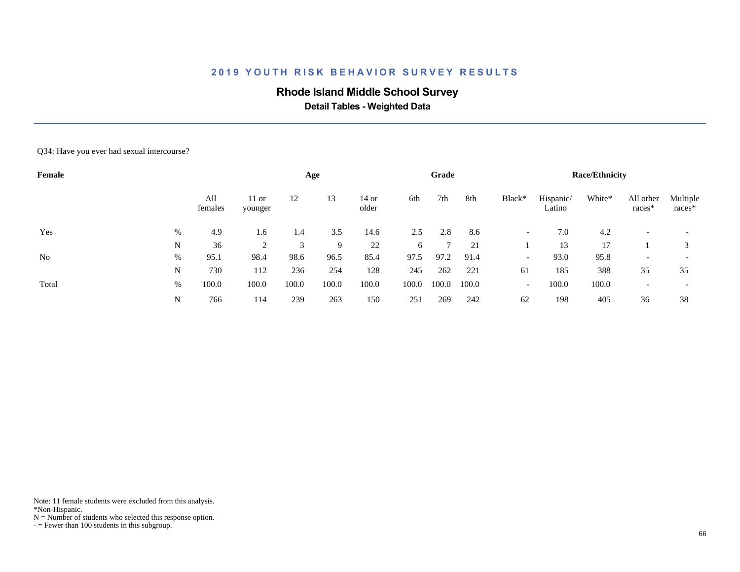# 2019 YOUTH RISK BEHAVIOR SURVEY RESULTS

## Rhode Island Middle School Survey

### Detail Tables - Weighted Data

Q34: Have you ever had sexual intercourse?

| Female | | | Age | | | | Grade | | | Race/Ethnicity | | | | |
|---|---|---|---|---|---|---|---|---|---|---|---|---|---|---|
| | | All females | 11 or younger | 12 | 13 | 14 or older | 6th | 7th | 8th | Black* | Hispanic/ Latino | White* | All other races* | Multiple races* |
| Yes | % | 4.9 | 1.6 | 1.4 | 3.5 | 14.6 | 2.5 | 2.8 | 8.6 | - | 7.0 | 4.2 | - | - |
| | N | 36 | 2 | 3 | 9 | 22 | 6 | 7 | 21 | 1 | 13 | 17 | 1 | 3 |
| No | % | 95.1 | 98.4 | 98.6 | 96.5 | 85.4 | 97.5 | 97.2 | 91.4 | - | 93.0 | 95.8 | - | - |
| | N | 730 | 112 | 236 | 254 | 128 | 245 | 262 | 221 | 61 | 185 | 388 | 35 | 35 |
| Total | % | 100.0 | 100.0 | 100.0 | 100.0 | 100.0 | 100.0 | 100.0 | 100.0 | - | 100.0 | 100.0 | - | - |
| | N | 766 | 114 | 239 | 263 | 150 | 251 | 269 | 242 | 62 | 198 | 405 | 36 | 38 |

Note: 11 female students were excluded from this analysis.
*Non-Hispanic.
N = Number of students who selected this response option.
- = Fewer than 100 students in this subgroup.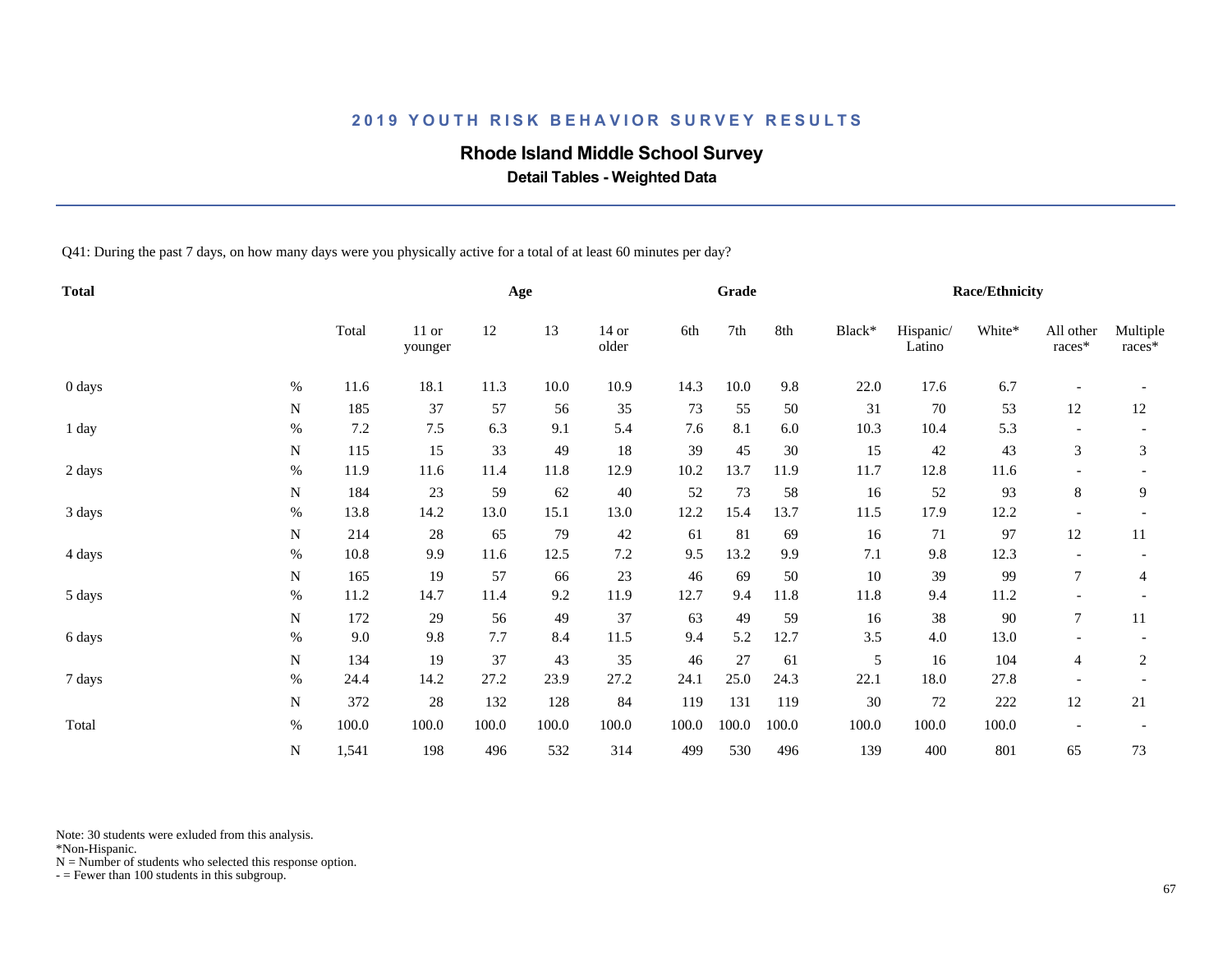## 2019 YOUTH RISK BEHAVIOR SURVEY RESULTS

# Rhode Island Middle School Survey

### Detail Tables - Weighted Data

Q41: During the past 7 days, on how many days were you physically active for a total of at least 60 minutes per day?

| Total | | | Age | | | | Grade | | | Race/Ethnicity | | | | |
|---|---|---|---|---|---|---|---|---|---|---|---|---|---|---|
| | | Total | 11 or younger | 12 | 13 | 14 or older | 6th | 7th | 8th | Black* | Hispanic/ Latino | White* | All other races* | Multiple races* |
| 0 days | % | 11.6 | 18.1 | 11.3 | 10.0 | 10.9 | 14.3 | 10.0 | 9.8 | 22.0 | 17.6 | 6.7 | - | - |
| | N | 185 | 37 | 57 | 56 | 35 | 73 | 55 | 50 | 31 | 70 | 53 | 12 | 12 |
| 1 day | % | 7.2 | 7.5 | 6.3 | 9.1 | 5.4 | 7.6 | 8.1 | 6.0 | 10.3 | 10.4 | 5.3 | - | - |
| | N | 115 | 15 | 33 | 49 | 18 | 39 | 45 | 30 | 15 | 42 | 43 | 3 | 3 |
| 2 days | % | 11.9 | 11.6 | 11.4 | 11.8 | 12.9 | 10.2 | 13.7 | 11.9 | 11.7 | 12.8 | 11.6 | - | - |
| | N | 184 | 23 | 59 | 62 | 40 | 52 | 73 | 58 | 16 | 52 | 93 | 8 | 9 |
| 3 days | % | 13.8 | 14.2 | 13.0 | 15.1 | 13.0 | 12.2 | 15.4 | 13.7 | 11.5 | 17.9 | 12.2 | - | - |
| | N | 214 | 28 | 65 | 79 | 42 | 61 | 81 | 69 | 16 | 71 | 97 | 12 | 11 |
| 4 days | % | 10.8 | 9.9 | 11.6 | 12.5 | 7.2 | 9.5 | 13.2 | 9.9 | 7.1 | 9.8 | 12.3 | - | - |
| | N | 165 | 19 | 57 | 66 | 23 | 46 | 69 | 50 | 10 | 39 | 99 | 7 | 4 |
| 5 days | % | 11.2 | 14.7 | 11.4 | 9.2 | 11.9 | 12.7 | 9.4 | 11.8 | 11.8 | 9.4 | 11.2 | - | - |
| | N | 172 | 29 | 56 | 49 | 37 | 63 | 49 | 59 | 16 | 38 | 90 | 7 | 11 |
| 6 days | % | 9.0 | 9.8 | 7.7 | 8.4 | 11.5 | 9.4 | 5.2 | 12.7 | 3.5 | 4.0 | 13.0 | - | - |
| | N | 134 | 19 | 37 | 43 | 35 | 46 | 27 | 61 | 5 | 16 | 104 | 4 | 2 |
| 7 days | % | 24.4 | 14.2 | 27.2 | 23.9 | 27.2 | 24.1 | 25.0 | 24.3 | 22.1 | 18.0 | 27.8 | - | - |
| | N | 372 | 28 | 132 | 128 | 84 | 119 | 131 | 119 | 30 | 72 | 222 | 12 | 21 |
| Total | % | 100.0 | 100.0 | 100.0 | 100.0 | 100.0 | 100.0 | 100.0 | 100.0 | 100.0 | 100.0 | 100.0 | - | - |
| | N | 1,541 | 198 | 496 | 532 | 314 | 499 | 530 | 496 | 139 | 400 | 801 | 65 | 73 |

Note: 30 students were exluded from this analysis.
*Non-Hispanic.
N = Number of students who selected this response option.
- = Fewer than 100 students in this subgroup.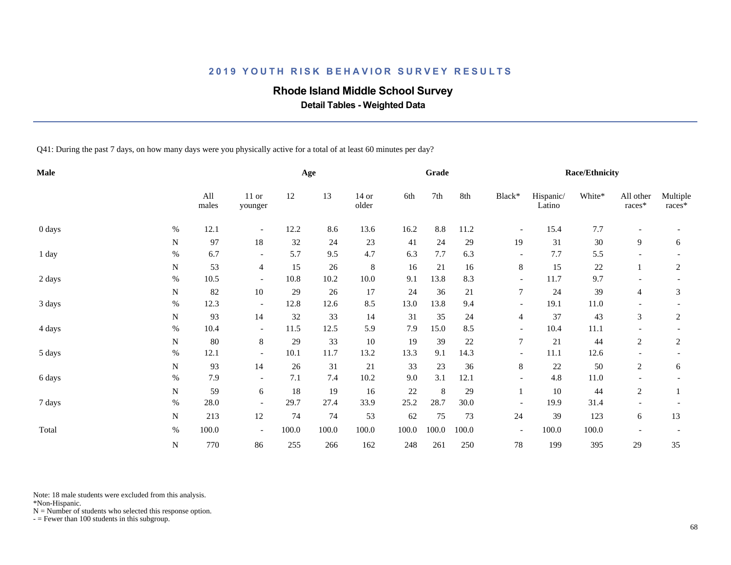## 2019 YOUTH RISK BEHAVIOR SURVEY RESULTS

# Rhode Island Middle School Survey

### Detail Tables - Weighted Data

Q41: During the past 7 days, on how many days were you physically active for a total of at least 60 minutes per day?

| Male | | | Age | | | | Grade | | | Race/Ethnicity | | | | |
|---|---|---|---|---|---|---|---|---|---|---|---|---|---|---|
| | | All males | 11 or younger | 12 | 13 | 14 or older | 6th | 7th | 8th | Black* | Hispanic/ Latino | White* | All other races* | Multiple races* |
| 0 days | % | 12.1 | - | 12.2 | 8.6 | 13.6 | 16.2 | 8.8 | 11.2 | - | 15.4 | 7.7 | - | - |
| | N | 97 | 18 | 32 | 24 | 23 | 41 | 24 | 29 | 19 | 31 | 30 | 9 | 6 |
| 1 day | % | 6.7 | - | 5.7 | 9.5 | 4.7 | 6.3 | 7.7 | 6.3 | - | 7.7 | 5.5 | - | - |
| | N | 53 | 4 | 15 | 26 | 8 | 16 | 21 | 16 | 8 | 15 | 22 | 1 | 2 |
| 2 days | % | 10.5 | - | 10.8 | 10.2 | 10.0 | 9.1 | 13.8 | 8.3 | - | 11.7 | 9.7 | - | - |
| | N | 82 | 10 | 29 | 26 | 17 | 24 | 36 | 21 | 7 | 24 | 39 | 4 | 3 |
| 3 days | % | 12.3 | - | 12.8 | 12.6 | 8.5 | 13.0 | 13.8 | 9.4 | - | 19.1 | 11.0 | - | - |
| | N | 93 | 14 | 32 | 33 | 14 | 31 | 35 | 24 | 4 | 37 | 43 | 3 | 2 |
| 4 days | % | 10.4 | - | 11.5 | 12.5 | 5.9 | 7.9 | 15.0 | 8.5 | - | 10.4 | 11.1 | - | - |
| | N | 80 | 8 | 29 | 33 | 10 | 19 | 39 | 22 | 7 | 21 | 44 | 2 | 2 |
| 5 days | % | 12.1 | - | 10.1 | 11.7 | 13.2 | 13.3 | 9.1 | 14.3 | - | 11.1 | 12.6 | - | - |
| | N | 93 | 14 | 26 | 31 | 21 | 33 | 23 | 36 | 8 | 22 | 50 | 2 | 6 |
| 6 days | % | 7.9 | - | 7.1 | 7.4 | 10.2 | 9.0 | 3.1 | 12.1 | - | 4.8 | 11.0 | - | - |
| | N | 59 | 6 | 18 | 19 | 16 | 22 | 8 | 29 | 1 | 10 | 44 | 2 | 1 |
| 7 days | % | 28.0 | - | 29.7 | 27.4 | 33.9 | 25.2 | 28.7 | 30.0 | - | 19.9 | 31.4 | - | - |
| | N | 213 | 12 | 74 | 74 | 53 | 62 | 75 | 73 | 24 | 39 | 123 | 6 | 13 |
| Total | % | 100.0 | - | 100.0 | 100.0 | 100.0 | 100.0 | 100.0 | 100.0 | - | 100.0 | 100.0 | - | - |
| | N | 770 | 86 | 255 | 266 | 162 | 248 | 261 | 250 | 78 | 199 | 395 | 29 | 35 |

Note: 18 male students were excluded from this analysis.
*Non-Hispanic.
N = Number of students who selected this response option.
- = Fewer than 100 students in this subgroup.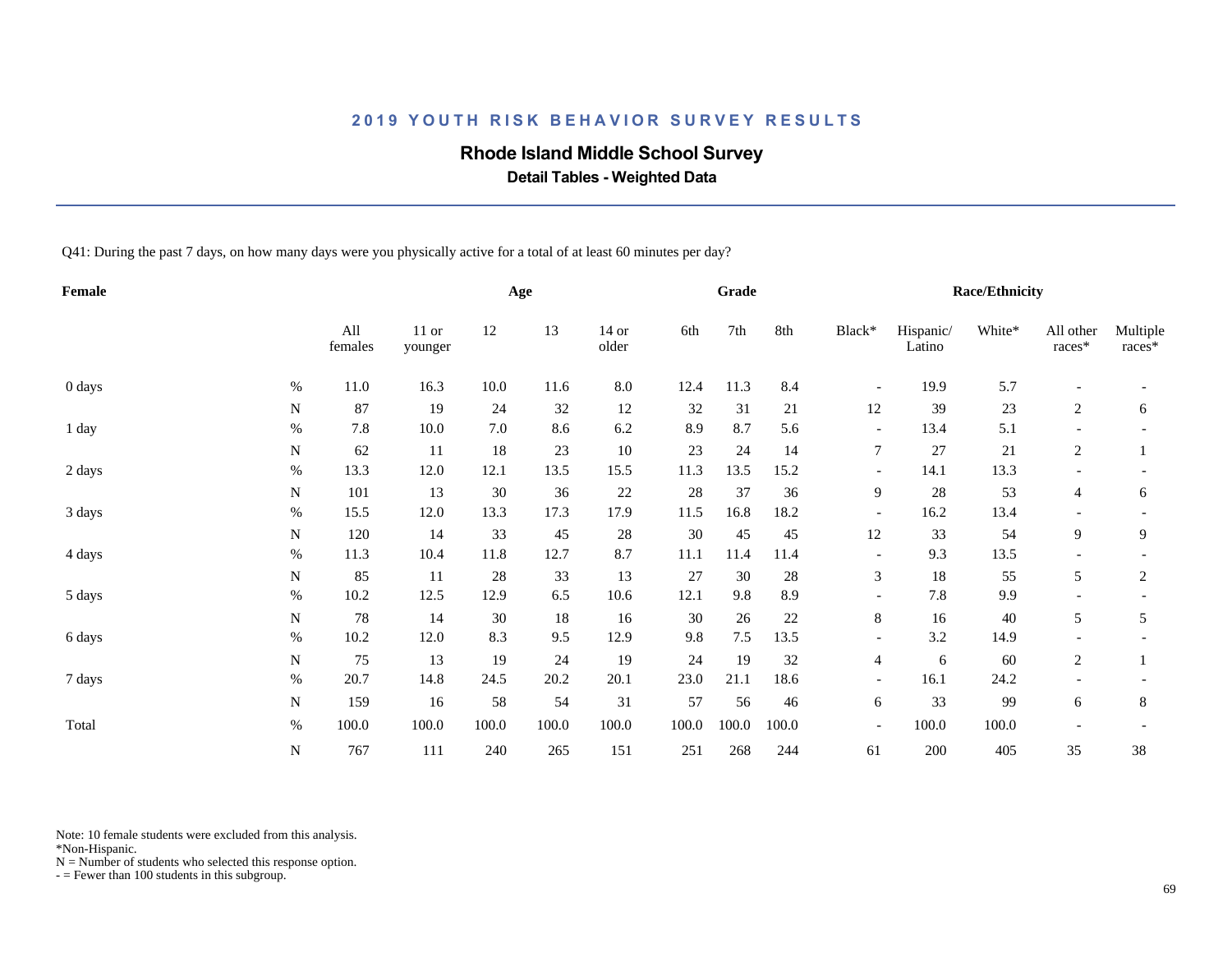## 2019 YOUTH RISK BEHAVIOR SURVEY RESULTS

### Rhode Island Middle School Survey

**Detail Tables - Weighted Data**

Q41: During the past 7 days, on how many days were you physically active for a total of at least 60 minutes per day?

| Female | | | Age | | | | Grade | | | Race/Ethnicity | | | | |
|---|---|---|---|---|---|---|---|---|---|---|---|---|---|---|
| | | All females | 11 or younger | 12 | 13 | 14 or older | 6th | 7th | 8th | Black* | Hispanic/ Latino | White* | All other races* | Multiple races* |
| 0 days | % | 11.0 | 16.3 | 10.0 | 11.6 | 8.0 | 12.4 | 11.3 | 8.4 | - | 19.9 | 5.7 | - | - |
| | N | 87 | 19 | 24 | 32 | 12 | 32 | 31 | 21 | 12 | 39 | 23 | 2 | 6 |
| 1 day | % | 7.8 | 10.0 | 7.0 | 8.6 | 6.2 | 8.9 | 8.7 | 5.6 | - | 13.4 | 5.1 | - | - |
| | N | 62 | 11 | 18 | 23 | 10 | 23 | 24 | 14 | 7 | 27 | 21 | 2 | 1 |
| 2 days | % | 13.3 | 12.0 | 12.1 | 13.5 | 15.5 | 11.3 | 13.5 | 15.2 | - | 14.1 | 13.3 | - | - |
| | N | 101 | 13 | 30 | 36 | 22 | 28 | 37 | 36 | 9 | 28 | 53 | 4 | 6 |
| 3 days | % | 15.5 | 12.0 | 13.3 | 17.3 | 17.9 | 11.5 | 16.8 | 18.2 | - | 16.2 | 13.4 | - | - |
| | N | 120 | 14 | 33 | 45 | 28 | 30 | 45 | 45 | 12 | 33 | 54 | 9 | 9 |
| 4 days | % | 11.3 | 10.4 | 11.8 | 12.7 | 8.7 | 11.1 | 11.4 | 11.4 | - | 9.3 | 13.5 | - | - |
| | N | 85 | 11 | 28 | 33 | 13 | 27 | 30 | 28 | 3 | 18 | 55 | 5 | 2 |
| 5 days | % | 10.2 | 12.5 | 12.9 | 6.5 | 10.6 | 12.1 | 9.8 | 8.9 | - | 7.8 | 9.9 | - | - |
| | N | 78 | 14 | 30 | 18 | 16 | 30 | 26 | 22 | 8 | 16 | 40 | 5 | 5 |
| 6 days | % | 10.2 | 12.0 | 8.3 | 9.5 | 12.9 | 9.8 | 7.5 | 13.5 | - | 3.2 | 14.9 | - | - |
| | N | 75 | 13 | 19 | 24 | 19 | 24 | 19 | 32 | 4 | 6 | 60 | 2 | 1 |
| 7 days | % | 20.7 | 14.8 | 24.5 | 20.2 | 20.1 | 23.0 | 21.1 | 18.6 | - | 16.1 | 24.2 | - | - |
| | N | 159 | 16 | 58 | 54 | 31 | 57 | 56 | 46 | 6 | 33 | 99 | 6 | 8 |
| Total | % | 100.0 | 100.0 | 100.0 | 100.0 | 100.0 | 100.0 | 100.0 | 100.0 | - | 100.0 | 100.0 | - | - |
| | N | 767 | 111 | 240 | 265 | 151 | 251 | 268 | 244 | 61 | 200 | 405 | 35 | 38 |

Note: 10 female students were excluded from this analysis.
*Non-Hispanic.
N = Number of students who selected this response option.
- = Fewer than 100 students in this subgroup.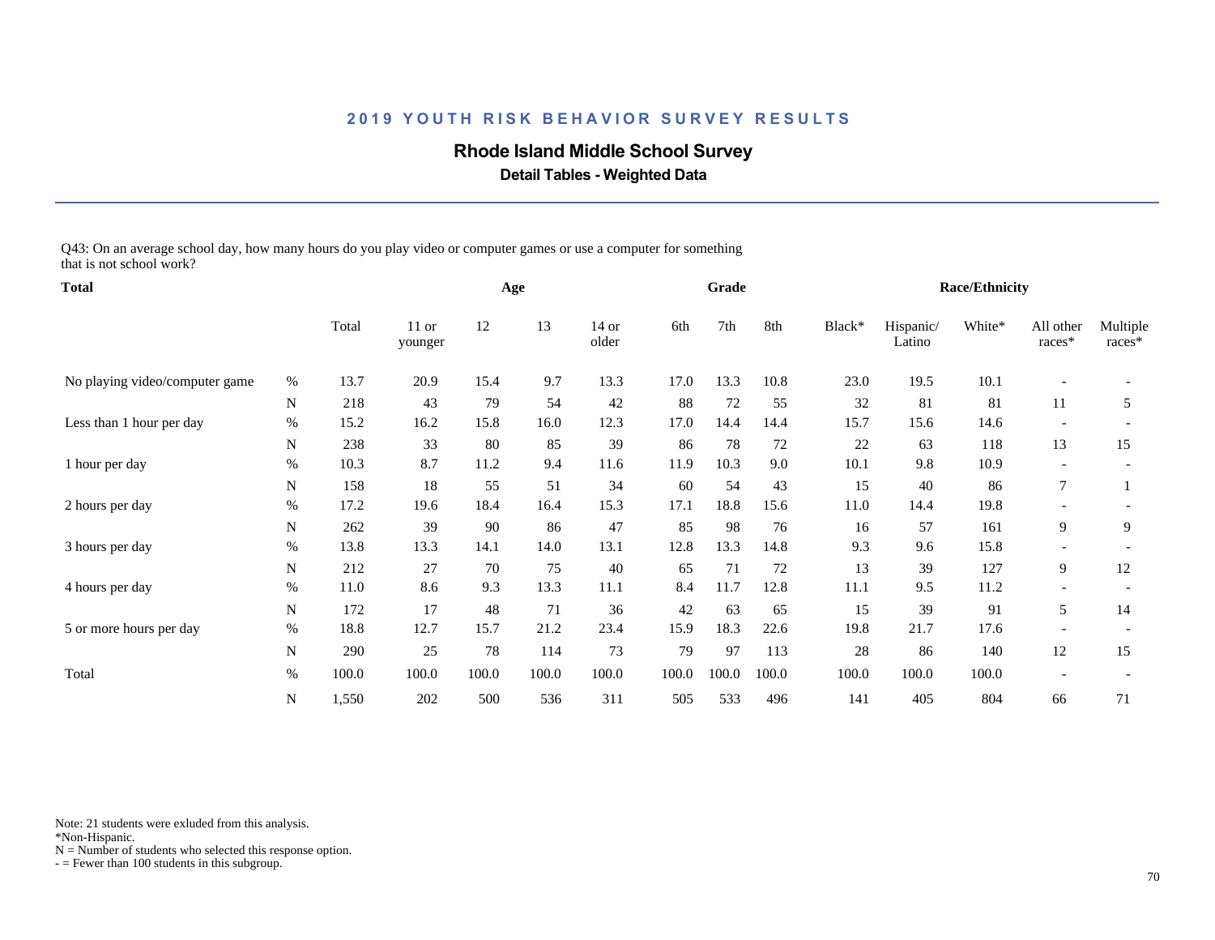## 2019 YOUTH RISK BEHAVIOR SURVEY RESULTS

### Rhode Island Middle School Survey

**Detail Tables - Weighted Data**

Q43: On an average school day, how many hours do you play video or computer games or use a computer for something that is not school work?

| Total | | | Age | | | | Grade | | | Race/Ethnicity | | | | |
|---|---|---|---|---|---|---|---|---|---|---|---|---|---|---|
| | | Total | 11 or younger | 12 | 13 | 14 or older | 6th | 7th | 8th | Black* | Hispanic/ Latino | White* | All other races* | Multiple races* |
| No playing video/computer game | % | 13.7 | 20.9 | 15.4 | 9.7 | 13.3 | 17.0 | 13.3 | 10.8 | 23.0 | 19.5 | 10.1 | - | - |
| | N | 218 | 43 | 79 | 54 | 42 | 88 | 72 | 55 | 32 | 81 | 81 | 11 | 5 |
| Less than 1 hour per day | % | 15.2 | 16.2 | 15.8 | 16.0 | 12.3 | 17.0 | 14.4 | 14.4 | 15.7 | 15.6 | 14.6 | - | - |
| | N | 238 | 33 | 80 | 85 | 39 | 86 | 78 | 72 | 22 | 63 | 118 | 13 | 15 |
| 1 hour per day | % | 10.3 | 8.7 | 11.2 | 9.4 | 11.6 | 11.9 | 10.3 | 9.0 | 10.1 | 9.8 | 10.9 | - | - |
| | N | 158 | 18 | 55 | 51 | 34 | 60 | 54 | 43 | 15 | 40 | 86 | 7 | 1 |
| 2 hours per day | % | 17.2 | 19.6 | 18.4 | 16.4 | 15.3 | 17.1 | 18.8 | 15.6 | 11.0 | 14.4 | 19.8 | - | - |
| | N | 262 | 39 | 90 | 86 | 47 | 85 | 98 | 76 | 16 | 57 | 161 | 9 | 9 |
| 3 hours per day | % | 13.8 | 13.3 | 14.1 | 14.0 | 13.1 | 12.8 | 13.3 | 14.8 | 9.3 | 9.6 | 15.8 | - | - |
| | N | 212 | 27 | 70 | 75 | 40 | 65 | 71 | 72 | 13 | 39 | 127 | 9 | 12 |
| 4 hours per day | % | 11.0 | 8.6 | 9.3 | 13.3 | 11.1 | 8.4 | 11.7 | 12.8 | 11.1 | 9.5 | 11.2 | - | - |
| | N | 172 | 17 | 48 | 71 | 36 | 42 | 63 | 65 | 15 | 39 | 91 | 5 | 14 |
| 5 or more hours per day | % | 18.8 | 12.7 | 15.7 | 21.2 | 23.4 | 15.9 | 18.3 | 22.6 | 19.8 | 21.7 | 17.6 | - | - |
| | N | 290 | 25 | 78 | 114 | 73 | 79 | 97 | 113 | 28 | 86 | 140 | 12 | 15 |
| Total | % | 100.0 | 100.0 | 100.0 | 100.0 | 100.0 | 100.0 | 100.0 | 100.0 | 100.0 | 100.0 | 100.0 | - | - |
| | N | 1,550 | 202 | 500 | 536 | 311 | 505 | 533 | 496 | 141 | 405 | 804 | 66 | 71 |

Note: 21 students were exluded from this analysis.
*Non-Hispanic.
N = Number of students who selected this response option.
- = Fewer than 100 students in this subgroup.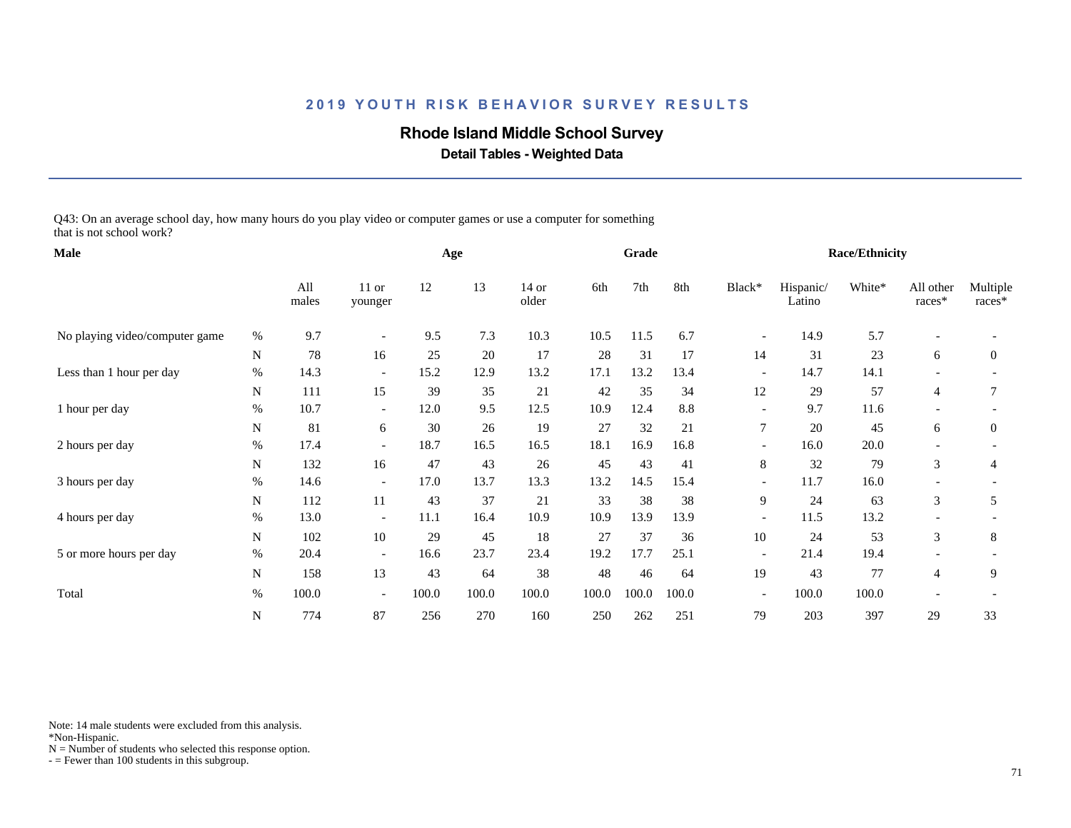## 2019 YOUTH RISK BEHAVIOR SURVEY RESULTS

### Rhode Island Middle School Survey

**Detail Tables - Weighted Data**

Q43: On an average school day, how many hours do you play video or computer games or use a computer for something that is not school work?

| Male | | All males | Age | | | | Grade | | | Race/Ethnicity | | | | |
|---|---|---|---|---|---|---|---|---|---|---|---|---|---|---|
| | | | 11 or younger | 12 | 13 | 14 or older | 6th | 7th | 8th | Black* | Hispanic/ Latino | White* | All other races* | Multiple races* |
| No playing video/computer game | % | 9.7 | - | 9.5 | 7.3 | 10.3 | 10.5 | 11.5 | 6.7 | - | 14.9 | 5.7 | - | - |
| | N | 78 | 16 | 25 | 20 | 17 | 28 | 31 | 17 | 14 | 31 | 23 | 6 | 0 |
| Less than 1 hour per day | % | 14.3 | - | 15.2 | 12.9 | 13.2 | 17.1 | 13.2 | 13.4 | - | 14.7 | 14.1 | - | - |
| | N | 111 | 15 | 39 | 35 | 21 | 42 | 35 | 34 | 12 | 29 | 57 | 4 | 7 |
| 1 hour per day | % | 10.7 | - | 12.0 | 9.5 | 12.5 | 10.9 | 12.4 | 8.8 | - | 9.7 | 11.6 | - | - |
| | N | 81 | 6 | 30 | 26 | 19 | 27 | 32 | 21 | 7 | 20 | 45 | 6 | 0 |
| 2 hours per day | % | 17.4 | - | 18.7 | 16.5 | 16.5 | 18.1 | 16.9 | 16.8 | - | 16.0 | 20.0 | - | - |
| | N | 132 | 16 | 47 | 43 | 26 | 45 | 43 | 41 | 8 | 32 | 79 | 3 | 4 |
| 3 hours per day | % | 14.6 | - | 17.0 | 13.7 | 13.3 | 13.2 | 14.5 | 15.4 | - | 11.7 | 16.0 | - | - |
| | N | 112 | 11 | 43 | 37 | 21 | 33 | 38 | 38 | 9 | 24 | 63 | 3 | 5 |
| 4 hours per day | % | 13.0 | - | 11.1 | 16.4 | 10.9 | 10.9 | 13.9 | 13.9 | - | 11.5 | 13.2 | - | - |
| | N | 102 | 10 | 29 | 45 | 18 | 27 | 37 | 36 | 10 | 24 | 53 | 3 | 8 |
| 5 or more hours per day | % | 20.4 | - | 16.6 | 23.7 | 23.4 | 19.2 | 17.7 | 25.1 | - | 21.4 | 19.4 | - | - |
| | N | 158 | 13 | 43 | 64 | 38 | 48 | 46 | 64 | 19 | 43 | 77 | 4 | 9 |
| Total | % | 100.0 | - | 100.0 | 100.0 | 100.0 | 100.0 | 100.0 | 100.0 | - | 100.0 | 100.0 | - | - |
| | N | 774 | 87 | 256 | 270 | 160 | 250 | 262 | 251 | 79 | 203 | 397 | 29 | 33 |

Note: 14 male students were excluded from this analysis.
*Non-Hispanic.
N = Number of students who selected this response option.
- = Fewer than 100 students in this subgroup.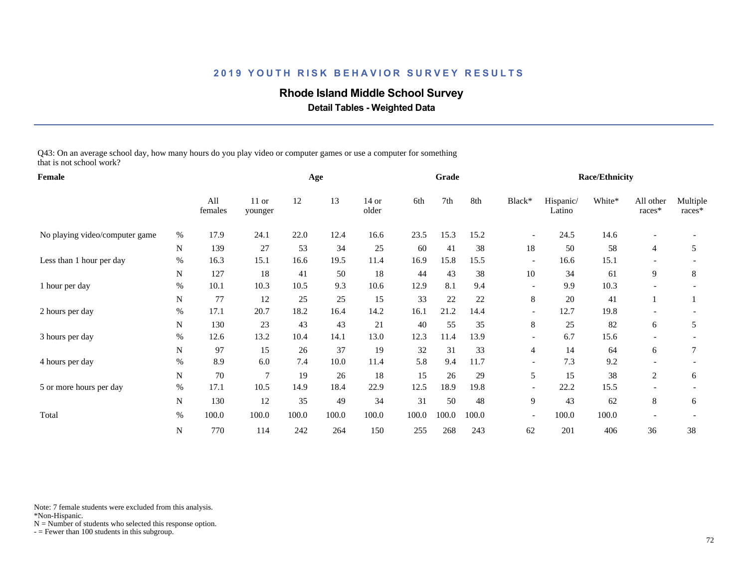## 2019 YOUTH RISK BEHAVIOR SURVEY RESULTS

### Rhode Island Middle School Survey

**Detail Tables - Weighted Data**

Q43: On an average school day, how many hours do you play video or computer games or use a computer for something that is not school work?

| Female | | | Age | | | | Grade | | | Race/Ethnicity | | | | |
|---|---|---|---|---|---|---|---|---|---|---|---|---|---|---|
| | | All females | 11 or younger | 12 | 13 | 14 or older | 6th | 7th | 8th | Black* | Hispanic/ Latino | White* | All other races* | Multiple races* |
| No playing video/computer game | % | 17.9 | 24.1 | 22.0 | 12.4 | 16.6 | 23.5 | 15.3 | 15.2 | - | 24.5 | 14.6 | - | - |
| | N | 139 | 27 | 53 | 34 | 25 | 60 | 41 | 38 | 18 | 50 | 58 | 4 | 5 |
| Less than 1 hour per day | % | 16.3 | 15.1 | 16.6 | 19.5 | 11.4 | 16.9 | 15.8 | 15.5 | - | 16.6 | 15.1 | - | - |
| | N | 127 | 18 | 41 | 50 | 18 | 44 | 43 | 38 | 10 | 34 | 61 | 9 | 8 |
| 1 hour per day | % | 10.1 | 10.3 | 10.5 | 9.3 | 10.6 | 12.9 | 8.1 | 9.4 | - | 9.9 | 10.3 | - | - |
| | N | 77 | 12 | 25 | 25 | 15 | 33 | 22 | 22 | 8 | 20 | 41 | 1 | 1 |
| 2 hours per day | % | 17.1 | 20.7 | 18.2 | 16.4 | 14.2 | 16.1 | 21.2 | 14.4 | - | 12.7 | 19.8 | - | - |
| | N | 130 | 23 | 43 | 43 | 21 | 40 | 55 | 35 | 8 | 25 | 82 | 6 | 5 |
| 3 hours per day | % | 12.6 | 13.2 | 10.4 | 14.1 | 13.0 | 12.3 | 11.4 | 13.9 | - | 6.7 | 15.6 | - | - |
| | N | 97 | 15 | 26 | 37 | 19 | 32 | 31 | 33 | 4 | 14 | 64 | 6 | 7 |
| 4 hours per day | % | 8.9 | 6.0 | 7.4 | 10.0 | 11.4 | 5.8 | 9.4 | 11.7 | - | 7.3 | 9.2 | - | - |
| | N | 70 | 7 | 19 | 26 | 18 | 15 | 26 | 29 | 5 | 15 | 38 | 2 | 6 |
| 5 or more hours per day | % | 17.1 | 10.5 | 14.9 | 18.4 | 22.9 | 12.5 | 18.9 | 19.8 | - | 22.2 | 15.5 | - | - |
| | N | 130 | 12 | 35 | 49 | 34 | 31 | 50 | 48 | 9 | 43 | 62 | 8 | 6 |
| Total | % | 100.0 | 100.0 | 100.0 | 100.0 | 100.0 | 100.0 | 100.0 | 100.0 | - | 100.0 | 100.0 | - | - |
| | N | 770 | 114 | 242 | 264 | 150 | 255 | 268 | 243 | 62 | 201 | 406 | 36 | 38 |

Note: 7 female students were excluded from this analysis.
*Non-Hispanic.
N = Number of students who selected this response option.
- = Fewer than 100 students in this subgroup.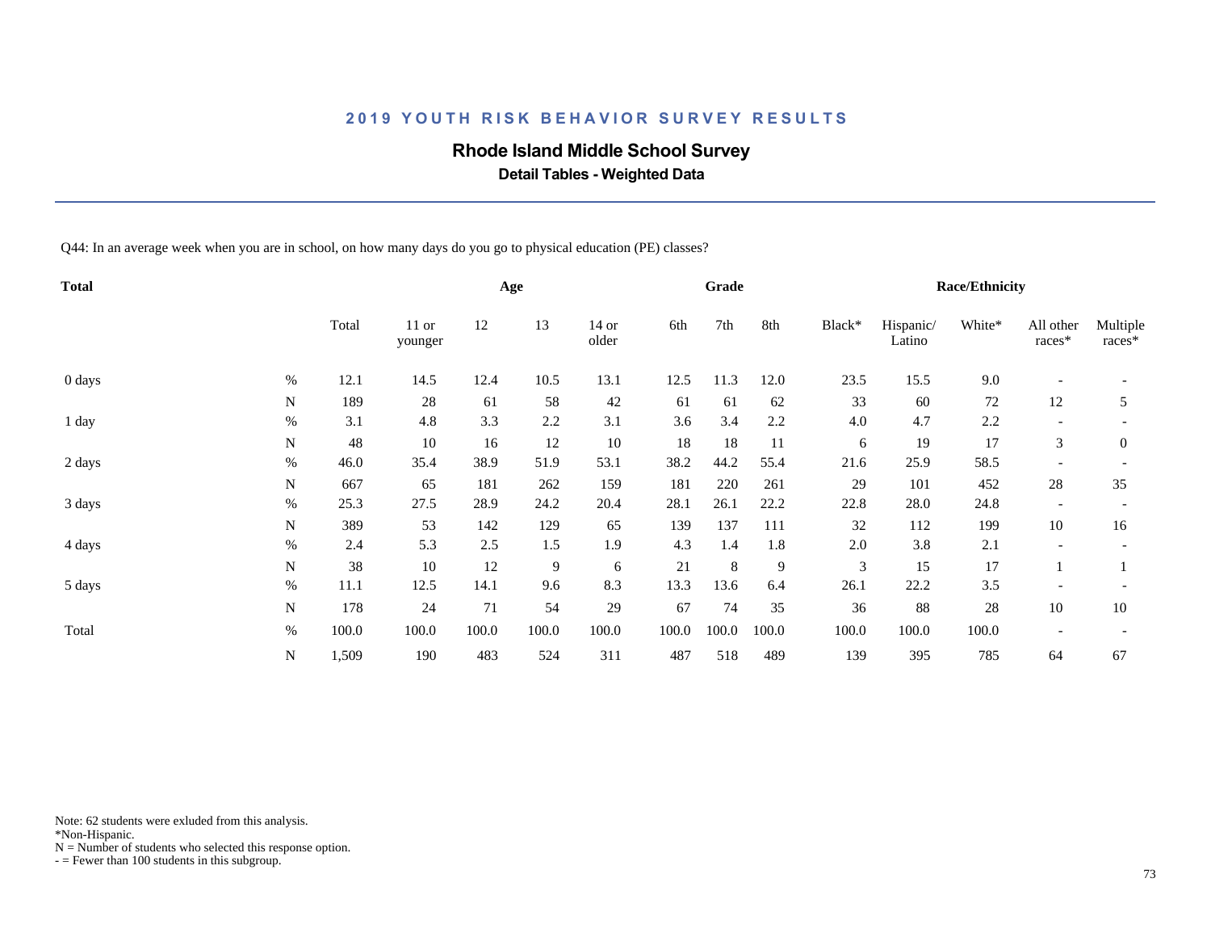## 2019 YOUTH RISK BEHAVIOR SURVEY RESULTS

### Rhode Island Middle School Survey

**Detail Tables - Weighted Data**

Q44: In an average week when you are in school, on how many days do you go to physical education (PE) classes?

| Total | | Total | Age | | | | Grade | | | Race/Ethnicity | | | | |
|---|---|---|---|---|---|---|---|---|---|---|---|---|---|---|
| | | | 11 or younger | 12 | 13 | 14 or older | 6th | 7th | 8th | Black* | Hispanic/ Latino | White* | All other races* | Multiple races* |
| 0 days | % | 12.1 | 14.5 | 12.4 | 10.5 | 13.1 | 12.5 | 11.3 | 12.0 | 23.5 | 15.5 | 9.0 | - | - |
| | N | 189 | 28 | 61 | 58 | 42 | 61 | 61 | 62 | 33 | 60 | 72 | 12 | 5 |
| 1 day | % | 3.1 | 4.8 | 3.3 | 2.2 | 3.1 | 3.6 | 3.4 | 2.2 | 4.0 | 4.7 | 2.2 | - | - |
| | N | 48 | 10 | 16 | 12 | 10 | 18 | 18 | 11 | 6 | 19 | 17 | 3 | 0 |
| 2 days | % | 46.0 | 35.4 | 38.9 | 51.9 | 53.1 | 38.2 | 44.2 | 55.4 | 21.6 | 25.9 | 58.5 | - | - |
| | N | 667 | 65 | 181 | 262 | 159 | 181 | 220 | 261 | 29 | 101 | 452 | 28 | 35 |
| 3 days | % | 25.3 | 27.5 | 28.9 | 24.2 | 20.4 | 28.1 | 26.1 | 22.2 | 22.8 | 28.0 | 24.8 | - | - |
| | N | 389 | 53 | 142 | 129 | 65 | 139 | 137 | 111 | 32 | 112 | 199 | 10 | 16 |
| 4 days | % | 2.4 | 5.3 | 2.5 | 1.5 | 1.9 | 4.3 | 1.4 | 1.8 | 2.0 | 3.8 | 2.1 | - | - |
| | N | 38 | 10 | 12 | 9 | 6 | 21 | 8 | 9 | 3 | 15 | 17 | 1 | 1 |
| 5 days | % | 11.1 | 12.5 | 14.1 | 9.6 | 8.3 | 13.3 | 13.6 | 6.4 | 26.1 | 22.2 | 3.5 | - | - |
| | N | 178 | 24 | 71 | 54 | 29 | 67 | 74 | 35 | 36 | 88 | 28 | 10 | 10 |
| Total | % | 100.0 | 100.0 | 100.0 | 100.0 | 100.0 | 100.0 | 100.0 | 100.0 | 100.0 | 100.0 | 100.0 | - | - |
| | N | 1,509 | 190 | 483 | 524 | 311 | 487 | 518 | 489 | 139 | 395 | 785 | 64 | 67 |

Note: 62 students were exluded from this analysis.
*Non-Hispanic.
N = Number of students who selected this response option.
- = Fewer than 100 students in this subgroup.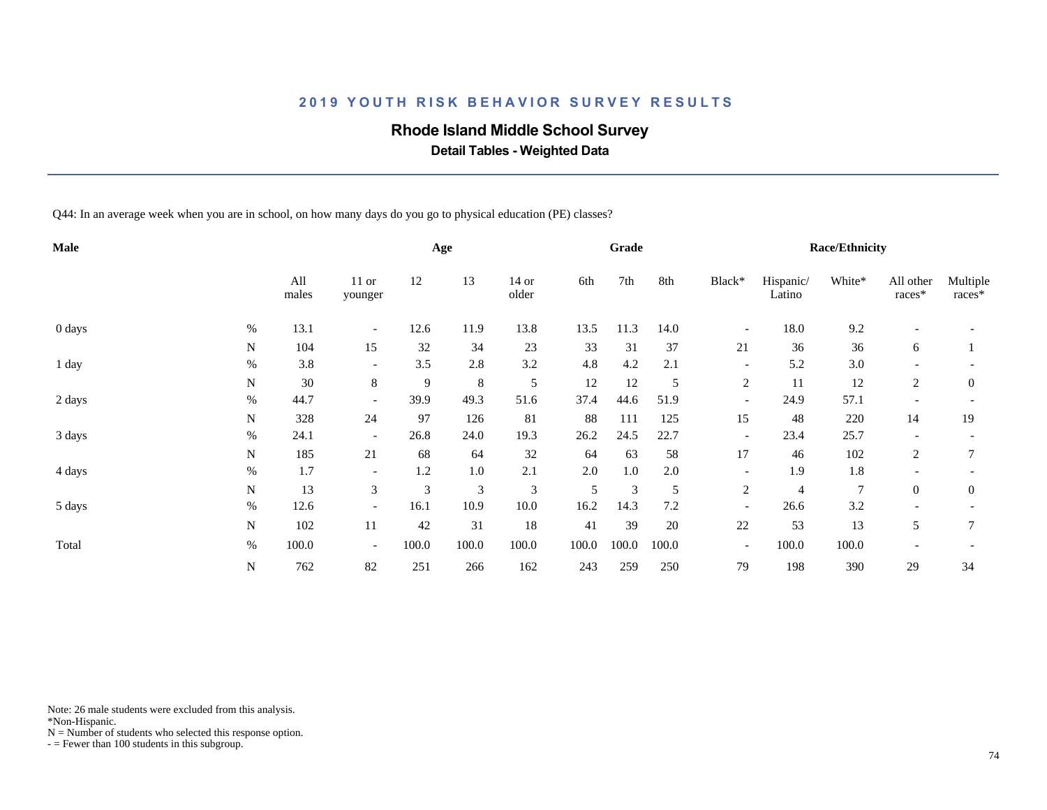## 2019 YOUTH RISK BEHAVIOR SURVEY RESULTS

# Rhode Island Middle School Survey

### Detail Tables - Weighted Data

Q44: In an average week when you are in school, on how many days do you go to physical education (PE) classes?

| Male | | All males | Age | | | | Grade | | | Race/Ethnicity | | | | |
|---|---|---|---|---|---|---|---|---|---|---|---|---|---|---|
| | | | 11 or younger | 12 | 13 | 14 or older | 6th | 7th | 8th | Black* | Hispanic/ Latino | White* | All other races* | Multiple races* |
| 0 days | % | 13.1 | - | 12.6 | 11.9 | 13.8 | 13.5 | 11.3 | 14.0 | - | 18.0 | 9.2 | - | - |
| | N | 104 | 15 | 32 | 34 | 23 | 33 | 31 | 37 | 21 | 36 | 36 | 6 | 1 |
| 1 day | % | 3.8 | - | 3.5 | 2.8 | 3.2 | 4.8 | 4.2 | 2.1 | - | 5.2 | 3.0 | - | - |
| | N | 30 | 8 | 9 | 8 | 5 | 12 | 12 | 5 | 2 | 11 | 12 | 2 | 0 |
| 2 days | % | 44.7 | - | 39.9 | 49.3 | 51.6 | 37.4 | 44.6 | 51.9 | - | 24.9 | 57.1 | - | - |
| | N | 328 | 24 | 97 | 126 | 81 | 88 | 111 | 125 | 15 | 48 | 220 | 14 | 19 |
| 3 days | % | 24.1 | - | 26.8 | 24.0 | 19.3 | 26.2 | 24.5 | 22.7 | - | 23.4 | 25.7 | - | - |
| | N | 185 | 21 | 68 | 64 | 32 | 64 | 63 | 58 | 17 | 46 | 102 | 2 | 7 |
| 4 days | % | 1.7 | - | 1.2 | 1.0 | 2.1 | 2.0 | 1.0 | 2.0 | - | 1.9 | 1.8 | - | - |
| | N | 13 | 3 | 3 | 3 | 3 | 5 | 3 | 5 | 2 | 4 | 7 | 0 | 0 |
| 5 days | % | 12.6 | - | 16.1 | 10.9 | 10.0 | 16.2 | 14.3 | 7.2 | - | 26.6 | 3.2 | - | - |
| | N | 102 | 11 | 42 | 31 | 18 | 41 | 39 | 20 | 22 | 53 | 13 | 5 | 7 |
| Total | % | 100.0 | - | 100.0 | 100.0 | 100.0 | 100.0 | 100.0 | 100.0 | - | 100.0 | 100.0 | - | - |
| | N | 762 | 82 | 251 | 266 | 162 | 243 | 259 | 250 | 79 | 198 | 390 | 29 | 34 |

Note: 26 male students were excluded from this analysis.
*Non-Hispanic.
N = Number of students who selected this response option.
- = Fewer than 100 students in this subgroup.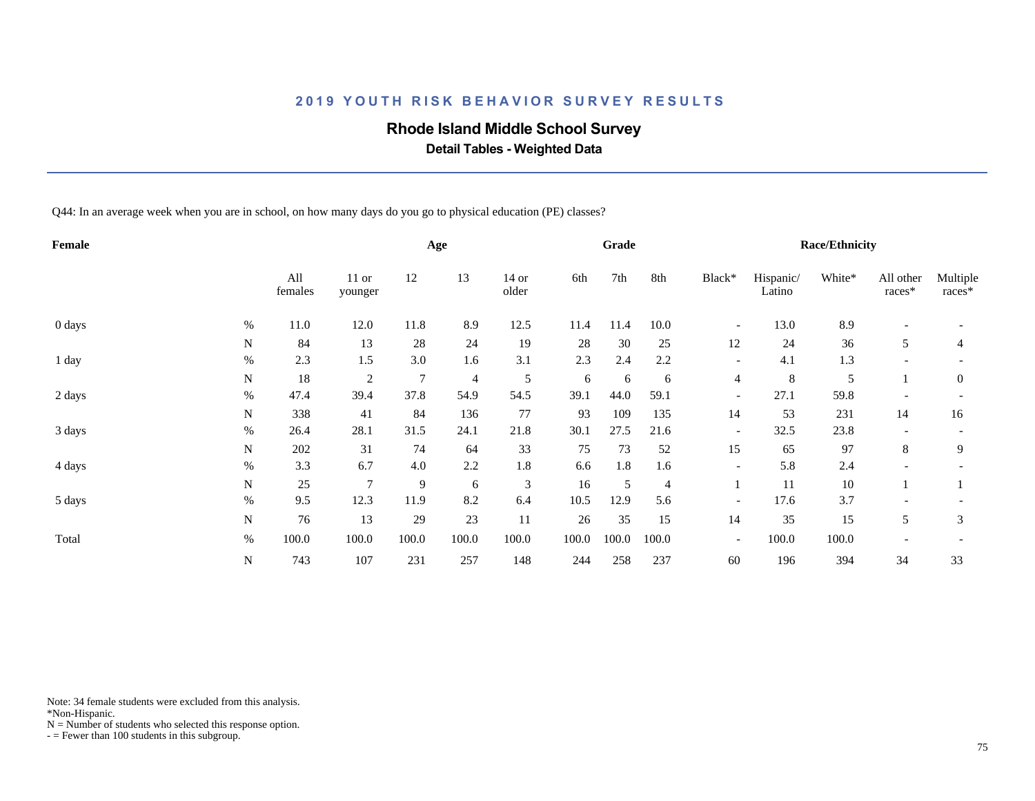# 2019 YOUTH RISK BEHAVIOR SURVEY RESULTS

## Rhode Island Middle School Survey

### Detail Tables - Weighted Data

Q44: In an average week when you are in school, on how many days do you go to physical education (PE) classes?

| Female | | Age | | | | | Grade | | | Race/Ethnicity | | | | |
|---|---|---|---|---|---|---|---|---|---|---|---|---|---|---|
| | | All females | 11 or younger | 12 | 13 | 14 or older | 6th | 7th | 8th | Black* | Hispanic/ Latino | White* | All other races* | Multiple races* |
| 0 days | % | 11.0 | 12.0 | 11.8 | 8.9 | 12.5 | 11.4 | 11.4 | 10.0 | - | 13.0 | 8.9 | - | - |
| | N | 84 | 13 | 28 | 24 | 19 | 28 | 30 | 25 | 12 | 24 | 36 | 5 | 4 |
| 1 day | % | 2.3 | 1.5 | 3.0 | 1.6 | 3.1 | 2.3 | 2.4 | 2.2 | - | 4.1 | 1.3 | - | - |
| | N | 18 | 2 | 7 | 4 | 5 | 6 | 6 | 6 | 4 | 8 | 5 | 1 | 0 |
| 2 days | % | 47.4 | 39.4 | 37.8 | 54.9 | 54.5 | 39.1 | 44.0 | 59.1 | - | 27.1 | 59.8 | - | - |
| | N | 338 | 41 | 84 | 136 | 77 | 93 | 109 | 135 | 14 | 53 | 231 | 14 | 16 |
| 3 days | % | 26.4 | 28.1 | 31.5 | 24.1 | 21.8 | 30.1 | 27.5 | 21.6 | - | 32.5 | 23.8 | - | - |
| | N | 202 | 31 | 74 | 64 | 33 | 75 | 73 | 52 | 15 | 65 | 97 | 8 | 9 |
| 4 days | % | 3.3 | 6.7 | 4.0 | 2.2 | 1.8 | 6.6 | 1.8 | 1.6 | - | 5.8 | 2.4 | - | - |
| | N | 25 | 7 | 9 | 6 | 3 | 16 | 5 | 4 | 1 | 11 | 10 | 1 | 1 |
| 5 days | % | 9.5 | 12.3 | 11.9 | 8.2 | 6.4 | 10.5 | 12.9 | 5.6 | - | 17.6 | 3.7 | - | - |
| | N | 76 | 13 | 29 | 23 | 11 | 26 | 35 | 15 | 14 | 35 | 15 | 5 | 3 |
| Total | % | 100.0 | 100.0 | 100.0 | 100.0 | 100.0 | 100.0 | 100.0 | 100.0 | - | 100.0 | 100.0 | - | - |
| | N | 743 | 107 | 231 | 257 | 148 | 244 | 258 | 237 | 60 | 196 | 394 | 34 | 33 |

Note: 34 female students were excluded from this analysis.
*Non-Hispanic.
N = Number of students who selected this response option.
- = Fewer than 100 students in this subgroup.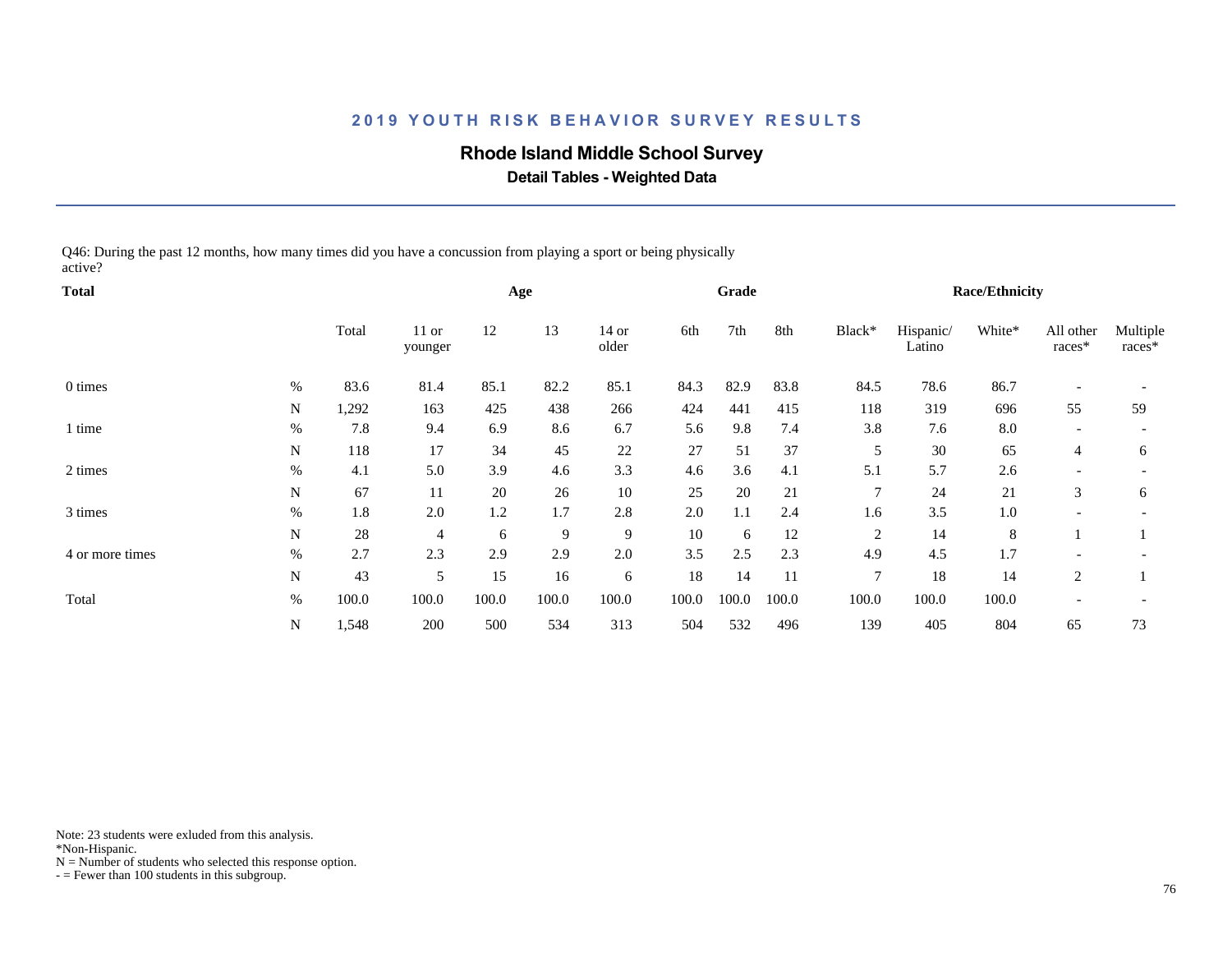# 2019 YOUTH RISK BEHAVIOR SURVEY RESULTS

## Rhode Island Middle School Survey

### Detail Tables - Weighted Data

Q46: During the past 12 months, how many times did you have a concussion from playing a sport or being physically active?

| Total | | | Age | | | | Grade | | | Race/Ethnicity | | | | |
|---|---|---|---|---|---|---|---|---|---|---|---|---|---|---|
| | | Total | 11 or younger | 12 | 13 | 14 or older | 6th | 7th | 8th | Black* | Hispanic/ Latino | White* | All other races* | Multiple races* |
| 0 times | % | 83.6 | 81.4 | 85.1 | 82.2 | 85.1 | 84.3 | 82.9 | 83.8 | 84.5 | 78.6 | 86.7 | - | - |
| | N | 1,292 | 163 | 425 | 438 | 266 | 424 | 441 | 415 | 118 | 319 | 696 | 55 | 59 |
| 1 time | % | 7.8 | 9.4 | 6.9 | 8.6 | 6.7 | 5.6 | 9.8 | 7.4 | 3.8 | 7.6 | 8.0 | - | - |
| | N | 118 | 17 | 34 | 45 | 22 | 27 | 51 | 37 | 5 | 30 | 65 | 4 | 6 |
| 2 times | % | 4.1 | 5.0 | 3.9 | 4.6 | 3.3 | 4.6 | 3.6 | 4.1 | 5.1 | 5.7 | 2.6 | - | - |
| | N | 67 | 11 | 20 | 26 | 10 | 25 | 20 | 21 | 7 | 24 | 21 | 3 | 6 |
| 3 times | % | 1.8 | 2.0 | 1.2 | 1.7 | 2.8 | 2.0 | 1.1 | 2.4 | 1.6 | 3.5 | 1.0 | - | - |
| | N | 28 | 4 | 6 | 9 | 9 | 10 | 6 | 12 | 2 | 14 | 8 | 1 | 1 |
| 4 or more times | % | 2.7 | 2.3 | 2.9 | 2.9 | 2.0 | 3.5 | 2.5 | 2.3 | 4.9 | 4.5 | 1.7 | - | - |
| | N | 43 | 5 | 15 | 16 | 6 | 18 | 14 | 11 | 7 | 18 | 14 | 2 | 1 |
| Total | % | 100.0 | 100.0 | 100.0 | 100.0 | 100.0 | 100.0 | 100.0 | 100.0 | 100.0 | 100.0 | 100.0 | - | - |
| | N | 1,548 | 200 | 500 | 534 | 313 | 504 | 532 | 496 | 139 | 405 | 804 | 65 | 73 |

Note: 23 students were exluded from this analysis.
*Non-Hispanic.
N = Number of students who selected this response option.
- = Fewer than 100 students in this subgroup.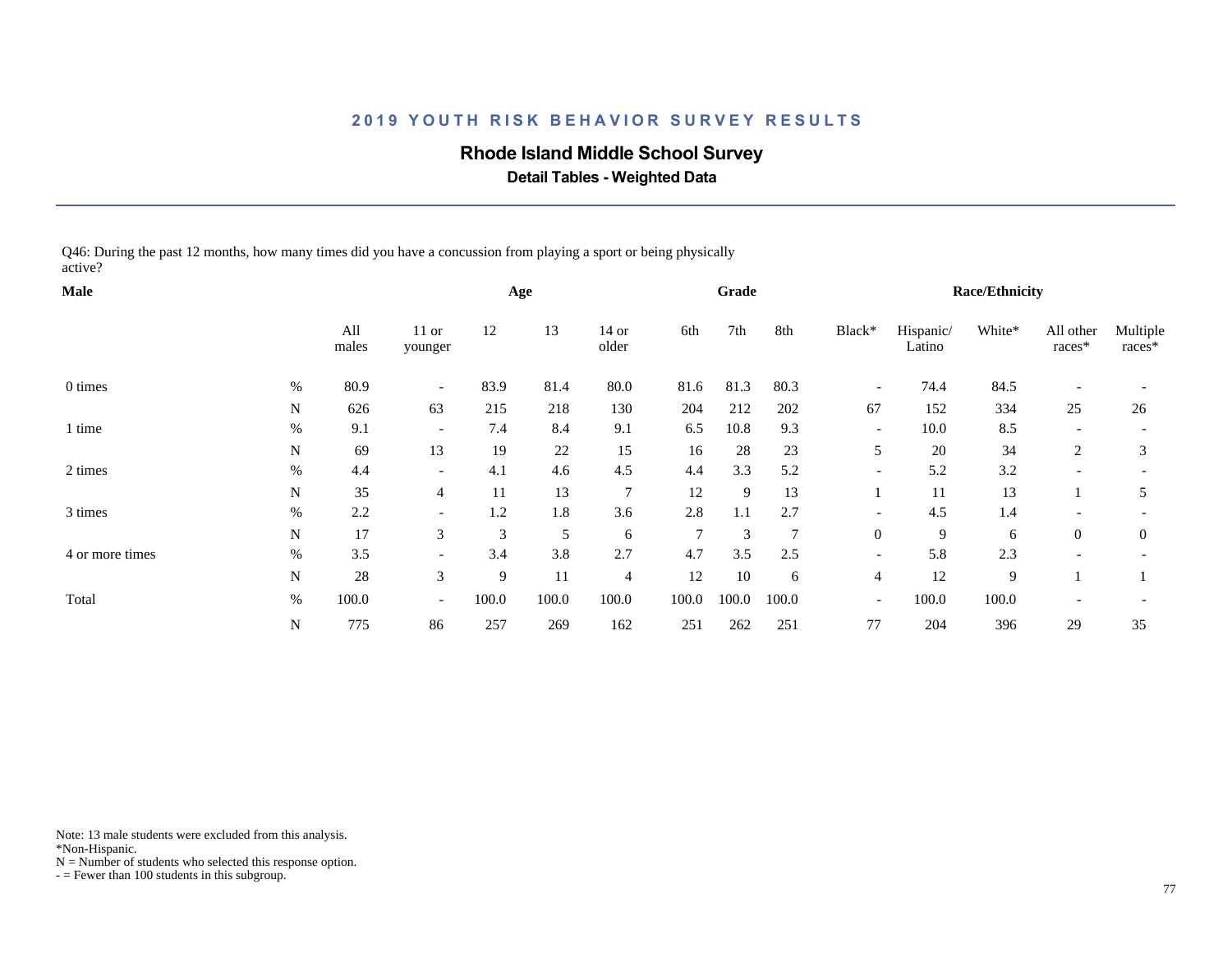# 2019 YOUTH RISK BEHAVIOR SURVEY RESULTS

## Rhode Island Middle School Survey

### Detail Tables - Weighted Data

Q46: During the past 12 months, how many times did you have a concussion from playing a sport or being physically active?

| Male | | All males | Age: 11 or younger | Age: 12 | Age: 13 | Age: 14 or older | Grade: 6th | Grade: 7th | Grade: 8th | Race/Ethnicity: Black* | Race/Ethnicity: Hispanic/ Latino | Race/Ethnicity: White* | Race/Ethnicity: All other races* | Race/Ethnicity: Multiple races* |
|---|---|---|---|---|---|---|---|---|---|---|---|---|---|---|
| 0 times | % | 80.9 | - | 83.9 | 81.4 | 80.0 | 81.6 | 81.3 | 80.3 | - | 74.4 | 84.5 | - | - |
| | N | 626 | 63 | 215 | 218 | 130 | 204 | 212 | 202 | 67 | 152 | 334 | 25 | 26 |
| 1 time | % | 9.1 | - | 7.4 | 8.4 | 9.1 | 6.5 | 10.8 | 9.3 | - | 10.0 | 8.5 | - | - |
| | N | 69 | 13 | 19 | 22 | 15 | 16 | 28 | 23 | 5 | 20 | 34 | 2 | 3 |
| 2 times | % | 4.4 | - | 4.1 | 4.6 | 4.5 | 4.4 | 3.3 | 5.2 | - | 5.2 | 3.2 | - | - |
| | N | 35 | 4 | 11 | 13 | 7 | 12 | 9 | 13 | 1 | 11 | 13 | 1 | 5 |
| 3 times | % | 2.2 | - | 1.2 | 1.8 | 3.6 | 2.8 | 1.1 | 2.7 | - | 4.5 | 1.4 | - | - |
| | N | 17 | 3 | 3 | 5 | 6 | 7 | 3 | 7 | 0 | 9 | 6 | 0 | 0 |
| 4 or more times | % | 3.5 | - | 3.4 | 3.8 | 2.7 | 4.7 | 3.5 | 2.5 | - | 5.8 | 2.3 | - | - |
| | N | 28 | 3 | 9 | 11 | 4 | 12 | 10 | 6 | 4 | 12 | 9 | 1 | 1 |
| Total | % | 100.0 | - | 100.0 | 100.0 | 100.0 | 100.0 | 100.0 | 100.0 | - | 100.0 | 100.0 | - | - |
| | N | 775 | 86 | 257 | 269 | 162 | 251 | 262 | 251 | 77 | 204 | 396 | 29 | 35 |

Note: 13 male students were excluded from this analysis.
*Non-Hispanic.
N = Number of students who selected this response option.
- = Fewer than 100 students in this subgroup.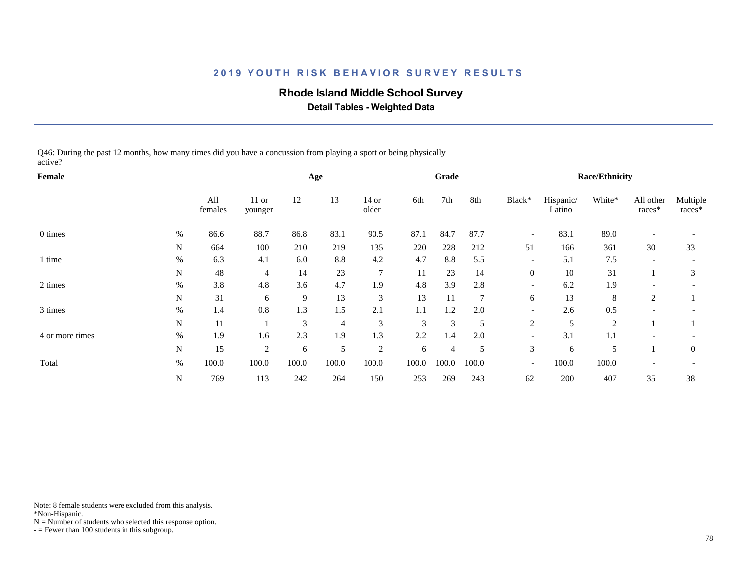# 2019 YOUTH RISK BEHAVIOR SURVEY RESULTS

## Rhode Island Middle School Survey

### Detail Tables - Weighted Data

Q46: During the past 12 months, how many times did you have a concussion from playing a sport or being physically active?

| Female | | Age | | | | | Grade | | | Race/Ethnicity | | | | |
|---|---|---|---|---|---|---|---|---|---|---|---|---|---|---|
| | | All females | 11 or younger | 12 | 13 | 14 or older | 6th | 7th | 8th | Black* | Hispanic/ Latino | White* | All other races* | Multiple races* |
| 0 times | % | 86.6 | 88.7 | 86.8 | 83.1 | 90.5 | 87.1 | 84.7 | 87.7 | - | 83.1 | 89.0 | - | - |
| | N | 664 | 100 | 210 | 219 | 135 | 220 | 228 | 212 | 51 | 166 | 361 | 30 | 33 |
| 1 time | % | 6.3 | 4.1 | 6.0 | 8.8 | 4.2 | 4.7 | 8.8 | 5.5 | - | 5.1 | 7.5 | - | - |
| | N | 48 | 4 | 14 | 23 | 7 | 11 | 23 | 14 | 0 | 10 | 31 | 1 | 3 |
| 2 times | % | 3.8 | 4.8 | 3.6 | 4.7 | 1.9 | 4.8 | 3.9 | 2.8 | - | 6.2 | 1.9 | - | - |
| | N | 31 | 6 | 9 | 13 | 3 | 13 | 11 | 7 | 6 | 13 | 8 | 2 | 1 |
| 3 times | % | 1.4 | 0.8 | 1.3 | 1.5 | 2.1 | 1.1 | 1.2 | 2.0 | - | 2.6 | 0.5 | - | - |
| | N | 11 | 1 | 3 | 4 | 3 | 3 | 3 | 5 | 2 | 5 | 2 | 1 | 1 |
| 4 or more times | % | 1.9 | 1.6 | 2.3 | 1.9 | 1.3 | 2.2 | 1.4 | 2.0 | - | 3.1 | 1.1 | - | - |
| | N | 15 | 2 | 6 | 5 | 2 | 6 | 4 | 5 | 3 | 6 | 5 | 1 | 0 |
| Total | % | 100.0 | 100.0 | 100.0 | 100.0 | 100.0 | 100.0 | 100.0 | 100.0 | - | 100.0 | 100.0 | - | - |
| | N | 769 | 113 | 242 | 264 | 150 | 253 | 269 | 243 | 62 | 200 | 407 | 35 | 38 |

Note: 8 female students were excluded from this analysis.
*Non-Hispanic.
N = Number of students who selected this response option.
- = Fewer than 100 students in this subgroup.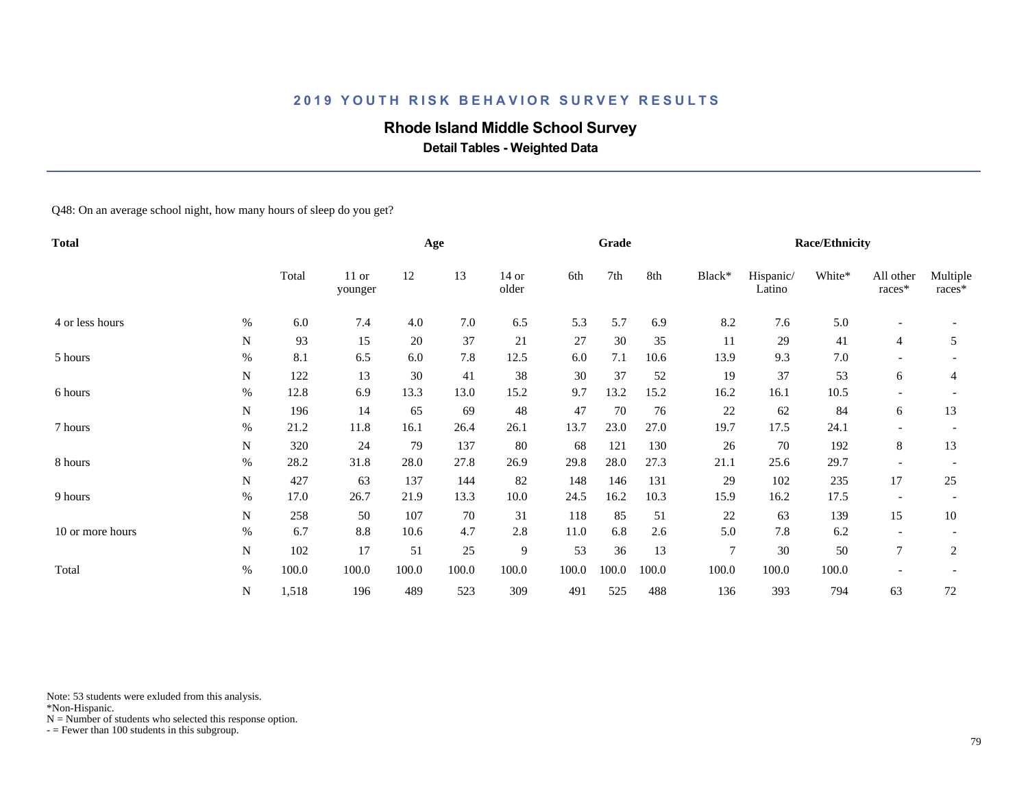## 2019 YOUTH RISK BEHAVIOR SURVEY RESULTS

# Rhode Island Middle School Survey

### Detail Tables - Weighted Data

Q48: On an average school night, how many hours of sleep do you get?

| Total | | | Age | | | | Grade | | | Race/Ethnicity | | | | |
|---|---|---|---|---|---|---|---|---|---|---|---|---|---|---|
| | | Total | 11 or younger | 12 | 13 | 14 or older | 6th | 7th | 8th | Black* | Hispanic/ Latino | White* | All other races* | Multiple races* |
| 4 or less hours | % | 6.0 | 7.4 | 4.0 | 7.0 | 6.5 | 5.3 | 5.7 | 6.9 | 8.2 | 7.6 | 5.0 | - | - |
| | N | 93 | 15 | 20 | 37 | 21 | 27 | 30 | 35 | 11 | 29 | 41 | 4 | 5 |
| 5 hours | % | 8.1 | 6.5 | 6.0 | 7.8 | 12.5 | 6.0 | 7.1 | 10.6 | 13.9 | 9.3 | 7.0 | - | - |
| | N | 122 | 13 | 30 | 41 | 38 | 30 | 37 | 52 | 19 | 37 | 53 | 6 | 4 |
| 6 hours | % | 12.8 | 6.9 | 13.3 | 13.0 | 15.2 | 9.7 | 13.2 | 15.2 | 16.2 | 16.1 | 10.5 | - | - |
| | N | 196 | 14 | 65 | 69 | 48 | 47 | 70 | 76 | 22 | 62 | 84 | 6 | 13 |
| 7 hours | % | 21.2 | 11.8 | 16.1 | 26.4 | 26.1 | 13.7 | 23.0 | 27.0 | 19.7 | 17.5 | 24.1 | - | - |
| | N | 320 | 24 | 79 | 137 | 80 | 68 | 121 | 130 | 26 | 70 | 192 | 8 | 13 |
| 8 hours | % | 28.2 | 31.8 | 28.0 | 27.8 | 26.9 | 29.8 | 28.0 | 27.3 | 21.1 | 25.6 | 29.7 | - | - |
| | N | 427 | 63 | 137 | 144 | 82 | 148 | 146 | 131 | 29 | 102 | 235 | 17 | 25 |
| 9 hours | % | 17.0 | 26.7 | 21.9 | 13.3 | 10.0 | 24.5 | 16.2 | 10.3 | 15.9 | 16.2 | 17.5 | - | - |
| | N | 258 | 50 | 107 | 70 | 31 | 118 | 85 | 51 | 22 | 63 | 139 | 15 | 10 |
| 10 or more hours | % | 6.7 | 8.8 | 10.6 | 4.7 | 2.8 | 11.0 | 6.8 | 2.6 | 5.0 | 7.8 | 6.2 | - | - |
| | N | 102 | 17 | 51 | 25 | 9 | 53 | 36 | 13 | 7 | 30 | 50 | 7 | 2 |
| Total | % | 100.0 | 100.0 | 100.0 | 100.0 | 100.0 | 100.0 | 100.0 | 100.0 | 100.0 | 100.0 | 100.0 | - | - |
| | N | 1,518 | 196 | 489 | 523 | 309 | 491 | 525 | 488 | 136 | 393 | 794 | 63 | 72 |

Note: 53 students were exluded from this analysis.
*Non-Hispanic.
N = Number of students who selected this response option.
- = Fewer than 100 students in this subgroup.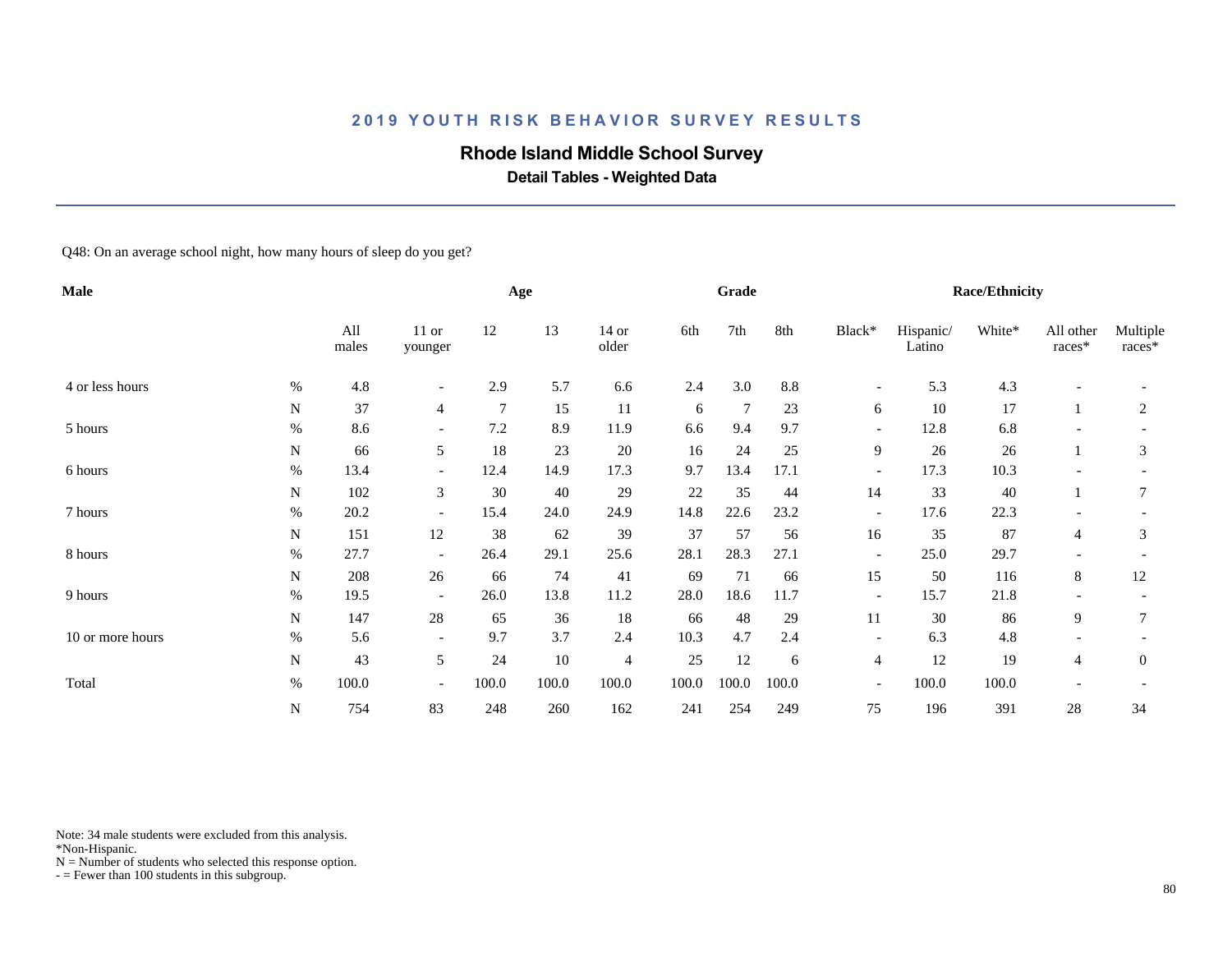## 2019 YOUTH RISK BEHAVIOR SURVEY RESULTS

# Rhode Island Middle School Survey

### Detail Tables - Weighted Data

Q48: On an average school night, how many hours of sleep do you get?

| Male | | Age | | | | | Grade | | | Race/Ethnicity | | | | |
|---|---|---|---|---|---|---|---|---|---|---|---|---|---|---|
| | | All males | 11 or younger | 12 | 13 | 14 or older | 6th | 7th | 8th | Black* | Hispanic/ Latino | White* | All other races* | Multiple races* |
| 4 or less hours | % | 4.8 | - | 2.9 | 5.7 | 6.6 | 2.4 | 3.0 | 8.8 | - | 5.3 | 4.3 | - | - |
| | N | 37 | 4 | 7 | 15 | 11 | 6 | 7 | 23 | 6 | 10 | 17 | 1 | 2 |
| 5 hours | % | 8.6 | - | 7.2 | 8.9 | 11.9 | 6.6 | 9.4 | 9.7 | - | 12.8 | 6.8 | - | - |
| | N | 66 | 5 | 18 | 23 | 20 | 16 | 24 | 25 | 9 | 26 | 26 | 1 | 3 |
| 6 hours | % | 13.4 | - | 12.4 | 14.9 | 17.3 | 9.7 | 13.4 | 17.1 | - | 17.3 | 10.3 | - | - |
| | N | 102 | 3 | 30 | 40 | 29 | 22 | 35 | 44 | 14 | 33 | 40 | 1 | 7 |
| 7 hours | % | 20.2 | - | 15.4 | 24.0 | 24.9 | 14.8 | 22.6 | 23.2 | - | 17.6 | 22.3 | - | - |
| | N | 151 | 12 | 38 | 62 | 39 | 37 | 57 | 56 | 16 | 35 | 87 | 4 | 3 |
| 8 hours | % | 27.7 | - | 26.4 | 29.1 | 25.6 | 28.1 | 28.3 | 27.1 | - | 25.0 | 29.7 | - | - |
| | N | 208 | 26 | 66 | 74 | 41 | 69 | 71 | 66 | 15 | 50 | 116 | 8 | 12 |
| 9 hours | % | 19.5 | - | 26.0 | 13.8 | 11.2 | 28.0 | 18.6 | 11.7 | - | 15.7 | 21.8 | - | - |
| | N | 147 | 28 | 65 | 36 | 18 | 66 | 48 | 29 | 11 | 30 | 86 | 9 | 7 |
| 10 or more hours | % | 5.6 | - | 9.7 | 3.7 | 2.4 | 10.3 | 4.7 | 2.4 | - | 6.3 | 4.8 | - | - |
| | N | 43 | 5 | 24 | 10 | 4 | 25 | 12 | 6 | 4 | 12 | 19 | 4 | 0 |
| Total | % | 100.0 | - | 100.0 | 100.0 | 100.0 | 100.0 | 100.0 | 100.0 | - | 100.0 | 100.0 | - | - |
| | N | 754 | 83 | 248 | 260 | 162 | 241 | 254 | 249 | 75 | 196 | 391 | 28 | 34 |

Note: 34 male students were excluded from this analysis.
*Non-Hispanic.
N = Number of students who selected this response option.
- = Fewer than 100 students in this subgroup.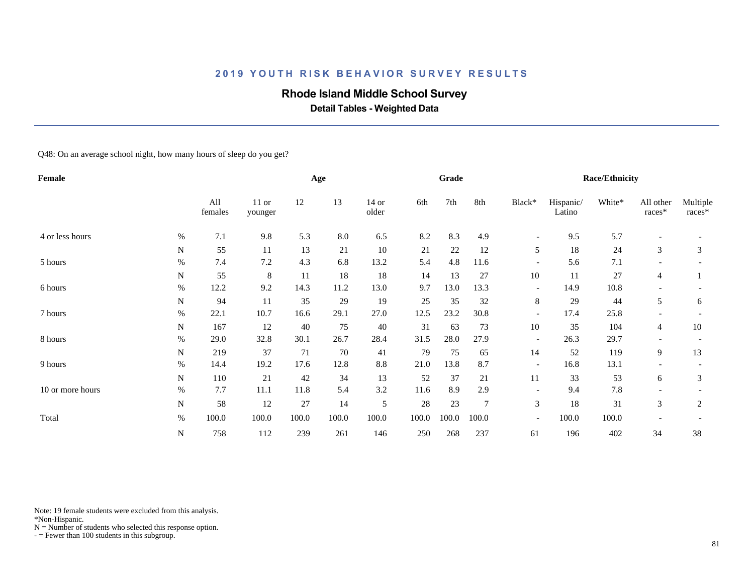## 2019 YOUTH RISK BEHAVIOR SURVEY RESULTS

# Rhode Island Middle School Survey

### Detail Tables - Weighted Data

Q48: On an average school night, how many hours of sleep do you get?

| Female | | | Age | | | | Grade | | | Race/Ethnicity | | | | |
|---|---|---|---|---|---|---|---|---|---|---|---|---|---|---|
| | | All females | 11 or younger | 12 | 13 | 14 or older | 6th | 7th | 8th | Black* | Hispanic/ Latino | White* | All other races* | Multiple races* |
| 4 or less hours | % | 7.1 | 9.8 | 5.3 | 8.0 | 6.5 | 8.2 | 8.3 | 4.9 | - | 9.5 | 5.7 | - | - |
| | N | 55 | 11 | 13 | 21 | 10 | 21 | 22 | 12 | 5 | 18 | 24 | 3 | 3 |
| 5 hours | % | 7.4 | 7.2 | 4.3 | 6.8 | 13.2 | 5.4 | 4.8 | 11.6 | - | 5.6 | 7.1 | - | - |
| | N | 55 | 8 | 11 | 18 | 18 | 14 | 13 | 27 | 10 | 11 | 27 | 4 | 1 |
| 6 hours | % | 12.2 | 9.2 | 14.3 | 11.2 | 13.0 | 9.7 | 13.0 | 13.3 | - | 14.9 | 10.8 | - | - |
| | N | 94 | 11 | 35 | 29 | 19 | 25 | 35 | 32 | 8 | 29 | 44 | 5 | 6 |
| 7 hours | % | 22.1 | 10.7 | 16.6 | 29.1 | 27.0 | 12.5 | 23.2 | 30.8 | - | 17.4 | 25.8 | - | - |
| | N | 167 | 12 | 40 | 75 | 40 | 31 | 63 | 73 | 10 | 35 | 104 | 4 | 10 |
| 8 hours | % | 29.0 | 32.8 | 30.1 | 26.7 | 28.4 | 31.5 | 28.0 | 27.9 | - | 26.3 | 29.7 | - | - |
| | N | 219 | 37 | 71 | 70 | 41 | 79 | 75 | 65 | 14 | 52 | 119 | 9 | 13 |
| 9 hours | % | 14.4 | 19.2 | 17.6 | 12.8 | 8.8 | 21.0 | 13.8 | 8.7 | - | 16.8 | 13.1 | - | - |
| | N | 110 | 21 | 42 | 34 | 13 | 52 | 37 | 21 | 11 | 33 | 53 | 6 | 3 |
| 10 or more hours | % | 7.7 | 11.1 | 11.8 | 5.4 | 3.2 | 11.6 | 8.9 | 2.9 | - | 9.4 | 7.8 | - | - |
| | N | 58 | 12 | 27 | 14 | 5 | 28 | 23 | 7 | 3 | 18 | 31 | 3 | 2 |
| Total | % | 100.0 | 100.0 | 100.0 | 100.0 | 100.0 | 100.0 | 100.0 | 100.0 | - | 100.0 | 100.0 | - | - |
| | N | 758 | 112 | 239 | 261 | 146 | 250 | 268 | 237 | 61 | 196 | 402 | 34 | 38 |

Note: 19 female students were excluded from this analysis.
*Non-Hispanic.
N = Number of students who selected this response option.
- = Fewer than 100 students in this subgroup.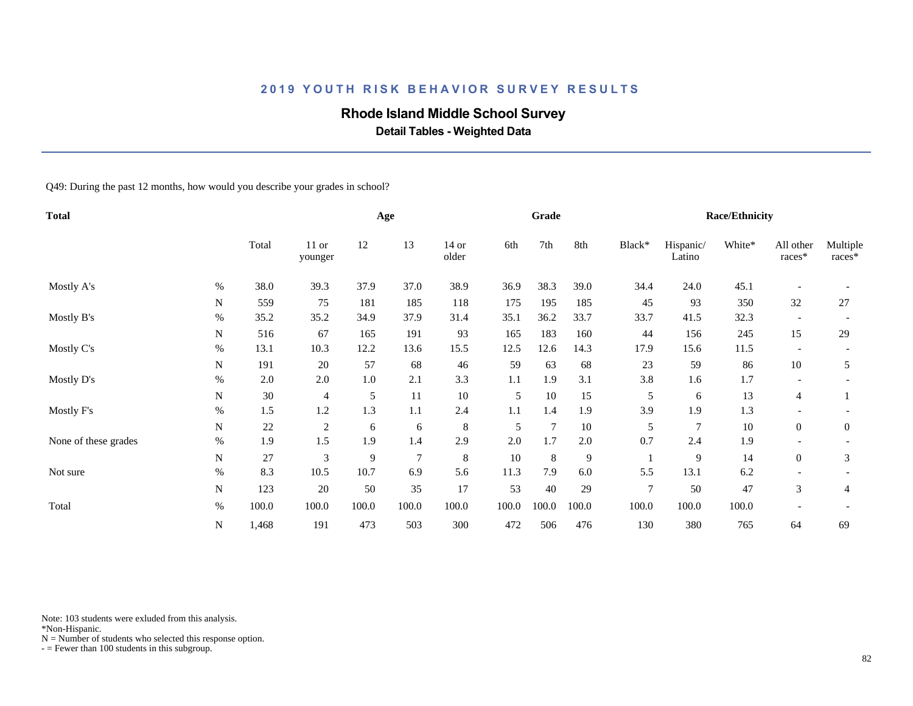## 2019 YOUTH RISK BEHAVIOR SURVEY RESULTS

# Rhode Island Middle School Survey

### Detail Tables - Weighted Data

Q49: During the past 12 months, how would you describe your grades in school?

| Total | | | Age | | | | Grade | | | Race/Ethnicity | | | | |
|---|---|---|---|---|---|---|---|---|---|---|---|---|---|---|
| | | Total | 11 or younger | 12 | 13 | 14 or older | 6th | 7th | 8th | Black* | Hispanic/ Latino | White* | All other races* | Multiple races* |
| Mostly A's | % | 38.0 | 39.3 | 37.9 | 37.0 | 38.9 | 36.9 | 38.3 | 39.0 | 34.4 | 24.0 | 45.1 | - | - |
| | N | 559 | 75 | 181 | 185 | 118 | 175 | 195 | 185 | 45 | 93 | 350 | 32 | 27 |
| Mostly B's | % | 35.2 | 35.2 | 34.9 | 37.9 | 31.4 | 35.1 | 36.2 | 33.7 | 33.7 | 41.5 | 32.3 | - | - |
| | N | 516 | 67 | 165 | 191 | 93 | 165 | 183 | 160 | 44 | 156 | 245 | 15 | 29 |
| Mostly C's | % | 13.1 | 10.3 | 12.2 | 13.6 | 15.5 | 12.5 | 12.6 | 14.3 | 17.9 | 15.6 | 11.5 | - | - |
| | N | 191 | 20 | 57 | 68 | 46 | 59 | 63 | 68 | 23 | 59 | 86 | 10 | 5 |
| Mostly D's | % | 2.0 | 2.0 | 1.0 | 2.1 | 3.3 | 1.1 | 1.9 | 3.1 | 3.8 | 1.6 | 1.7 | - | - |
| | N | 30 | 4 | 5 | 11 | 10 | 5 | 10 | 15 | 5 | 6 | 13 | 4 | 1 |
| Mostly F's | % | 1.5 | 1.2 | 1.3 | 1.1 | 2.4 | 1.1 | 1.4 | 1.9 | 3.9 | 1.9 | 1.3 | - | - |
| | N | 22 | 2 | 6 | 6 | 8 | 5 | 7 | 10 | 5 | 7 | 10 | 0 | 0 |
| None of these grades | % | 1.9 | 1.5 | 1.9 | 1.4 | 2.9 | 2.0 | 1.7 | 2.0 | 0.7 | 2.4 | 1.9 | - | - |
| | N | 27 | 3 | 9 | 7 | 8 | 10 | 8 | 9 | 1 | 9 | 14 | 0 | 3 |
| Not sure | % | 8.3 | 10.5 | 10.7 | 6.9 | 5.6 | 11.3 | 7.9 | 6.0 | 5.5 | 13.1 | 6.2 | - | - |
| | N | 123 | 20 | 50 | 35 | 17 | 53 | 40 | 29 | 7 | 50 | 47 | 3 | 4 |
| Total | % | 100.0 | 100.0 | 100.0 | 100.0 | 100.0 | 100.0 | 100.0 | 100.0 | 100.0 | 100.0 | 100.0 | - | - |
| | N | 1,468 | 191 | 473 | 503 | 300 | 472 | 506 | 476 | 130 | 380 | 765 | 64 | 69 |

Note: 103 students were exluded from this analysis.
*Non-Hispanic.
N = Number of students who selected this response option.
- = Fewer than 100 students in this subgroup.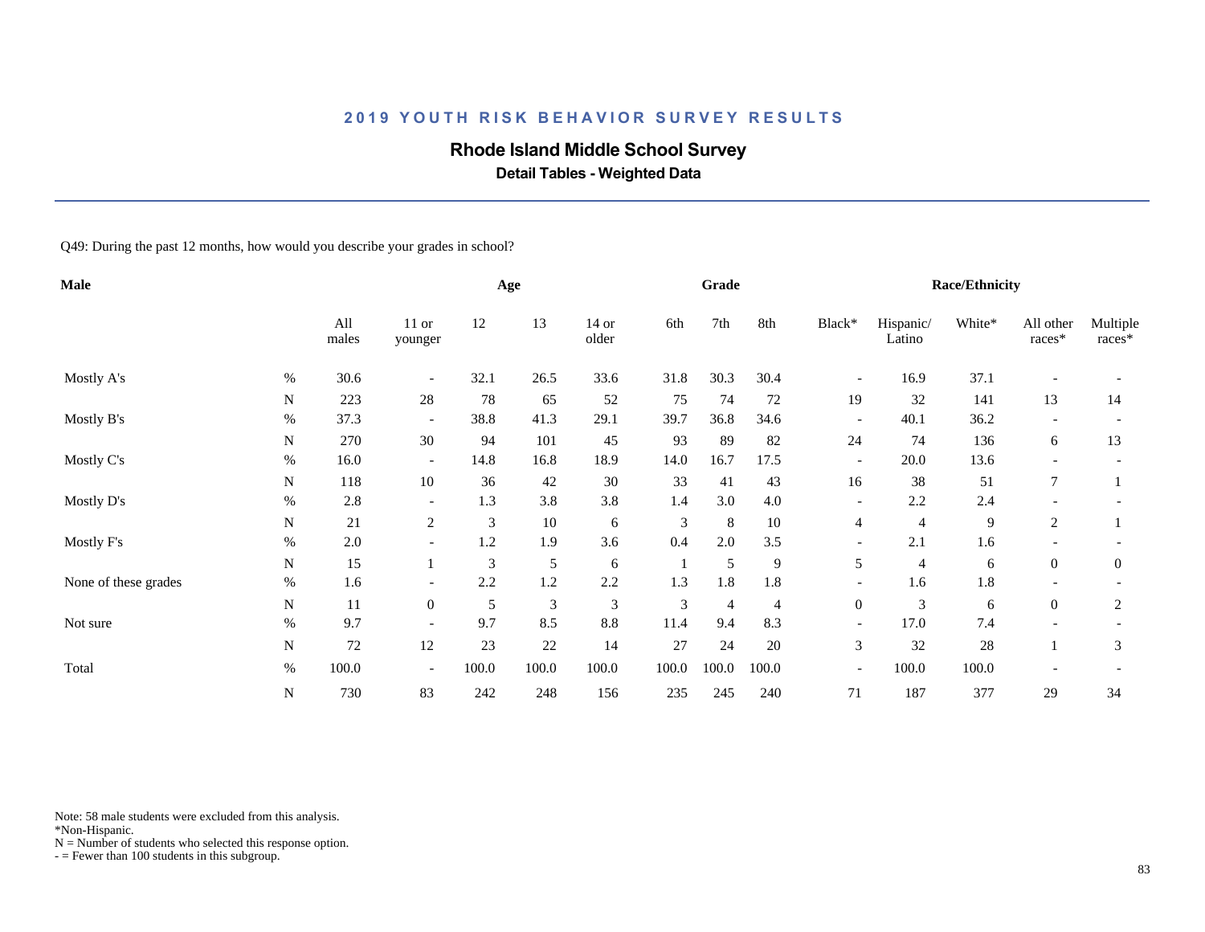## 2019 YOUTH RISK BEHAVIOR SURVEY RESULTS

# Rhode Island Middle School Survey

### Detail Tables - Weighted Data

Q49: During the past 12 months, how would you describe your grades in school?

| Male | | All males | Age | | | | Grade | | | Race/Ethnicity | | | | |
|---|---|---|---|---|---|---|---|---|---|---|---|---|---|---|
| | | | 11 or younger | 12 | 13 | 14 or older | 6th | 7th | 8th | Black* | Hispanic/ Latino | White* | All other races* | Multiple races* |
| Mostly A's | % | 30.6 | - | 32.1 | 26.5 | 33.6 | 31.8 | 30.3 | 30.4 | - | 16.9 | 37.1 | - | - |
| | N | 223 | 28 | 78 | 65 | 52 | 75 | 74 | 72 | 19 | 32 | 141 | 13 | 14 |
| Mostly B's | % | 37.3 | - | 38.8 | 41.3 | 29.1 | 39.7 | 36.8 | 34.6 | - | 40.1 | 36.2 | - | - |
| | N | 270 | 30 | 94 | 101 | 45 | 93 | 89 | 82 | 24 | 74 | 136 | 6 | 13 |
| Mostly C's | % | 16.0 | - | 14.8 | 16.8 | 18.9 | 14.0 | 16.7 | 17.5 | - | 20.0 | 13.6 | - | - |
| | N | 118 | 10 | 36 | 42 | 30 | 33 | 41 | 43 | 16 | 38 | 51 | 7 | 1 |
| Mostly D's | % | 2.8 | - | 1.3 | 3.8 | 3.8 | 1.4 | 3.0 | 4.0 | - | 2.2 | 2.4 | - | - |
| | N | 21 | 2 | 3 | 10 | 6 | 3 | 8 | 10 | 4 | 4 | 9 | 2 | 1 |
| Mostly F's | % | 2.0 | - | 1.2 | 1.9 | 3.6 | 0.4 | 2.0 | 3.5 | - | 2.1 | 1.6 | - | - |
| | N | 15 | 1 | 3 | 5 | 6 | 1 | 5 | 9 | 5 | 4 | 6 | 0 | 0 |
| None of these grades | % | 1.6 | - | 2.2 | 1.2 | 2.2 | 1.3 | 1.8 | 1.8 | - | 1.6 | 1.8 | - | - |
| | N | 11 | 0 | 5 | 3 | 3 | 3 | 4 | 4 | 0 | 3 | 6 | 0 | 2 |
| Not sure | % | 9.7 | - | 9.7 | 8.5 | 8.8 | 11.4 | 9.4 | 8.3 | - | 17.0 | 7.4 | - | - |
| | N | 72 | 12 | 23 | 22 | 14 | 27 | 24 | 20 | 3 | 32 | 28 | 1 | 3 |
| Total | % | 100.0 | - | 100.0 | 100.0 | 100.0 | 100.0 | 100.0 | 100.0 | - | 100.0 | 100.0 | - | - |
| | N | 730 | 83 | 242 | 248 | 156 | 235 | 245 | 240 | 71 | 187 | 377 | 29 | 34 |

Note: 58 male students were excluded from this analysis.
*Non-Hispanic.
N = Number of students who selected this response option.
- = Fewer than 100 students in this subgroup.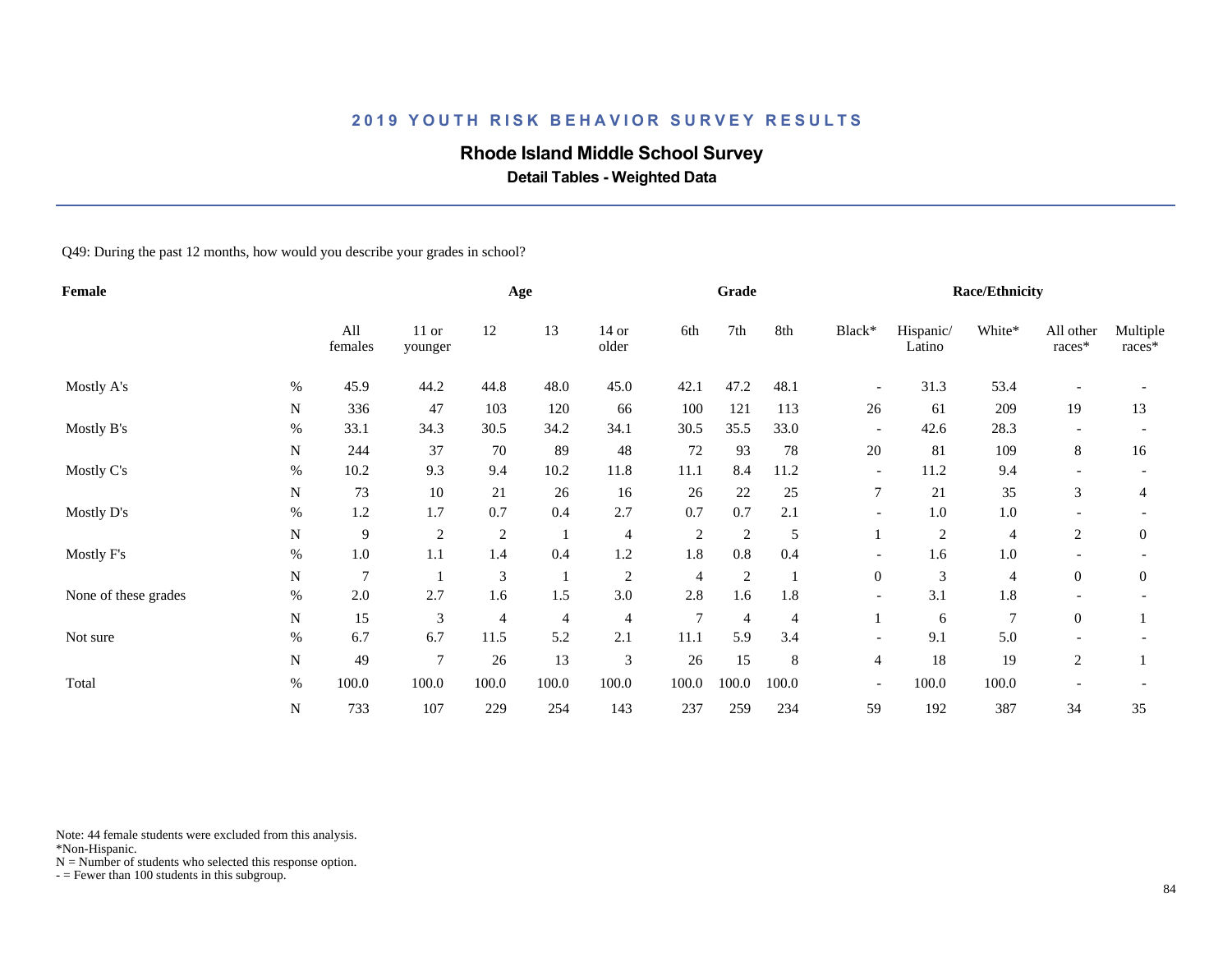## 2019 YOUTH RISK BEHAVIOR SURVEY RESULTS

# Rhode Island Middle School Survey

### Detail Tables - Weighted Data

Q49: During the past 12 months, how would you describe your grades in school?

| Female | | All females | Age | | | | Grade | | | Race/Ethnicity | | | | |
|---|---|---|---|---|---|---|---|---|---|---|---|---|---|---|
| | | | 11 or younger | 12 | 13 | 14 or older | 6th | 7th | 8th | Black* | Hispanic/ Latino | White* | All other races* | Multiple races* |
| Mostly A's | % | 45.9 | 44.2 | 44.8 | 48.0 | 45.0 | 42.1 | 47.2 | 48.1 | - | 31.3 | 53.4 | - | - |
| | N | 336 | 47 | 103 | 120 | 66 | 100 | 121 | 113 | 26 | 61 | 209 | 19 | 13 |
| Mostly B's | % | 33.1 | 34.3 | 30.5 | 34.2 | 34.1 | 30.5 | 35.5 | 33.0 | - | 42.6 | 28.3 | - | - |
| | N | 244 | 37 | 70 | 89 | 48 | 72 | 93 | 78 | 20 | 81 | 109 | 8 | 16 |
| Mostly C's | % | 10.2 | 9.3 | 9.4 | 10.2 | 11.8 | 11.1 | 8.4 | 11.2 | - | 11.2 | 9.4 | - | - |
| | N | 73 | 10 | 21 | 26 | 16 | 26 | 22 | 25 | 7 | 21 | 35 | 3 | 4 |
| Mostly D's | % | 1.2 | 1.7 | 0.7 | 0.4 | 2.7 | 0.7 | 0.7 | 2.1 | - | 1.0 | 1.0 | - | - |
| | N | 9 | 2 | 2 | 1 | 4 | 2 | 2 | 5 | 1 | 2 | 4 | 2 | 0 |
| Mostly F's | % | 1.0 | 1.1 | 1.4 | 0.4 | 1.2 | 1.8 | 0.8 | 0.4 | - | 1.6 | 1.0 | - | - |
| | N | 7 | 1 | 3 | 1 | 2 | 4 | 2 | 1 | 0 | 3 | 4 | 0 | 0 |
| None of these grades | % | 2.0 | 2.7 | 1.6 | 1.5 | 3.0 | 2.8 | 1.6 | 1.8 | - | 3.1 | 1.8 | - | - |
| | N | 15 | 3 | 4 | 4 | 4 | 7 | 4 | 4 | 1 | 6 | 7 | 0 | 1 |
| Not sure | % | 6.7 | 6.7 | 11.5 | 5.2 | 2.1 | 11.1 | 5.9 | 3.4 | - | 9.1 | 5.0 | - | - |
| | N | 49 | 7 | 26 | 13 | 3 | 26 | 15 | 8 | 4 | 18 | 19 | 2 | 1 |
| Total | % | 100.0 | 100.0 | 100.0 | 100.0 | 100.0 | 100.0 | 100.0 | 100.0 | - | 100.0 | 100.0 | - | - |
| | N | 733 | 107 | 229 | 254 | 143 | 237 | 259 | 234 | 59 | 192 | 387 | 34 | 35 |

Note: 44 female students were excluded from this analysis.
*Non-Hispanic.
N = Number of students who selected this response option.
- = Fewer than 100 students in this subgroup.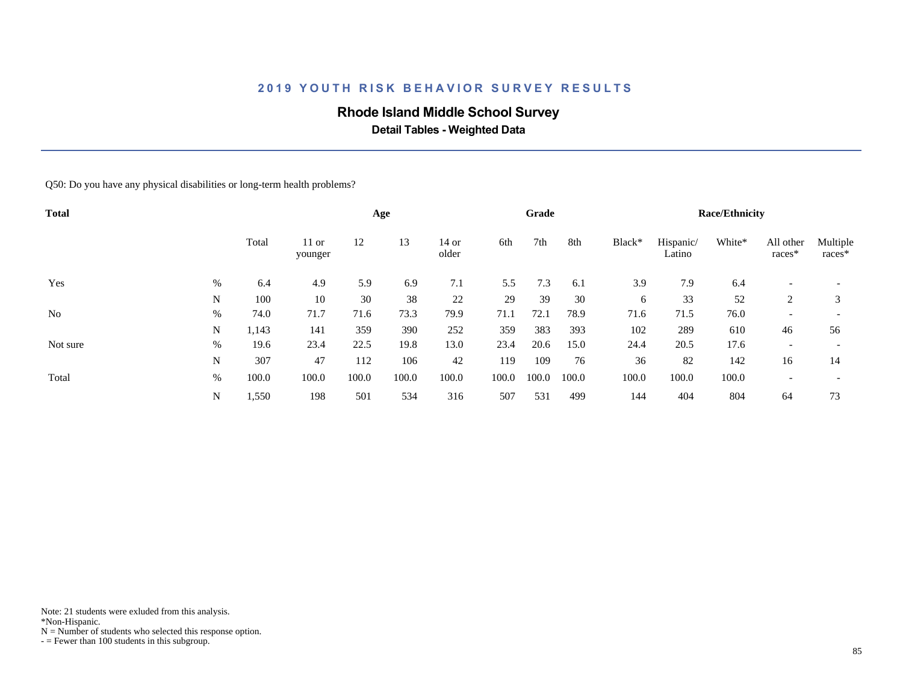## 2019 YOUTH RISK BEHAVIOR SURVEY RESULTS

### Rhode Island Middle School Survey

**Detail Tables - Weighted Data**

Q50: Do you have any physical disabilities or long-term health problems?

| Total | | Total | Age | | | | Grade | | | Race/Ethnicity | | | | |
|---|---|---|---|---|---|---|---|---|---|---|---|---|---|---|
| | | | 11 or younger | 12 | 13 | 14 or older | 6th | 7th | 8th | Black* | Hispanic/ Latino | White* | All other races* | Multiple races* |
| Yes | % | 6.4 | 4.9 | 5.9 | 6.9 | 7.1 | 5.5 | 7.3 | 6.1 | 3.9 | 7.9 | 6.4 | - | - |
| | N | 100 | 10 | 30 | 38 | 22 | 29 | 39 | 30 | 6 | 33 | 52 | 2 | 3 |
| No | % | 74.0 | 71.7 | 71.6 | 73.3 | 79.9 | 71.1 | 72.1 | 78.9 | 71.6 | 71.5 | 76.0 | - | - |
| | N | 1,143 | 141 | 359 | 390 | 252 | 359 | 383 | 393 | 102 | 289 | 610 | 46 | 56 |
| Not sure | % | 19.6 | 23.4 | 22.5 | 19.8 | 13.0 | 23.4 | 20.6 | 15.0 | 24.4 | 20.5 | 17.6 | - | - |
| | N | 307 | 47 | 112 | 106 | 42 | 119 | 109 | 76 | 36 | 82 | 142 | 16 | 14 |
| Total | % | 100.0 | 100.0 | 100.0 | 100.0 | 100.0 | 100.0 | 100.0 | 100.0 | 100.0 | 100.0 | 100.0 | - | - |
| | N | 1,550 | 198 | 501 | 534 | 316 | 507 | 531 | 499 | 144 | 404 | 804 | 64 | 73 |

Note: 21 students were exluded from this analysis.
*Non-Hispanic.
N = Number of students who selected this response option.
- = Fewer than 100 students in this subgroup.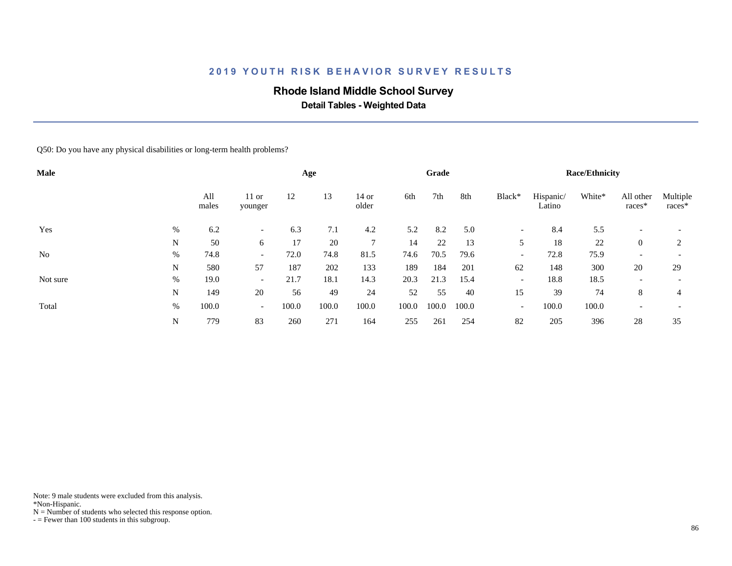## 2019 YOUTH RISK BEHAVIOR SURVEY RESULTS

# Rhode Island Middle School Survey

### Detail Tables - Weighted Data

Q50: Do you have any physical disabilities or long-term health problems?

| Male | | | Age | | | | Grade | | | Race/Ethnicity | | | | |
|---|---|---|---|---|---|---|---|---|---|---|---|---|---|---|
| | | All males | 11 or younger | 12 | 13 | 14 or older | 6th | 7th | 8th | Black* | Hispanic/ Latino | White* | All other races* | Multiple races* |
| Yes | % | 6.2 | - | 6.3 | 7.1 | 4.2 | 5.2 | 8.2 | 5.0 | - | 8.4 | 5.5 | - | - |
| | N | 50 | 6 | 17 | 20 | 7 | 14 | 22 | 13 | 5 | 18 | 22 | 0 | 2 |
| No | % | 74.8 | - | 72.0 | 74.8 | 81.5 | 74.6 | 70.5 | 79.6 | - | 72.8 | 75.9 | - | - |
| | N | 580 | 57 | 187 | 202 | 133 | 189 | 184 | 201 | 62 | 148 | 300 | 20 | 29 |
| Not sure | % | 19.0 | - | 21.7 | 18.1 | 14.3 | 20.3 | 21.3 | 15.4 | - | 18.8 | 18.5 | - | - |
| | N | 149 | 20 | 56 | 49 | 24 | 52 | 55 | 40 | 15 | 39 | 74 | 8 | 4 |
| Total | % | 100.0 | - | 100.0 | 100.0 | 100.0 | 100.0 | 100.0 | 100.0 | - | 100.0 | 100.0 | - | - |
| | N | 779 | 83 | 260 | 271 | 164 | 255 | 261 | 254 | 82 | 205 | 396 | 28 | 35 |

Note: 9 male students were excluded from this analysis.
*Non-Hispanic.
N = Number of students who selected this response option.
- = Fewer than 100 students in this subgroup.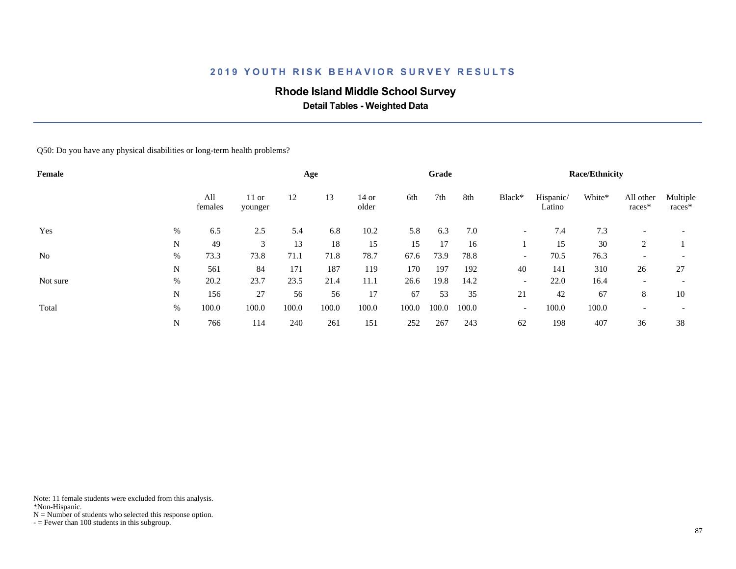## 2019 YOUTH RISK BEHAVIOR SURVEY RESULTS

### Rhode Island Middle School Survey

**Detail Tables - Weighted Data**

Q50: Do you have any physical disabilities or long-term health problems?

| Female | | All females | Age | | | | Grade | | | Race/Ethnicity | | | | |
|---|---|---|---|---|---|---|---|---|---|---|---|---|---|---|
| | | | 11 or younger | 12 | 13 | 14 or older | 6th | 7th | 8th | Black* | Hispanic/ Latino | White* | All other races* | Multiple races* |
| Yes | % | 6.5 | 2.5 | 5.4 | 6.8 | 10.2 | 5.8 | 6.3 | 7.0 | - | 7.4 | 7.3 | - | - |
| | N | 49 | 3 | 13 | 18 | 15 | 15 | 17 | 16 | 1 | 15 | 30 | 2 | 1 |
| No | % | 73.3 | 73.8 | 71.1 | 71.8 | 78.7 | 67.6 | 73.9 | 78.8 | - | 70.5 | 76.3 | - | - |
| | N | 561 | 84 | 171 | 187 | 119 | 170 | 197 | 192 | 40 | 141 | 310 | 26 | 27 |
| Not sure | % | 20.2 | 23.7 | 23.5 | 21.4 | 11.1 | 26.6 | 19.8 | 14.2 | - | 22.0 | 16.4 | - | - |
| | N | 156 | 27 | 56 | 56 | 17 | 67 | 53 | 35 | 21 | 42 | 67 | 8 | 10 |
| Total | % | 100.0 | 100.0 | 100.0 | 100.0 | 100.0 | 100.0 | 100.0 | 100.0 | - | 100.0 | 100.0 | - | - |
| | N | 766 | 114 | 240 | 261 | 151 | 252 | 267 | 243 | 62 | 198 | 407 | 36 | 38 |

Note: 11 female students were excluded from this analysis.
*Non-Hispanic.
N = Number of students who selected this response option.
- = Fewer than 100 students in this subgroup.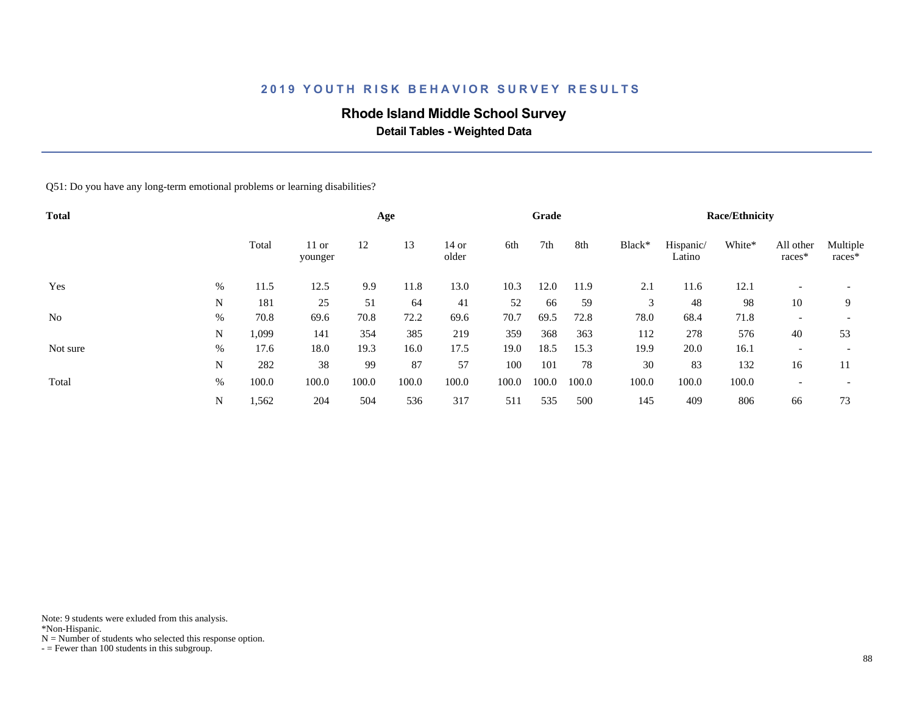## 2019 YOUTH RISK BEHAVIOR SURVEY RESULTS

### Rhode Island Middle School Survey

**Detail Tables - Weighted Data**

Q51: Do you have any long-term emotional problems or learning disabilities?

| Total | | Total | Age | | | | Grade | | | Race/Ethnicity | | | | |
|---|---|---|---|---|---|---|---|---|---|---|---|---|---|---|
| | | | 11 or younger | 12 | 13 | 14 or older | 6th | 7th | 8th | Black* | Hispanic/ Latino | White* | All other races* | Multiple races* |
| Yes | % | 11.5 | 12.5 | 9.9 | 11.8 | 13.0 | 10.3 | 12.0 | 11.9 | 2.1 | 11.6 | 12.1 | - | - |
| | N | 181 | 25 | 51 | 64 | 41 | 52 | 66 | 59 | 3 | 48 | 98 | 10 | 9 |
| No | % | 70.8 | 69.6 | 70.8 | 72.2 | 69.6 | 70.7 | 69.5 | 72.8 | 78.0 | 68.4 | 71.8 | - | - |
| | N | 1,099 | 141 | 354 | 385 | 219 | 359 | 368 | 363 | 112 | 278 | 576 | 40 | 53 |
| Not sure | % | 17.6 | 18.0 | 19.3 | 16.0 | 17.5 | 19.0 | 18.5 | 15.3 | 19.9 | 20.0 | 16.1 | - | - |
| | N | 282 | 38 | 99 | 87 | 57 | 100 | 101 | 78 | 30 | 83 | 132 | 16 | 11 |
| Total | % | 100.0 | 100.0 | 100.0 | 100.0 | 100.0 | 100.0 | 100.0 | 100.0 | 100.0 | 100.0 | 100.0 | - | - |
| | N | 1,562 | 204 | 504 | 536 | 317 | 511 | 535 | 500 | 145 | 409 | 806 | 66 | 73 |

Note: 9 students were exluded from this analysis.
*Non-Hispanic.
N = Number of students who selected this response option.
- = Fewer than 100 students in this subgroup.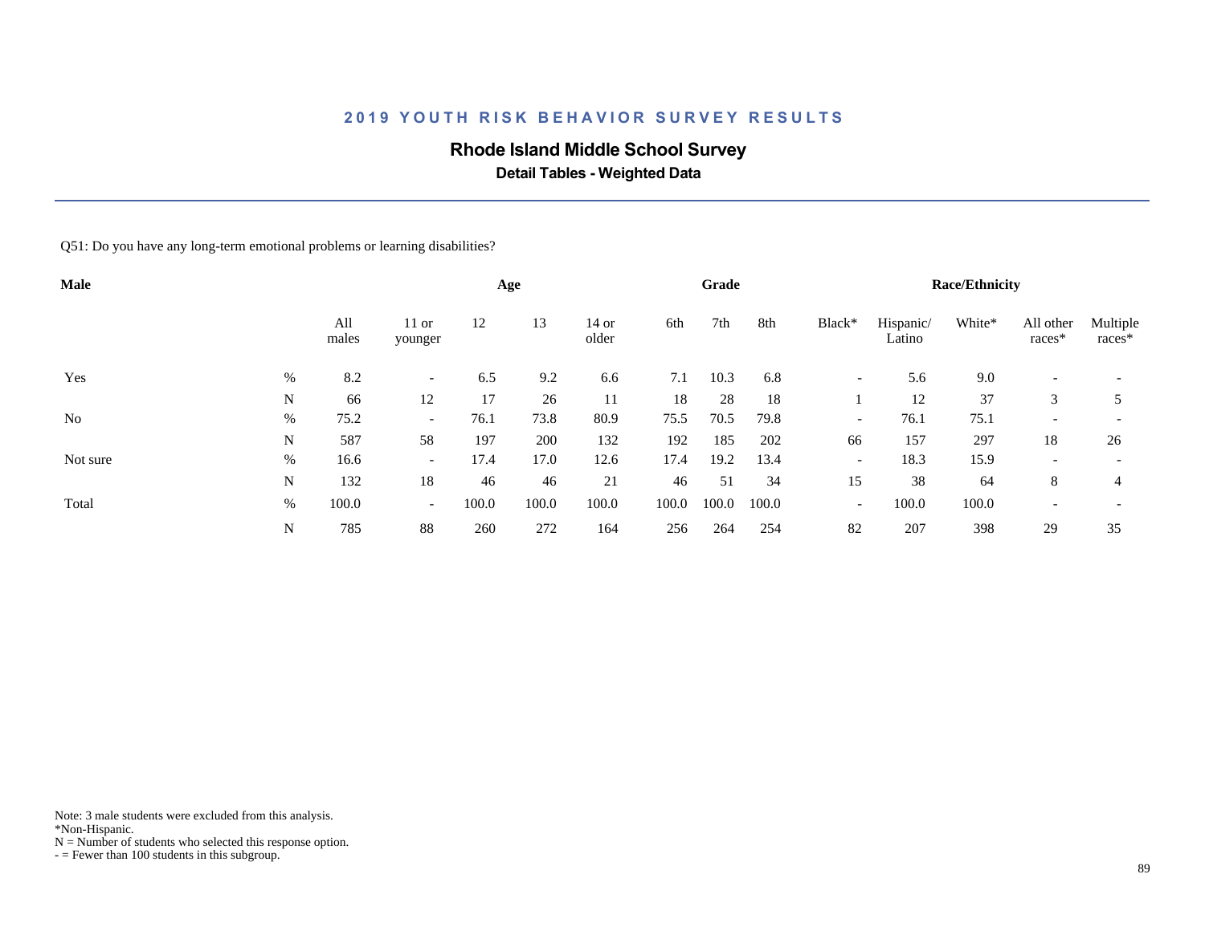# 2019 YOUTH RISK BEHAVIOR SURVEY RESULTS

## Rhode Island Middle School Survey

### Detail Tables - Weighted Data

Q51: Do you have any long-term emotional problems or learning disabilities?

| Male | | | Age | | | | Grade | | | Race/Ethnicity | | | | |
|---|---|---|---|---|---|---|---|---|---|---|---|---|---|---|
| | | All males | 11 or younger | 12 | 13 | 14 or older | 6th | 7th | 8th | Black* | Hispanic/ Latino | White* | All other races* | Multiple races* |
| Yes | % | 8.2 | - | 6.5 | 9.2 | 6.6 | 7.1 | 10.3 | 6.8 | - | 5.6 | 9.0 | - | - |
| | N | 66 | 12 | 17 | 26 | 11 | 18 | 28 | 18 | 1 | 12 | 37 | 3 | 5 |
| No | % | 75.2 | - | 76.1 | 73.8 | 80.9 | 75.5 | 70.5 | 79.8 | - | 76.1 | 75.1 | - | - |
| | N | 587 | 58 | 197 | 200 | 132 | 192 | 185 | 202 | 66 | 157 | 297 | 18 | 26 |
| Not sure | % | 16.6 | - | 17.4 | 17.0 | 12.6 | 17.4 | 19.2 | 13.4 | - | 18.3 | 15.9 | - | - |
| | N | 132 | 18 | 46 | 46 | 21 | 46 | 51 | 34 | 15 | 38 | 64 | 8 | 4 |
| Total | % | 100.0 | - | 100.0 | 100.0 | 100.0 | 100.0 | 100.0 | 100.0 | - | 100.0 | 100.0 | - | - |
| | N | 785 | 88 | 260 | 272 | 164 | 256 | 264 | 254 | 82 | 207 | 398 | 29 | 35 |

Note: 3 male students were excluded from this analysis.
*Non-Hispanic.
N = Number of students who selected this response option.
- = Fewer than 100 students in this subgroup.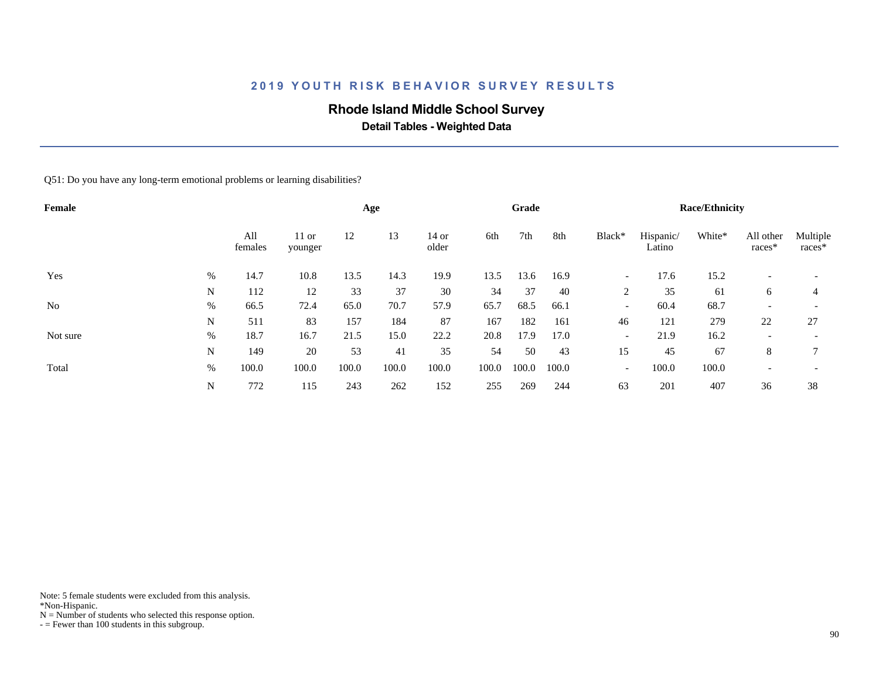## 2019 YOUTH RISK BEHAVIOR SURVEY RESULTS

### Rhode Island Middle School Survey

**Detail Tables - Weighted Data**

Q51: Do you have any long-term emotional problems or learning disabilities?

| Female | | | Age | | | | Grade | | | Race/Ethnicity | | | | |
|---|---|---|---|---|---|---|---|---|---|---|---|---|---|---|
| | | All females | 11 or younger | 12 | 13 | 14 or older | 6th | 7th | 8th | Black* | Hispanic/ Latino | White* | All other races* | Multiple races* |
| Yes | % | 14.7 | 10.8 | 13.5 | 14.3 | 19.9 | 13.5 | 13.6 | 16.9 | - | 17.6 | 15.2 | - | - |
| | N | 112 | 12 | 33 | 37 | 30 | 34 | 37 | 40 | 2 | 35 | 61 | 6 | 4 |
| No | % | 66.5 | 72.4 | 65.0 | 70.7 | 57.9 | 65.7 | 68.5 | 66.1 | - | 60.4 | 68.7 | - | - |
| | N | 511 | 83 | 157 | 184 | 87 | 167 | 182 | 161 | 46 | 121 | 279 | 22 | 27 |
| Not sure | % | 18.7 | 16.7 | 21.5 | 15.0 | 22.2 | 20.8 | 17.9 | 17.0 | - | 21.9 | 16.2 | - | - |
| | N | 149 | 20 | 53 | 41 | 35 | 54 | 50 | 43 | 15 | 45 | 67 | 8 | 7 |
| Total | % | 100.0 | 100.0 | 100.0 | 100.0 | 100.0 | 100.0 | 100.0 | 100.0 | - | 100.0 | 100.0 | - | - |
| | N | 772 | 115 | 243 | 262 | 152 | 255 | 269 | 244 | 63 | 201 | 407 | 36 | 38 |

Note: 5 female students were excluded from this analysis.
*Non-Hispanic.
N = Number of students who selected this response option.
- = Fewer than 100 students in this subgroup.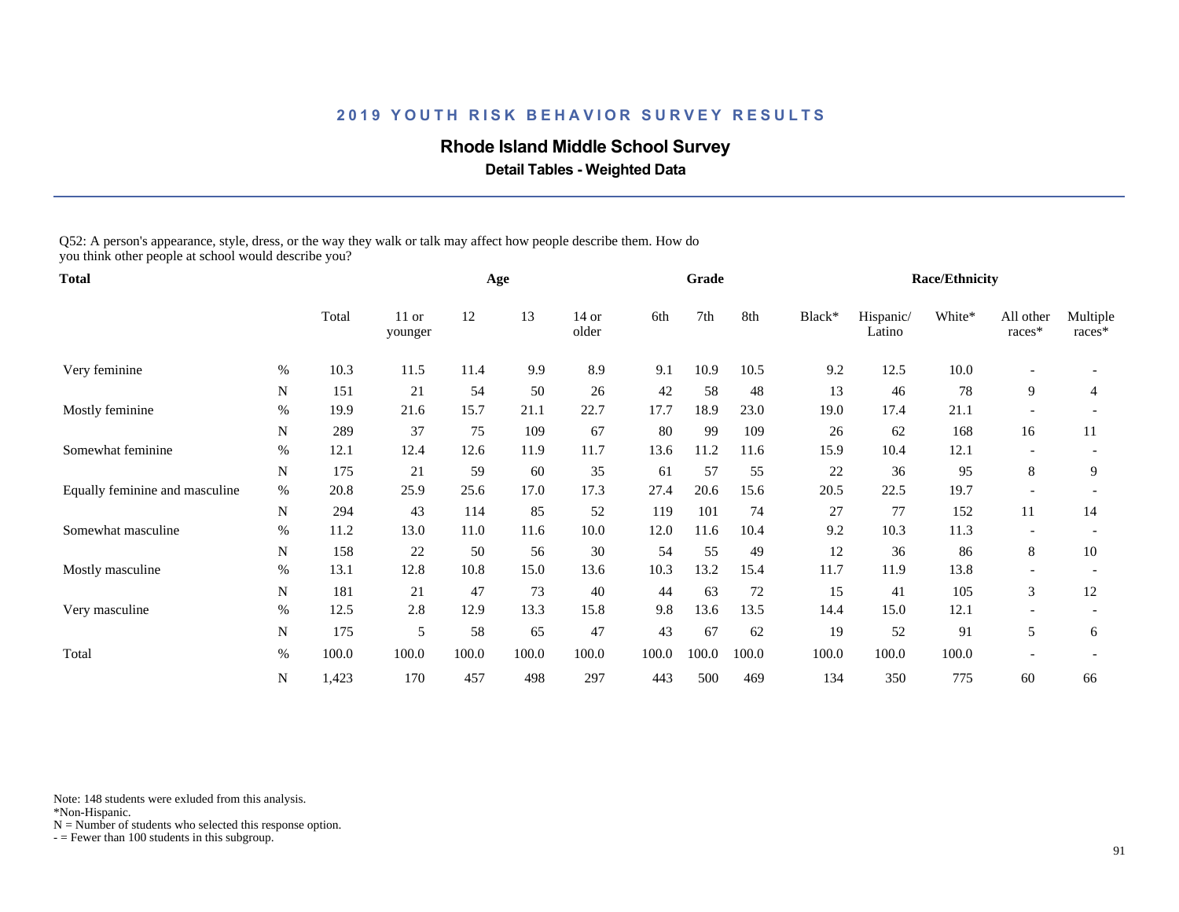## 2019 YOUTH RISK BEHAVIOR SURVEY RESULTS

### Rhode Island Middle School Survey

**Detail Tables - Weighted Data**

Q52: A person's appearance, style, dress, or the way they walk or talk may affect how people describe them. How do you think other people at school would describe you?

| Total | | Total | Age | | | | Grade | | | Race/Ethnicity | | | | |
|---|---|---|---|---|---|---|---|---|---|---|---|---|---|---|
| | | Total | 11 or younger | 12 | 13 | 14 or older | 6th | 7th | 8th | Black* | Hispanic/ Latino | White* | All other races* | Multiple races* |
| Very feminine | % | 10.3 | 11.5 | 11.4 | 9.9 | 8.9 | 9.1 | 10.9 | 10.5 | 9.2 | 12.5 | 10.0 | - | - |
| | N | 151 | 21 | 54 | 50 | 26 | 42 | 58 | 48 | 13 | 46 | 78 | 9 | 4 |
| Mostly feminine | % | 19.9 | 21.6 | 15.7 | 21.1 | 22.7 | 17.7 | 18.9 | 23.0 | 19.0 | 17.4 | 21.1 | - | - |
| | N | 289 | 37 | 75 | 109 | 67 | 80 | 99 | 109 | 26 | 62 | 168 | 16 | 11 |
| Somewhat feminine | % | 12.1 | 12.4 | 12.6 | 11.9 | 11.7 | 13.6 | 11.2 | 11.6 | 15.9 | 10.4 | 12.1 | - | - |
| | N | 175 | 21 | 59 | 60 | 35 | 61 | 57 | 55 | 22 | 36 | 95 | 8 | 9 |
| Equally feminine and masculine | % | 20.8 | 25.9 | 25.6 | 17.0 | 17.3 | 27.4 | 20.6 | 15.6 | 20.5 | 22.5 | 19.7 | - | - |
| | N | 294 | 43 | 114 | 85 | 52 | 119 | 101 | 74 | 27 | 77 | 152 | 11 | 14 |
| Somewhat masculine | % | 11.2 | 13.0 | 11.0 | 11.6 | 10.0 | 12.0 | 11.6 | 10.4 | 9.2 | 10.3 | 11.3 | - | - |
| | N | 158 | 22 | 50 | 56 | 30 | 54 | 55 | 49 | 12 | 36 | 86 | 8 | 10 |
| Mostly masculine | % | 13.1 | 12.8 | 10.8 | 15.0 | 13.6 | 10.3 | 13.2 | 15.4 | 11.7 | 11.9 | 13.8 | - | - |
| | N | 181 | 21 | 47 | 73 | 40 | 44 | 63 | 72 | 15 | 41 | 105 | 3 | 12 |
| Very masculine | % | 12.5 | 2.8 | 12.9 | 13.3 | 15.8 | 9.8 | 13.6 | 13.5 | 14.4 | 15.0 | 12.1 | - | - |
| | N | 175 | 5 | 58 | 65 | 47 | 43 | 67 | 62 | 19 | 52 | 91 | 5 | 6 |
| Total | % | 100.0 | 100.0 | 100.0 | 100.0 | 100.0 | 100.0 | 100.0 | 100.0 | 100.0 | 100.0 | 100.0 | - | - |
| | N | 1,423 | 170 | 457 | 498 | 297 | 443 | 500 | 469 | 134 | 350 | 775 | 60 | 66 |

Note: 148 students were exluded from this analysis.
*Non-Hispanic.
N = Number of students who selected this response option.
- = Fewer than 100 students in this subgroup.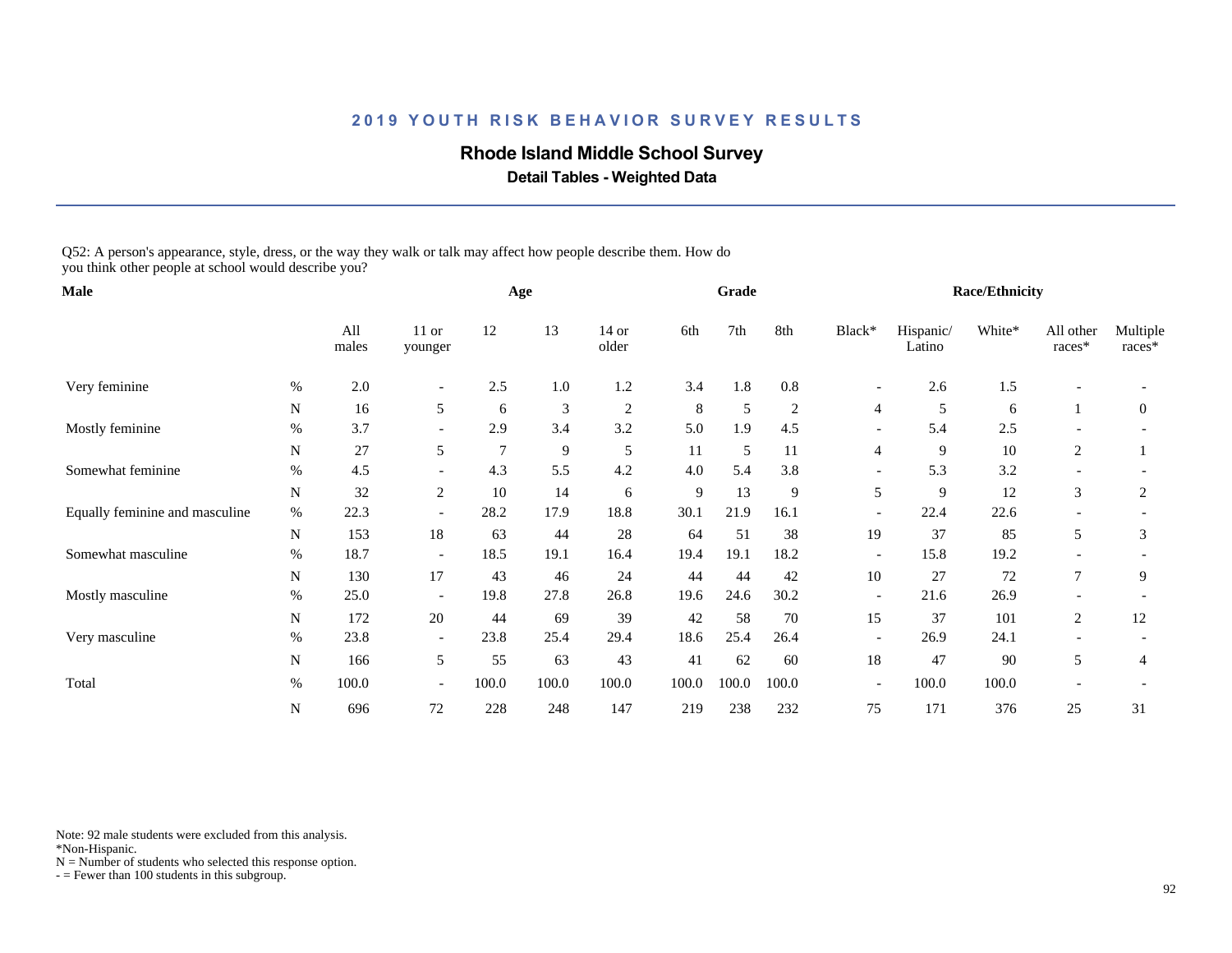## 2019 YOUTH RISK BEHAVIOR SURVEY RESULTS

### Rhode Island Middle School Survey

**Detail Tables - Weighted Data**

Q52: A person's appearance, style, dress, or the way they walk or talk may affect how people describe them. How do you think other people at school would describe you?

| Male | | | Age | | | | Grade | | | Race/Ethnicity | | | | |
|---|---|---|---|---|---|---|---|---|---|---|---|---|---|---|
| | | All males | 11 or younger | 12 | 13 | 14 or older | 6th | 7th | 8th | Black* | Hispanic/ Latino | White* | All other races* | Multiple races* |
| Very feminine | % | 2.0 | - | 2.5 | 1.0 | 1.2 | 3.4 | 1.8 | 0.8 | - | 2.6 | 1.5 | - | - |
| | N | 16 | 5 | 6 | 3 | 2 | 8 | 5 | 2 | 4 | 5 | 6 | 1 | 0 |
| Mostly feminine | % | 3.7 | - | 2.9 | 3.4 | 3.2 | 5.0 | 1.9 | 4.5 | - | 5.4 | 2.5 | - | - |
| | N | 27 | 5 | 7 | 9 | 5 | 11 | 5 | 11 | 4 | 9 | 10 | 2 | 1 |
| Somewhat feminine | % | 4.5 | - | 4.3 | 5.5 | 4.2 | 4.0 | 5.4 | 3.8 | - | 5.3 | 3.2 | - | - |
| | N | 32 | 2 | 10 | 14 | 6 | 9 | 13 | 9 | 5 | 9 | 12 | 3 | 2 |
| Equally feminine and masculine | % | 22.3 | - | 28.2 | 17.9 | 18.8 | 30.1 | 21.9 | 16.1 | - | 22.4 | 22.6 | - | - |
| | N | 153 | 18 | 63 | 44 | 28 | 64 | 51 | 38 | 19 | 37 | 85 | 5 | 3 |
| Somewhat masculine | % | 18.7 | - | 18.5 | 19.1 | 16.4 | 19.4 | 19.1 | 18.2 | - | 15.8 | 19.2 | - | - |
| | N | 130 | 17 | 43 | 46 | 24 | 44 | 44 | 42 | 10 | 27 | 72 | 7 | 9 |
| Mostly masculine | % | 25.0 | - | 19.8 | 27.8 | 26.8 | 19.6 | 24.6 | 30.2 | - | 21.6 | 26.9 | - | - |
| | N | 172 | 20 | 44 | 69 | 39 | 42 | 58 | 70 | 15 | 37 | 101 | 2 | 12 |
| Very masculine | % | 23.8 | - | 23.8 | 25.4 | 29.4 | 18.6 | 25.4 | 26.4 | - | 26.9 | 24.1 | - | - |
| | N | 166 | 5 | 55 | 63 | 43 | 41 | 62 | 60 | 18 | 47 | 90 | 5 | 4 |
| Total | % | 100.0 | - | 100.0 | 100.0 | 100.0 | 100.0 | 100.0 | 100.0 | - | 100.0 | 100.0 | - | - |
| | N | 696 | 72 | 228 | 248 | 147 | 219 | 238 | 232 | 75 | 171 | 376 | 25 | 31 |

Note: 92 male students were excluded from this analysis.
*Non-Hispanic.
N = Number of students who selected this response option.
- = Fewer than 100 students in this subgroup.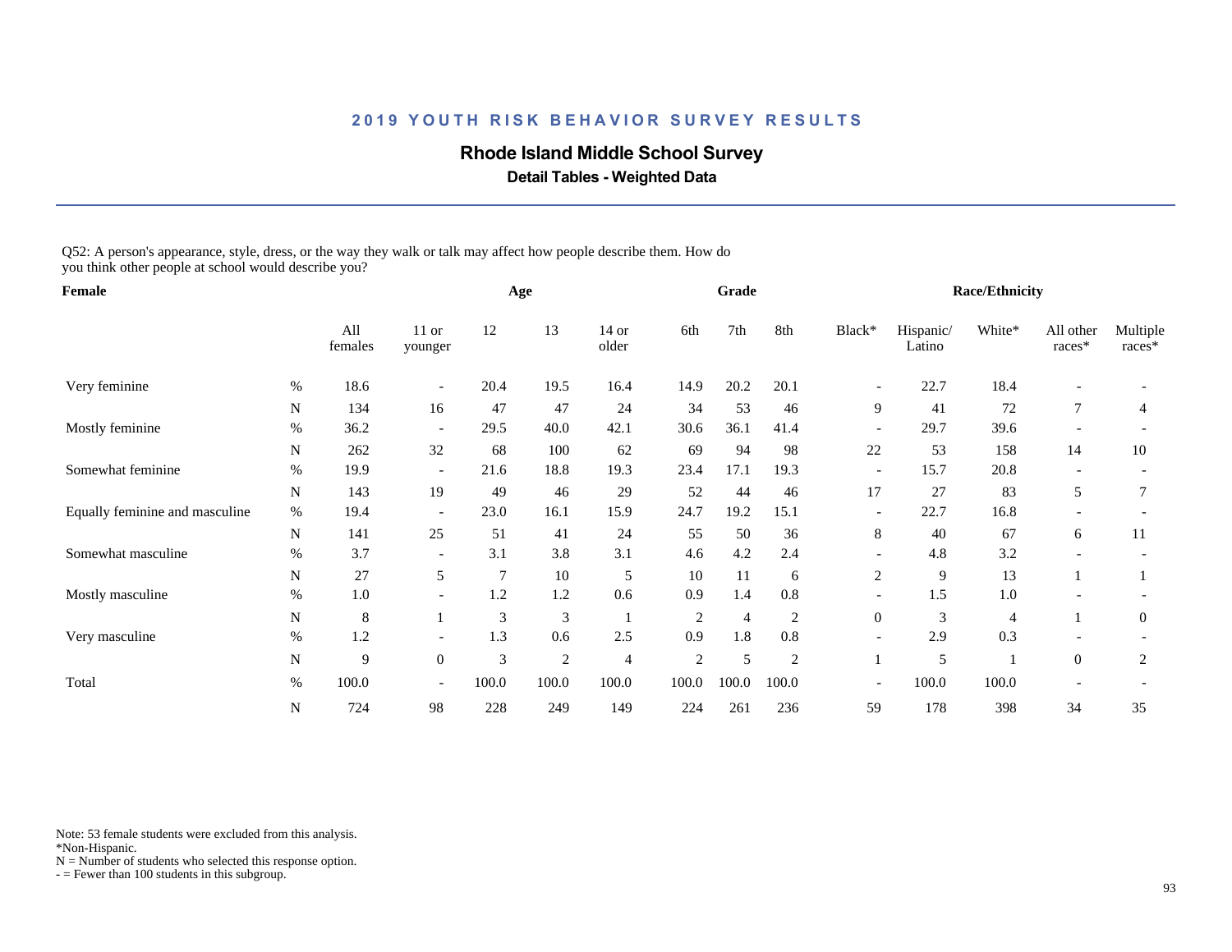## 2019 YOUTH RISK BEHAVIOR SURVEY RESULTS

### Rhode Island Middle School Survey

**Detail Tables - Weighted Data**

Q52: A person's appearance, style, dress, or the way they walk or talk may affect how people describe them. How do you think other people at school would describe you?

| Female | | | Age | | | | Grade | | | Race/Ethnicity | | | | |
|---|---|---|---|---|---|---|---|---|---|---|---|---|---|---|
| | | All females | 11 or younger | 12 | 13 | 14 or older | 6th | 7th | 8th | Black* | Hispanic/ Latino | White* | All other races* | Multiple races* |
| Very feminine | % | 18.6 | - | 20.4 | 19.5 | 16.4 | 14.9 | 20.2 | 20.1 | - | 22.7 | 18.4 | - | - |
| | N | 134 | 16 | 47 | 47 | 24 | 34 | 53 | 46 | 9 | 41 | 72 | 7 | 4 |
| Mostly feminine | % | 36.2 | - | 29.5 | 40.0 | 42.1 | 30.6 | 36.1 | 41.4 | - | 29.7 | 39.6 | - | - |
| | N | 262 | 32 | 68 | 100 | 62 | 69 | 94 | 98 | 22 | 53 | 158 | 14 | 10 |
| Somewhat feminine | % | 19.9 | - | 21.6 | 18.8 | 19.3 | 23.4 | 17.1 | 19.3 | - | 15.7 | 20.8 | - | - |
| | N | 143 | 19 | 49 | 46 | 29 | 52 | 44 | 46 | 17 | 27 | 83 | 5 | 7 |
| Equally feminine and masculine | % | 19.4 | - | 23.0 | 16.1 | 15.9 | 24.7 | 19.2 | 15.1 | - | 22.7 | 16.8 | - | - |
| | N | 141 | 25 | 51 | 41 | 24 | 55 | 50 | 36 | 8 | 40 | 67 | 6 | 11 |
| Somewhat masculine | % | 3.7 | - | 3.1 | 3.8 | 3.1 | 4.6 | 4.2 | 2.4 | - | 4.8 | 3.2 | - | - |
| | N | 27 | 5 | 7 | 10 | 5 | 10 | 11 | 6 | 2 | 9 | 13 | 1 | 1 |
| Mostly masculine | % | 1.0 | - | 1.2 | 1.2 | 0.6 | 0.9 | 1.4 | 0.8 | - | 1.5 | 1.0 | - | - |
| | N | 8 | 1 | 3 | 3 | 1 | 2 | 4 | 2 | 0 | 3 | 4 | 1 | 0 |
| Very masculine | % | 1.2 | - | 1.3 | 0.6 | 2.5 | 0.9 | 1.8 | 0.8 | - | 2.9 | 0.3 | - | - |
| | N | 9 | 0 | 3 | 2 | 4 | 2 | 5 | 2 | 1 | 5 | 1 | 0 | 2 |
| Total | % | 100.0 | - | 100.0 | 100.0 | 100.0 | 100.0 | 100.0 | 100.0 | - | 100.0 | 100.0 | - | - |
| | N | 724 | 98 | 228 | 249 | 149 | 224 | 261 | 236 | 59 | 178 | 398 | 34 | 35 |

Note: 53 female students were excluded from this analysis.
*Non-Hispanic.
N = Number of students who selected this response option.
- = Fewer than 100 students in this subgroup.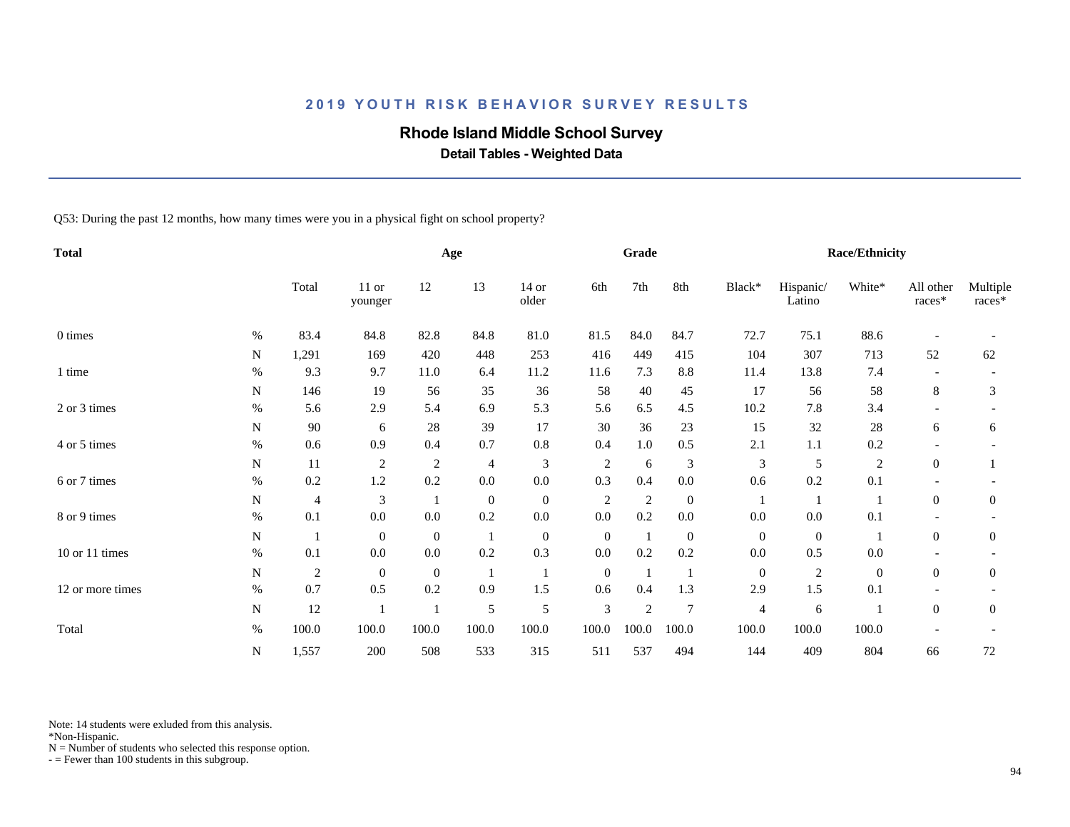## 2019 YOUTH RISK BEHAVIOR SURVEY RESULTS

### Rhode Island Middle School Survey

**Detail Tables - Weighted Data**

Q53: During the past 12 months, how many times were you in a physical fight on school property?

| Total | | | Age | | | | Grade | | | Race/Ethnicity | | | | |
|---|---|---|---|---|---|---|---|---|---|---|---|---|---|---|
| | | Total | 11 or younger | 12 | 13 | 14 or older | 6th | 7th | 8th | Black* | Hispanic/ Latino | White* | All other races* | Multiple races* |
| 0 times | % | 83.4 | 84.8 | 82.8 | 84.8 | 81.0 | 81.5 | 84.0 | 84.7 | 72.7 | 75.1 | 88.6 | - | - |
| | N | 1,291 | 169 | 420 | 448 | 253 | 416 | 449 | 415 | 104 | 307 | 713 | 52 | 62 |
| 1 time | % | 9.3 | 9.7 | 11.0 | 6.4 | 11.2 | 11.6 | 7.3 | 8.8 | 11.4 | 13.8 | 7.4 | - | - |
| | N | 146 | 19 | 56 | 35 | 36 | 58 | 40 | 45 | 17 | 56 | 58 | 8 | 3 |
| 2 or 3 times | % | 5.6 | 2.9 | 5.4 | 6.9 | 5.3 | 5.6 | 6.5 | 4.5 | 10.2 | 7.8 | 3.4 | - | - |
| | N | 90 | 6 | 28 | 39 | 17 | 30 | 36 | 23 | 15 | 32 | 28 | 6 | 6 |
| 4 or 5 times | % | 0.6 | 0.9 | 0.4 | 0.7 | 0.8 | 0.4 | 1.0 | 0.5 | 2.1 | 1.1 | 0.2 | - | - |
| | N | 11 | 2 | 2 | 4 | 3 | 2 | 6 | 3 | 3 | 5 | 2 | 0 | 1 |
| 6 or 7 times | % | 0.2 | 1.2 | 0.2 | 0.0 | 0.0 | 0.3 | 0.4 | 0.0 | 0.6 | 0.2 | 0.1 | - | - |
| | N | 4 | 3 | 1 | 0 | 0 | 2 | 2 | 0 | 1 | 1 | 1 | 0 | 0 |
| 8 or 9 times | % | 0.1 | 0.0 | 0.0 | 0.2 | 0.0 | 0.0 | 0.2 | 0.0 | 0.0 | 0.0 | 0.1 | - | - |
| | N | 1 | 0 | 0 | 1 | 0 | 0 | 1 | 0 | 0 | 0 | 1 | 0 | 0 |
| 10 or 11 times | % | 0.1 | 0.0 | 0.0 | 0.2 | 0.3 | 0.0 | 0.2 | 0.2 | 0.0 | 0.5 | 0.0 | - | - |
| | N | 2 | 0 | 0 | 1 | 1 | 0 | 1 | 1 | 0 | 2 | 0 | 0 | 0 |
| 12 or more times | % | 0.7 | 0.5 | 0.2 | 0.9 | 1.5 | 0.6 | 0.4 | 1.3 | 2.9 | 1.5 | 0.1 | - | - |
| | N | 12 | 1 | 1 | 5 | 5 | 3 | 2 | 7 | 4 | 6 | 1 | 0 | 0 |
| Total | % | 100.0 | 100.0 | 100.0 | 100.0 | 100.0 | 100.0 | 100.0 | 100.0 | 100.0 | 100.0 | 100.0 | - | - |
| | N | 1,557 | 200 | 508 | 533 | 315 | 511 | 537 | 494 | 144 | 409 | 804 | 66 | 72 |

Note: 14 students were exluded from this analysis.
*Non-Hispanic.
N = Number of students who selected this response option.
- = Fewer than 100 students in this subgroup.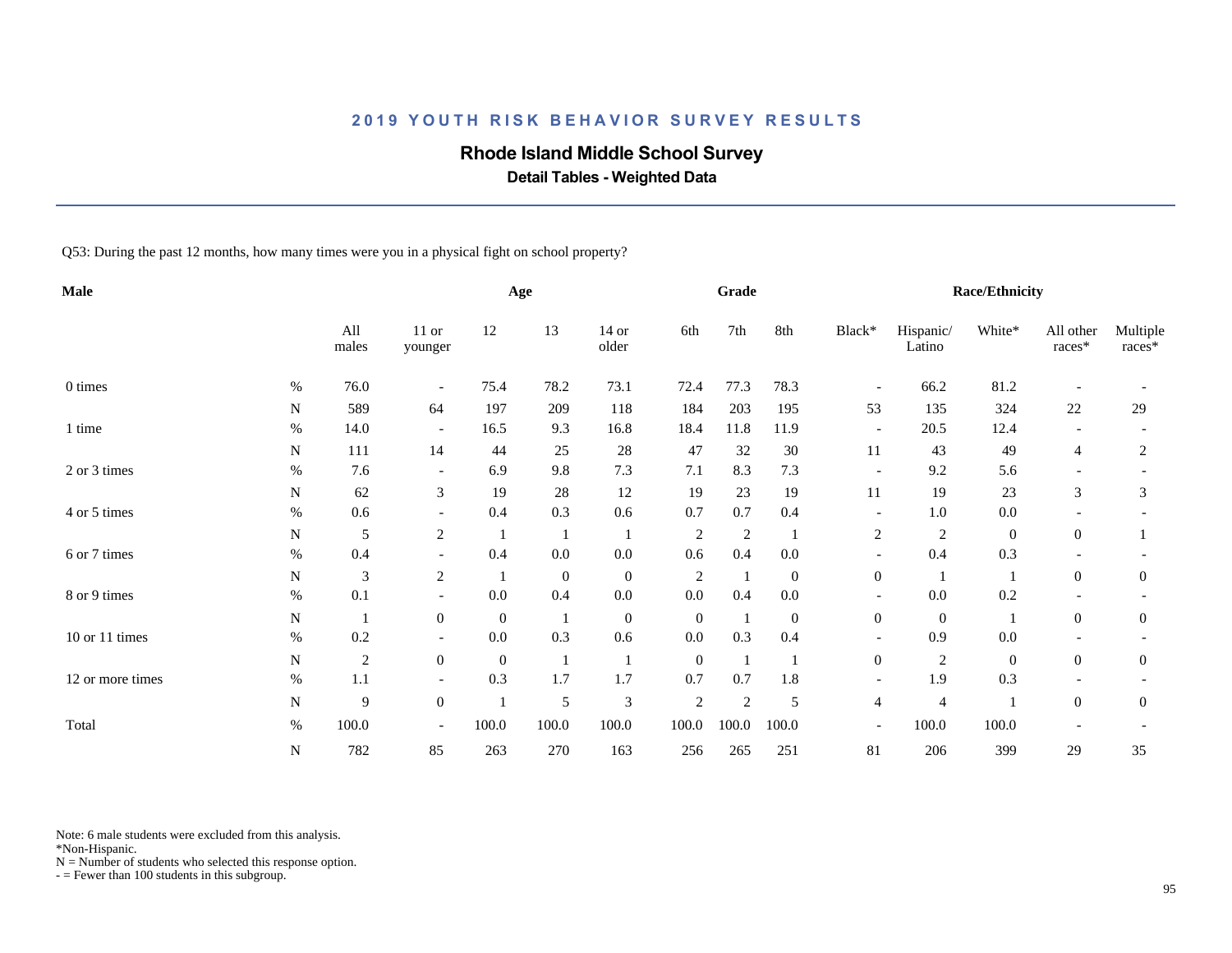# 2019 YOUTH RISK BEHAVIOR SURVEY RESULTS

## Rhode Island Middle School Survey

**Detail Tables - Weighted Data**

Q53: During the past 12 months, how many times were you in a physical fight on school property?

| Male | | Age | | | | | Grade | | | Race/Ethnicity | | | | |
|---|---|---|---|---|---|---|---|---|---|---|---|---|---|---|
| | | All males | 11 or younger | 12 | 13 | 14 or older | 6th | 7th | 8th | Black* | Hispanic/ Latino | White* | All other races* | Multiple races* |
| 0 times | % | 76.0 | - | 75.4 | 78.2 | 73.1 | 72.4 | 77.3 | 78.3 | - | 66.2 | 81.2 | - | - |
| | N | 589 | 64 | 197 | 209 | 118 | 184 | 203 | 195 | 53 | 135 | 324 | 22 | 29 |
| 1 time | % | 14.0 | - | 16.5 | 9.3 | 16.8 | 18.4 | 11.8 | 11.9 | - | 20.5 | 12.4 | - | - |
| | N | 111 | 14 | 44 | 25 | 28 | 47 | 32 | 30 | 11 | 43 | 49 | 4 | 2 |
| 2 or 3 times | % | 7.6 | - | 6.9 | 9.8 | 7.3 | 7.1 | 8.3 | 7.3 | - | 9.2 | 5.6 | - | - |
| | N | 62 | 3 | 19 | 28 | 12 | 19 | 23 | 19 | 11 | 19 | 23 | 3 | 3 |
| 4 or 5 times | % | 0.6 | - | 0.4 | 0.3 | 0.6 | 0.7 | 0.7 | 0.4 | - | 1.0 | 0.0 | - | - |
| | N | 5 | 2 | 1 | 1 | 1 | 2 | 2 | 1 | 2 | 2 | 0 | 0 | 1 |
| 6 or 7 times | % | 0.4 | - | 0.4 | 0.0 | 0.0 | 0.6 | 0.4 | 0.0 | - | 0.4 | 0.3 | - | - |
| | N | 3 | 2 | 1 | 0 | 0 | 2 | 1 | 0 | 0 | 1 | 1 | 0 | 0 |
| 8 or 9 times | % | 0.1 | - | 0.0 | 0.4 | 0.0 | 0.0 | 0.4 | 0.0 | - | 0.0 | 0.2 | - | - |
| | N | 1 | 0 | 0 | 1 | 0 | 0 | 1 | 0 | 0 | 0 | 1 | 0 | 0 |
| 10 or 11 times | % | 0.2 | - | 0.0 | 0.3 | 0.6 | 0.0 | 0.3 | 0.4 | - | 0.9 | 0.0 | - | - |
| | N | 2 | 0 | 0 | 1 | 1 | 0 | 1 | 1 | 0 | 2 | 0 | 0 | 0 |
| 12 or more times | % | 1.1 | - | 0.3 | 1.7 | 1.7 | 0.7 | 0.7 | 1.8 | - | 1.9 | 0.3 | - | - |
| | N | 9 | 0 | 1 | 5 | 3 | 2 | 2 | 5 | 4 | 4 | 1 | 0 | 0 |
| Total | % | 100.0 | - | 100.0 | 100.0 | 100.0 | 100.0 | 100.0 | 100.0 | - | 100.0 | 100.0 | - | - |
| | N | 782 | 85 | 263 | 270 | 163 | 256 | 265 | 251 | 81 | 206 | 399 | 29 | 35 |

Note: 6 male students were excluded from this analysis.
*Non-Hispanic.
N = Number of students who selected this response option.
- = Fewer than 100 students in this subgroup.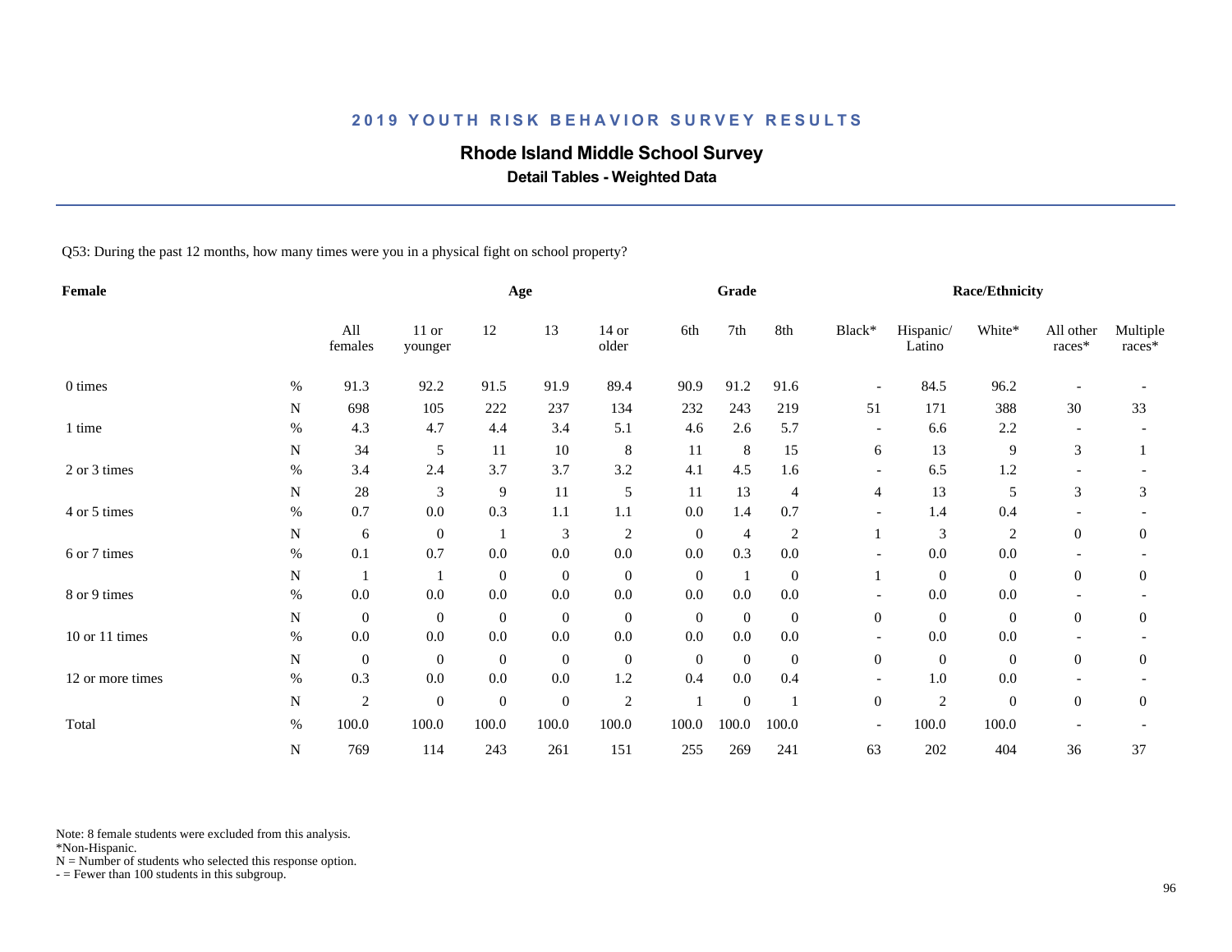## 2019 YOUTH RISK BEHAVIOR SURVEY RESULTS

# Rhode Island Middle School Survey

### Detail Tables - Weighted Data

Q53: During the past 12 months, how many times were you in a physical fight on school property?

| Female | | | Age | | | | Grade | | | Race/Ethnicity | | | | |
|---|---|---|---|---|---|---|---|---|---|---|---|---|---|---|
| | | All females | 11 or younger | 12 | 13 | 14 or older | 6th | 7th | 8th | Black* | Hispanic/ Latino | White* | All other races* | Multiple races* |
| 0 times | % | 91.3 | 92.2 | 91.5 | 91.9 | 89.4 | 90.9 | 91.2 | 91.6 | - | 84.5 | 96.2 | - | - |
| | N | 698 | 105 | 222 | 237 | 134 | 232 | 243 | 219 | 51 | 171 | 388 | 30 | 33 |
| 1 time | % | 4.3 | 4.7 | 4.4 | 3.4 | 5.1 | 4.6 | 2.6 | 5.7 | - | 6.6 | 2.2 | - | - |
| | N | 34 | 5 | 11 | 10 | 8 | 11 | 8 | 15 | 6 | 13 | 9 | 3 | 1 |
| 2 or 3 times | % | 3.4 | 2.4 | 3.7 | 3.7 | 3.2 | 4.1 | 4.5 | 1.6 | - | 6.5 | 1.2 | - | - |
| | N | 28 | 3 | 9 | 11 | 5 | 11 | 13 | 4 | 4 | 13 | 5 | 3 | 3 |
| 4 or 5 times | % | 0.7 | 0.0 | 0.3 | 1.1 | 1.1 | 0.0 | 1.4 | 0.7 | - | 1.4 | 0.4 | - | - |
| | N | 6 | 0 | 1 | 3 | 2 | 0 | 4 | 2 | 1 | 3 | 2 | 0 | 0 |
| 6 or 7 times | % | 0.1 | 0.7 | 0.0 | 0.0 | 0.0 | 0.0 | 0.3 | 0.0 | - | 0.0 | 0.0 | - | - |
| | N | 1 | 1 | 0 | 0 | 0 | 0 | 1 | 0 | 1 | 0 | 0 | 0 | 0 |
| 8 or 9 times | % | 0.0 | 0.0 | 0.0 | 0.0 | 0.0 | 0.0 | 0.0 | 0.0 | - | 0.0 | 0.0 | - | - |
| | N | 0 | 0 | 0 | 0 | 0 | 0 | 0 | 0 | 0 | 0 | 0 | 0 | 0 |
| 10 or 11 times | % | 0.0 | 0.0 | 0.0 | 0.0 | 0.0 | 0.0 | 0.0 | 0.0 | - | 0.0 | 0.0 | - | - |
| | N | 0 | 0 | 0 | 0 | 0 | 0 | 0 | 0 | 0 | 0 | 0 | 0 | 0 |
| 12 or more times | % | 0.3 | 0.0 | 0.0 | 0.0 | 1.2 | 0.4 | 0.0 | 0.4 | - | 1.0 | 0.0 | - | - |
| | N | 2 | 0 | 0 | 0 | 2 | 1 | 0 | 1 | 0 | 2 | 0 | 0 | 0 |
| Total | % | 100.0 | 100.0 | 100.0 | 100.0 | 100.0 | 100.0 | 100.0 | 100.0 | - | 100.0 | 100.0 | - | - |
| | N | 769 | 114 | 243 | 261 | 151 | 255 | 269 | 241 | 63 | 202 | 404 | 36 | 37 |

Note: 8 female students were excluded from this analysis.
*Non-Hispanic.
N = Number of students who selected this response option.
- = Fewer than 100 students in this subgroup.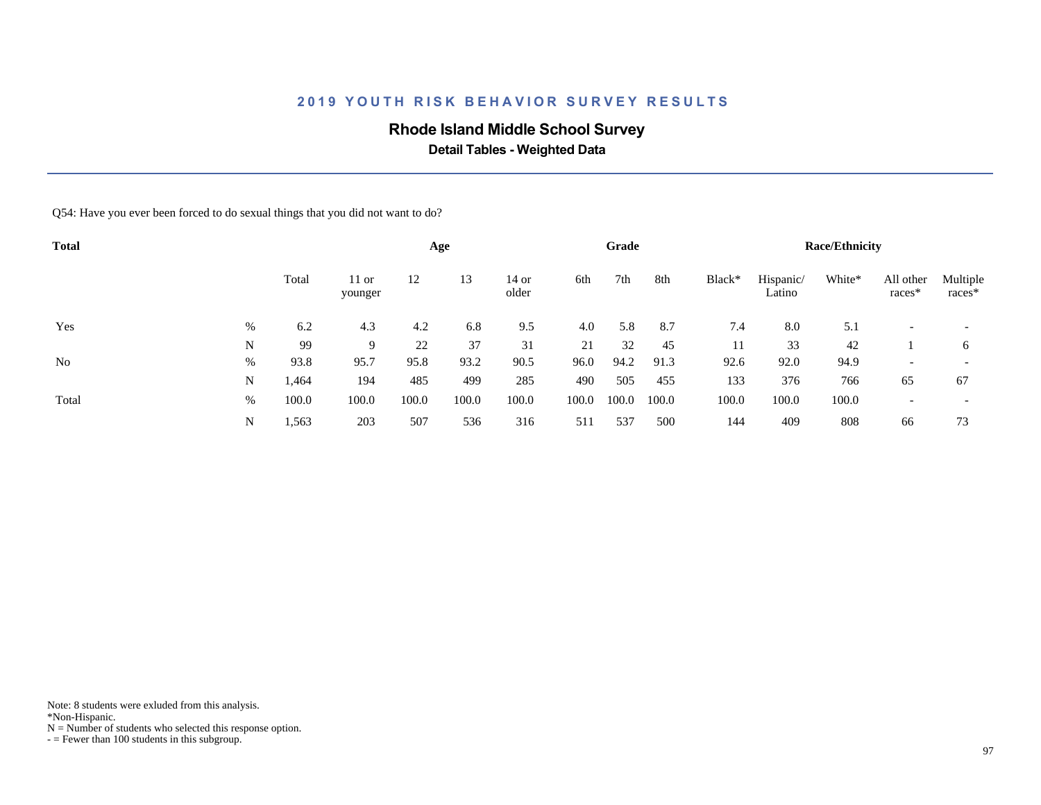## 2019 YOUTH RISK BEHAVIOR SURVEY RESULTS

### Rhode Island Middle School Survey

**Detail Tables - Weighted Data**

Q54: Have you ever been forced to do sexual things that you did not want to do?

| Total | | | Age | | | | Grade | | | Race/Ethnicity | | | | |
|---|---|---|---|---|---|---|---|---|---|---|---|---|---|---|
| | | Total | 11 or younger | 12 | 13 | 14 or older | 6th | 7th | 8th | Black* | Hispanic/ Latino | White* | All other races* | Multiple races* |
| Yes | % | 6.2 | 4.3 | 4.2 | 6.8 | 9.5 | 4.0 | 5.8 | 8.7 | 7.4 | 8.0 | 5.1 | - | - |
| | N | 99 | 9 | 22 | 37 | 31 | 21 | 32 | 45 | 11 | 33 | 42 | 1 | 6 |
| No | % | 93.8 | 95.7 | 95.8 | 93.2 | 90.5 | 96.0 | 94.2 | 91.3 | 92.6 | 92.0 | 94.9 | - | - |
| | N | 1,464 | 194 | 485 | 499 | 285 | 490 | 505 | 455 | 133 | 376 | 766 | 65 | 67 |
| Total | % | 100.0 | 100.0 | 100.0 | 100.0 | 100.0 | 100.0 | 100.0 | 100.0 | 100.0 | 100.0 | 100.0 | - | - |
| | N | 1,563 | 203 | 507 | 536 | 316 | 511 | 537 | 500 | 144 | 409 | 808 | 66 | 73 |

Note: 8 students were exluded from this analysis.
*Non-Hispanic.
N = Number of students who selected this response option.
- = Fewer than 100 students in this subgroup.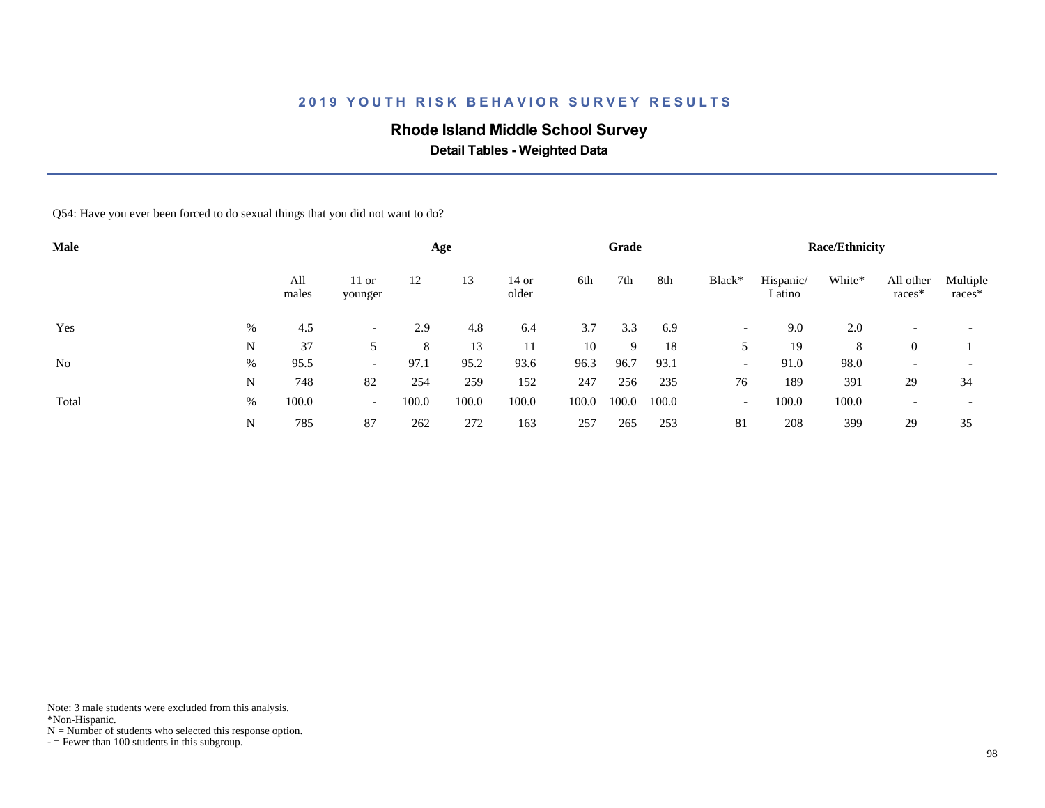## 2019 YOUTH RISK BEHAVIOR SURVEY RESULTS

### Rhode Island Middle School Survey

**Detail Tables - Weighted Data**

Q54: Have you ever been forced to do sexual things that you did not want to do?

| Male | | All males | Age | | | | Grade | | | Race/Ethnicity | | | | |
|---|---|---|---|---|---|---|---|---|---|---|---|---|---|---|
| | | | 11 or younger | 12 | 13 | 14 or older | 6th | 7th | 8th | Black* | Hispanic/ Latino | White* | All other races* | Multiple races* |
| Yes | % | 4.5 | - | 2.9 | 4.8 | 6.4 | 3.7 | 3.3 | 6.9 | - | 9.0 | 2.0 | - | - |
| | N | 37 | 5 | 8 | 13 | 11 | 10 | 9 | 18 | 5 | 19 | 8 | 0 | 1 |
| No | % | 95.5 | - | 97.1 | 95.2 | 93.6 | 96.3 | 96.7 | 93.1 | - | 91.0 | 98.0 | - | - |
| | N | 748 | 82 | 254 | 259 | 152 | 247 | 256 | 235 | 76 | 189 | 391 | 29 | 34 |
| Total | % | 100.0 | - | 100.0 | 100.0 | 100.0 | 100.0 | 100.0 | 100.0 | - | 100.0 | 100.0 | - | - |
| | N | 785 | 87 | 262 | 272 | 163 | 257 | 265 | 253 | 81 | 208 | 399 | 29 | 35 |

Note: 3 male students were excluded from this analysis.
*Non-Hispanic.
N = Number of students who selected this response option.
- = Fewer than 100 students in this subgroup.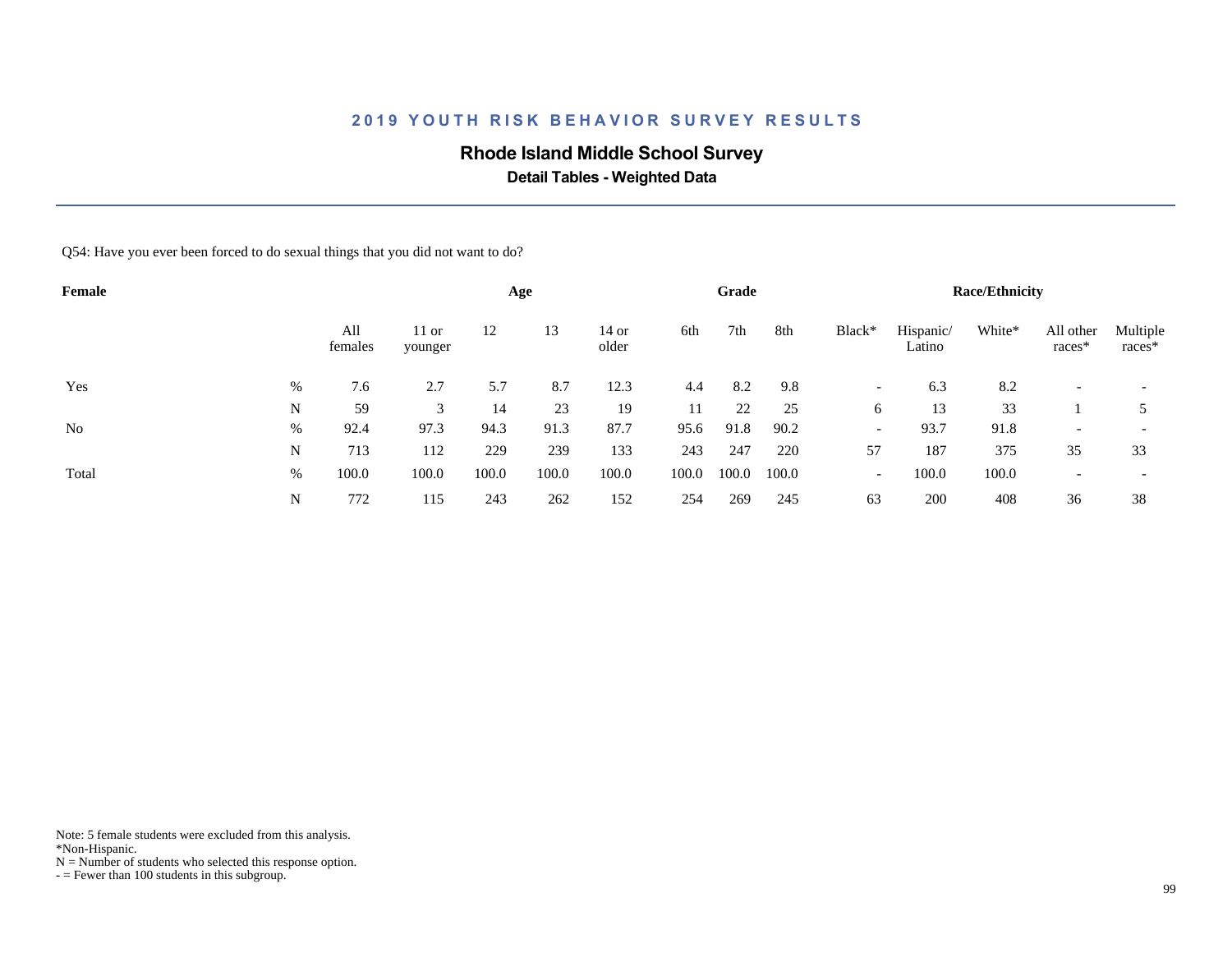## 2019 YOUTH RISK BEHAVIOR SURVEY RESULTS

### Rhode Island Middle School Survey

**Detail Tables - Weighted Data**

Q54: Have you ever been forced to do sexual things that you did not want to do?

| Female | | All females | Age | | | | Grade | | | Race/Ethnicity | | | | |
|---|---|---|---|---|---|---|---|---|---|---|---|---|---|---|
| | | | 11 or younger | 12 | 13 | 14 or older | 6th | 7th | 8th | Black* | Hispanic/ Latino | White* | All other races* | Multiple races* |
| Yes | % | 7.6 | 2.7 | 5.7 | 8.7 | 12.3 | 4.4 | 8.2 | 9.8 | - | 6.3 | 8.2 | - | - |
| | N | 59 | 3 | 14 | 23 | 19 | 11 | 22 | 25 | 6 | 13 | 33 | 1 | 5 |
| No | % | 92.4 | 97.3 | 94.3 | 91.3 | 87.7 | 95.6 | 91.8 | 90.2 | - | 93.7 | 91.8 | - | - |
| | N | 713 | 112 | 229 | 239 | 133 | 243 | 247 | 220 | 57 | 187 | 375 | 35 | 33 |
| Total | % | 100.0 | 100.0 | 100.0 | 100.0 | 100.0 | 100.0 | 100.0 | 100.0 | - | 100.0 | 100.0 | - | - |
| | N | 772 | 115 | 243 | 262 | 152 | 254 | 269 | 245 | 63 | 200 | 408 | 36 | 38 |

Note: 5 female students were excluded from this analysis.
*Non-Hispanic.
N = Number of students who selected this response option.
- = Fewer than 100 students in this subgroup.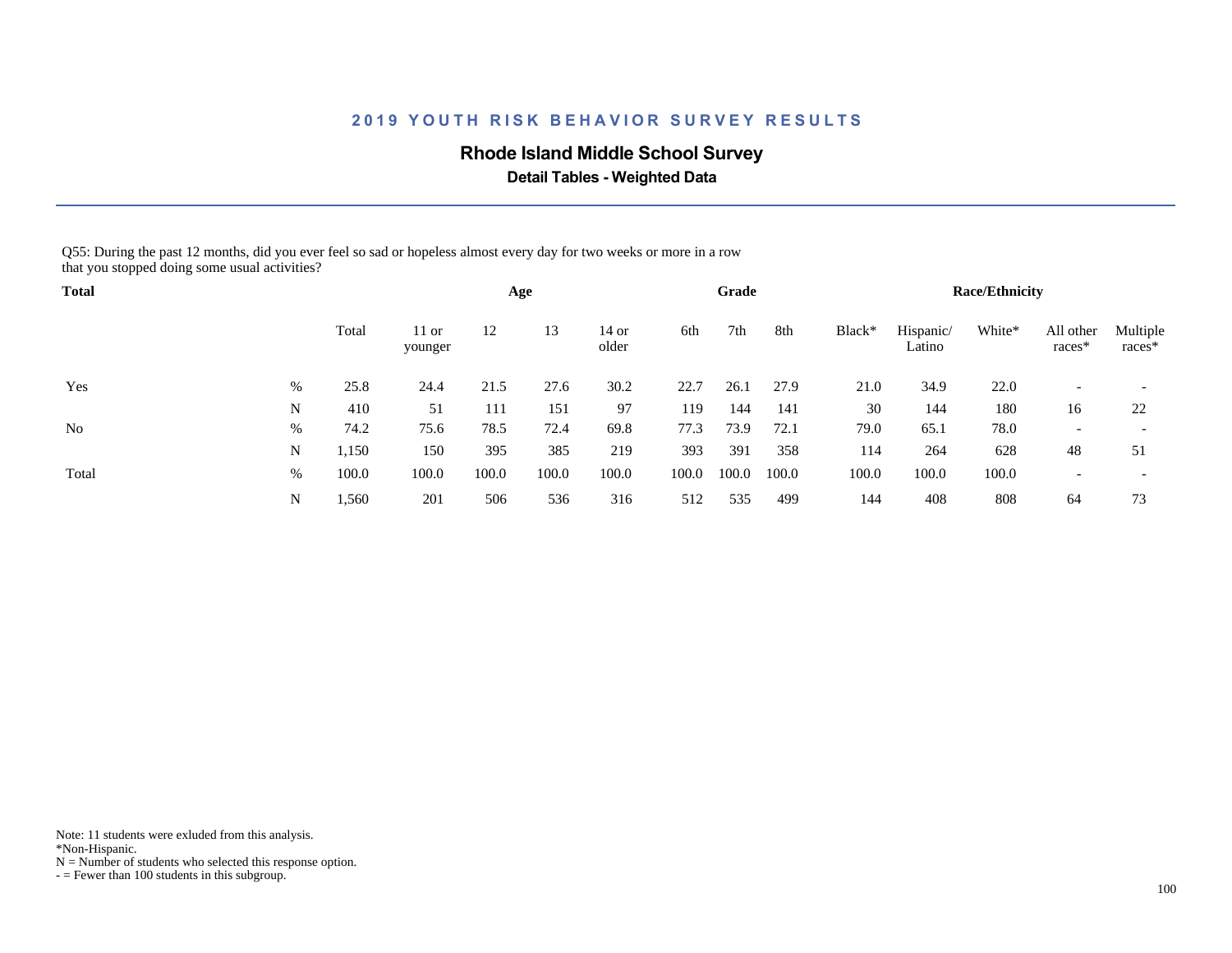## 2019 YOUTH RISK BEHAVIOR SURVEY RESULTS

### Rhode Island Middle School Survey

**Detail Tables - Weighted Data**

Q55: During the past 12 months, did you ever feel so sad or hopeless almost every day for two weeks or more in a row that you stopped doing some usual activities?

| Total | | | Age | | | | Grade | | | Race/Ethnicity | | | | |
|---|---|---|---|---|---|---|---|---|---|---|---|---|---|---|
| | | Total | 11 or younger | 12 | 13 | 14 or older | 6th | 7th | 8th | Black* | Hispanic/ Latino | White* | All other races* | Multiple races* |
| Yes | % | 25.8 | 24.4 | 21.5 | 27.6 | 30.2 | 22.7 | 26.1 | 27.9 | 21.0 | 34.9 | 22.0 | - | - |
| | N | 410 | 51 | 111 | 151 | 97 | 119 | 144 | 141 | 30 | 144 | 180 | 16 | 22 |
| No | % | 74.2 | 75.6 | 78.5 | 72.4 | 69.8 | 77.3 | 73.9 | 72.1 | 79.0 | 65.1 | 78.0 | - | - |
| | N | 1,150 | 150 | 395 | 385 | 219 | 393 | 391 | 358 | 114 | 264 | 628 | 48 | 51 |
| Total | % | 100.0 | 100.0 | 100.0 | 100.0 | 100.0 | 100.0 | 100.0 | 100.0 | 100.0 | 100.0 | 100.0 | - | - |
| | N | 1,560 | 201 | 506 | 536 | 316 | 512 | 535 | 499 | 144 | 408 | 808 | 64 | 73 |

Note: 11 students were exluded from this analysis.
*Non-Hispanic.
N = Number of students who selected this response option.
- = Fewer than 100 students in this subgroup.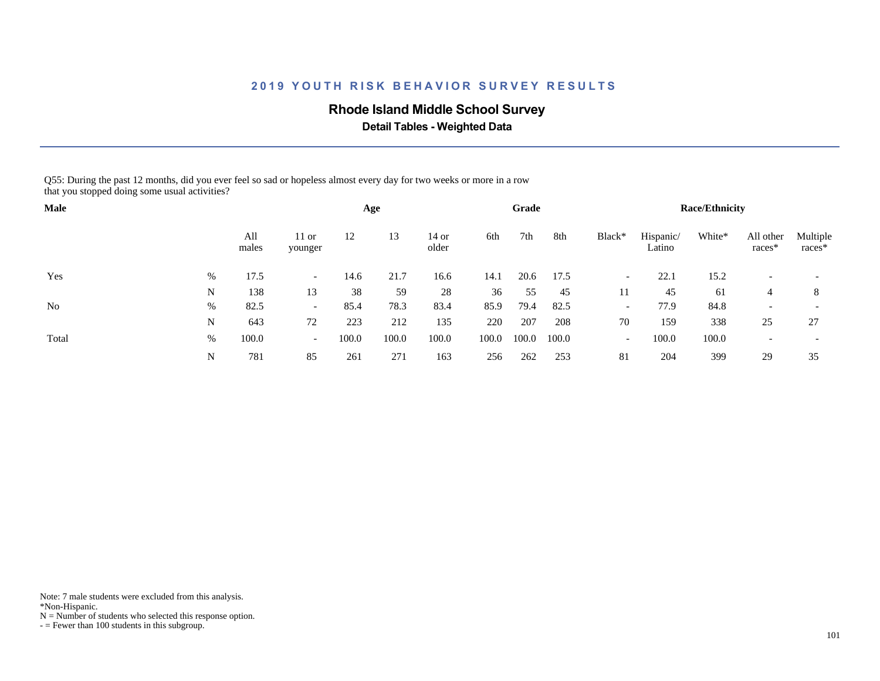# 2019 YOUTH RISK BEHAVIOR SURVEY RESULTS

## Rhode Island Middle School Survey

### Detail Tables - Weighted Data

Q55: During the past 12 months, did you ever feel so sad or hopeless almost every day for two weeks or more in a row that you stopped doing some usual activities?

| Male | | | Age | | | | Grade | | | Race/Ethnicity | | | | |
|---|---|---|---|---|---|---|---|---|---|---|---|---|---|---|
| | | All males | 11 or younger | 12 | 13 | 14 or older | 6th | 7th | 8th | Black* | Hispanic/ Latino | White* | All other races* | Multiple races* |
| Yes | % | 17.5 | - | 14.6 | 21.7 | 16.6 | 14.1 | 20.6 | 17.5 | - | 22.1 | 15.2 | - | - |
| | N | 138 | 13 | 38 | 59 | 28 | 36 | 55 | 45 | 11 | 45 | 61 | 4 | 8 |
| No | % | 82.5 | - | 85.4 | 78.3 | 83.4 | 85.9 | 79.4 | 82.5 | - | 77.9 | 84.8 | - | - |
| | N | 643 | 72 | 223 | 212 | 135 | 220 | 207 | 208 | 70 | 159 | 338 | 25 | 27 |
| Total | % | 100.0 | - | 100.0 | 100.0 | 100.0 | 100.0 | 100.0 | 100.0 | - | 100.0 | 100.0 | - | - |
| | N | 781 | 85 | 261 | 271 | 163 | 256 | 262 | 253 | 81 | 204 | 399 | 29 | 35 |

Note: 7 male students were excluded from this analysis.
*Non-Hispanic.
N = Number of students who selected this response option.
- = Fewer than 100 students in this subgroup.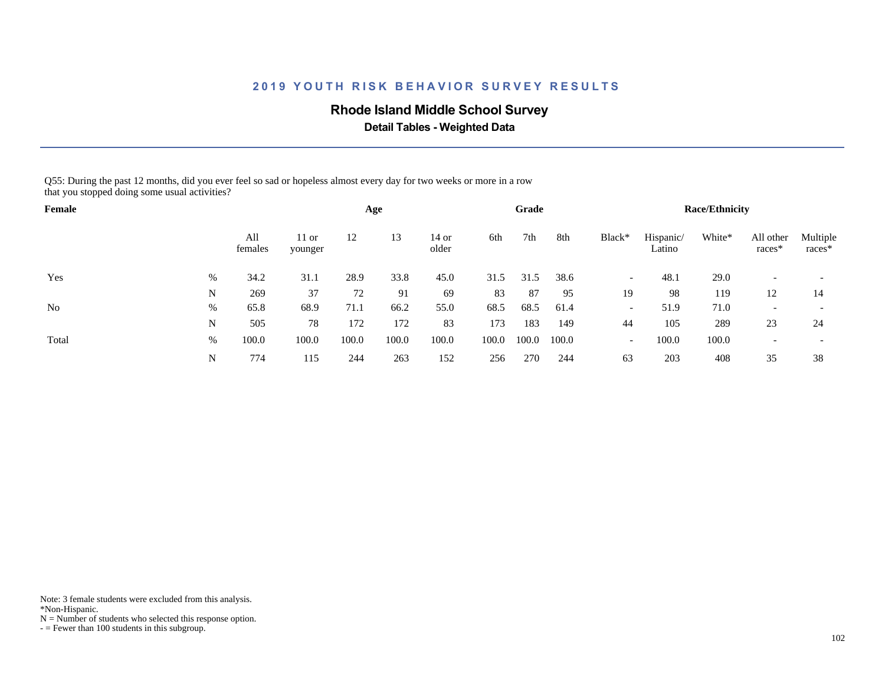# 2019 YOUTH RISK BEHAVIOR SURVEY RESULTS

## Rhode Island Middle School Survey

**Detail Tables - Weighted Data**

Q55: During the past 12 months, did you ever feel so sad or hopeless almost every day for two weeks or more in a row that you stopped doing some usual activities?

| Female | | | Age | | | | Grade | | | Race/Ethnicity | | | | |
|---|---|---|---|---|---|---|---|---|---|---|---|---|---|---|
| | | All females | 11 or younger | 12 | 13 | 14 or older | 6th | 7th | 8th | Black* | Hispanic/ Latino | White* | All other races* | Multiple races* |
| Yes | % | 34.2 | 31.1 | 28.9 | 33.8 | 45.0 | 31.5 | 31.5 | 38.6 | - | 48.1 | 29.0 | - | - |
| | N | 269 | 37 | 72 | 91 | 69 | 83 | 87 | 95 | 19 | 98 | 119 | 12 | 14 |
| No | % | 65.8 | 68.9 | 71.1 | 66.2 | 55.0 | 68.5 | 68.5 | 61.4 | - | 51.9 | 71.0 | - | - |
| | N | 505 | 78 | 172 | 172 | 83 | 173 | 183 | 149 | 44 | 105 | 289 | 23 | 24 |
| Total | % | 100.0 | 100.0 | 100.0 | 100.0 | 100.0 | 100.0 | 100.0 | 100.0 | - | 100.0 | 100.0 | - | - |
| | N | 774 | 115 | 244 | 263 | 152 | 256 | 270 | 244 | 63 | 203 | 408 | 35 | 38 |

Note: 3 female students were excluded from this analysis.
*Non-Hispanic.
N = Number of students who selected this response option.
- = Fewer than 100 students in this subgroup.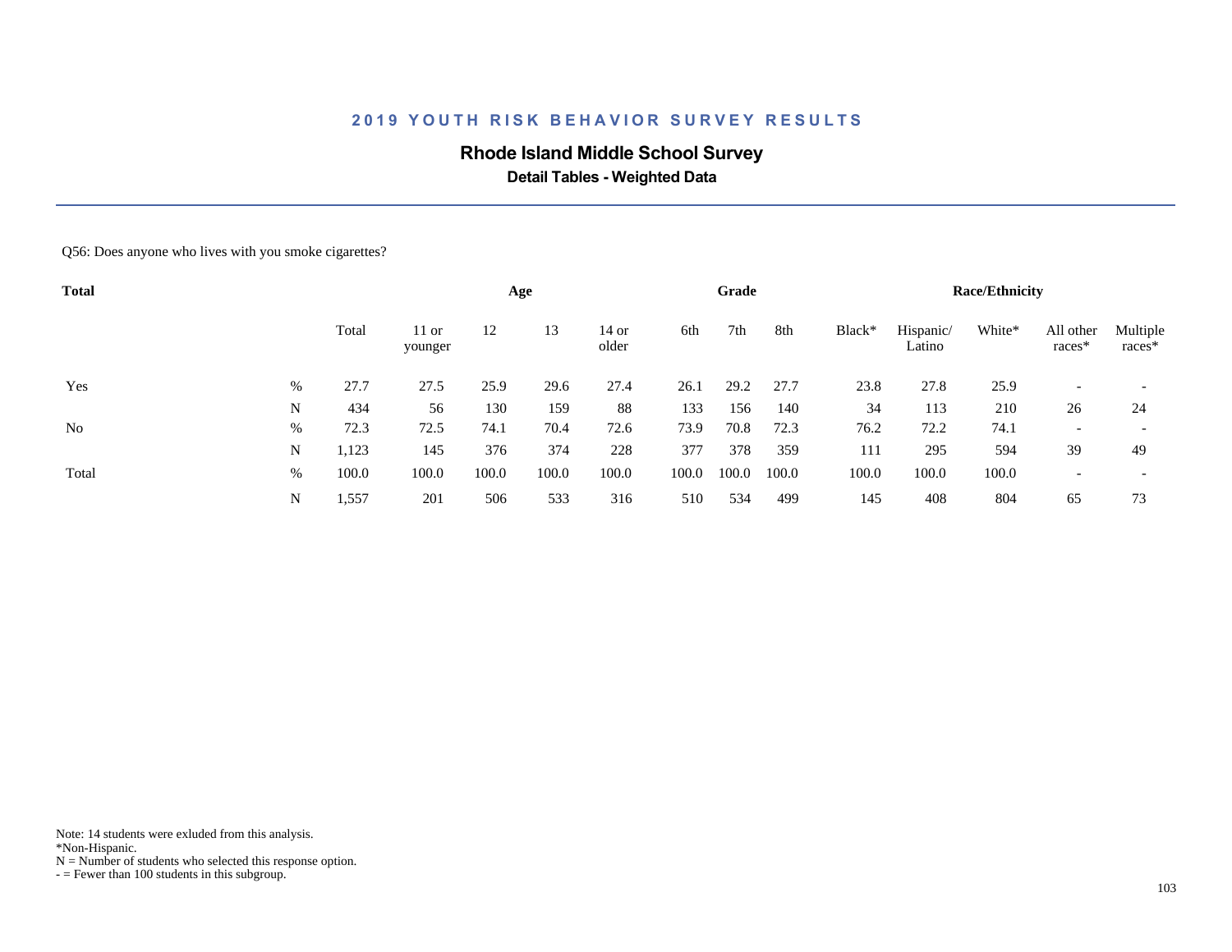# 2019 YOUTH RISK BEHAVIOR SURVEY RESULTS

## Rhode Island Middle School Survey

### Detail Tables - Weighted Data

Q56: Does anyone who lives with you smoke cigarettes?

| Total | | | Age | | | | Grade | | | Race/Ethnicity | | | | |
|---|---|---|---|---|---|---|---|---|---|---|---|---|---|---|
| | | Total | 11 or younger | 12 | 13 | 14 or older | 6th | 7th | 8th | Black* | Hispanic/ Latino | White* | All other races* | Multiple races* |
| Yes | % | 27.7 | 27.5 | 25.9 | 29.6 | 27.4 | 26.1 | 29.2 | 27.7 | 23.8 | 27.8 | 25.9 | - | - |
| | N | 434 | 56 | 130 | 159 | 88 | 133 | 156 | 140 | 34 | 113 | 210 | 26 | 24 |
| No | % | 72.3 | 72.5 | 74.1 | 70.4 | 72.6 | 73.9 | 70.8 | 72.3 | 76.2 | 72.2 | 74.1 | - | - |
| | N | 1,123 | 145 | 376 | 374 | 228 | 377 | 378 | 359 | 111 | 295 | 594 | 39 | 49 |
| Total | % | 100.0 | 100.0 | 100.0 | 100.0 | 100.0 | 100.0 | 100.0 | 100.0 | 100.0 | 100.0 | 100.0 | - | - |
| | N | 1,557 | 201 | 506 | 533 | 316 | 510 | 534 | 499 | 145 | 408 | 804 | 65 | 73 |

Note: 14 students were exluded from this analysis.
*Non-Hispanic.
N = Number of students who selected this response option.
- = Fewer than 100 students in this subgroup.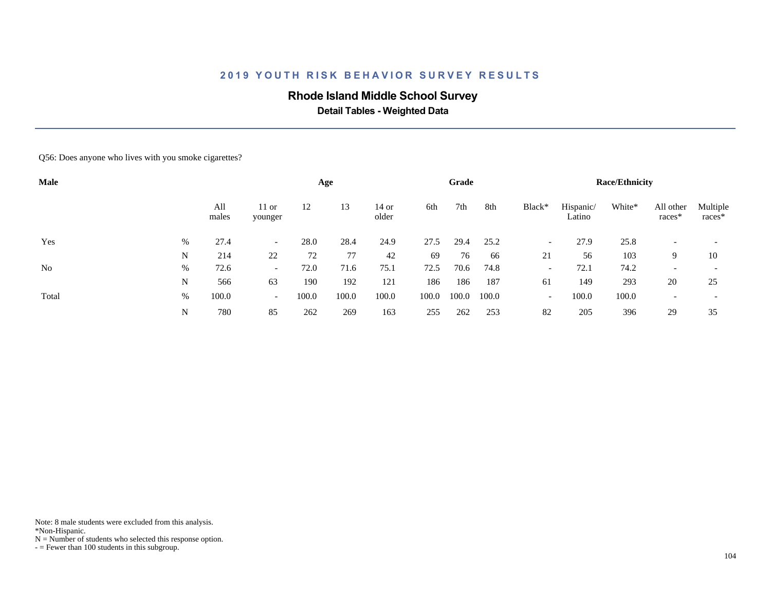## 2019 YOUTH RISK BEHAVIOR SURVEY RESULTS

### Rhode Island Middle School Survey

**Detail Tables - Weighted Data**

Q56: Does anyone who lives with you smoke cigarettes?

| Male | | All males | Age | | | | Grade | | | Race/Ethnicity | | | | |
|---|---|---|---|---|---|---|---|---|---|---|---|---|---|---|
| | | | 11 or younger | 12 | 13 | 14 or older | 6th | 7th | 8th | Black* | Hispanic/ Latino | White* | All other races* | Multiple races* |
| Yes | % | 27.4 | - | 28.0 | 28.4 | 24.9 | 27.5 | 29.4 | 25.2 | - | 27.9 | 25.8 | - | - |
| | N | 214 | 22 | 72 | 77 | 42 | 69 | 76 | 66 | 21 | 56 | 103 | 9 | 10 |
| No | % | 72.6 | - | 72.0 | 71.6 | 75.1 | 72.5 | 70.6 | 74.8 | - | 72.1 | 74.2 | - | - |
| | N | 566 | 63 | 190 | 192 | 121 | 186 | 186 | 187 | 61 | 149 | 293 | 20 | 25 |
| Total | % | 100.0 | - | 100.0 | 100.0 | 100.0 | 100.0 | 100.0 | 100.0 | - | 100.0 | 100.0 | - | - |
| | N | 780 | 85 | 262 | 269 | 163 | 255 | 262 | 253 | 82 | 205 | 396 | 29 | 35 |

Note: 8 male students were excluded from this analysis.
*Non-Hispanic.
N = Number of students who selected this response option.
- = Fewer than 100 students in this subgroup.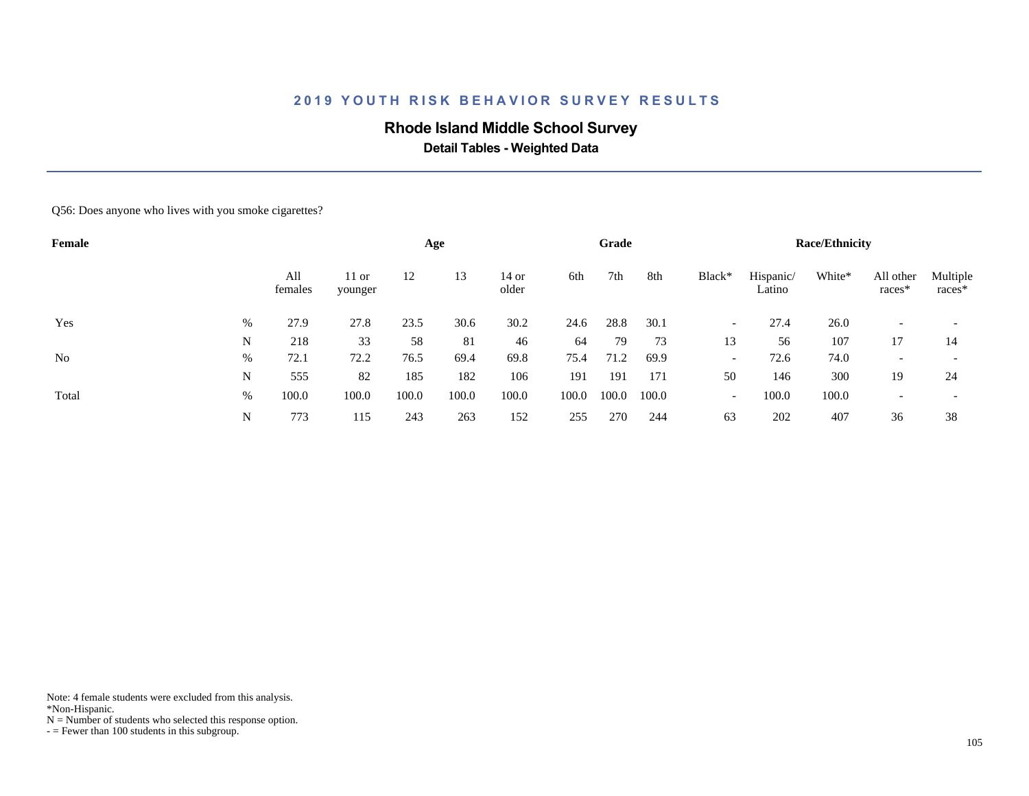# 2019 YOUTH RISK BEHAVIOR SURVEY RESULTS

## Rhode Island Middle School Survey

### Detail Tables - Weighted Data

Q56: Does anyone who lives with you smoke cigarettes?

| Female | | Age | | | | | Grade | | | Race/Ethnicity | | | | |
|---|---|---|---|---|---|---|---|---|---|---|---|---|---|---|
| | | All females | 11 or younger | 12 | 13 | 14 or older | 6th | 7th | 8th | Black* | Hispanic/ Latino | White* | All other races* | Multiple races* |
| Yes | % | 27.9 | 27.8 | 23.5 | 30.6 | 30.2 | 24.6 | 28.8 | 30.1 | - | 27.4 | 26.0 | - | - |
| | N | 218 | 33 | 58 | 81 | 46 | 64 | 79 | 73 | 13 | 56 | 107 | 17 | 14 |
| No | % | 72.1 | 72.2 | 76.5 | 69.4 | 69.8 | 75.4 | 71.2 | 69.9 | - | 72.6 | 74.0 | - | - |
| | N | 555 | 82 | 185 | 182 | 106 | 191 | 191 | 171 | 50 | 146 | 300 | 19 | 24 |
| Total | % | 100.0 | 100.0 | 100.0 | 100.0 | 100.0 | 100.0 | 100.0 | 100.0 | - | 100.0 | 100.0 | - | - |
| | N | 773 | 115 | 243 | 263 | 152 | 255 | 270 | 244 | 63 | 202 | 407 | 36 | 38 |

Note: 4 female students were excluded from this analysis.
*Non-Hispanic.
N = Number of students who selected this response option.
- = Fewer than 100 students in this subgroup.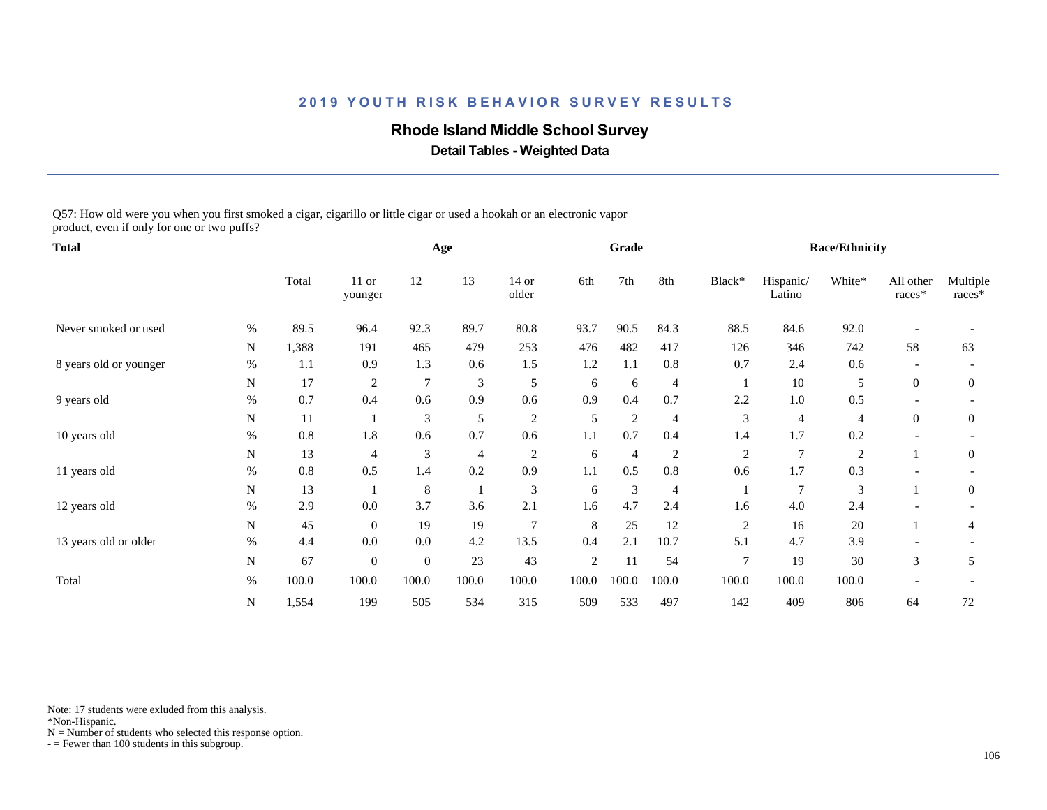## 2019 YOUTH RISK BEHAVIOR SURVEY RESULTS

# Rhode Island Middle School Survey

### Detail Tables - Weighted Data

Q57: How old were you when you first smoked a cigar, cigarillo or little cigar or used a hookah or an electronic vapor product, even if only for one or two puffs?

| Total | | | Age | | | | Grade | | | Race/Ethnicity | | | | |
|---|---|---|---|---|---|---|---|---|---|---|---|---|---|---|
| | | Total | 11 or younger | 12 | 13 | 14 or older | 6th | 7th | 8th | Black* | Hispanic/ Latino | White* | All other races* | Multiple races* |
| Never smoked or used | % | 89.5 | 96.4 | 92.3 | 89.7 | 80.8 | 93.7 | 90.5 | 84.3 | 88.5 | 84.6 | 92.0 | - | - |
| | N | 1,388 | 191 | 465 | 479 | 253 | 476 | 482 | 417 | 126 | 346 | 742 | 58 | 63 |
| 8 years old or younger | % | 1.1 | 0.9 | 1.3 | 0.6 | 1.5 | 1.2 | 1.1 | 0.8 | 0.7 | 2.4 | 0.6 | - | - |
| | N | 17 | 2 | 7 | 3 | 5 | 6 | 6 | 4 | 1 | 10 | 5 | 0 | 0 |
| 9 years old | % | 0.7 | 0.4 | 0.6 | 0.9 | 0.6 | 0.9 | 0.4 | 0.7 | 2.2 | 1.0 | 0.5 | - | - |
| | N | 11 | 1 | 3 | 5 | 2 | 5 | 2 | 4 | 3 | 4 | 4 | 0 | 0 |
| 10 years old | % | 0.8 | 1.8 | 0.6 | 0.7 | 0.6 | 1.1 | 0.7 | 0.4 | 1.4 | 1.7 | 0.2 | - | - |
| | N | 13 | 4 | 3 | 4 | 2 | 6 | 4 | 2 | 2 | 7 | 2 | 1 | 0 |
| 11 years old | % | 0.8 | 0.5 | 1.4 | 0.2 | 0.9 | 1.1 | 0.5 | 0.8 | 0.6 | 1.7 | 0.3 | - | - |
| | N | 13 | 1 | 8 | 1 | 3 | 6 | 3 | 4 | 1 | 7 | 3 | 1 | 0 |
| 12 years old | % | 2.9 | 0.0 | 3.7 | 3.6 | 2.1 | 1.6 | 4.7 | 2.4 | 1.6 | 4.0 | 2.4 | - | - |
| | N | 45 | 0 | 19 | 19 | 7 | 8 | 25 | 12 | 2 | 16 | 20 | 1 | 4 |
| 13 years old or older | % | 4.4 | 0.0 | 0.0 | 4.2 | 13.5 | 0.4 | 2.1 | 10.7 | 5.1 | 4.7 | 3.9 | - | - |
| | N | 67 | 0 | 0 | 23 | 43 | 2 | 11 | 54 | 7 | 19 | 30 | 3 | 5 |
| Total | % | 100.0 | 100.0 | 100.0 | 100.0 | 100.0 | 100.0 | 100.0 | 100.0 | 100.0 | 100.0 | 100.0 | - | - |
| | N | 1,554 | 199 | 505 | 534 | 315 | 509 | 533 | 497 | 142 | 409 | 806 | 64 | 72 |

Note: 17 students were exluded from this analysis.
*Non-Hispanic.
N = Number of students who selected this response option.
- = Fewer than 100 students in this subgroup.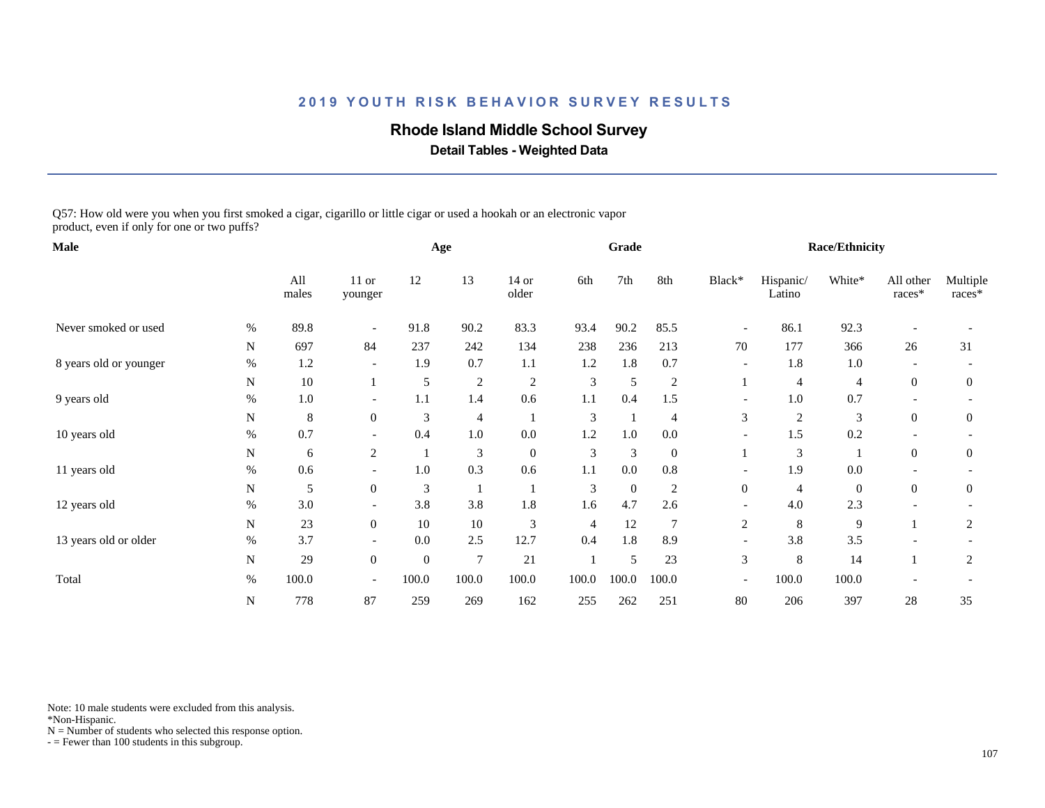## 2019 YOUTH RISK BEHAVIOR SURVEY RESULTS

**Rhode Island Middle School Survey**

**Detail Tables - Weighted Data**

Q57: How old were you when you first smoked a cigar, cigarillo or little cigar or used a hookah or an electronic vapor product, even if only for one or two puffs?

| Male | | | Age | | | | Grade | | | Race/Ethnicity | | | | |
|---|---|---|---|---|---|---|---|---|---|---|---|---|---|---|
| | | All males | 11 or younger | 12 | 13 | 14 or older | 6th | 7th | 8th | Black* | Hispanic/ Latino | White* | All other races* | Multiple races* |
| Never smoked or used | % | 89.8 | - | 91.8 | 90.2 | 83.3 | 93.4 | 90.2 | 85.5 | - | 86.1 | 92.3 | - | - |
| | N | 697 | 84 | 237 | 242 | 134 | 238 | 236 | 213 | 70 | 177 | 366 | 26 | 31 |
| 8 years old or younger | % | 1.2 | - | 1.9 | 0.7 | 1.1 | 1.2 | 1.8 | 0.7 | - | 1.8 | 1.0 | - | - |
| | N | 10 | 1 | 5 | 2 | 2 | 3 | 5 | 2 | 1 | 4 | 4 | 0 | 0 |
| 9 years old | % | 1.0 | - | 1.1 | 1.4 | 0.6 | 1.1 | 0.4 | 1.5 | - | 1.0 | 0.7 | - | - |
| | N | 8 | 0 | 3 | 4 | 1 | 3 | 1 | 4 | 3 | 2 | 3 | 0 | 0 |
| 10 years old | % | 0.7 | - | 0.4 | 1.0 | 0.0 | 1.2 | 1.0 | 0.0 | - | 1.5 | 0.2 | - | - |
| | N | 6 | 2 | 1 | 3 | 0 | 3 | 3 | 0 | 1 | 3 | 1 | 0 | 0 |
| 11 years old | % | 0.6 | - | 1.0 | 0.3 | 0.6 | 1.1 | 0.0 | 0.8 | - | 1.9 | 0.0 | - | - |
| | N | 5 | 0 | 3 | 1 | 1 | 3 | 0 | 2 | 0 | 4 | 0 | 0 | 0 |
| 12 years old | % | 3.0 | - | 3.8 | 3.8 | 1.8 | 1.6 | 4.7 | 2.6 | - | 4.0 | 2.3 | - | - |
| | N | 23 | 0 | 10 | 10 | 3 | 4 | 12 | 7 | 2 | 8 | 9 | 1 | 2 |
| 13 years old or older | % | 3.7 | - | 0.0 | 2.5 | 12.7 | 0.4 | 1.8 | 8.9 | - | 3.8 | 3.5 | - | - |
| | N | 29 | 0 | 0 | 7 | 21 | 1 | 5 | 23 | 3 | 8 | 14 | 1 | 2 |
| Total | % | 100.0 | - | 100.0 | 100.0 | 100.0 | 100.0 | 100.0 | 100.0 | - | 100.0 | 100.0 | - | - |
| | N | 778 | 87 | 259 | 269 | 162 | 255 | 262 | 251 | 80 | 206 | 397 | 28 | 35 |

Note: 10 male students were excluded from this analysis.
*Non-Hispanic.
N = Number of students who selected this response option.
- = Fewer than 100 students in this subgroup.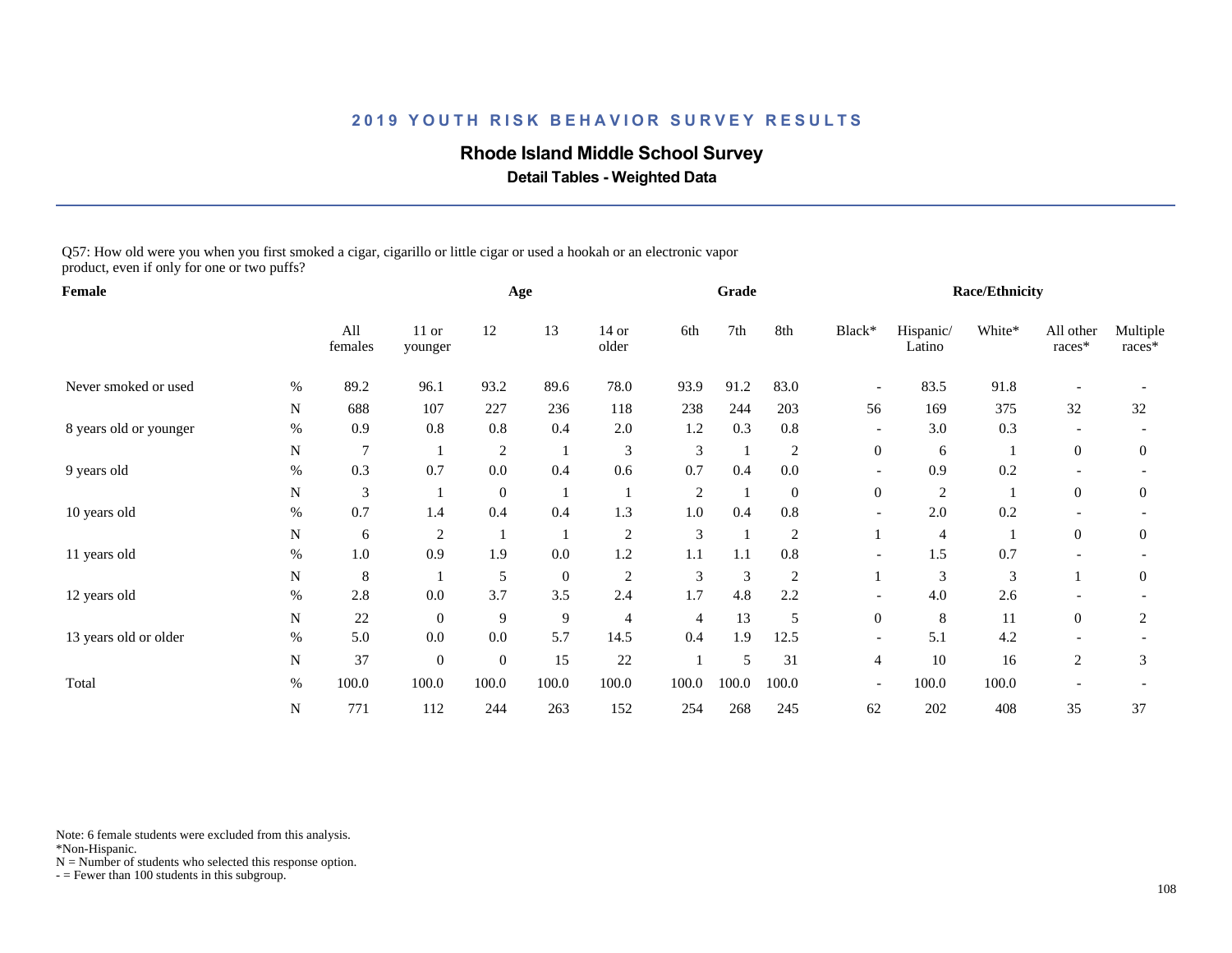# 2019 YOUTH RISK BEHAVIOR SURVEY RESULTS

## Rhode Island Middle School Survey

### Detail Tables - Weighted Data

Q57: How old were you when you first smoked a cigar, cigarillo or little cigar or used a hookah or an electronic vapor product, even if only for one or two puffs?

| Female | | | Age | | | | Grade | | | Race/Ethnicity | | | | |
|---|---|---|---|---|---|---|---|---|---|---|---|---|---|---|
| | | All females | 11 or younger | 12 | 13 | 14 or older | 6th | 7th | 8th | Black* | Hispanic/ Latino | White* | All other races* | Multiple races* |
| Never smoked or used | % | 89.2 | 96.1 | 93.2 | 89.6 | 78.0 | 93.9 | 91.2 | 83.0 | - | 83.5 | 91.8 | - | - |
| | N | 688 | 107 | 227 | 236 | 118 | 238 | 244 | 203 | 56 | 169 | 375 | 32 | 32 |
| 8 years old or younger | % | 0.9 | 0.8 | 0.8 | 0.4 | 2.0 | 1.2 | 0.3 | 0.8 | - | 3.0 | 0.3 | - | - |
| | N | 7 | 1 | 2 | 1 | 3 | 3 | 1 | 2 | 0 | 6 | 1 | 0 | 0 |
| 9 years old | % | 0.3 | 0.7 | 0.0 | 0.4 | 0.6 | 0.7 | 0.4 | 0.0 | - | 0.9 | 0.2 | - | - |
| | N | 3 | 1 | 0 | 1 | 1 | 2 | 1 | 0 | 0 | 2 | 1 | 0 | 0 |
| 10 years old | % | 0.7 | 1.4 | 0.4 | 0.4 | 1.3 | 1.0 | 0.4 | 0.8 | - | 2.0 | 0.2 | - | - |
| | N | 6 | 2 | 1 | 1 | 2 | 3 | 1 | 2 | 1 | 4 | 1 | 0 | 0 |
| 11 years old | % | 1.0 | 0.9 | 1.9 | 0.0 | 1.2 | 1.1 | 1.1 | 0.8 | - | 1.5 | 0.7 | - | - |
| | N | 8 | 1 | 5 | 0 | 2 | 3 | 3 | 2 | 1 | 3 | 3 | 1 | 0 |
| 12 years old | % | 2.8 | 0.0 | 3.7 | 3.5 | 2.4 | 1.7 | 4.8 | 2.2 | - | 4.0 | 2.6 | - | - |
| | N | 22 | 0 | 9 | 9 | 4 | 4 | 13 | 5 | 0 | 8 | 11 | 0 | 2 |
| 13 years old or older | % | 5.0 | 0.0 | 0.0 | 5.7 | 14.5 | 0.4 | 1.9 | 12.5 | - | 5.1 | 4.2 | - | - |
| | N | 37 | 0 | 0 | 15 | 22 | 1 | 5 | 31 | 4 | 10 | 16 | 2 | 3 |
| Total | % | 100.0 | 100.0 | 100.0 | 100.0 | 100.0 | 100.0 | 100.0 | 100.0 | - | 100.0 | 100.0 | - | - |
| | N | 771 | 112 | 244 | 263 | 152 | 254 | 268 | 245 | 62 | 202 | 408 | 35 | 37 |

Note: 6 female students were excluded from this analysis.
*Non-Hispanic.
N = Number of students who selected this response option.
- = Fewer than 100 students in this subgroup.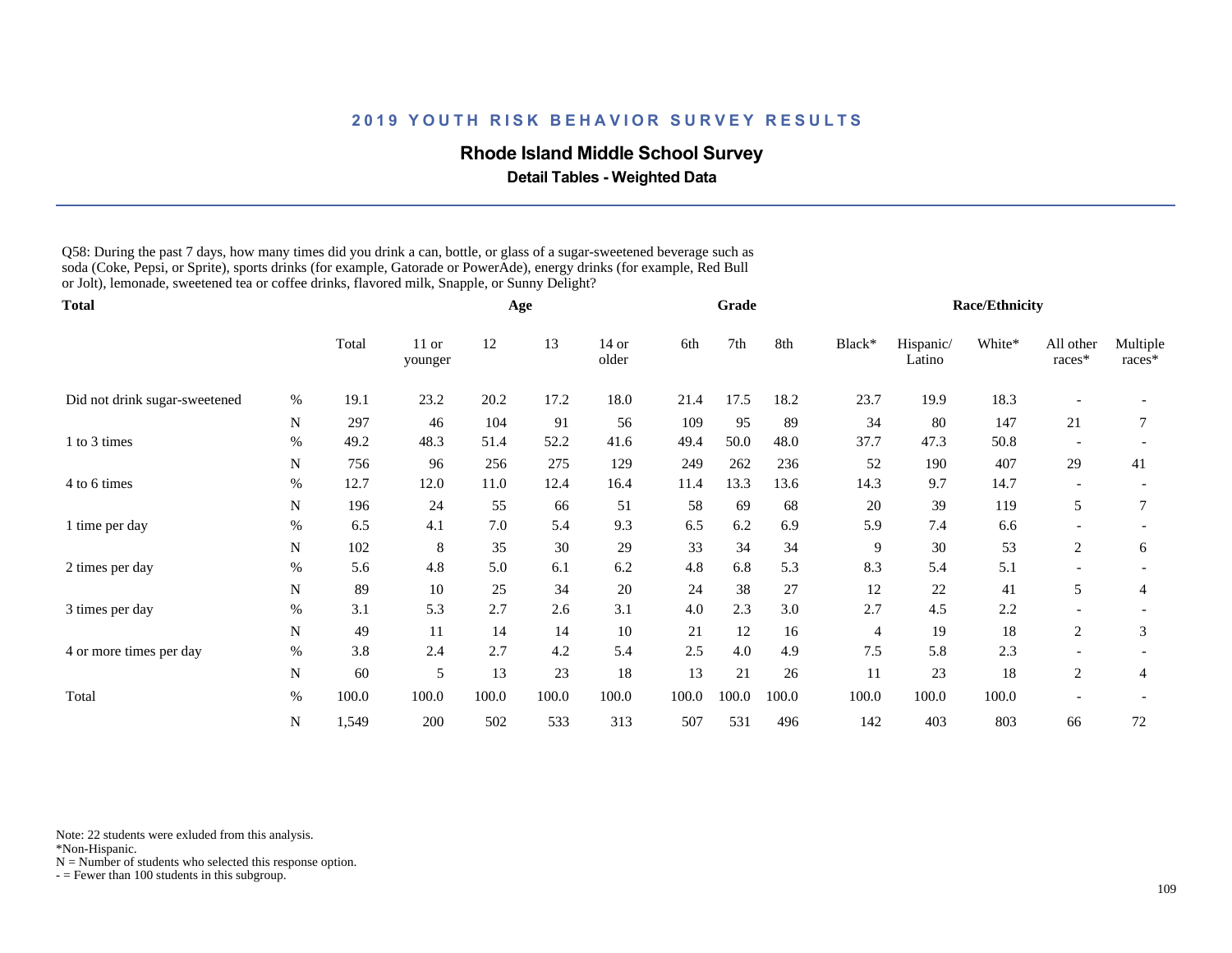## 2019 YOUTH RISK BEHAVIOR SURVEY RESULTS

### Rhode Island Middle School Survey

**Detail Tables - Weighted Data**

Q58: During the past 7 days, how many times did you drink a can, bottle, or glass of a sugar-sweetened beverage such as soda (Coke, Pepsi, or Sprite), sports drinks (for example, Gatorade or PowerAde), energy drinks (for example, Red Bull or Jolt), lemonade, sweetened tea or coffee drinks, flavored milk, Snapple, or Sunny Delight?

| Total | | | Age | | | | Grade | | | Race/Ethnicity | | | | |
|---|---|---|---|---|---|---|---|---|---|---|---|---|---|---|
| | | Total | 11 or younger | 12 | 13 | 14 or older | 6th | 7th | 8th | Black* | Hispanic/ Latino | White* | All other races* | Multiple races* |
| Did not drink sugar-sweetened | % | 19.1 | 23.2 | 20.2 | 17.2 | 18.0 | 21.4 | 17.5 | 18.2 | 23.7 | 19.9 | 18.3 | - | - |
| | N | 297 | 46 | 104 | 91 | 56 | 109 | 95 | 89 | 34 | 80 | 147 | 21 | 7 |
| 1 to 3 times | % | 49.2 | 48.3 | 51.4 | 52.2 | 41.6 | 49.4 | 50.0 | 48.0 | 37.7 | 47.3 | 50.8 | - | - |
| | N | 756 | 96 | 256 | 275 | 129 | 249 | 262 | 236 | 52 | 190 | 407 | 29 | 41 |
| 4 to 6 times | % | 12.7 | 12.0 | 11.0 | 12.4 | 16.4 | 11.4 | 13.3 | 13.6 | 14.3 | 9.7 | 14.7 | - | - |
| | N | 196 | 24 | 55 | 66 | 51 | 58 | 69 | 68 | 20 | 39 | 119 | 5 | 7 |
| 1 time per day | % | 6.5 | 4.1 | 7.0 | 5.4 | 9.3 | 6.5 | 6.2 | 6.9 | 5.9 | 7.4 | 6.6 | - | - |
| | N | 102 | 8 | 35 | 30 | 29 | 33 | 34 | 34 | 9 | 30 | 53 | 2 | 6 |
| 2 times per day | % | 5.6 | 4.8 | 5.0 | 6.1 | 6.2 | 4.8 | 6.8 | 5.3 | 8.3 | 5.4 | 5.1 | - | - |
| | N | 89 | 10 | 25 | 34 | 20 | 24 | 38 | 27 | 12 | 22 | 41 | 5 | 4 |
| 3 times per day | % | 3.1 | 5.3 | 2.7 | 2.6 | 3.1 | 4.0 | 2.3 | 3.0 | 2.7 | 4.5 | 2.2 | - | - |
| | N | 49 | 11 | 14 | 14 | 10 | 21 | 12 | 16 | 4 | 19 | 18 | 2 | 3 |
| 4 or more times per day | % | 3.8 | 2.4 | 2.7 | 4.2 | 5.4 | 2.5 | 4.0 | 4.9 | 7.5 | 5.8 | 2.3 | - | - |
| | N | 60 | 5 | 13 | 23 | 18 | 13 | 21 | 26 | 11 | 23 | 18 | 2 | 4 |
| Total | % | 100.0 | 100.0 | 100.0 | 100.0 | 100.0 | 100.0 | 100.0 | 100.0 | 100.0 | 100.0 | 100.0 | - | - |
| | N | 1,549 | 200 | 502 | 533 | 313 | 507 | 531 | 496 | 142 | 403 | 803 | 66 | 72 |

Note: 22 students were exluded from this analysis.
*Non-Hispanic.
N = Number of students who selected this response option.
- = Fewer than 100 students in this subgroup.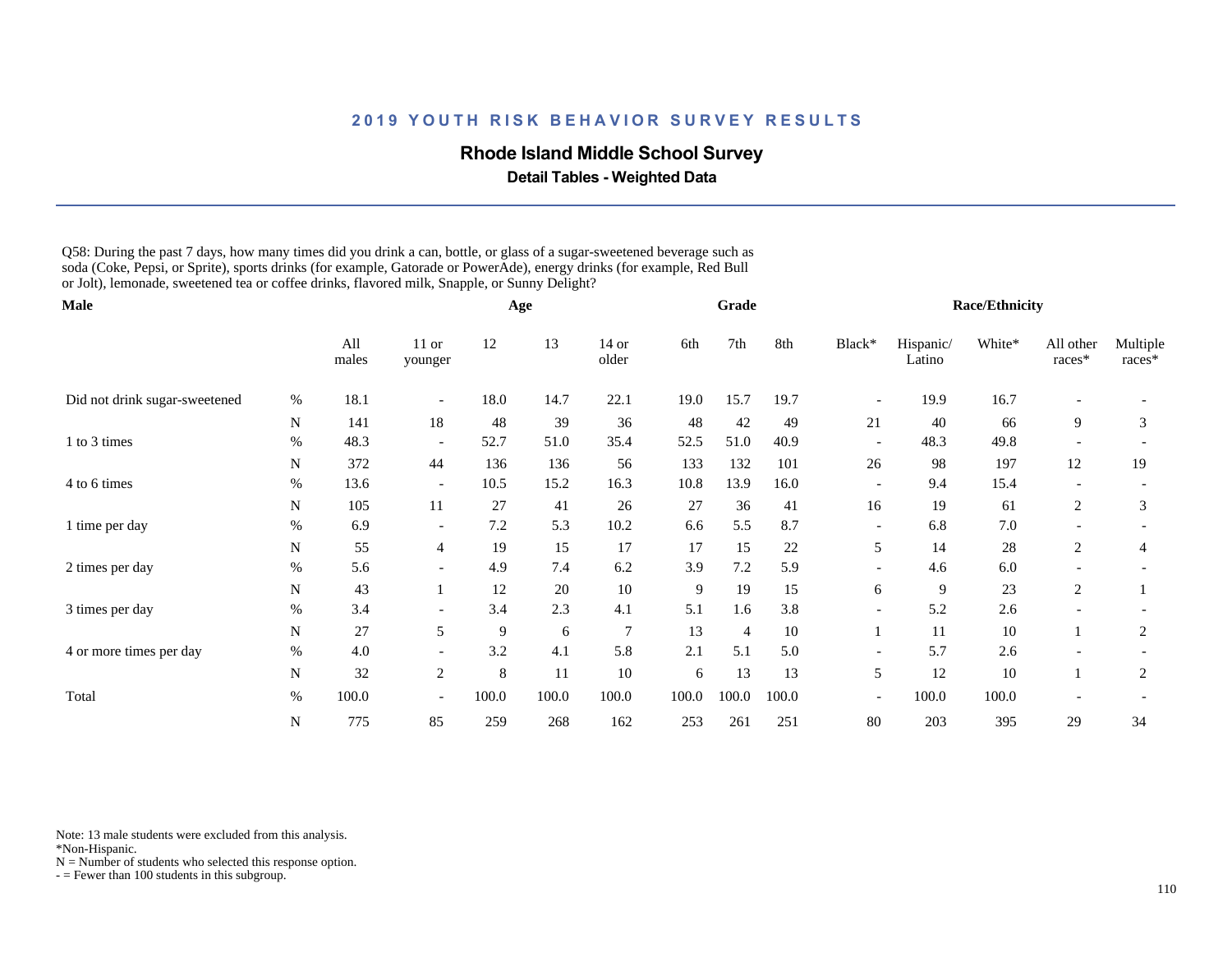## 2019 YOUTH RISK BEHAVIOR SURVEY RESULTS

### Rhode Island Middle School Survey

**Detail Tables - Weighted Data**

Q58: During the past 7 days, how many times did you drink a can, bottle, or glass of a sugar-sweetened beverage such as soda (Coke, Pepsi, or Sprite), sports drinks (for example, Gatorade or PowerAde), energy drinks (for example, Red Bull or Jolt), lemonade, sweetened tea or coffee drinks, flavored milk, Snapple, or Sunny Delight?

| Male | | All males | Age: 11 or younger | Age: 12 | Age: 13 | Age: 14 or older | Grade: 6th | Grade: 7th | Grade: 8th | Race/Ethnicity: Black* | Race/Ethnicity: Hispanic/ Latino | Race/Ethnicity: White* | Race/Ethnicity: All other races* | Race/Ethnicity: Multiple races* |
|---|---|---|---|---|---|---|---|---|---|---|---|---|---|---|
| Did not drink sugar-sweetened | % | 18.1 | - | 18.0 | 14.7 | 22.1 | 19.0 | 15.7 | 19.7 | - | 19.9 | 16.7 | - | - |
| | N | 141 | 18 | 48 | 39 | 36 | 48 | 42 | 49 | 21 | 40 | 66 | 9 | 3 |
| 1 to 3 times | % | 48.3 | - | 52.7 | 51.0 | 35.4 | 52.5 | 51.0 | 40.9 | - | 48.3 | 49.8 | - | - |
| | N | 372 | 44 | 136 | 136 | 56 | 133 | 132 | 101 | 26 | 98 | 197 | 12 | 19 |
| 4 to 6 times | % | 13.6 | - | 10.5 | 15.2 | 16.3 | 10.8 | 13.9 | 16.0 | - | 9.4 | 15.4 | - | - |
| | N | 105 | 11 | 27 | 41 | 26 | 27 | 36 | 41 | 16 | 19 | 61 | 2 | 3 |
| 1 time per day | % | 6.9 | - | 7.2 | 5.3 | 10.2 | 6.6 | 5.5 | 8.7 | - | 6.8 | 7.0 | - | - |
| | N | 55 | 4 | 19 | 15 | 17 | 17 | 15 | 22 | 5 | 14 | 28 | 2 | 4 |
| 2 times per day | % | 5.6 | - | 4.9 | 7.4 | 6.2 | 3.9 | 7.2 | 5.9 | - | 4.6 | 6.0 | - | - |
| | N | 43 | 1 | 12 | 20 | 10 | 9 | 19 | 15 | 6 | 9 | 23 | 2 | 1 |
| 3 times per day | % | 3.4 | - | 3.4 | 2.3 | 4.1 | 5.1 | 1.6 | 3.8 | - | 5.2 | 2.6 | - | - |
| | N | 27 | 5 | 9 | 6 | 7 | 13 | 4 | 10 | 1 | 11 | 10 | 1 | 2 |
| 4 or more times per day | % | 4.0 | - | 3.2 | 4.1 | 5.8 | 2.1 | 5.1 | 5.0 | - | 5.7 | 2.6 | - | - |
| | N | 32 | 2 | 8 | 11 | 10 | 6 | 13 | 13 | 5 | 12 | 10 | 1 | 2 |
| Total | % | 100.0 | - | 100.0 | 100.0 | 100.0 | 100.0 | 100.0 | 100.0 | - | 100.0 | 100.0 | - | - |
| | N | 775 | 85 | 259 | 268 | 162 | 253 | 261 | 251 | 80 | 203 | 395 | 29 | 34 |

Note: 13 male students were excluded from this analysis.
*Non-Hispanic.
N = Number of students who selected this response option.
- = Fewer than 100 students in this subgroup.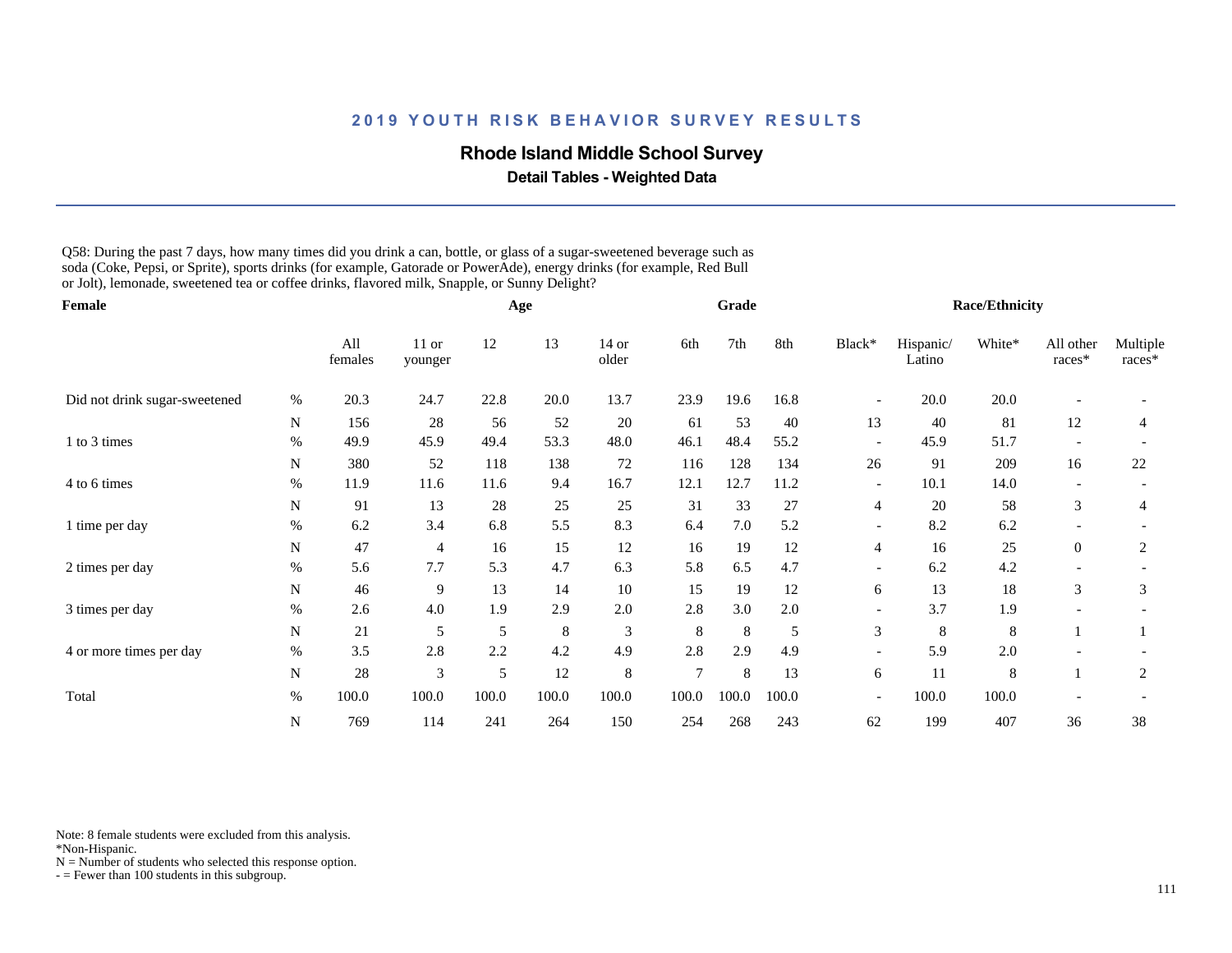## 2019 YOUTH RISK BEHAVIOR SURVEY RESULTS

### Rhode Island Middle School Survey

**Detail Tables - Weighted Data**

Q58: During the past 7 days, how many times did you drink a can, bottle, or glass of a sugar-sweetened beverage such as soda (Coke, Pepsi, or Sprite), sports drinks (for example, Gatorade or PowerAde), energy drinks (for example, Red Bull or Jolt), lemonade, sweetened tea or coffee drinks, flavored milk, Snapple, or Sunny Delight?

| Female | | | Age | | | | Grade | | | Race/Ethnicity | | | | |
|---|---|---|---|---|---|---|---|---|---|---|---|---|---|---|
| | | All females | 11 or younger | 12 | 13 | 14 or older | 6th | 7th | 8th | Black* | Hispanic/ Latino | White* | All other races* | Multiple races* |
| Did not drink sugar-sweetened | % | 20.3 | 24.7 | 22.8 | 20.0 | 13.7 | 23.9 | 19.6 | 16.8 | - | 20.0 | 20.0 | - | - |
| | N | 156 | 28 | 56 | 52 | 20 | 61 | 53 | 40 | 13 | 40 | 81 | 12 | 4 |
| 1 to 3 times | % | 49.9 | 45.9 | 49.4 | 53.3 | 48.0 | 46.1 | 48.4 | 55.2 | - | 45.9 | 51.7 | - | - |
| | N | 380 | 52 | 118 | 138 | 72 | 116 | 128 | 134 | 26 | 91 | 209 | 16 | 22 |
| 4 to 6 times | % | 11.9 | 11.6 | 11.6 | 9.4 | 16.7 | 12.1 | 12.7 | 11.2 | - | 10.1 | 14.0 | - | - |
| | N | 91 | 13 | 28 | 25 | 25 | 31 | 33 | 27 | 4 | 20 | 58 | 3 | 4 |
| 1 time per day | % | 6.2 | 3.4 | 6.8 | 5.5 | 8.3 | 6.4 | 7.0 | 5.2 | - | 8.2 | 6.2 | - | - |
| | N | 47 | 4 | 16 | 15 | 12 | 16 | 19 | 12 | 4 | 16 | 25 | 0 | 2 |
| 2 times per day | % | 5.6 | 7.7 | 5.3 | 4.7 | 6.3 | 5.8 | 6.5 | 4.7 | - | 6.2 | 4.2 | - | - |
| | N | 46 | 9 | 13 | 14 | 10 | 15 | 19 | 12 | 6 | 13 | 18 | 3 | 3 |
| 3 times per day | % | 2.6 | 4.0 | 1.9 | 2.9 | 2.0 | 2.8 | 3.0 | 2.0 | - | 3.7 | 1.9 | - | - |
| | N | 21 | 5 | 5 | 8 | 3 | 8 | 8 | 5 | 3 | 8 | 8 | 1 | 1 |
| 4 or more times per day | % | 3.5 | 2.8 | 2.2 | 4.2 | 4.9 | 2.8 | 2.9 | 4.9 | - | 5.9 | 2.0 | - | - |
| | N | 28 | 3 | 5 | 12 | 8 | 7 | 8 | 13 | 6 | 11 | 8 | 1 | 2 |
| Total | % | 100.0 | 100.0 | 100.0 | 100.0 | 100.0 | 100.0 | 100.0 | 100.0 | - | 100.0 | 100.0 | - | - |
| | N | 769 | 114 | 241 | 264 | 150 | 254 | 268 | 243 | 62 | 199 | 407 | 36 | 38 |

Note: 8 female students were excluded from this analysis.
*Non-Hispanic.
N = Number of students who selected this response option.
- = Fewer than 100 students in this subgroup.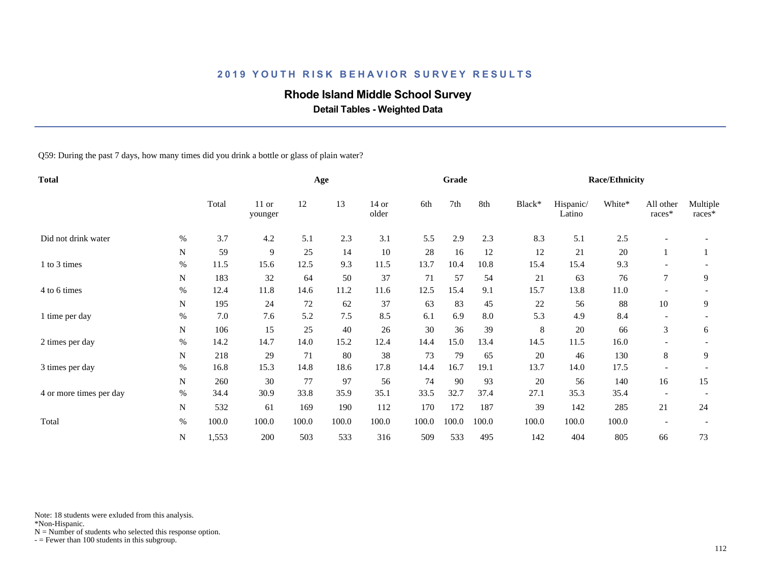# 2019 YOUTH RISK BEHAVIOR SURVEY RESULTS

## Rhode Island Middle School Survey

### Detail Tables - Weighted Data

Q59: During the past 7 days, how many times did you drink a bottle or glass of plain water?

| Total | | Total | Age | | | | Grade | | | Race/Ethnicity | | | | |
|---|---|---|---|---|---|---|---|---|---|---|---|---|---|---|
| | | Total | 11 or younger | 12 | 13 | 14 or older | 6th | 7th | 8th | Black* | Hispanic/ Latino | White* | All other races* | Multiple races* |
| Did not drink water | % | 3.7 | 4.2 | 5.1 | 2.3 | 3.1 | 5.5 | 2.9 | 2.3 | 8.3 | 5.1 | 2.5 | - | - |
| | N | 59 | 9 | 25 | 14 | 10 | 28 | 16 | 12 | 12 | 21 | 20 | 1 | 1 |
| 1 to 3 times | % | 11.5 | 15.6 | 12.5 | 9.3 | 11.5 | 13.7 | 10.4 | 10.8 | 15.4 | 15.4 | 9.3 | - | - |
| | N | 183 | 32 | 64 | 50 | 37 | 71 | 57 | 54 | 21 | 63 | 76 | 7 | 9 |
| 4 to 6 times | % | 12.4 | 11.8 | 14.6 | 11.2 | 11.6 | 12.5 | 15.4 | 9.1 | 15.7 | 13.8 | 11.0 | - | - |
| | N | 195 | 24 | 72 | 62 | 37 | 63 | 83 | 45 | 22 | 56 | 88 | 10 | 9 |
| 1 time per day | % | 7.0 | 7.6 | 5.2 | 7.5 | 8.5 | 6.1 | 6.9 | 8.0 | 5.3 | 4.9 | 8.4 | - | - |
| | N | 106 | 15 | 25 | 40 | 26 | 30 | 36 | 39 | 8 | 20 | 66 | 3 | 6 |
| 2 times per day | % | 14.2 | 14.7 | 14.0 | 15.2 | 12.4 | 14.4 | 15.0 | 13.4 | 14.5 | 11.5 | 16.0 | - | - |
| | N | 218 | 29 | 71 | 80 | 38 | 73 | 79 | 65 | 20 | 46 | 130 | 8 | 9 |
| 3 times per day | % | 16.8 | 15.3 | 14.8 | 18.6 | 17.8 | 14.4 | 16.7 | 19.1 | 13.7 | 14.0 | 17.5 | - | - |
| | N | 260 | 30 | 77 | 97 | 56 | 74 | 90 | 93 | 20 | 56 | 140 | 16 | 15 |
| 4 or more times per day | % | 34.4 | 30.9 | 33.8 | 35.9 | 35.1 | 33.5 | 32.7 | 37.4 | 27.1 | 35.3 | 35.4 | - | - |
| | N | 532 | 61 | 169 | 190 | 112 | 170 | 172 | 187 | 39 | 142 | 285 | 21 | 24 |
| Total | % | 100.0 | 100.0 | 100.0 | 100.0 | 100.0 | 100.0 | 100.0 | 100.0 | 100.0 | 100.0 | 100.0 | - | - |
| | N | 1,553 | 200 | 503 | 533 | 316 | 509 | 533 | 495 | 142 | 404 | 805 | 66 | 73 |

Note: 18 students were exluded from this analysis.
*Non-Hispanic.
N = Number of students who selected this response option.
- = Fewer than 100 students in this subgroup.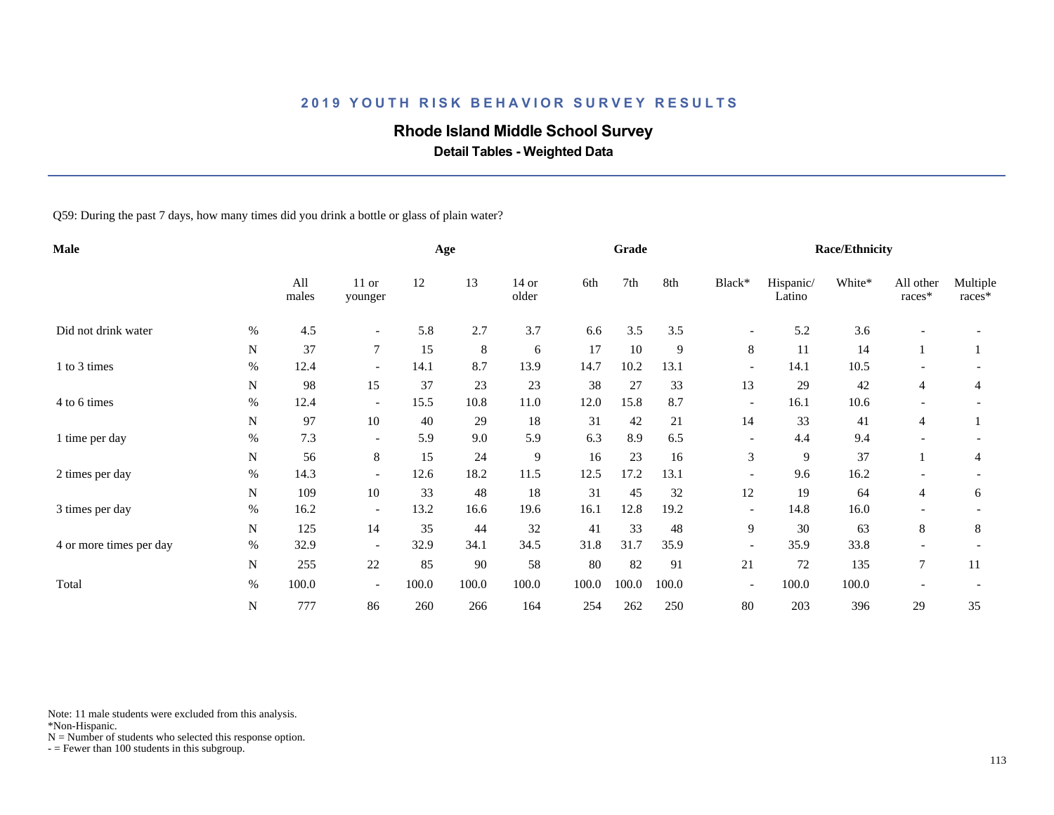# 2019 YOUTH RISK BEHAVIOR SURVEY RESULTS

## Rhode Island Middle School Survey

### Detail Tables - Weighted Data

Q59: During the past 7 days, how many times did you drink a bottle or glass of plain water?

| Male | | Age | | | | Grade | | | Race/Ethnicity | | | | | |
|---|---|---|---|---|---|---|---|---|---|---|---|---|---|---|
| | | All males | 11 or younger | 12 | 13 | 14 or older | 6th | 7th | 8th | Black* | Hispanic/ Latino | White* | All other races* | Multiple races* |
| Did not drink water | % | 4.5 | - | 5.8 | 2.7 | 3.7 | 6.6 | 3.5 | 3.5 | - | 5.2 | 3.6 | - | - |
| | N | 37 | 7 | 15 | 8 | 6 | 17 | 10 | 9 | 8 | 11 | 14 | 1 | 1 |
| 1 to 3 times | % | 12.4 | - | 14.1 | 8.7 | 13.9 | 14.7 | 10.2 | 13.1 | - | 14.1 | 10.5 | - | - |
| | N | 98 | 15 | 37 | 23 | 23 | 38 | 27 | 33 | 13 | 29 | 42 | 4 | 4 |
| 4 to 6 times | % | 12.4 | - | 15.5 | 10.8 | 11.0 | 12.0 | 15.8 | 8.7 | - | 16.1 | 10.6 | - | - |
| | N | 97 | 10 | 40 | 29 | 18 | 31 | 42 | 21 | 14 | 33 | 41 | 4 | 1 |
| 1 time per day | % | 7.3 | - | 5.9 | 9.0 | 5.9 | 6.3 | 8.9 | 6.5 | - | 4.4 | 9.4 | - | - |
| | N | 56 | 8 | 15 | 24 | 9 | 16 | 23 | 16 | 3 | 9 | 37 | 1 | 4 |
| 2 times per day | % | 14.3 | - | 12.6 | 18.2 | 11.5 | 12.5 | 17.2 | 13.1 | - | 9.6 | 16.2 | - | - |
| | N | 109 | 10 | 33 | 48 | 18 | 31 | 45 | 32 | 12 | 19 | 64 | 4 | 6 |
| 3 times per day | % | 16.2 | - | 13.2 | 16.6 | 19.6 | 16.1 | 12.8 | 19.2 | - | 14.8 | 16.0 | - | - |
| | N | 125 | 14 | 35 | 44 | 32 | 41 | 33 | 48 | 9 | 30 | 63 | 8 | 8 |
| 4 or more times per day | % | 32.9 | - | 32.9 | 34.1 | 34.5 | 31.8 | 31.7 | 35.9 | - | 35.9 | 33.8 | - | - |
| | N | 255 | 22 | 85 | 90 | 58 | 80 | 82 | 91 | 21 | 72 | 135 | 7 | 11 |
| Total | % | 100.0 | - | 100.0 | 100.0 | 100.0 | 100.0 | 100.0 | 100.0 | - | 100.0 | 100.0 | - | - |
| | N | 777 | 86 | 260 | 266 | 164 | 254 | 262 | 250 | 80 | 203 | 396 | 29 | 35 |

Note: 11 male students were excluded from this analysis.
*Non-Hispanic.
N = Number of students who selected this response option.
- = Fewer than 100 students in this subgroup.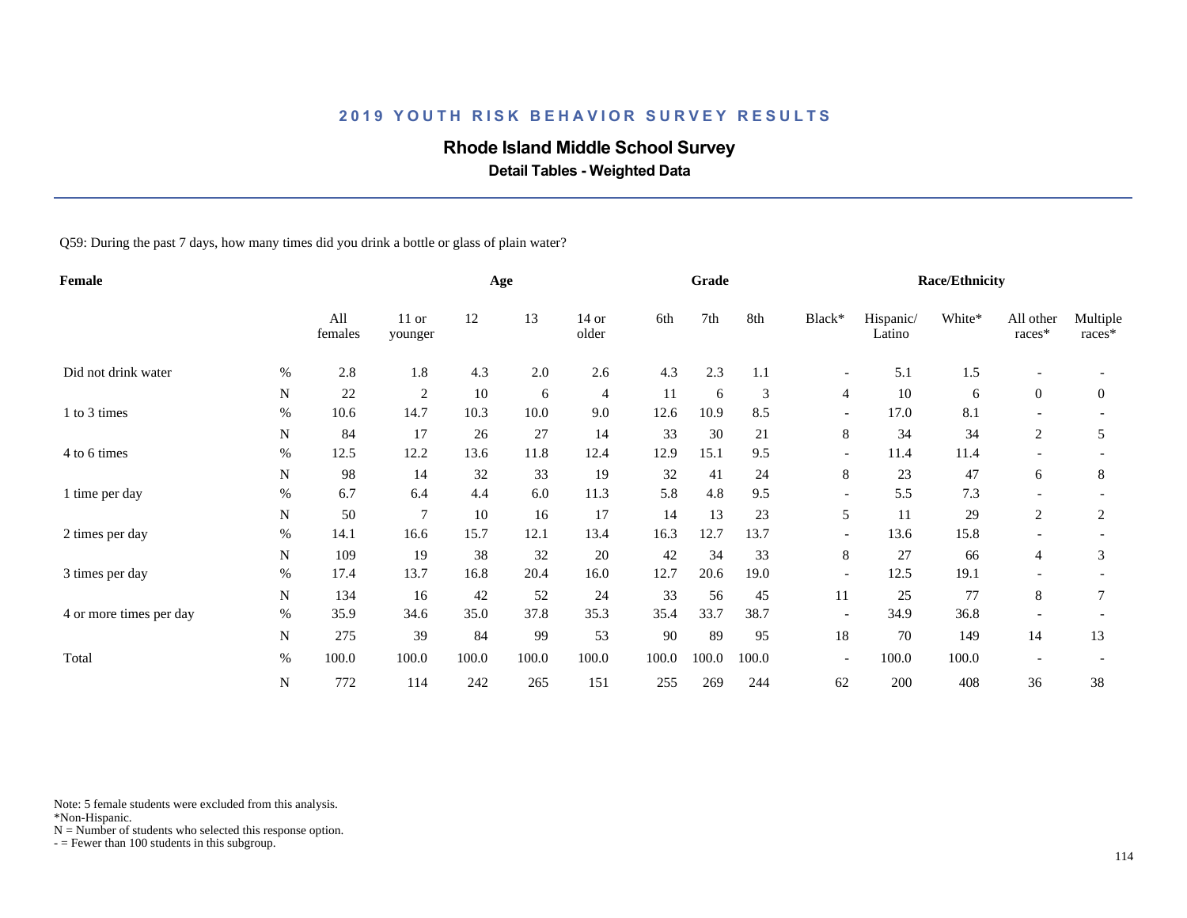## 2019 YOUTH RISK BEHAVIOR SURVEY RESULTS

### Rhode Island Middle School Survey

**Detail Tables - Weighted Data**

Q59: During the past 7 days, how many times did you drink a bottle or glass of plain water?

| Female | | All females | Age | | | | Grade | | | Race/Ethnicity | | | | |
|---|---|---|---|---|---|---|---|---|---|---|---|---|---|---|
| | | | 11 or younger | 12 | 13 | 14 or older | 6th | 7th | 8th | Black* | Hispanic/ Latino | White* | All other races* | Multiple races* |
| Did not drink water | % | 2.8 | 1.8 | 4.3 | 2.0 | 2.6 | 4.3 | 2.3 | 1.1 | - | 5.1 | 1.5 | - | - |
| | N | 22 | 2 | 10 | 6 | 4 | 11 | 6 | 3 | 4 | 10 | 6 | 0 | 0 |
| 1 to 3 times | % | 10.6 | 14.7 | 10.3 | 10.0 | 9.0 | 12.6 | 10.9 | 8.5 | - | 17.0 | 8.1 | - | - |
| | N | 84 | 17 | 26 | 27 | 14 | 33 | 30 | 21 | 8 | 34 | 34 | 2 | 5 |
| 4 to 6 times | % | 12.5 | 12.2 | 13.6 | 11.8 | 12.4 | 12.9 | 15.1 | 9.5 | - | 11.4 | 11.4 | - | - |
| | N | 98 | 14 | 32 | 33 | 19 | 32 | 41 | 24 | 8 | 23 | 47 | 6 | 8 |
| 1 time per day | % | 6.7 | 6.4 | 4.4 | 6.0 | 11.3 | 5.8 | 4.8 | 9.5 | - | 5.5 | 7.3 | - | - |
| | N | 50 | 7 | 10 | 16 | 17 | 14 | 13 | 23 | 5 | 11 | 29 | 2 | 2 |
| 2 times per day | % | 14.1 | 16.6 | 15.7 | 12.1 | 13.4 | 16.3 | 12.7 | 13.7 | - | 13.6 | 15.8 | - | - |
| | N | 109 | 19 | 38 | 32 | 20 | 42 | 34 | 33 | 8 | 27 | 66 | 4 | 3 |
| 3 times per day | % | 17.4 | 13.7 | 16.8 | 20.4 | 16.0 | 12.7 | 20.6 | 19.0 | - | 12.5 | 19.1 | - | - |
| | N | 134 | 16 | 42 | 52 | 24 | 33 | 56 | 45 | 11 | 25 | 77 | 8 | 7 |
| 4 or more times per day | % | 35.9 | 34.6 | 35.0 | 37.8 | 35.3 | 35.4 | 33.7 | 38.7 | - | 34.9 | 36.8 | - | - |
| | N | 275 | 39 | 84 | 99 | 53 | 90 | 89 | 95 | 18 | 70 | 149 | 14 | 13 |
| Total | % | 100.0 | 100.0 | 100.0 | 100.0 | 100.0 | 100.0 | 100.0 | 100.0 | - | 100.0 | 100.0 | - | - |
| | N | 772 | 114 | 242 | 265 | 151 | 255 | 269 | 244 | 62 | 200 | 408 | 36 | 38 |

Note: 5 female students were excluded from this analysis.
*Non-Hispanic.
N = Number of students who selected this response option.
- = Fewer than 100 students in this subgroup.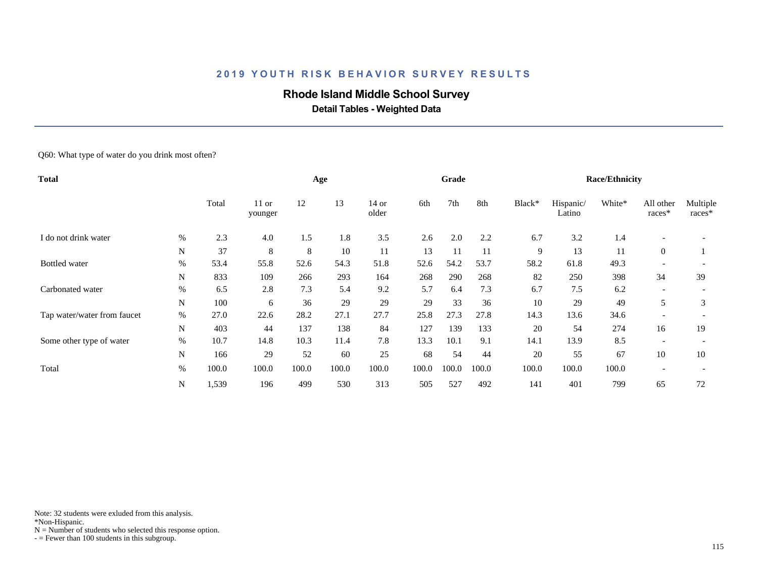## 2019 YOUTH RISK BEHAVIOR SURVEY RESULTS

# Rhode Island Middle School Survey

### Detail Tables - Weighted Data

Q60: What type of water do you drink most often?

| Total | | | Age | | | | Grade | | | Race/Ethnicity | | | | |
|---|---|---|---|---|---|---|---|---|---|---|---|---|---|---|
| | | Total | 11 or younger | 12 | 13 | 14 or older | 6th | 7th | 8th | Black* | Hispanic/ Latino | White* | All other races* | Multiple races* |
| I do not drink water | % | 2.3 | 4.0 | 1.5 | 1.8 | 3.5 | 2.6 | 2.0 | 2.2 | 6.7 | 3.2 | 1.4 | - | - |
| | N | 37 | 8 | 8 | 10 | 11 | 13 | 11 | 11 | 9 | 13 | 11 | 0 | 1 |
| Bottled water | % | 53.4 | 55.8 | 52.6 | 54.3 | 51.8 | 52.6 | 54.2 | 53.7 | 58.2 | 61.8 | 49.3 | - | - |
| | N | 833 | 109 | 266 | 293 | 164 | 268 | 290 | 268 | 82 | 250 | 398 | 34 | 39 |
| Carbonated water | % | 6.5 | 2.8 | 7.3 | 5.4 | 9.2 | 5.7 | 6.4 | 7.3 | 6.7 | 7.5 | 6.2 | - | - |
| | N | 100 | 6 | 36 | 29 | 29 | 29 | 33 | 36 | 10 | 29 | 49 | 5 | 3 |
| Tap water/water from faucet | % | 27.0 | 22.6 | 28.2 | 27.1 | 27.7 | 25.8 | 27.3 | 27.8 | 14.3 | 13.6 | 34.6 | - | - |
| | N | 403 | 44 | 137 | 138 | 84 | 127 | 139 | 133 | 20 | 54 | 274 | 16 | 19 |
| Some other type of water | % | 10.7 | 14.8 | 10.3 | 11.4 | 7.8 | 13.3 | 10.1 | 9.1 | 14.1 | 13.9 | 8.5 | - | - |
| | N | 166 | 29 | 52 | 60 | 25 | 68 | 54 | 44 | 20 | 55 | 67 | 10 | 10 |
| Total | % | 100.0 | 100.0 | 100.0 | 100.0 | 100.0 | 100.0 | 100.0 | 100.0 | 100.0 | 100.0 | 100.0 | - | - |
| | N | 1,539 | 196 | 499 | 530 | 313 | 505 | 527 | 492 | 141 | 401 | 799 | 65 | 72 |

Note: 32 students were exluded from this analysis.
*Non-Hispanic.
N = Number of students who selected this response option.
- = Fewer than 100 students in this subgroup.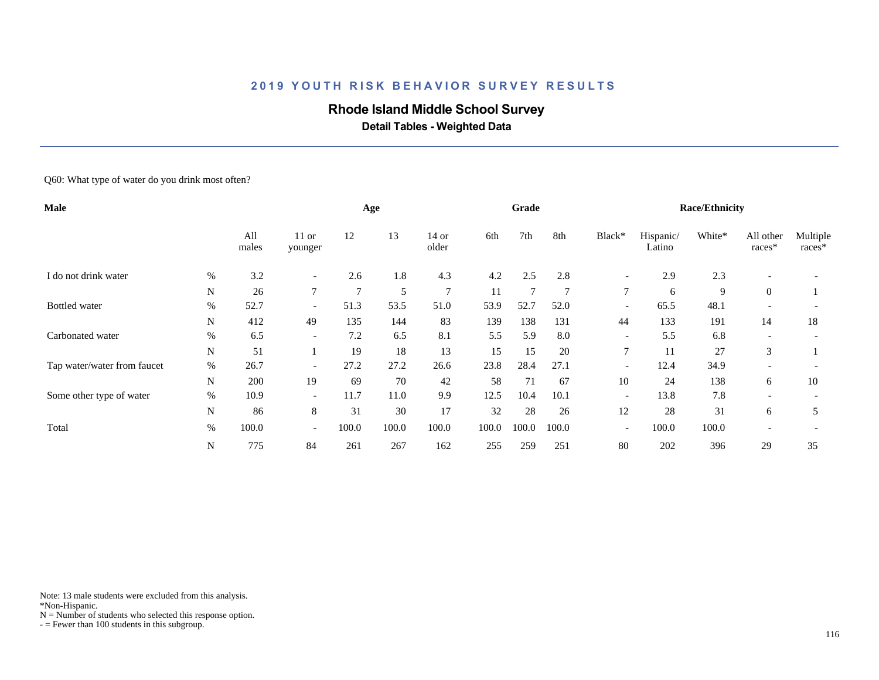# 2019 YOUTH RISK BEHAVIOR SURVEY RESULTS

## Rhode Island Middle School Survey

### Detail Tables - Weighted Data

Q60: What type of water do you drink most often?

| Male | | Age | | | | | Grade | | | Race/Ethnicity | | | | |
|---|---|---|---|---|---|---|---|---|---|---|---|---|---|---|
| | | All males | 11 or younger | 12 | 13 | 14 or older | 6th | 7th | 8th | Black* | Hispanic/ Latino | White* | All other races* | Multiple races* |
| I do not drink water | % | 3.2 | - | 2.6 | 1.8 | 4.3 | 4.2 | 2.5 | 2.8 | - | 2.9 | 2.3 | - | - |
| | N | 26 | 7 | 7 | 5 | 7 | 11 | 7 | 7 | 7 | 6 | 9 | 0 | 1 |
| Bottled water | % | 52.7 | - | 51.3 | 53.5 | 51.0 | 53.9 | 52.7 | 52.0 | - | 65.5 | 48.1 | - | - |
| | N | 412 | 49 | 135 | 144 | 83 | 139 | 138 | 131 | 44 | 133 | 191 | 14 | 18 |
| Carbonated water | % | 6.5 | - | 7.2 | 6.5 | 8.1 | 5.5 | 5.9 | 8.0 | - | 5.5 | 6.8 | - | - |
| | N | 51 | 1 | 19 | 18 | 13 | 15 | 15 | 20 | 7 | 11 | 27 | 3 | 1 |
| Tap water/water from faucet | % | 26.7 | - | 27.2 | 27.2 | 26.6 | 23.8 | 28.4 | 27.1 | - | 12.4 | 34.9 | - | - |
| | N | 200 | 19 | 69 | 70 | 42 | 58 | 71 | 67 | 10 | 24 | 138 | 6 | 10 |
| Some other type of water | % | 10.9 | - | 11.7 | 11.0 | 9.9 | 12.5 | 10.4 | 10.1 | - | 13.8 | 7.8 | - | - |
| | N | 86 | 8 | 31 | 30 | 17 | 32 | 28 | 26 | 12 | 28 | 31 | 6 | 5 |
| Total | % | 100.0 | - | 100.0 | 100.0 | 100.0 | 100.0 | 100.0 | 100.0 | - | 100.0 | 100.0 | - | - |
| | N | 775 | 84 | 261 | 267 | 162 | 255 | 259 | 251 | 80 | 202 | 396 | 29 | 35 |

Note: 13 male students were excluded from this analysis.
*Non-Hispanic.
N = Number of students who selected this response option.
- = Fewer than 100 students in this subgroup.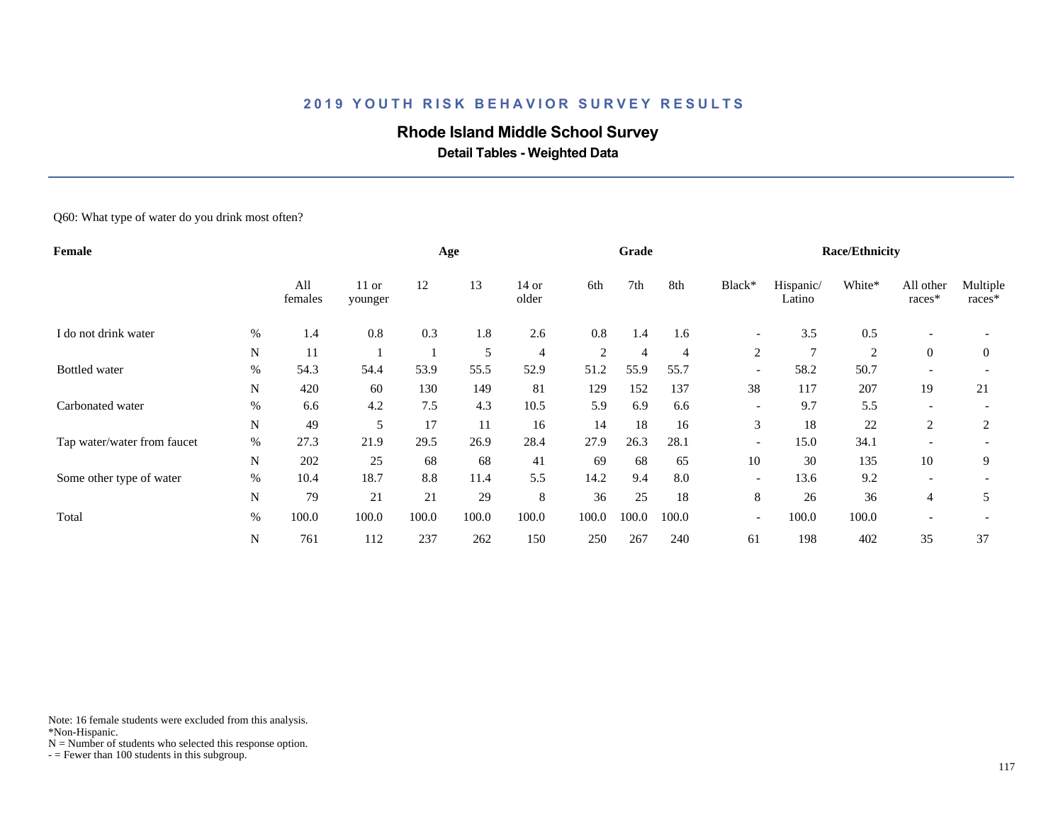# 2019 YOUTH RISK BEHAVIOR SURVEY RESULTS

## Rhode Island Middle School Survey

### Detail Tables - Weighted Data

Q60: What type of water do you drink most often?

| Female | | Age | | | | | Grade | | | Race/Ethnicity | | | | |
|---|---|---|---|---|---|---|---|---|---|---|---|---|---|---|
| | | All females | 11 or younger | 12 | 13 | 14 or older | 6th | 7th | 8th | Black* | Hispanic/ Latino | White* | All other races* | Multiple races* |
| I do not drink water | % | 1.4 | 0.8 | 0.3 | 1.8 | 2.6 | 0.8 | 1.4 | 1.6 | - | 3.5 | 0.5 | - | - |
| | N | 11 | 1 | 1 | 5 | 4 | 2 | 4 | 4 | 2 | 7 | 2 | 0 | 0 |
| Bottled water | % | 54.3 | 54.4 | 53.9 | 55.5 | 52.9 | 51.2 | 55.9 | 55.7 | - | 58.2 | 50.7 | - | - |
| | N | 420 | 60 | 130 | 149 | 81 | 129 | 152 | 137 | 38 | 117 | 207 | 19 | 21 |
| Carbonated water | % | 6.6 | 4.2 | 7.5 | 4.3 | 10.5 | 5.9 | 6.9 | 6.6 | - | 9.7 | 5.5 | - | - |
| | N | 49 | 5 | 17 | 11 | 16 | 14 | 18 | 16 | 3 | 18 | 22 | 2 | 2 |
| Tap water/water from faucet | % | 27.3 | 21.9 | 29.5 | 26.9 | 28.4 | 27.9 | 26.3 | 28.1 | - | 15.0 | 34.1 | - | - |
| | N | 202 | 25 | 68 | 68 | 41 | 69 | 68 | 65 | 10 | 30 | 135 | 10 | 9 |
| Some other type of water | % | 10.4 | 18.7 | 8.8 | 11.4 | 5.5 | 14.2 | 9.4 | 8.0 | - | 13.6 | 9.2 | - | - |
| | N | 79 | 21 | 21 | 29 | 8 | 36 | 25 | 18 | 8 | 26 | 36 | 4 | 5 |
| Total | % | 100.0 | 100.0 | 100.0 | 100.0 | 100.0 | 100.0 | 100.0 | 100.0 | - | 100.0 | 100.0 | - | - |
| | N | 761 | 112 | 237 | 262 | 150 | 250 | 267 | 240 | 61 | 198 | 402 | 35 | 37 |

Note: 16 female students were excluded from this analysis.
*Non-Hispanic.
N = Number of students who selected this response option.
- = Fewer than 100 students in this subgroup.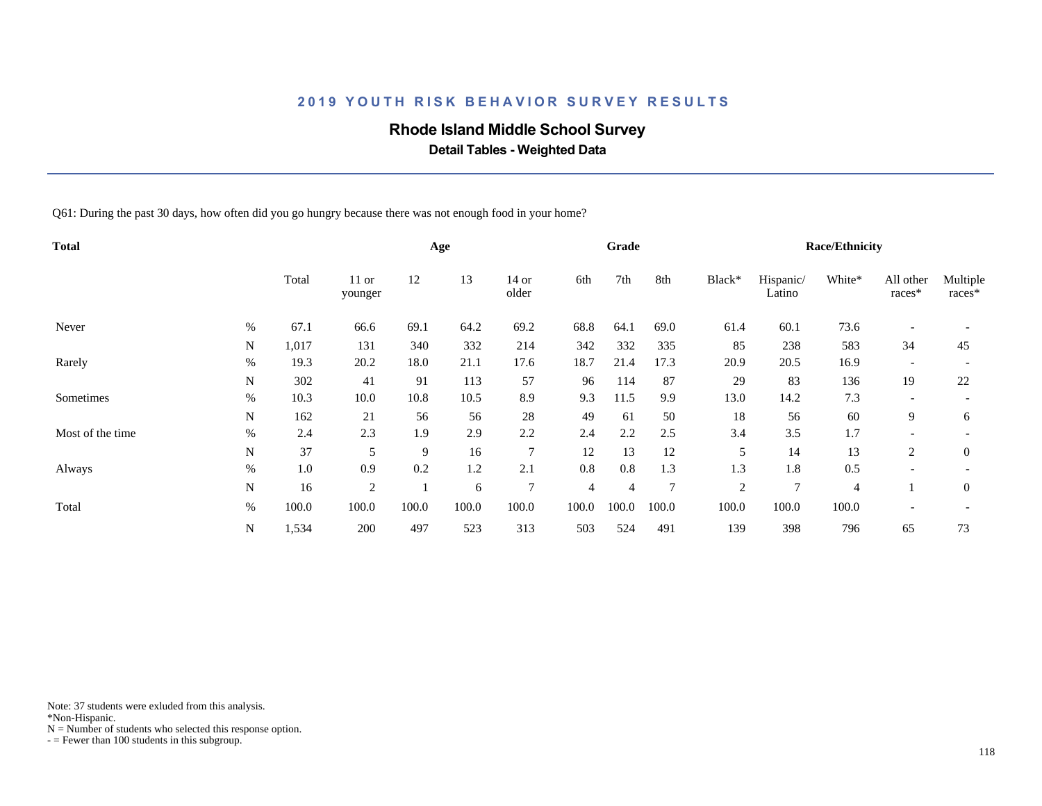## 2019 YOUTH RISK BEHAVIOR SURVEY RESULTS

### Rhode Island Middle School Survey

**Detail Tables - Weighted Data**

Q61: During the past 30 days, how often did you go hungry because there was not enough food in your home?

| Total | | | Age | | | | Grade | | | Race/Ethnicity | | | | |
|---|---|---|---|---|---|---|---|---|---|---|---|---|---|---|
| | | Total | 11 or younger | 12 | 13 | 14 or older | 6th | 7th | 8th | Black* | Hispanic/ Latino | White* | All other races* | Multiple races* |
| Never | % | 67.1 | 66.6 | 69.1 | 64.2 | 69.2 | 68.8 | 64.1 | 69.0 | 61.4 | 60.1 | 73.6 | - | - |
| | N | 1,017 | 131 | 340 | 332 | 214 | 342 | 332 | 335 | 85 | 238 | 583 | 34 | 45 |
| Rarely | % | 19.3 | 20.2 | 18.0 | 21.1 | 17.6 | 18.7 | 21.4 | 17.3 | 20.9 | 20.5 | 16.9 | - | - |
| | N | 302 | 41 | 91 | 113 | 57 | 96 | 114 | 87 | 29 | 83 | 136 | 19 | 22 |
| Sometimes | % | 10.3 | 10.0 | 10.8 | 10.5 | 8.9 | 9.3 | 11.5 | 9.9 | 13.0 | 14.2 | 7.3 | - | - |
| | N | 162 | 21 | 56 | 56 | 28 | 49 | 61 | 50 | 18 | 56 | 60 | 9 | 6 |
| Most of the time | % | 2.4 | 2.3 | 1.9 | 2.9 | 2.2 | 2.4 | 2.2 | 2.5 | 3.4 | 3.5 | 1.7 | - | - |
| | N | 37 | 5 | 9 | 16 | 7 | 12 | 13 | 12 | 5 | 14 | 13 | 2 | 0 |
| Always | % | 1.0 | 0.9 | 0.2 | 1.2 | 2.1 | 0.8 | 0.8 | 1.3 | 1.3 | 1.8 | 0.5 | - | - |
| | N | 16 | 2 | 1 | 6 | 7 | 4 | 4 | 7 | 2 | 7 | 4 | 1 | 0 |
| Total | % | 100.0 | 100.0 | 100.0 | 100.0 | 100.0 | 100.0 | 100.0 | 100.0 | 100.0 | 100.0 | 100.0 | - | - |
| | N | 1,534 | 200 | 497 | 523 | 313 | 503 | 524 | 491 | 139 | 398 | 796 | 65 | 73 |

Note: 37 students were exluded from this analysis.
*Non-Hispanic.
N = Number of students who selected this response option.
- = Fewer than 100 students in this subgroup.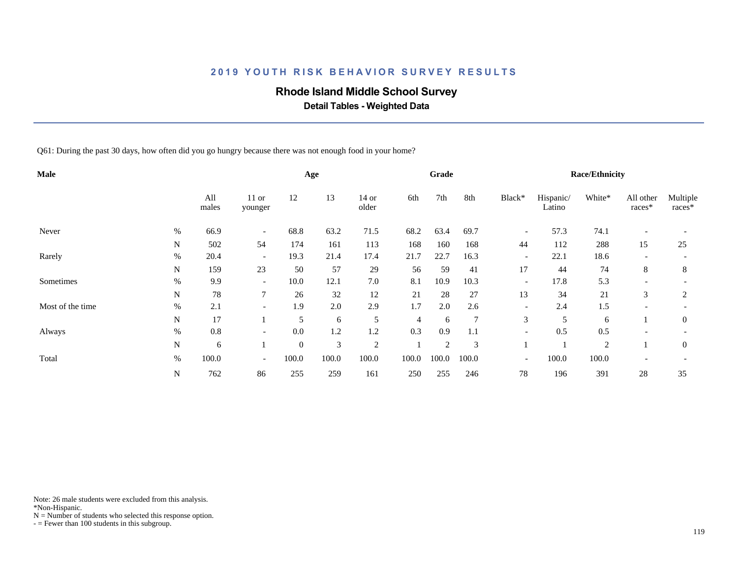## 2019 YOUTH RISK BEHAVIOR SURVEY RESULTS

### Rhode Island Middle School Survey

**Detail Tables - Weighted Data**

Q61: During the past 30 days, how often did you go hungry because there was not enough food in your home?

| Male | | All males | Age | | | | Grade | | | Race/Ethnicity | | | | |
|---|---|---|---|---|---|---|---|---|---|---|---|---|---|---|
| | | | 11 or younger | 12 | 13 | 14 or older | 6th | 7th | 8th | Black* | Hispanic/ Latino | White* | All other races* | Multiple races* |
| Never | % | 66.9 | - | 68.8 | 63.2 | 71.5 | 68.2 | 63.4 | 69.7 | - | 57.3 | 74.1 | - | - |
| | N | 502 | 54 | 174 | 161 | 113 | 168 | 160 | 168 | 44 | 112 | 288 | 15 | 25 |
| Rarely | % | 20.4 | - | 19.3 | 21.4 | 17.4 | 21.7 | 22.7 | 16.3 | - | 22.1 | 18.6 | - | - |
| | N | 159 | 23 | 50 | 57 | 29 | 56 | 59 | 41 | 17 | 44 | 74 | 8 | 8 |
| Sometimes | % | 9.9 | - | 10.0 | 12.1 | 7.0 | 8.1 | 10.9 | 10.3 | - | 17.8 | 5.3 | - | - |
| | N | 78 | 7 | 26 | 32 | 12 | 21 | 28 | 27 | 13 | 34 | 21 | 3 | 2 |
| Most of the time | % | 2.1 | - | 1.9 | 2.0 | 2.9 | 1.7 | 2.0 | 2.6 | - | 2.4 | 1.5 | - | - |
| | N | 17 | 1 | 5 | 6 | 5 | 4 | 6 | 7 | 3 | 5 | 6 | 1 | 0 |
| Always | % | 0.8 | - | 0.0 | 1.2 | 1.2 | 0.3 | 0.9 | 1.1 | - | 0.5 | 0.5 | - | - |
| | N | 6 | 1 | 0 | 3 | 2 | 1 | 2 | 3 | 1 | 1 | 2 | 1 | 0 |
| Total | % | 100.0 | - | 100.0 | 100.0 | 100.0 | 100.0 | 100.0 | 100.0 | - | 100.0 | 100.0 | - | - |
| | N | 762 | 86 | 255 | 259 | 161 | 250 | 255 | 246 | 78 | 196 | 391 | 28 | 35 |

Note: 26 male students were excluded from this analysis.
*Non-Hispanic.
N = Number of students who selected this response option.
- = Fewer than 100 students in this subgroup.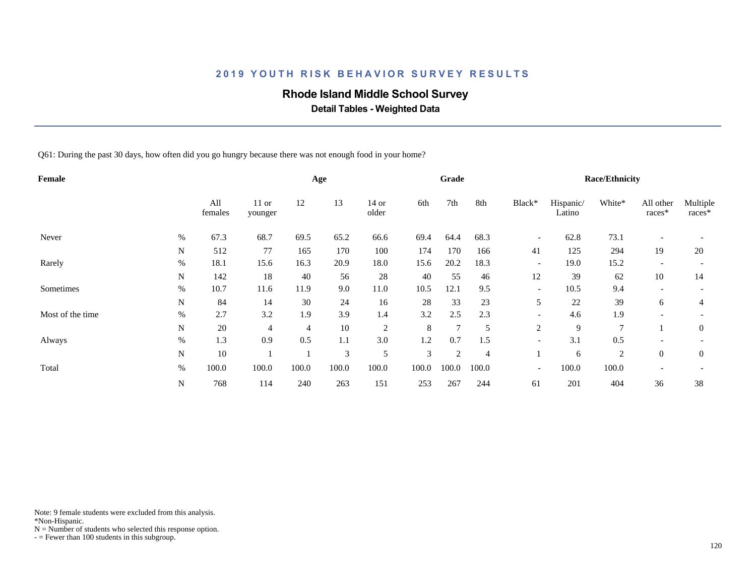## 2019 YOUTH RISK BEHAVIOR SURVEY RESULTS

# Rhode Island Middle School Survey

### Detail Tables - Weighted Data

Q61: During the past 30 days, how often did you go hungry because there was not enough food in your home?

| Female | | | Age | | | | Grade | | | Race/Ethnicity | | | | |
|---|---|---|---|---|---|---|---|---|---|---|---|---|---|---|
| | | All females | 11 or younger | 12 | 13 | 14 or older | 6th | 7th | 8th | Black* | Hispanic/ Latino | White* | All other races* | Multiple races* |
| Never | % | 67.3 | 68.7 | 69.5 | 65.2 | 66.6 | 69.4 | 64.4 | 68.3 | - | 62.8 | 73.1 | - | - |
| | N | 512 | 77 | 165 | 170 | 100 | 174 | 170 | 166 | 41 | 125 | 294 | 19 | 20 |
| Rarely | % | 18.1 | 15.6 | 16.3 | 20.9 | 18.0 | 15.6 | 20.2 | 18.3 | - | 19.0 | 15.2 | - | - |
| | N | 142 | 18 | 40 | 56 | 28 | 40 | 55 | 46 | 12 | 39 | 62 | 10 | 14 |
| Sometimes | % | 10.7 | 11.6 | 11.9 | 9.0 | 11.0 | 10.5 | 12.1 | 9.5 | - | 10.5 | 9.4 | - | - |
| | N | 84 | 14 | 30 | 24 | 16 | 28 | 33 | 23 | 5 | 22 | 39 | 6 | 4 |
| Most of the time | % | 2.7 | 3.2 | 1.9 | 3.9 | 1.4 | 3.2 | 2.5 | 2.3 | - | 4.6 | 1.9 | - | - |
| | N | 20 | 4 | 4 | 10 | 2 | 8 | 7 | 5 | 2 | 9 | 7 | 1 | 0 |
| Always | % | 1.3 | 0.9 | 0.5 | 1.1 | 3.0 | 1.2 | 0.7 | 1.5 | - | 3.1 | 0.5 | - | - |
| | N | 10 | 1 | 1 | 3 | 5 | 3 | 2 | 4 | 1 | 6 | 2 | 0 | 0 |
| Total | % | 100.0 | 100.0 | 100.0 | 100.0 | 100.0 | 100.0 | 100.0 | 100.0 | - | 100.0 | 100.0 | - | - |
| | N | 768 | 114 | 240 | 263 | 151 | 253 | 267 | 244 | 61 | 201 | 404 | 36 | 38 |

Note: 9 female students were excluded from this analysis.
*Non-Hispanic.
N = Number of students who selected this response option.
- = Fewer than 100 students in this subgroup.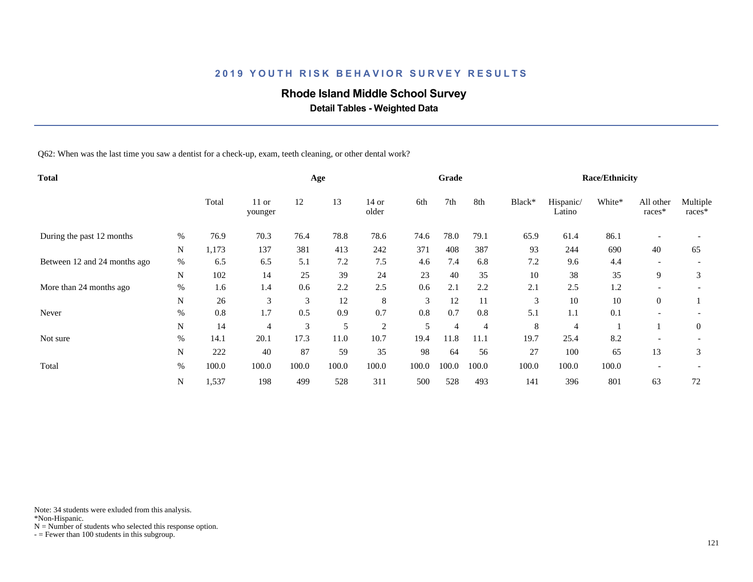## 2019 YOUTH RISK BEHAVIOR SURVEY RESULTS

### Rhode Island Middle School Survey

**Detail Tables - Weighted Data**

Q62: When was the last time you saw a dentist for a check-up, exam, teeth cleaning, or other dental work?

| Total | | | Age | | | | Grade | | | Race/Ethnicity | | | | |
|---|---|---|---|---|---|---|---|---|---|---|---|---|---|---|
| | | Total | 11 or younger | 12 | 13 | 14 or older | 6th | 7th | 8th | Black* | Hispanic/ Latino | White* | All other races* | Multiple races* |
| During the past 12 months | % | 76.9 | 70.3 | 76.4 | 78.8 | 78.6 | 74.6 | 78.0 | 79.1 | 65.9 | 61.4 | 86.1 | - | - |
| | N | 1,173 | 137 | 381 | 413 | 242 | 371 | 408 | 387 | 93 | 244 | 690 | 40 | 65 |
| Between 12 and 24 months ago | % | 6.5 | 6.5 | 5.1 | 7.2 | 7.5 | 4.6 | 7.4 | 6.8 | 7.2 | 9.6 | 4.4 | - | - |
| | N | 102 | 14 | 25 | 39 | 24 | 23 | 40 | 35 | 10 | 38 | 35 | 9 | 3 |
| More than 24 months ago | % | 1.6 | 1.4 | 0.6 | 2.2 | 2.5 | 0.6 | 2.1 | 2.2 | 2.1 | 2.5 | 1.2 | - | - |
| | N | 26 | 3 | 3 | 12 | 8 | 3 | 12 | 11 | 3 | 10 | 10 | 0 | 1 |
| Never | % | 0.8 | 1.7 | 0.5 | 0.9 | 0.7 | 0.8 | 0.7 | 0.8 | 5.1 | 1.1 | 0.1 | - | - |
| | N | 14 | 4 | 3 | 5 | 2 | 5 | 4 | 4 | 8 | 4 | 1 | 1 | 0 |
| Not sure | % | 14.1 | 20.1 | 17.3 | 11.0 | 10.7 | 19.4 | 11.8 | 11.1 | 19.7 | 25.4 | 8.2 | - | - |
| | N | 222 | 40 | 87 | 59 | 35 | 98 | 64 | 56 | 27 | 100 | 65 | 13 | 3 |
| Total | % | 100.0 | 100.0 | 100.0 | 100.0 | 100.0 | 100.0 | 100.0 | 100.0 | 100.0 | 100.0 | 100.0 | - | - |
| | N | 1,537 | 198 | 499 | 528 | 311 | 500 | 528 | 493 | 141 | 396 | 801 | 63 | 72 |

Note: 34 students were exluded from this analysis.
*Non-Hispanic.
N = Number of students who selected this response option.
- = Fewer than 100 students in this subgroup.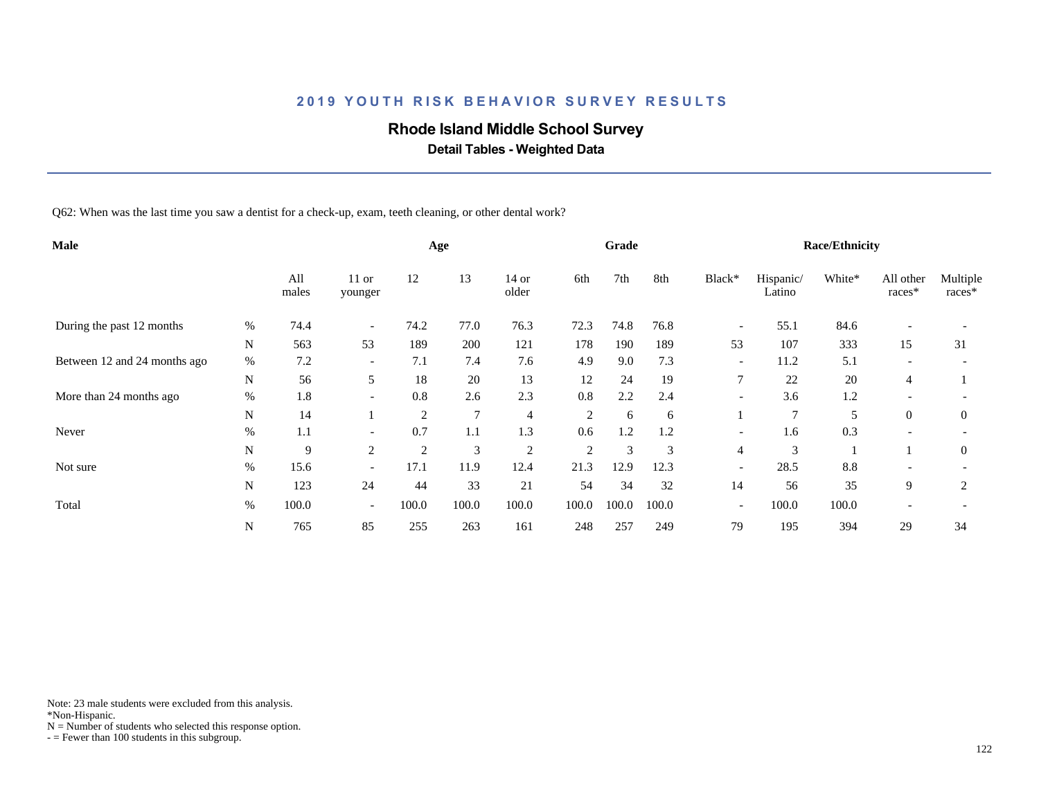## 2019 YOUTH RISK BEHAVIOR SURVEY RESULTS

### Rhode Island Middle School Survey

**Detail Tables - Weighted Data**

Q62: When was the last time you saw a dentist for a check-up, exam, teeth cleaning, or other dental work?

| Male | | | Age | | | | Grade | | | Race/Ethnicity | | | | |
|---|---|---|---|---|---|---|---|---|---|---|---|---|---|---|
| | | All males | 11 or younger | 12 | 13 | 14 or older | 6th | 7th | 8th | Black* | Hispanic/ Latino | White* | All other races* | Multiple races* |
| During the past 12 months | % | 74.4 | - | 74.2 | 77.0 | 76.3 | 72.3 | 74.8 | 76.8 | - | 55.1 | 84.6 | - | - |
| | N | 563 | 53 | 189 | 200 | 121 | 178 | 190 | 189 | 53 | 107 | 333 | 15 | 31 |
| Between 12 and 24 months ago | % | 7.2 | - | 7.1 | 7.4 | 7.6 | 4.9 | 9.0 | 7.3 | - | 11.2 | 5.1 | - | - |
| | N | 56 | 5 | 18 | 20 | 13 | 12 | 24 | 19 | 7 | 22 | 20 | 4 | 1 |
| More than 24 months ago | % | 1.8 | - | 0.8 | 2.6 | 2.3 | 0.8 | 2.2 | 2.4 | - | 3.6 | 1.2 | - | - |
| | N | 14 | 1 | 2 | 7 | 4 | 2 | 6 | 6 | 1 | 7 | 5 | 0 | 0 |
| Never | % | 1.1 | - | 0.7 | 1.1 | 1.3 | 0.6 | 1.2 | 1.2 | - | 1.6 | 0.3 | - | - |
| | N | 9 | 2 | 2 | 3 | 2 | 2 | 3 | 3 | 4 | 3 | 1 | 1 | 0 |
| Not sure | % | 15.6 | - | 17.1 | 11.9 | 12.4 | 21.3 | 12.9 | 12.3 | - | 28.5 | 8.8 | - | - |
| | N | 123 | 24 | 44 | 33 | 21 | 54 | 34 | 32 | 14 | 56 | 35 | 9 | 2 |
| Total | % | 100.0 | - | 100.0 | 100.0 | 100.0 | 100.0 | 100.0 | 100.0 | - | 100.0 | 100.0 | - | - |
| | N | 765 | 85 | 255 | 263 | 161 | 248 | 257 | 249 | 79 | 195 | 394 | 29 | 34 |

Note: 23 male students were excluded from this analysis.
*Non-Hispanic.
N = Number of students who selected this response option.
- = Fewer than 100 students in this subgroup.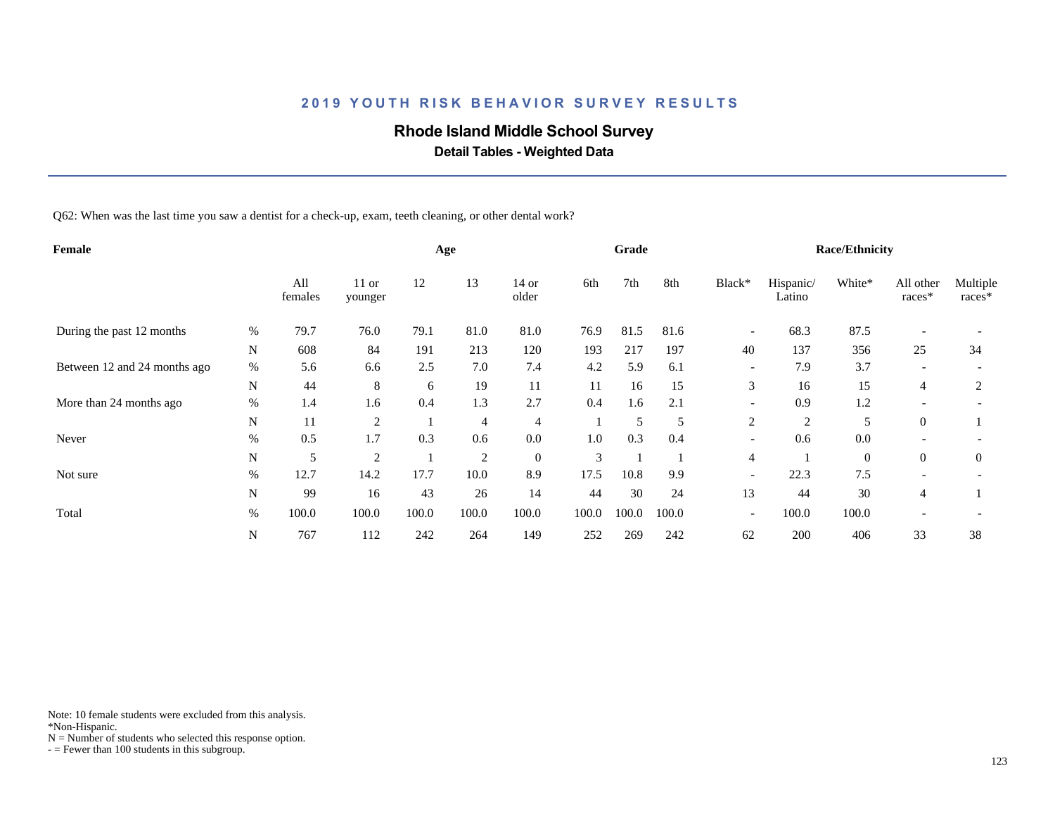## 2019 YOUTH RISK BEHAVIOR SURVEY RESULTS

# Rhode Island Middle School Survey

### Detail Tables - Weighted Data

Q62: When was the last time you saw a dentist for a check-up, exam, teeth cleaning, or other dental work?

| Female | | | Age | | | | Grade | | | Race/Ethnicity | | | | |
|---|---|---|---|---|---|---|---|---|---|---|---|---|---|---|
| | | All females | 11 or younger | 12 | 13 | 14 or older | 6th | 7th | 8th | Black* | Hispanic/ Latino | White* | All other races* | Multiple races* |
| During the past 12 months | % | 79.7 | 76.0 | 79.1 | 81.0 | 81.0 | 76.9 | 81.5 | 81.6 | - | 68.3 | 87.5 | - | - |
| | N | 608 | 84 | 191 | 213 | 120 | 193 | 217 | 197 | 40 | 137 | 356 | 25 | 34 |
| Between 12 and 24 months ago | % | 5.6 | 6.6 | 2.5 | 7.0 | 7.4 | 4.2 | 5.9 | 6.1 | - | 7.9 | 3.7 | - | - |
| | N | 44 | 8 | 6 | 19 | 11 | 11 | 16 | 15 | 3 | 16 | 15 | 4 | 2 |
| More than 24 months ago | % | 1.4 | 1.6 | 0.4 | 1.3 | 2.7 | 0.4 | 1.6 | 2.1 | - | 0.9 | 1.2 | - | - |
| | N | 11 | 2 | 1 | 4 | 4 | 1 | 5 | 5 | 2 | 2 | 5 | 0 | 1 |
| Never | % | 0.5 | 1.7 | 0.3 | 0.6 | 0.0 | 1.0 | 0.3 | 0.4 | - | 0.6 | 0.0 | - | - |
| | N | 5 | 2 | 1 | 2 | 0 | 3 | 1 | 1 | 4 | 1 | 0 | 0 | 0 |
| Not sure | % | 12.7 | 14.2 | 17.7 | 10.0 | 8.9 | 17.5 | 10.8 | 9.9 | - | 22.3 | 7.5 | - | - |
| | N | 99 | 16 | 43 | 26 | 14 | 44 | 30 | 24 | 13 | 44 | 30 | 4 | 1 |
| Total | % | 100.0 | 100.0 | 100.0 | 100.0 | 100.0 | 100.0 | 100.0 | 100.0 | - | 100.0 | 100.0 | - | - |
| | N | 767 | 112 | 242 | 264 | 149 | 252 | 269 | 242 | 62 | 200 | 406 | 33 | 38 |

Note: 10 female students were excluded from this analysis.
*Non-Hispanic.
N = Number of students who selected this response option.
- = Fewer than 100 students in this subgroup.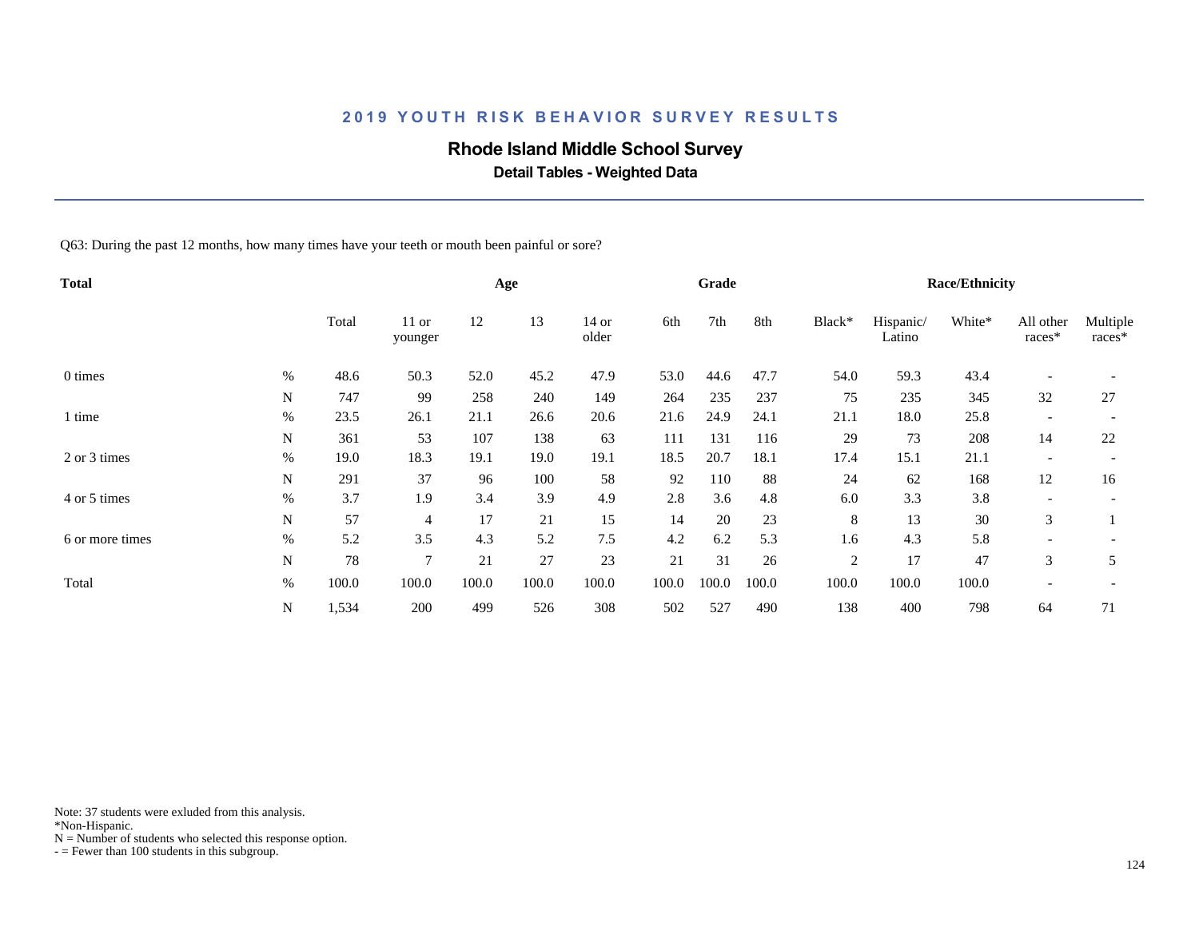# 2019 YOUTH RISK BEHAVIOR SURVEY RESULTS

## Rhode Island Middle School Survey

### Detail Tables - Weighted Data

Q63: During the past 12 months, how many times have your teeth or mouth been painful or sore?

| Total | | | Age | | | | Grade | | | Race/Ethnicity | | | | |
|---|---|---|---|---|---|---|---|---|---|---|---|---|---|---|
| | | Total | 11 or younger | 12 | 13 | 14 or older | 6th | 7th | 8th | Black* | Hispanic/ Latino | White* | All other races* | Multiple races* |
| 0 times | % | 48.6 | 50.3 | 52.0 | 45.2 | 47.9 | 53.0 | 44.6 | 47.7 | 54.0 | 59.3 | 43.4 | - | - |
| | N | 747 | 99 | 258 | 240 | 149 | 264 | 235 | 237 | 75 | 235 | 345 | 32 | 27 |
| 1 time | % | 23.5 | 26.1 | 21.1 | 26.6 | 20.6 | 21.6 | 24.9 | 24.1 | 21.1 | 18.0 | 25.8 | - | - |
| | N | 361 | 53 | 107 | 138 | 63 | 111 | 131 | 116 | 29 | 73 | 208 | 14 | 22 |
| 2 or 3 times | % | 19.0 | 18.3 | 19.1 | 19.0 | 19.1 | 18.5 | 20.7 | 18.1 | 17.4 | 15.1 | 21.1 | - | - |
| | N | 291 | 37 | 96 | 100 | 58 | 92 | 110 | 88 | 24 | 62 | 168 | 12 | 16 |
| 4 or 5 times | % | 3.7 | 1.9 | 3.4 | 3.9 | 4.9 | 2.8 | 3.6 | 4.8 | 6.0 | 3.3 | 3.8 | - | - |
| | N | 57 | 4 | 17 | 21 | 15 | 14 | 20 | 23 | 8 | 13 | 30 | 3 | 1 |
| 6 or more times | % | 5.2 | 3.5 | 4.3 | 5.2 | 7.5 | 4.2 | 6.2 | 5.3 | 1.6 | 4.3 | 5.8 | - | - |
| | N | 78 | 7 | 21 | 27 | 23 | 21 | 31 | 26 | 2 | 17 | 47 | 3 | 5 |
| Total | % | 100.0 | 100.0 | 100.0 | 100.0 | 100.0 | 100.0 | 100.0 | 100.0 | 100.0 | 100.0 | 100.0 | - | - |
| | N | 1,534 | 200 | 499 | 526 | 308 | 502 | 527 | 490 | 138 | 400 | 798 | 64 | 71 |

Note: 37 students were exluded from this analysis.
*Non-Hispanic.
N = Number of students who selected this response option.
- = Fewer than 100 students in this subgroup.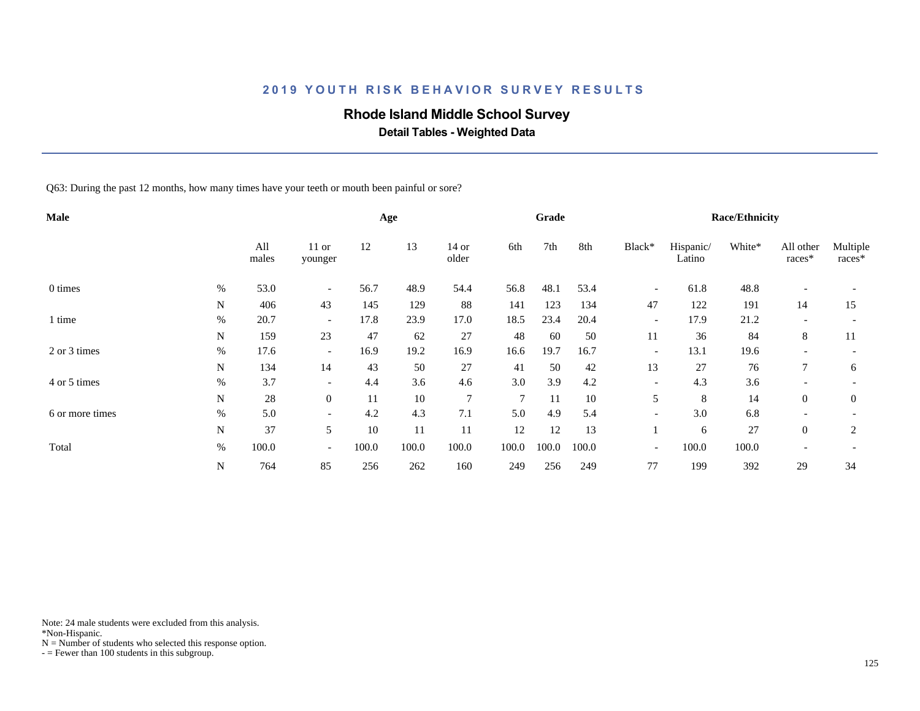## 2019 YOUTH RISK BEHAVIOR SURVEY RESULTS

# Rhode Island Middle School Survey

### Detail Tables - Weighted Data

Q63: During the past 12 months, how many times have your teeth or mouth been painful or sore?

| Male | | | Age | | | | Grade | | | Race/Ethnicity | | | | |
|---|---|---|---|---|---|---|---|---|---|---|---|---|---|---|
| | | All males | 11 or younger | 12 | 13 | 14 or older | 6th | 7th | 8th | Black* | Hispanic/ Latino | White* | All other races* | Multiple races* |
| 0 times | % | 53.0 | - | 56.7 | 48.9 | 54.4 | 56.8 | 48.1 | 53.4 | - | 61.8 | 48.8 | - | - |
| | N | 406 | 43 | 145 | 129 | 88 | 141 | 123 | 134 | 47 | 122 | 191 | 14 | 15 |
| 1 time | % | 20.7 | - | 17.8 | 23.9 | 17.0 | 18.5 | 23.4 | 20.4 | - | 17.9 | 21.2 | - | - |
| | N | 159 | 23 | 47 | 62 | 27 | 48 | 60 | 50 | 11 | 36 | 84 | 8 | 11 |
| 2 or 3 times | % | 17.6 | - | 16.9 | 19.2 | 16.9 | 16.6 | 19.7 | 16.7 | - | 13.1 | 19.6 | - | - |
| | N | 134 | 14 | 43 | 50 | 27 | 41 | 50 | 42 | 13 | 27 | 76 | 7 | 6 |
| 4 or 5 times | % | 3.7 | - | 4.4 | 3.6 | 4.6 | 3.0 | 3.9 | 4.2 | - | 4.3 | 3.6 | - | - |
| | N | 28 | 0 | 11 | 10 | 7 | 7 | 11 | 10 | 5 | 8 | 14 | 0 | 0 |
| 6 or more times | % | 5.0 | - | 4.2 | 4.3 | 7.1 | 5.0 | 4.9 | 5.4 | - | 3.0 | 6.8 | - | - |
| | N | 37 | 5 | 10 | 11 | 11 | 12 | 12 | 13 | 1 | 6 | 27 | 0 | 2 |
| Total | % | 100.0 | - | 100.0 | 100.0 | 100.0 | 100.0 | 100.0 | 100.0 | - | 100.0 | 100.0 | - | - |
| | N | 764 | 85 | 256 | 262 | 160 | 249 | 256 | 249 | 77 | 199 | 392 | 29 | 34 |

Note: 24 male students were excluded from this analysis.
*Non-Hispanic.
N = Number of students who selected this response option.
- = Fewer than 100 students in this subgroup.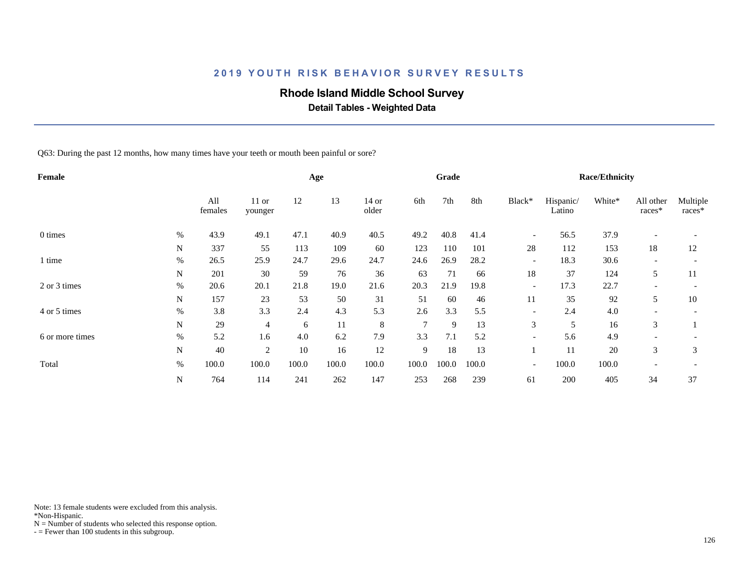## 2019 YOUTH RISK BEHAVIOR SURVEY RESULTS

# Rhode Island Middle School Survey

### Detail Tables - Weighted Data

Q63: During the past 12 months, how many times have your teeth or mouth been painful or sore?

| Female | | | Age | | | | Grade | | | Race/Ethnicity | | | | |
|---|---|---|---|---|---|---|---|---|---|---|---|---|---|---|
| | | All females | 11 or younger | 12 | 13 | 14 or older | 6th | 7th | 8th | Black* | Hispanic/ Latino | White* | All other races* | Multiple races* |
| 0 times | % | 43.9 | 49.1 | 47.1 | 40.9 | 40.5 | 49.2 | 40.8 | 41.4 | - | 56.5 | 37.9 | - | - |
| | N | 337 | 55 | 113 | 109 | 60 | 123 | 110 | 101 | 28 | 112 | 153 | 18 | 12 |
| 1 time | % | 26.5 | 25.9 | 24.7 | 29.6 | 24.7 | 24.6 | 26.9 | 28.2 | - | 18.3 | 30.6 | - | - |
| | N | 201 | 30 | 59 | 76 | 36 | 63 | 71 | 66 | 18 | 37 | 124 | 5 | 11 |
| 2 or 3 times | % | 20.6 | 20.1 | 21.8 | 19.0 | 21.6 | 20.3 | 21.9 | 19.8 | - | 17.3 | 22.7 | - | - |
| | N | 157 | 23 | 53 | 50 | 31 | 51 | 60 | 46 | 11 | 35 | 92 | 5 | 10 |
| 4 or 5 times | % | 3.8 | 3.3 | 2.4 | 4.3 | 5.3 | 2.6 | 3.3 | 5.5 | - | 2.4 | 4.0 | - | - |
| | N | 29 | 4 | 6 | 11 | 8 | 7 | 9 | 13 | 3 | 5 | 16 | 3 | 1 |
| 6 or more times | % | 5.2 | 1.6 | 4.0 | 6.2 | 7.9 | 3.3 | 7.1 | 5.2 | - | 5.6 | 4.9 | - | - |
| | N | 40 | 2 | 10 | 16 | 12 | 9 | 18 | 13 | 1 | 11 | 20 | 3 | 3 |
| Total | % | 100.0 | 100.0 | 100.0 | 100.0 | 100.0 | 100.0 | 100.0 | 100.0 | - | 100.0 | 100.0 | - | - |
| | N | 764 | 114 | 241 | 262 | 147 | 253 | 268 | 239 | 61 | 200 | 405 | 34 | 37 |

Note: 13 female students were excluded from this analysis.
*Non-Hispanic.
N = Number of students who selected this response option.
- = Fewer than 100 students in this subgroup.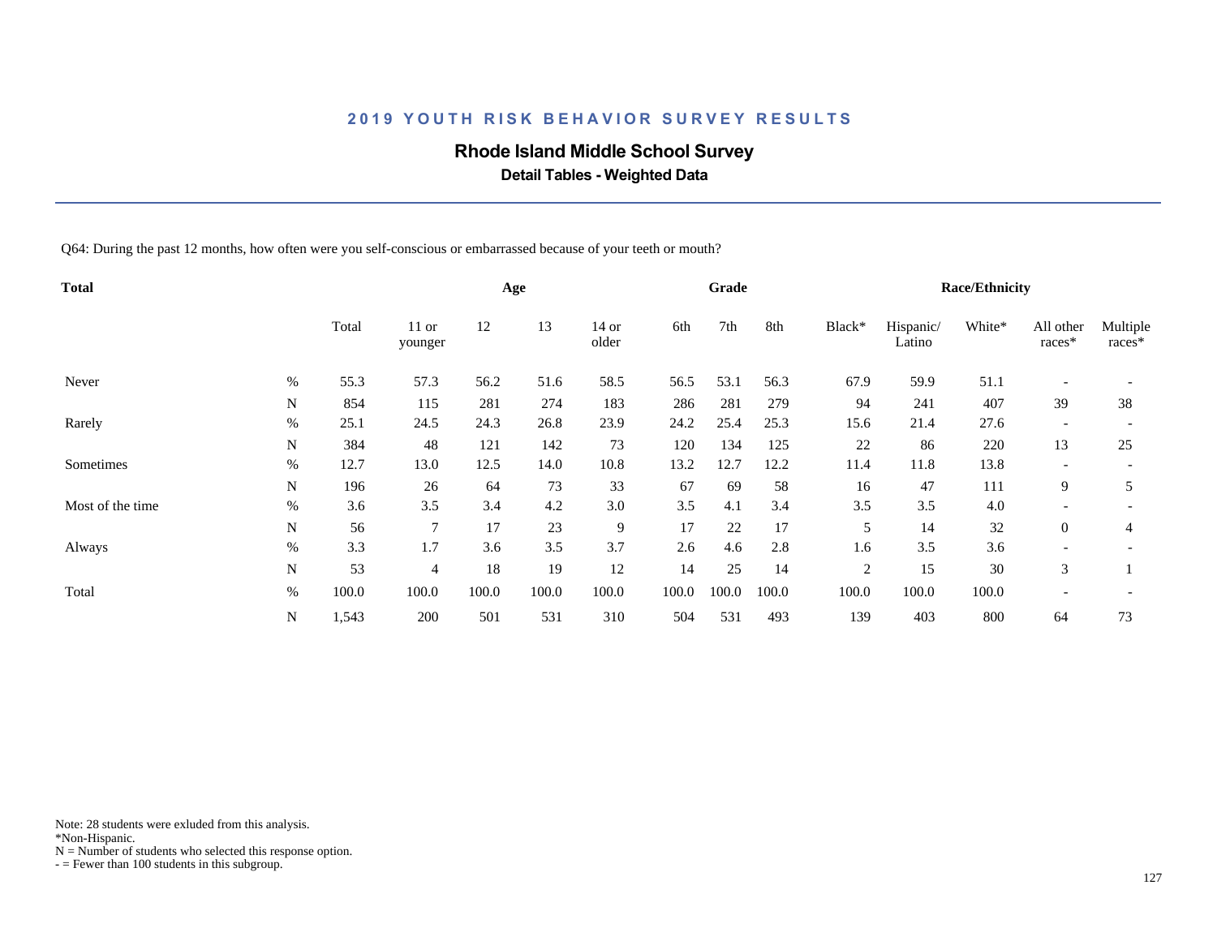## 2019 YOUTH RISK BEHAVIOR SURVEY RESULTS

### Rhode Island Middle School Survey

**Detail Tables - Weighted Data**

Q64: During the past 12 months, how often were you self-conscious or embarrassed because of your teeth or mouth?

| Total | | | Age | | | | Grade | | | Race/Ethnicity | | | | |
|---|---|---|---|---|---|---|---|---|---|---|---|---|---|---|
| | | Total | 11 or younger | 12 | 13 | 14 or older | 6th | 7th | 8th | Black* | Hispanic/ Latino | White* | All other races* | Multiple races* |
| Never | % | 55.3 | 57.3 | 56.2 | 51.6 | 58.5 | 56.5 | 53.1 | 56.3 | 67.9 | 59.9 | 51.1 | - | - |
| | N | 854 | 115 | 281 | 274 | 183 | 286 | 281 | 279 | 94 | 241 | 407 | 39 | 38 |
| Rarely | % | 25.1 | 24.5 | 24.3 | 26.8 | 23.9 | 24.2 | 25.4 | 25.3 | 15.6 | 21.4 | 27.6 | - | - |
| | N | 384 | 48 | 121 | 142 | 73 | 120 | 134 | 125 | 22 | 86 | 220 | 13 | 25 |
| Sometimes | % | 12.7 | 13.0 | 12.5 | 14.0 | 10.8 | 13.2 | 12.7 | 12.2 | 11.4 | 11.8 | 13.8 | - | - |
| | N | 196 | 26 | 64 | 73 | 33 | 67 | 69 | 58 | 16 | 47 | 111 | 9 | 5 |
| Most of the time | % | 3.6 | 3.5 | 3.4 | 4.2 | 3.0 | 3.5 | 4.1 | 3.4 | 3.5 | 3.5 | 4.0 | - | - |
| | N | 56 | 7 | 17 | 23 | 9 | 17 | 22 | 17 | 5 | 14 | 32 | 0 | 4 |
| Always | % | 3.3 | 1.7 | 3.6 | 3.5 | 3.7 | 2.6 | 4.6 | 2.8 | 1.6 | 3.5 | 3.6 | - | - |
| | N | 53 | 4 | 18 | 19 | 12 | 14 | 25 | 14 | 2 | 15 | 30 | 3 | 1 |
| Total | % | 100.0 | 100.0 | 100.0 | 100.0 | 100.0 | 100.0 | 100.0 | 100.0 | 100.0 | 100.0 | 100.0 | - | - |
| | N | 1,543 | 200 | 501 | 531 | 310 | 504 | 531 | 493 | 139 | 403 | 800 | 64 | 73 |

Note: 28 students were exluded from this analysis.
*Non-Hispanic.
N = Number of students who selected this response option.
- = Fewer than 100 students in this subgroup.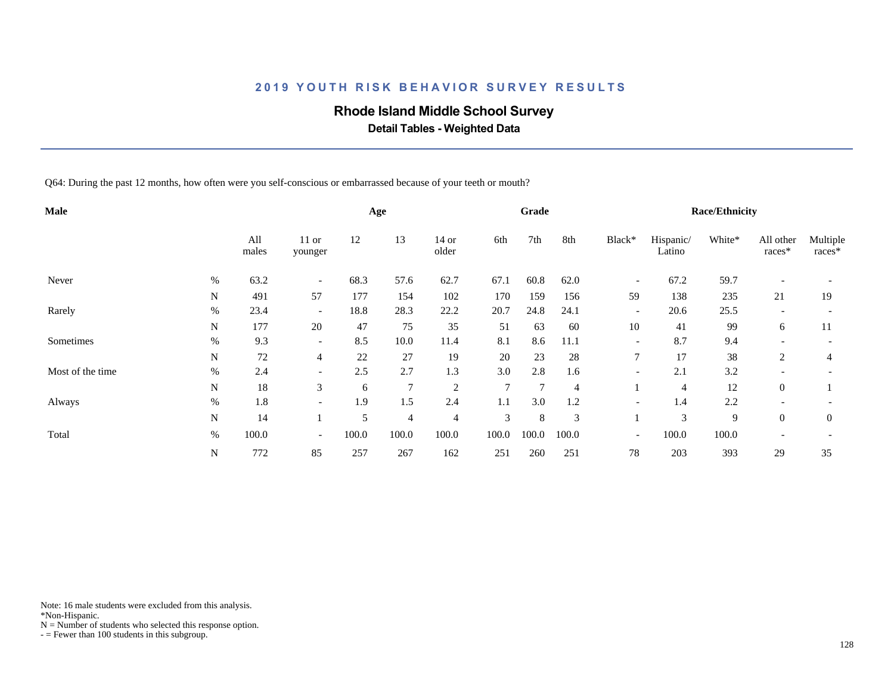## 2019 YOUTH RISK BEHAVIOR SURVEY RESULTS

# Rhode Island Middle School Survey

### Detail Tables - Weighted Data

Q64: During the past 12 months, how often were you self-conscious or embarrassed because of your teeth or mouth?

| Male | | | Age | | | | Grade | | | Race/Ethnicity | | | | |
|---|---|---|---|---|---|---|---|---|---|---|---|---|---|---|
| | | All males | 11 or younger | 12 | 13 | 14 or older | 6th | 7th | 8th | Black* | Hispanic/ Latino | White* | All other races* | Multiple races* |
| Never | % | 63.2 | - | 68.3 | 57.6 | 62.7 | 67.1 | 60.8 | 62.0 | - | 67.2 | 59.7 | - | - |
| | N | 491 | 57 | 177 | 154 | 102 | 170 | 159 | 156 | 59 | 138 | 235 | 21 | 19 |
| Rarely | % | 23.4 | - | 18.8 | 28.3 | 22.2 | 20.7 | 24.8 | 24.1 | - | 20.6 | 25.5 | - | - |
| | N | 177 | 20 | 47 | 75 | 35 | 51 | 63 | 60 | 10 | 41 | 99 | 6 | 11 |
| Sometimes | % | 9.3 | - | 8.5 | 10.0 | 11.4 | 8.1 | 8.6 | 11.1 | - | 8.7 | 9.4 | - | - |
| | N | 72 | 4 | 22 | 27 | 19 | 20 | 23 | 28 | 7 | 17 | 38 | 2 | 4 |
| Most of the time | % | 2.4 | - | 2.5 | 2.7 | 1.3 | 3.0 | 2.8 | 1.6 | - | 2.1 | 3.2 | - | - |
| | N | 18 | 3 | 6 | 7 | 2 | 7 | 7 | 4 | 1 | 4 | 12 | 0 | 1 |
| Always | % | 1.8 | - | 1.9 | 1.5 | 2.4 | 1.1 | 3.0 | 1.2 | - | 1.4 | 2.2 | - | - |
| | N | 14 | 1 | 5 | 4 | 4 | 3 | 8 | 3 | 1 | 3 | 9 | 0 | 0 |
| Total | % | 100.0 | - | 100.0 | 100.0 | 100.0 | 100.0 | 100.0 | 100.0 | - | 100.0 | 100.0 | - | - |
| | N | 772 | 85 | 257 | 267 | 162 | 251 | 260 | 251 | 78 | 203 | 393 | 29 | 35 |

Note: 16 male students were excluded from this analysis.
*Non-Hispanic.
N = Number of students who selected this response option.
- = Fewer than 100 students in this subgroup.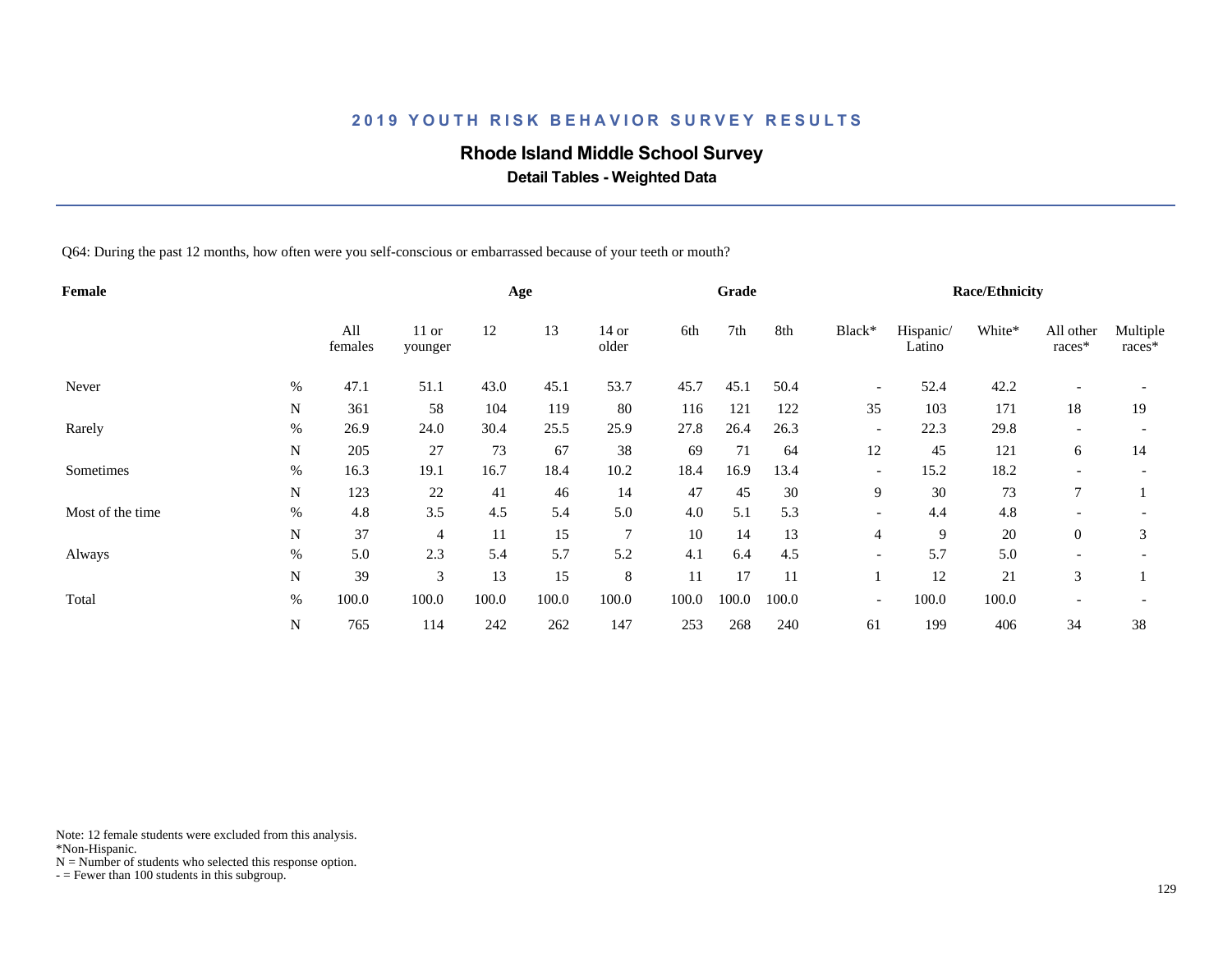# 2019 YOUTH RISK BEHAVIOR SURVEY RESULTS

## Rhode Island Middle School Survey

### Detail Tables - Weighted Data

Q64: During the past 12 months, how often were you self-conscious or embarrassed because of your teeth or mouth?

| Female | | | Age | | | | Grade | | | Race/Ethnicity | | | | |
|---|---|---|---|---|---|---|---|---|---|---|---|---|---|---|
| | | All females | 11 or younger | 12 | 13 | 14 or older | 6th | 7th | 8th | Black* | Hispanic/ Latino | White* | All other races* | Multiple races* |
| Never | % | 47.1 | 51.1 | 43.0 | 45.1 | 53.7 | 45.7 | 45.1 | 50.4 | - | 52.4 | 42.2 | - | - |
| | N | 361 | 58 | 104 | 119 | 80 | 116 | 121 | 122 | 35 | 103 | 171 | 18 | 19 |
| Rarely | % | 26.9 | 24.0 | 30.4 | 25.5 | 25.9 | 27.8 | 26.4 | 26.3 | - | 22.3 | 29.8 | - | - |
| | N | 205 | 27 | 73 | 67 | 38 | 69 | 71 | 64 | 12 | 45 | 121 | 6 | 14 |
| Sometimes | % | 16.3 | 19.1 | 16.7 | 18.4 | 10.2 | 18.4 | 16.9 | 13.4 | - | 15.2 | 18.2 | - | - |
| | N | 123 | 22 | 41 | 46 | 14 | 47 | 45 | 30 | 9 | 30 | 73 | 7 | 1 |
| Most of the time | % | 4.8 | 3.5 | 4.5 | 5.4 | 5.0 | 4.0 | 5.1 | 5.3 | - | 4.4 | 4.8 | - | - |
| | N | 37 | 4 | 11 | 15 | 7 | 10 | 14 | 13 | 4 | 9 | 20 | 0 | 3 |
| Always | % | 5.0 | 2.3 | 5.4 | 5.7 | 5.2 | 4.1 | 6.4 | 4.5 | - | 5.7 | 5.0 | - | - |
| | N | 39 | 3 | 13 | 15 | 8 | 11 | 17 | 11 | 1 | 12 | 21 | 3 | 1 |
| Total | % | 100.0 | 100.0 | 100.0 | 100.0 | 100.0 | 100.0 | 100.0 | 100.0 | - | 100.0 | 100.0 | - | - |
| | N | 765 | 114 | 242 | 262 | 147 | 253 | 268 | 240 | 61 | 199 | 406 | 34 | 38 |

Note: 12 female students were excluded from this analysis.
*Non-Hispanic.
N = Number of students who selected this response option.
- = Fewer than 100 students in this subgroup.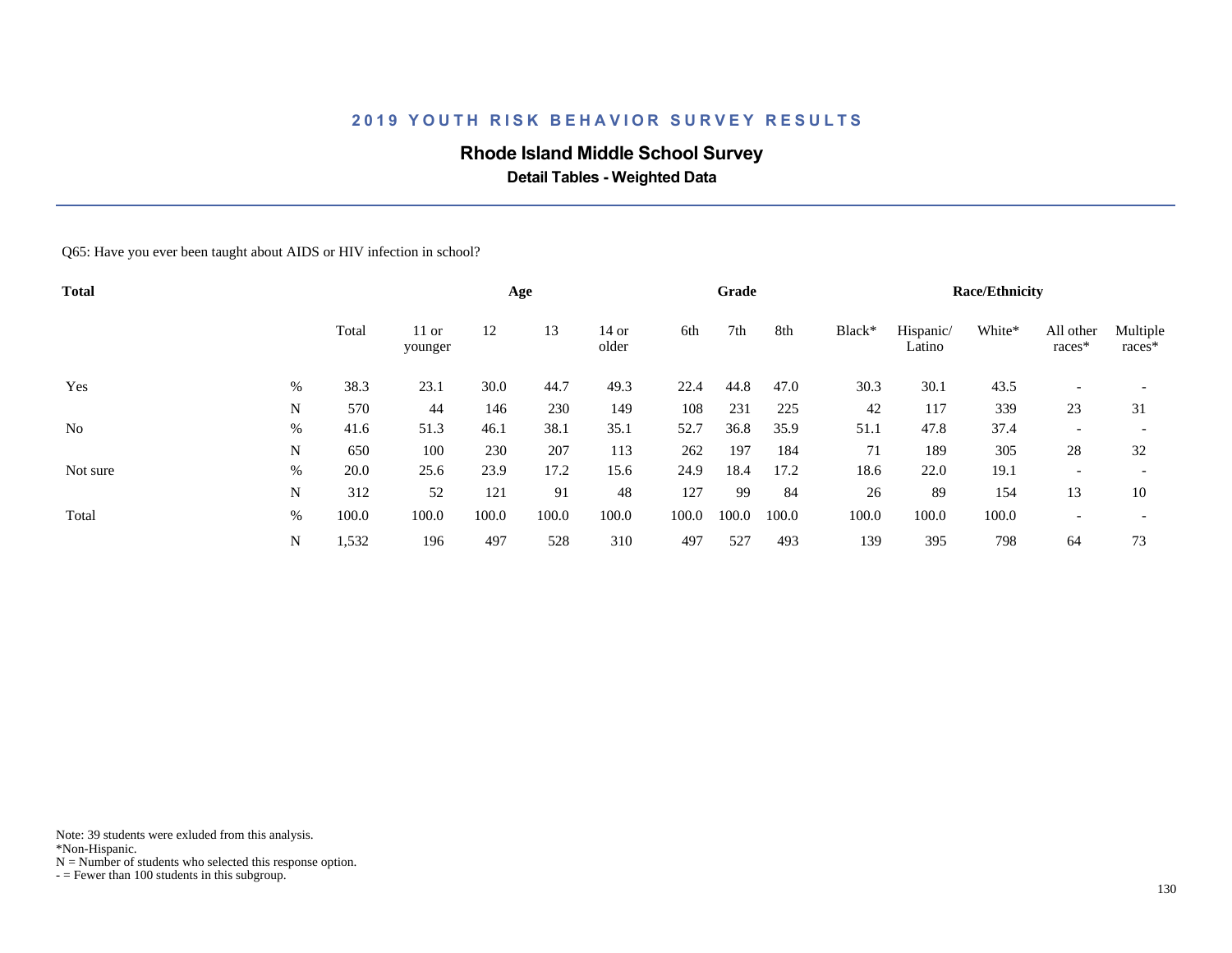# 2019 YOUTH RISK BEHAVIOR SURVEY RESULTS

## Rhode Island Middle School Survey

### Detail Tables - Weighted Data

Q65: Have you ever been taught about AIDS or HIV infection in school?

| Total | | | Age | | | | Grade | | | Race/Ethnicity | | | | |
|---|---|---|---|---|---|---|---|---|---|---|---|---|---|---|
| | | Total | 11 or younger | 12 | 13 | 14 or older | 6th | 7th | 8th | Black* | Hispanic/ Latino | White* | All other races* | Multiple races* |
| Yes | % | 38.3 | 23.1 | 30.0 | 44.7 | 49.3 | 22.4 | 44.8 | 47.0 | 30.3 | 30.1 | 43.5 | - | - |
| | N | 570 | 44 | 146 | 230 | 149 | 108 | 231 | 225 | 42 | 117 | 339 | 23 | 31 |
| No | % | 41.6 | 51.3 | 46.1 | 38.1 | 35.1 | 52.7 | 36.8 | 35.9 | 51.1 | 47.8 | 37.4 | - | - |
| | N | 650 | 100 | 230 | 207 | 113 | 262 | 197 | 184 | 71 | 189 | 305 | 28 | 32 |
| Not sure | % | 20.0 | 25.6 | 23.9 | 17.2 | 15.6 | 24.9 | 18.4 | 17.2 | 18.6 | 22.0 | 19.1 | - | - |
| | N | 312 | 52 | 121 | 91 | 48 | 127 | 99 | 84 | 26 | 89 | 154 | 13 | 10 |
| Total | % | 100.0 | 100.0 | 100.0 | 100.0 | 100.0 | 100.0 | 100.0 | 100.0 | 100.0 | 100.0 | 100.0 | - | - |
| | N | 1,532 | 196 | 497 | 528 | 310 | 497 | 527 | 493 | 139 | 395 | 798 | 64 | 73 |

Note: 39 students were exluded from this analysis.
*Non-Hispanic.
N = Number of students who selected this response option.
- = Fewer than 100 students in this subgroup.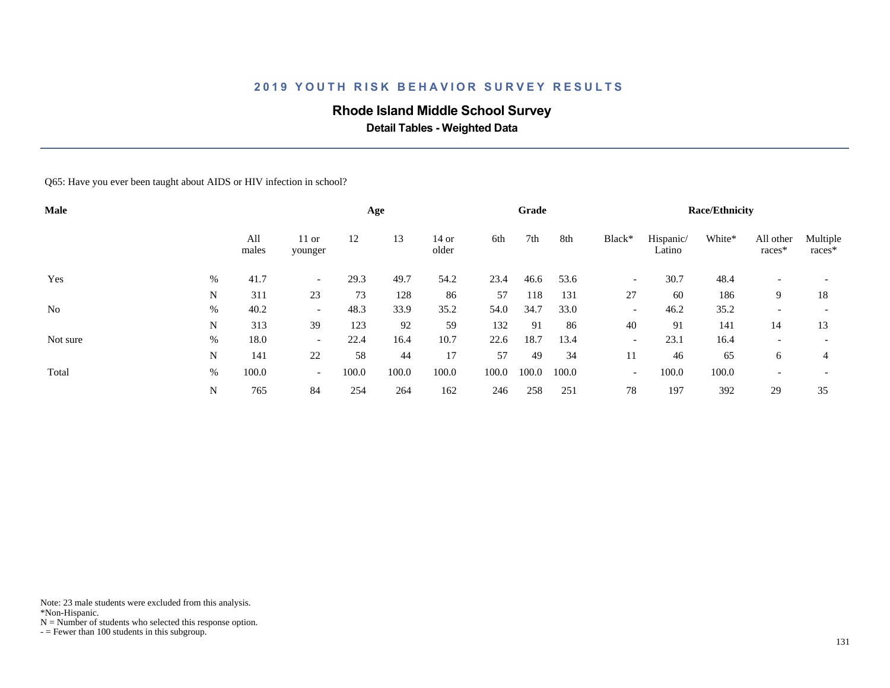# 2019 YOUTH RISK BEHAVIOR SURVEY RESULTS

## Rhode Island Middle School Survey

### Detail Tables - Weighted Data

Q65: Have you ever been taught about AIDS or HIV infection in school?

| Male | | All males | Age | | | | Grade | | | Race/Ethnicity | | | | |
|---|---|---|---|---|---|---|---|---|---|---|---|---|---|---|
| | | | 11 or younger | 12 | 13 | 14 or older | 6th | 7th | 8th | Black* | Hispanic/ Latino | White* | All other races* | Multiple races* |
| Yes | % | 41.7 | - | 29.3 | 49.7 | 54.2 | 23.4 | 46.6 | 53.6 | - | 30.7 | 48.4 | - | - |
| | N | 311 | 23 | 73 | 128 | 86 | 57 | 118 | 131 | 27 | 60 | 186 | 9 | 18 |
| No | % | 40.2 | - | 48.3 | 33.9 | 35.2 | 54.0 | 34.7 | 33.0 | - | 46.2 | 35.2 | - | - |
| | N | 313 | 39 | 123 | 92 | 59 | 132 | 91 | 86 | 40 | 91 | 141 | 14 | 13 |
| Not sure | % | 18.0 | - | 22.4 | 16.4 | 10.7 | 22.6 | 18.7 | 13.4 | - | 23.1 | 16.4 | - | - |
| | N | 141 | 22 | 58 | 44 | 17 | 57 | 49 | 34 | 11 | 46 | 65 | 6 | 4 |
| Total | % | 100.0 | - | 100.0 | 100.0 | 100.0 | 100.0 | 100.0 | 100.0 | - | 100.0 | 100.0 | - | - |
| | N | 765 | 84 | 254 | 264 | 162 | 246 | 258 | 251 | 78 | 197 | 392 | 29 | 35 |

Note: 23 male students were excluded from this analysis.
*Non-Hispanic.
N = Number of students who selected this response option.
- = Fewer than 100 students in this subgroup.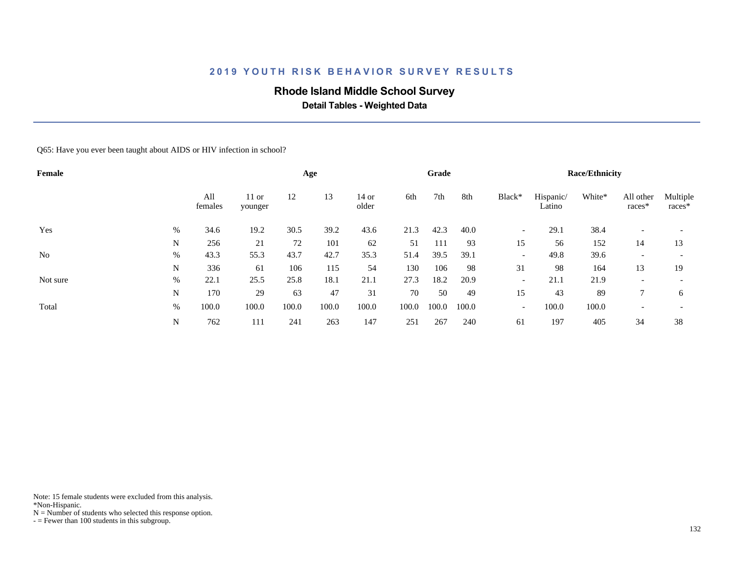## 2019 YOUTH RISK BEHAVIOR SURVEY RESULTS

### Rhode Island Middle School Survey

**Detail Tables - Weighted Data**

Q65: Have you ever been taught about AIDS or HIV infection in school?

| Female | | | Age | | | | Grade | | | Race/Ethnicity | | | | |
|---|---|---|---|---|---|---|---|---|---|---|---|---|---|---|
| | | All females | 11 or younger | 12 | 13 | 14 or older | 6th | 7th | 8th | Black* | Hispanic/ Latino | White* | All other races* | Multiple races* |
| Yes | % | 34.6 | 19.2 | 30.5 | 39.2 | 43.6 | 21.3 | 42.3 | 40.0 | - | 29.1 | 38.4 | - | - |
| | N | 256 | 21 | 72 | 101 | 62 | 51 | 111 | 93 | 15 | 56 | 152 | 14 | 13 |
| No | % | 43.3 | 55.3 | 43.7 | 42.7 | 35.3 | 51.4 | 39.5 | 39.1 | - | 49.8 | 39.6 | - | - |
| | N | 336 | 61 | 106 | 115 | 54 | 130 | 106 | 98 | 31 | 98 | 164 | 13 | 19 |
| Not sure | % | 22.1 | 25.5 | 25.8 | 18.1 | 21.1 | 27.3 | 18.2 | 20.9 | - | 21.1 | 21.9 | - | - |
| | N | 170 | 29 | 63 | 47 | 31 | 70 | 50 | 49 | 15 | 43 | 89 | 7 | 6 |
| Total | % | 100.0 | 100.0 | 100.0 | 100.0 | 100.0 | 100.0 | 100.0 | 100.0 | - | 100.0 | 100.0 | - | - |
| | N | 762 | 111 | 241 | 263 | 147 | 251 | 267 | 240 | 61 | 197 | 405 | 34 | 38 |

Note: 15 female students were excluded from this analysis.
*Non-Hispanic.
N = Number of students who selected this response option.
- = Fewer than 100 students in this subgroup.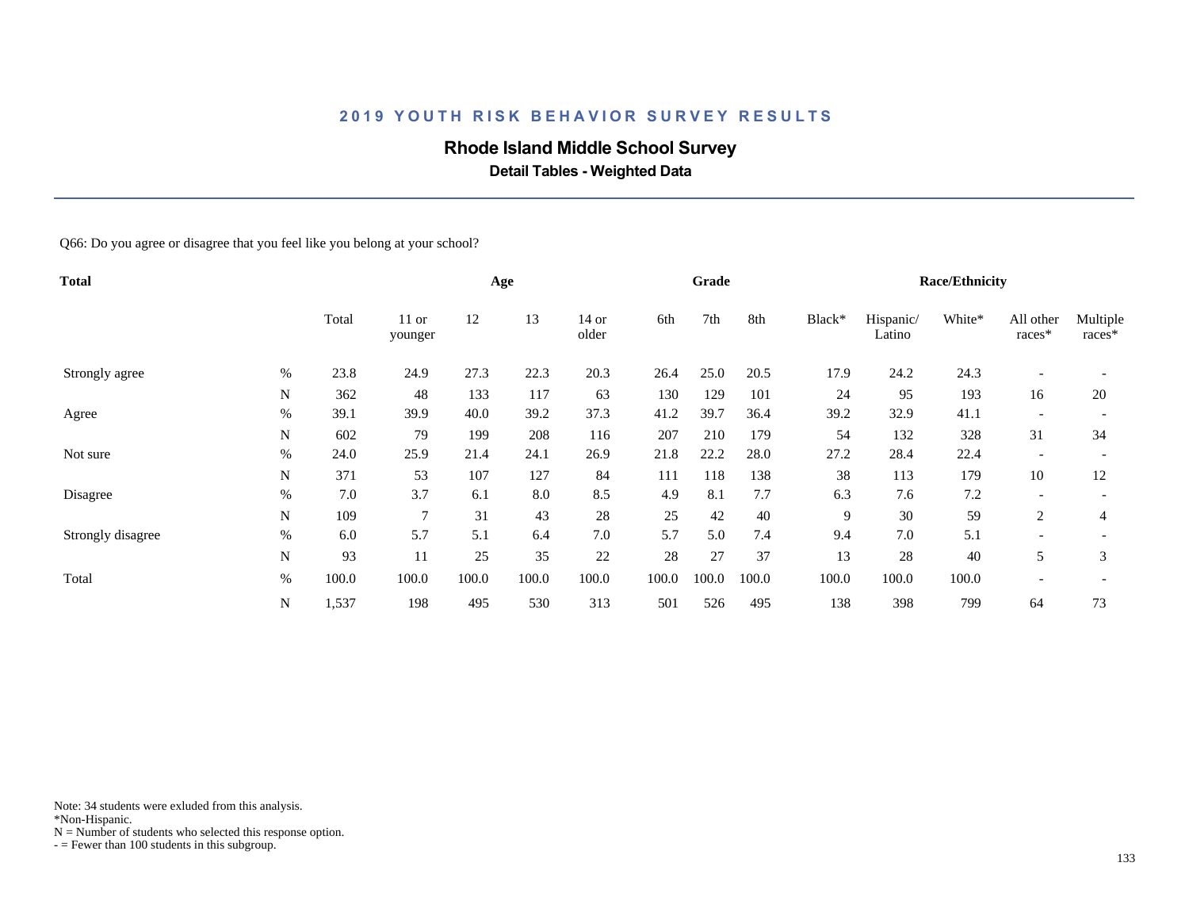## 2019 YOUTH RISK BEHAVIOR SURVEY RESULTS

## Rhode Island Middle School Survey

**Detail Tables - Weighted Data**

Q66: Do you agree or disagree that you feel like you belong at your school?

| **Total** | | | Age | | | | Grade | | | Race/Ethnicity | | | | |
|---|---|---|---|---|---|---|---|---|---|---|---|---|---|---|
| | | Total | 11 or younger | 12 | 13 | 14 or older | 6th | 7th | 8th | Black* | Hispanic/ Latino | White* | All other races* | Multiple races* |
| Strongly agree | % | 23.8 | 24.9 | 27.3 | 22.3 | 20.3 | 26.4 | 25.0 | 20.5 | 17.9 | 24.2 | 24.3 | - | - |
| | N | 362 | 48 | 133 | 117 | 63 | 130 | 129 | 101 | 24 | 95 | 193 | 16 | 20 |
| Agree | % | 39.1 | 39.9 | 40.0 | 39.2 | 37.3 | 41.2 | 39.7 | 36.4 | 39.2 | 32.9 | 41.1 | - | - |
| | N | 602 | 79 | 199 | 208 | 116 | 207 | 210 | 179 | 54 | 132 | 328 | 31 | 34 |
| Not sure | % | 24.0 | 25.9 | 21.4 | 24.1 | 26.9 | 21.8 | 22.2 | 28.0 | 27.2 | 28.4 | 22.4 | - | - |
| | N | 371 | 53 | 107 | 127 | 84 | 111 | 118 | 138 | 38 | 113 | 179 | 10 | 12 |
| Disagree | % | 7.0 | 3.7 | 6.1 | 8.0 | 8.5 | 4.9 | 8.1 | 7.7 | 6.3 | 7.6 | 7.2 | - | - |
| | N | 109 | 7 | 31 | 43 | 28 | 25 | 42 | 40 | 9 | 30 | 59 | 2 | 4 |
| Strongly disagree | % | 6.0 | 5.7 | 5.1 | 6.4 | 7.0 | 5.7 | 5.0 | 7.4 | 9.4 | 7.0 | 5.1 | - | - |
| | N | 93 | 11 | 25 | 35 | 22 | 28 | 27 | 37 | 13 | 28 | 40 | 5 | 3 |
| Total | % | 100.0 | 100.0 | 100.0 | 100.0 | 100.0 | 100.0 | 100.0 | 100.0 | 100.0 | 100.0 | 100.0 | - | - |
| | N | 1,537 | 198 | 495 | 530 | 313 | 501 | 526 | 495 | 138 | 398 | 799 | 64 | 73 |

Note: 34 students were exluded from this analysis.
*Non-Hispanic.
N = Number of students who selected this response option.
- = Fewer than 100 students in this subgroup.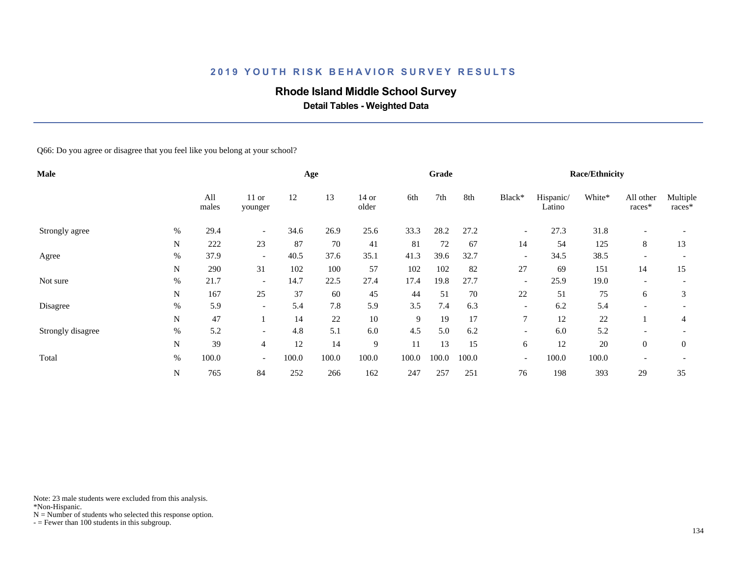# 2019 YOUTH RISK BEHAVIOR SURVEY RESULTS

## Rhode Island Middle School Survey

### Detail Tables - Weighted Data

Q66: Do you agree or disagree that you feel like you belong at your school?

| Male | | | Age | | | | Grade | | | Race/Ethnicity | | | | |
|---|---|---|---|---|---|---|---|---|---|---|---|---|---|---|
| | | All males | 11 or younger | 12 | 13 | 14 or older | 6th | 7th | 8th | Black* | Hispanic/ Latino | White* | All other races* | Multiple races* |
| Strongly agree | % | 29.4 | - | 34.6 | 26.9 | 25.6 | 33.3 | 28.2 | 27.2 | - | 27.3 | 31.8 | - | - |
| | N | 222 | 23 | 87 | 70 | 41 | 81 | 72 | 67 | 14 | 54 | 125 | 8 | 13 |
| Agree | % | 37.9 | - | 40.5 | 37.6 | 35.1 | 41.3 | 39.6 | 32.7 | - | 34.5 | 38.5 | - | - |
| | N | 290 | 31 | 102 | 100 | 57 | 102 | 102 | 82 | 27 | 69 | 151 | 14 | 15 |
| Not sure | % | 21.7 | - | 14.7 | 22.5 | 27.4 | 17.4 | 19.8 | 27.7 | - | 25.9 | 19.0 | - | - |
| | N | 167 | 25 | 37 | 60 | 45 | 44 | 51 | 70 | 22 | 51 | 75 | 6 | 3 |
| Disagree | % | 5.9 | - | 5.4 | 7.8 | 5.9 | 3.5 | 7.4 | 6.3 | - | 6.2 | 5.4 | - | - |
| | N | 47 | 1 | 14 | 22 | 10 | 9 | 19 | 17 | 7 | 12 | 22 | 1 | 4 |
| Strongly disagree | % | 5.2 | - | 4.8 | 5.1 | 6.0 | 4.5 | 5.0 | 6.2 | - | 6.0 | 5.2 | - | - |
| | N | 39 | 4 | 12 | 14 | 9 | 11 | 13 | 15 | 6 | 12 | 20 | 0 | 0 |
| Total | % | 100.0 | - | 100.0 | 100.0 | 100.0 | 100.0 | 100.0 | 100.0 | - | 100.0 | 100.0 | - | - |
| | N | 765 | 84 | 252 | 266 | 162 | 247 | 257 | 251 | 76 | 198 | 393 | 29 | 35 |

Note: 23 male students were excluded from this analysis.
*Non-Hispanic.
N = Number of students who selected this response option.
- = Fewer than 100 students in this subgroup.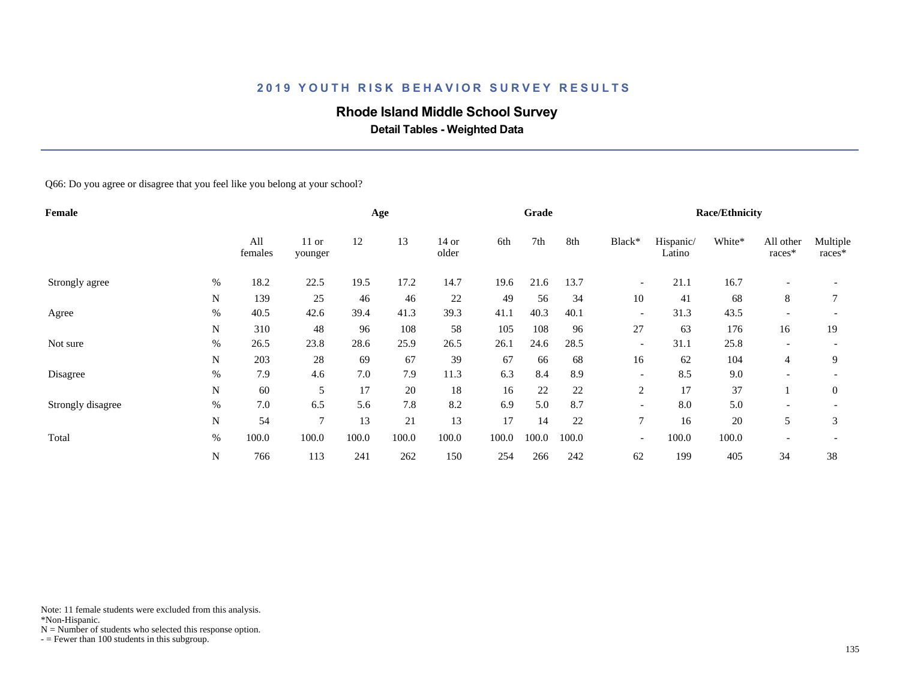## 2019 YOUTH RISK BEHAVIOR SURVEY RESULTS

### Rhode Island Middle School Survey

**Detail Tables - Weighted Data**

Q66: Do you agree or disagree that you feel like you belong at your school?

| Female | | Age | | | | | Grade | | | Race/Ethnicity | | | | |
|---|---|---|---|---|---|---|---|---|---|---|---|---|---|---|
| | | All females | 11 or younger | 12 | 13 | 14 or older | 6th | 7th | 8th | Black* | Hispanic/ Latino | White* | All other races* | Multiple races* |
| Strongly agree | % | 18.2 | 22.5 | 19.5 | 17.2 | 14.7 | 19.6 | 21.6 | 13.7 | - | 21.1 | 16.7 | - | - |
| | N | 139 | 25 | 46 | 46 | 22 | 49 | 56 | 34 | 10 | 41 | 68 | 8 | 7 |
| Agree | % | 40.5 | 42.6 | 39.4 | 41.3 | 39.3 | 41.1 | 40.3 | 40.1 | - | 31.3 | 43.5 | - | - |
| | N | 310 | 48 | 96 | 108 | 58 | 105 | 108 | 96 | 27 | 63 | 176 | 16 | 19 |
| Not sure | % | 26.5 | 23.8 | 28.6 | 25.9 | 26.5 | 26.1 | 24.6 | 28.5 | - | 31.1 | 25.8 | - | - |
| | N | 203 | 28 | 69 | 67 | 39 | 67 | 66 | 68 | 16 | 62 | 104 | 4 | 9 |
| Disagree | % | 7.9 | 4.6 | 7.0 | 7.9 | 11.3 | 6.3 | 8.4 | 8.9 | - | 8.5 | 9.0 | - | - |
| | N | 60 | 5 | 17 | 20 | 18 | 16 | 22 | 22 | 2 | 17 | 37 | 1 | 0 |
| Strongly disagree | % | 7.0 | 6.5 | 5.6 | 7.8 | 8.2 | 6.9 | 5.0 | 8.7 | - | 8.0 | 5.0 | - | - |
| | N | 54 | 7 | 13 | 21 | 13 | 17 | 14 | 22 | 7 | 16 | 20 | 5 | 3 |
| Total | % | 100.0 | 100.0 | 100.0 | 100.0 | 100.0 | 100.0 | 100.0 | 100.0 | - | 100.0 | 100.0 | - | - |
| | N | 766 | 113 | 241 | 262 | 150 | 254 | 266 | 242 | 62 | 199 | 405 | 34 | 38 |

Note: 11 female students were excluded from this analysis.
*Non-Hispanic.
N = Number of students who selected this response option.
- = Fewer than 100 students in this subgroup.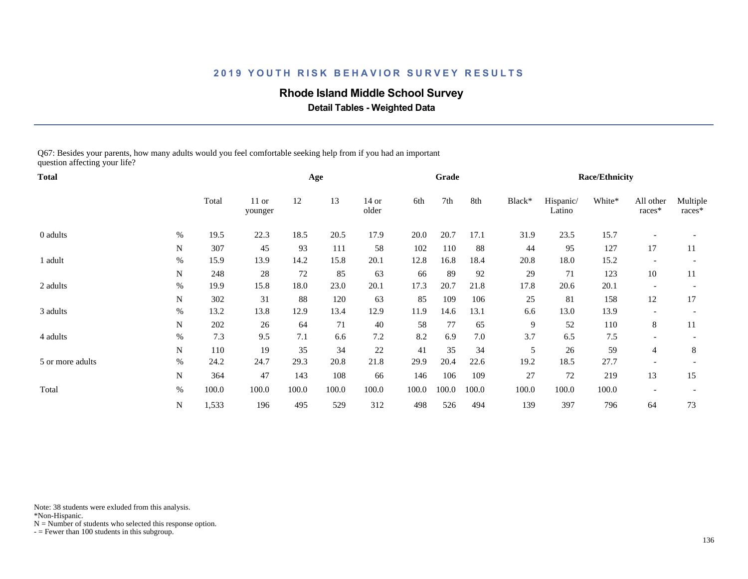## 2019 YOUTH RISK BEHAVIOR SURVEY RESULTS

### Rhode Island Middle School Survey

**Detail Tables - Weighted Data**

Q67: Besides your parents, how many adults would you feel comfortable seeking help from if you had an important question affecting your life?

| Total | | Total | Age | | | | Grade | | | Race/Ethnicity | | | | |
|---|---|---|---|---|---|---|---|---|---|---|---|---|---|---|
| | | Total | 11 or younger | 12 | 13 | 14 or older | 6th | 7th | 8th | Black* | Hispanic/ Latino | White* | All other races* | Multiple races* |
| 0 adults | % | 19.5 | 22.3 | 18.5 | 20.5 | 17.9 | 20.0 | 20.7 | 17.1 | 31.9 | 23.5 | 15.7 | - | - |
| | N | 307 | 45 | 93 | 111 | 58 | 102 | 110 | 88 | 44 | 95 | 127 | 17 | 11 |
| 1 adult | % | 15.9 | 13.9 | 14.2 | 15.8 | 20.1 | 12.8 | 16.8 | 18.4 | 20.8 | 18.0 | 15.2 | - | - |
| | N | 248 | 28 | 72 | 85 | 63 | 66 | 89 | 92 | 29 | 71 | 123 | 10 | 11 |
| 2 adults | % | 19.9 | 15.8 | 18.0 | 23.0 | 20.1 | 17.3 | 20.7 | 21.8 | 17.8 | 20.6 | 20.1 | - | - |
| | N | 302 | 31 | 88 | 120 | 63 | 85 | 109 | 106 | 25 | 81 | 158 | 12 | 17 |
| 3 adults | % | 13.2 | 13.8 | 12.9 | 13.4 | 12.9 | 11.9 | 14.6 | 13.1 | 6.6 | 13.0 | 13.9 | - | - |
| | N | 202 | 26 | 64 | 71 | 40 | 58 | 77 | 65 | 9 | 52 | 110 | 8 | 11 |
| 4 adults | % | 7.3 | 9.5 | 7.1 | 6.6 | 7.2 | 8.2 | 6.9 | 7.0 | 3.7 | 6.5 | 7.5 | - | - |
| | N | 110 | 19 | 35 | 34 | 22 | 41 | 35 | 34 | 5 | 26 | 59 | 4 | 8 |
| 5 or more adults | % | 24.2 | 24.7 | 29.3 | 20.8 | 21.8 | 29.9 | 20.4 | 22.6 | 19.2 | 18.5 | 27.7 | - | - |
| | N | 364 | 47 | 143 | 108 | 66 | 146 | 106 | 109 | 27 | 72 | 219 | 13 | 15 |
| Total | % | 100.0 | 100.0 | 100.0 | 100.0 | 100.0 | 100.0 | 100.0 | 100.0 | 100.0 | 100.0 | 100.0 | - | - |
| | N | 1,533 | 196 | 495 | 529 | 312 | 498 | 526 | 494 | 139 | 397 | 796 | 64 | 73 |

Note: 38 students were exluded from this analysis.
*Non-Hispanic.
N = Number of students who selected this response option.
- = Fewer than 100 students in this subgroup.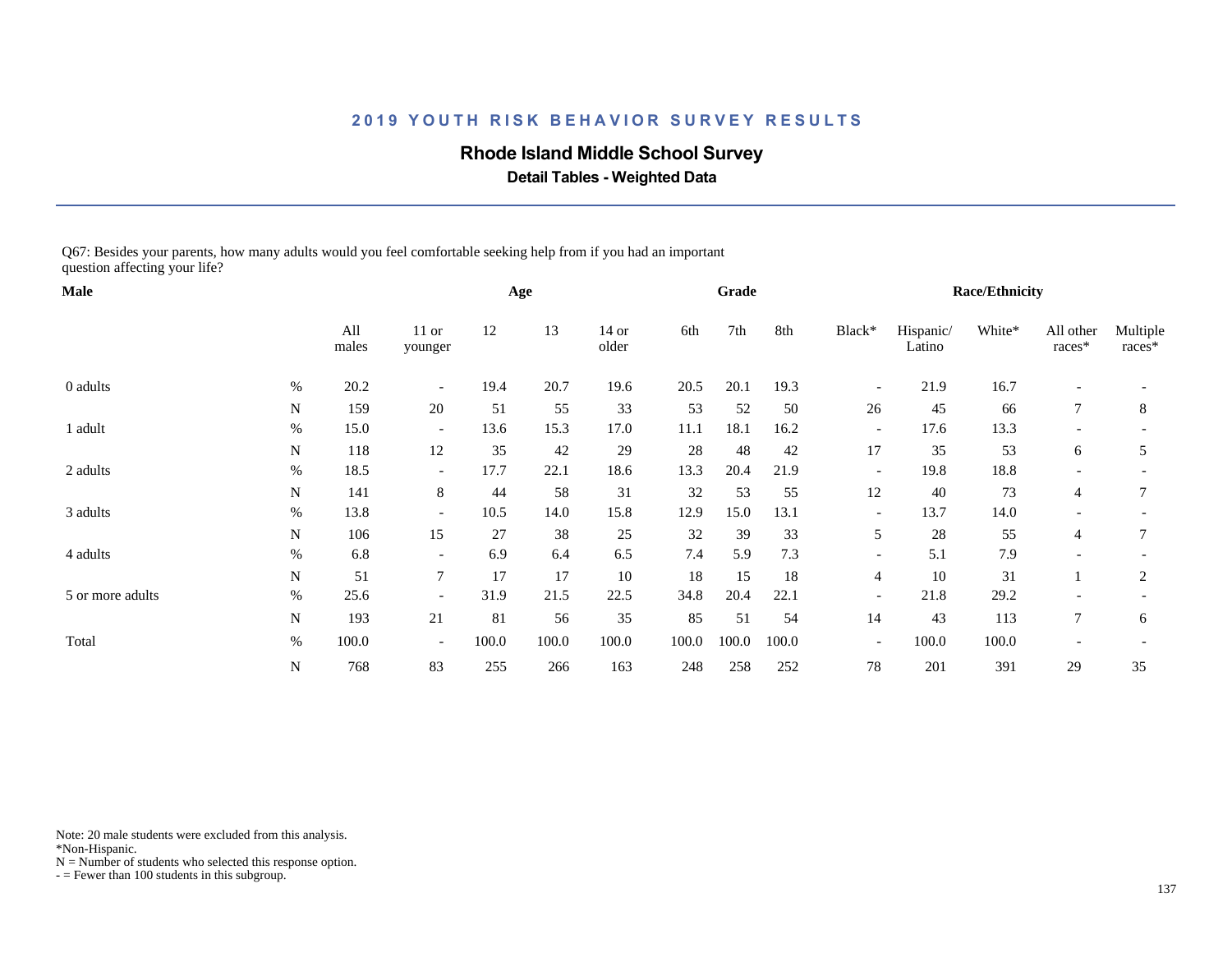# 2019 YOUTH RISK BEHAVIOR SURVEY RESULTS

## Rhode Island Middle School Survey

### Detail Tables - Weighted Data

Q67: Besides your parents, how many adults would you feel comfortable seeking help from if you had an important question affecting your life?

| Male | | | Age | | | | Grade | | | Race/Ethnicity | | | | |
|---|---|---|---|---|---|---|---|---|---|---|---|---|---|---|
| | | All males | 11 or younger | 12 | 13 | 14 or older | 6th | 7th | 8th | Black* | Hispanic/ Latino | White* | All other races* | Multiple races* |
| 0 adults | % | 20.2 | - | 19.4 | 20.7 | 19.6 | 20.5 | 20.1 | 19.3 | - | 21.9 | 16.7 | - | - |
| | N | 159 | 20 | 51 | 55 | 33 | 53 | 52 | 50 | 26 | 45 | 66 | 7 | 8 |
| 1 adult | % | 15.0 | - | 13.6 | 15.3 | 17.0 | 11.1 | 18.1 | 16.2 | - | 17.6 | 13.3 | - | - |
| | N | 118 | 12 | 35 | 42 | 29 | 28 | 48 | 42 | 17 | 35 | 53 | 6 | 5 |
| 2 adults | % | 18.5 | - | 17.7 | 22.1 | 18.6 | 13.3 | 20.4 | 21.9 | - | 19.8 | 18.8 | - | - |
| | N | 141 | 8 | 44 | 58 | 31 | 32 | 53 | 55 | 12 | 40 | 73 | 4 | 7 |
| 3 adults | % | 13.8 | - | 10.5 | 14.0 | 15.8 | 12.9 | 15.0 | 13.1 | - | 13.7 | 14.0 | - | - |
| | N | 106 | 15 | 27 | 38 | 25 | 32 | 39 | 33 | 5 | 28 | 55 | 4 | 7 |
| 4 adults | % | 6.8 | - | 6.9 | 6.4 | 6.5 | 7.4 | 5.9 | 7.3 | - | 5.1 | 7.9 | - | - |
| | N | 51 | 7 | 17 | 17 | 10 | 18 | 15 | 18 | 4 | 10 | 31 | 1 | 2 |
| 5 or more adults | % | 25.6 | - | 31.9 | 21.5 | 22.5 | 34.8 | 20.4 | 22.1 | - | 21.8 | 29.2 | - | - |
| | N | 193 | 21 | 81 | 56 | 35 | 85 | 51 | 54 | 14 | 43 | 113 | 7 | 6 |
| Total | % | 100.0 | - | 100.0 | 100.0 | 100.0 | 100.0 | 100.0 | 100.0 | - | 100.0 | 100.0 | - | - |
| | N | 768 | 83 | 255 | 266 | 163 | 248 | 258 | 252 | 78 | 201 | 391 | 29 | 35 |

Note: 20 male students were excluded from this analysis.
*Non-Hispanic.
N = Number of students who selected this response option.
- = Fewer than 100 students in this subgroup.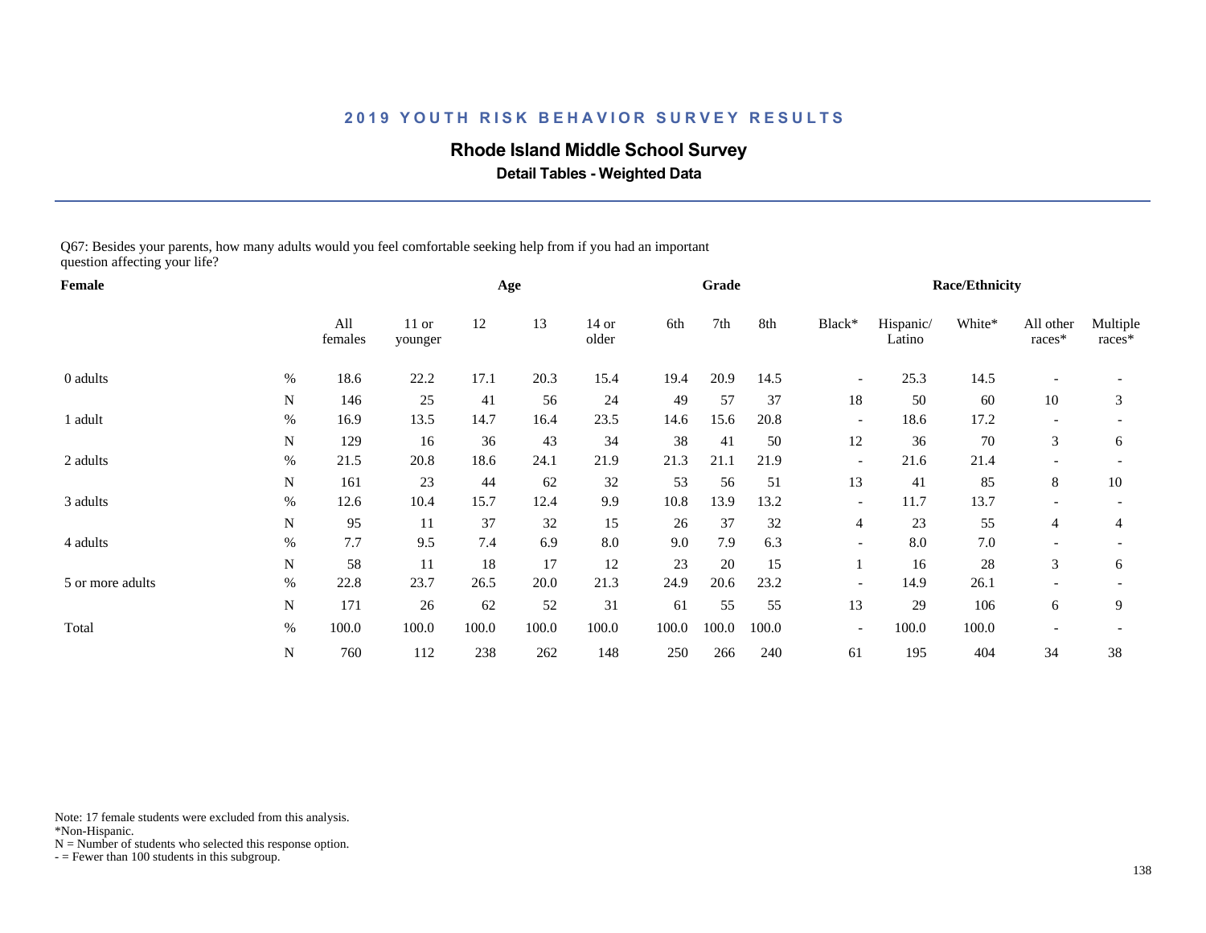# 2019 YOUTH RISK BEHAVIOR SURVEY RESULTS

## Rhode Island Middle School Survey

### Detail Tables - Weighted Data

Q67: Besides your parents, how many adults would you feel comfortable seeking help from if you had an important question affecting your life?

| Female | | All females | Age: 11 or younger | Age: 12 | Age: 13 | Age: 14 or older | Grade: 6th | Grade: 7th | Grade: 8th | Race/Ethnicity: Black* | Race/Ethnicity: Hispanic/ Latino | Race/Ethnicity: White* | Race/Ethnicity: All other races* | Race/Ethnicity: Multiple races* |
|---|---|---|---|---|---|---|---|---|---|---|---|---|---|---|
| 0 adults | % | 18.6 | 22.2 | 17.1 | 20.3 | 15.4 | 19.4 | 20.9 | 14.5 | - | 25.3 | 14.5 | - | - |
| | N | 146 | 25 | 41 | 56 | 24 | 49 | 57 | 37 | 18 | 50 | 60 | 10 | 3 |
| 1 adult | % | 16.9 | 13.5 | 14.7 | 16.4 | 23.5 | 14.6 | 15.6 | 20.8 | - | 18.6 | 17.2 | - | - |
| | N | 129 | 16 | 36 | 43 | 34 | 38 | 41 | 50 | 12 | 36 | 70 | 3 | 6 |
| 2 adults | % | 21.5 | 20.8 | 18.6 | 24.1 | 21.9 | 21.3 | 21.1 | 21.9 | - | 21.6 | 21.4 | - | - |
| | N | 161 | 23 | 44 | 62 | 32 | 53 | 56 | 51 | 13 | 41 | 85 | 8 | 10 |
| 3 adults | % | 12.6 | 10.4 | 15.7 | 12.4 | 9.9 | 10.8 | 13.9 | 13.2 | - | 11.7 | 13.7 | - | - |
| | N | 95 | 11 | 37 | 32 | 15 | 26 | 37 | 32 | 4 | 23 | 55 | 4 | 4 |
| 4 adults | % | 7.7 | 9.5 | 7.4 | 6.9 | 8.0 | 9.0 | 7.9 | 6.3 | - | 8.0 | 7.0 | - | - |
| | N | 58 | 11 | 18 | 17 | 12 | 23 | 20 | 15 | 1 | 16 | 28 | 3 | 6 |
| 5 or more adults | % | 22.8 | 23.7 | 26.5 | 20.0 | 21.3 | 24.9 | 20.6 | 23.2 | - | 14.9 | 26.1 | - | - |
| | N | 171 | 26 | 62 | 52 | 31 | 61 | 55 | 55 | 13 | 29 | 106 | 6 | 9 |
| Total | % | 100.0 | 100.0 | 100.0 | 100.0 | 100.0 | 100.0 | 100.0 | 100.0 | - | 100.0 | 100.0 | - | - |
| | N | 760 | 112 | 238 | 262 | 148 | 250 | 266 | 240 | 61 | 195 | 404 | 34 | 38 |

Note: 17 female students were excluded from this analysis.
*Non-Hispanic.
N = Number of students who selected this response option.
- = Fewer than 100 students in this subgroup.